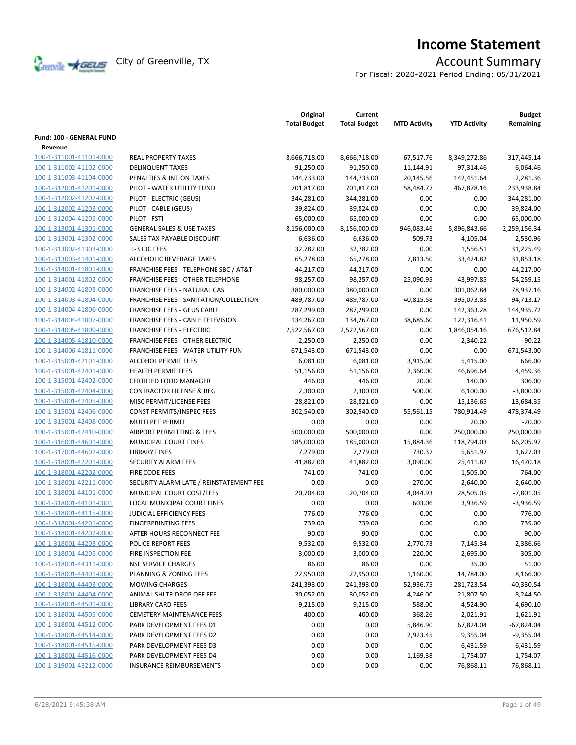# Income Statement

City of Greenville, TX

## Account Summary

For Fiscal: 2020-2021 Period Ending: 05/31/2021

| | | Original Total Budget | Current Total Budget | MTD Activity | YTD Activity | Budget Remaining |
|---|---|---|---|---|---|---|
| **Fund: 100 - GENERAL FUND** | | | | | | |
| **Revenue** | | | | | | |
| 100-1-311001-41101-0000 | REAL PROPERTY TAXES | 8,666,718.00 | 8,666,718.00 | 67,517.76 | 8,349,272.86 | 317,445.14 |
| 100-1-311002-41102-0000 | DELINQUENT TAXES | 91,250.00 | 91,250.00 | 11,144.91 | 97,314.46 | -6,064.46 |
| 100-1-311003-41104-0000 | PENALTIES & INT ON TAXES | 144,733.00 | 144,733.00 | 20,145.56 | 142,451.64 | 2,281.36 |
| 100-1-312001-41201-0000 | PILOT - WATER UTILITY FUND | 701,817.00 | 701,817.00 | 58,484.77 | 467,878.16 | 233,938.84 |
| 100-1-312002-41202-0000 | PILOT - ELECTRIC (GEUS) | 344,281.00 | 344,281.00 | 0.00 | 0.00 | 344,281.00 |
| 100-1-312002-41203-0000 | PILOT - CABLE (GEUS) | 39,824.00 | 39,824.00 | 0.00 | 0.00 | 39,824.00 |
| 100-1-312004-41205-0000 | PILOT - FSTI | 65,000.00 | 65,000.00 | 0.00 | 0.00 | 65,000.00 |
| 100-1-313001-41301-0000 | GENERAL SALES & USE TAXES | 8,156,000.00 | 8,156,000.00 | 946,083.46 | 5,896,843.66 | 2,259,156.34 |
| 100-1-313001-41302-0000 | SALES TAX PAYABLE DISCOUNT | 6,636.00 | 6,636.00 | 509.73 | 4,105.04 | 2,530.96 |
| 100-1-313002-41303-0000 | L-3 IDC FEES | 32,782.00 | 32,782.00 | 0.00 | 1,556.51 | 31,225.49 |
| 100-1-313003-41401-0000 | ALCOHOLIC BEVERAGE TAXES | 65,278.00 | 65,278.00 | 7,813.50 | 33,424.82 | 31,853.18 |
| 100-1-314001-41801-0000 | FRANCHISE FEES - TELEPHONE SBC / AT&T | 44,217.00 | 44,217.00 | 0.00 | 0.00 | 44,217.00 |
| 100-1-314001-41802-0000 | FRANCHISE FEES - OTHER TELEPHONE | 98,257.00 | 98,257.00 | 25,090.95 | 43,997.85 | 54,259.15 |
| 100-1-314002-41803-0000 | FRANCHISE FEES - NATURAL GAS | 380,000.00 | 380,000.00 | 0.00 | 301,062.84 | 78,937.16 |
| 100-1-314003-41804-0000 | FRANCHISE FEES - SANITATION/COLLECTION | 489,787.00 | 489,787.00 | 40,815.58 | 395,073.83 | 94,713.17 |
| 100-1-314004-41806-0000 | FRANCHISE FEES - GEUS CABLE | 287,299.00 | 287,299.00 | 0.00 | 142,363.28 | 144,935.72 |
| 100-1-314004-41807-0000 | FRANCHISE FEES - CABLE TELEVISION | 134,267.00 | 134,267.00 | 38,685.60 | 122,316.41 | 11,950.59 |
| 100-1-314005-41809-0000 | FRANCHISE FEES - ELECTRIC | 2,522,567.00 | 2,522,567.00 | 0.00 | 1,846,054.16 | 676,512.84 |
| 100-1-314005-41810-0000 | FRANCHISE FEES - OTHER ELECTRIC | 2,250.00 | 2,250.00 | 0.00 | 2,340.22 | -90.22 |
| 100-1-314006-41811-0000 | FRANCHISE FEES - WATER UTILITY FUN | 671,543.00 | 671,543.00 | 0.00 | 0.00 | 671,543.00 |
| 100-1-315001-42101-0000 | ALCOHOL PERMIT FEES | 6,081.00 | 6,081.00 | 3,915.00 | 5,415.00 | 666.00 |
| 100-1-315001-42401-0000 | HEALTH PERMIT FEES | 51,156.00 | 51,156.00 | 2,360.00 | 46,696.64 | 4,459.36 |
| 100-1-315001-42402-0000 | CERTIFIED FOOD MANAGER | 446.00 | 446.00 | 20.00 | 140.00 | 306.00 |
| 100-1-315001-42404-0000 | CONTRACTOR LICENSE & REG | 2,300.00 | 2,300.00 | 500.00 | 6,100.00 | -3,800.00 |
| 100-1-315001-42405-0000 | MISC PERMIT/LICENSE FEES | 28,821.00 | 28,821.00 | 0.00 | 15,136.65 | 13,684.35 |
| 100-1-315001-42406-0000 | CONST PERMITS/INSPEC FEES | 302,540.00 | 302,540.00 | 55,561.15 | 780,914.49 | -478,374.49 |
| 100-1-315001-42408-0000 | MULTI PET PERMIT | 0.00 | 0.00 | 0.00 | 20.00 | -20.00 |
| 100-1-315001-42410-0000 | AIRPORT PERMITTING & FEES | 500,000.00 | 500,000.00 | 0.00 | 250,000.00 | 250,000.00 |
| 100-1-316001-44601-0000 | MUNICIPAL COURT FINES | 185,000.00 | 185,000.00 | 15,884.36 | 118,794.03 | 66,205.97 |
| 100-1-317001-44602-0000 | LIBRARY FINES | 7,279.00 | 7,279.00 | 730.37 | 5,651.97 | 1,627.03 |
| 100-1-318001-42201-0000 | SECURITY ALARM FEES | 41,882.00 | 41,882.00 | 3,090.00 | 25,411.82 | 16,470.18 |
| 100-1-318001-42202-0000 | FIRE CODE FEES | 741.00 | 741.00 | 0.00 | 1,505.00 | -764.00 |
| 100-1-318001-42211-0000 | SECURITY ALARM LATE / REINSTATEMENT FEE | 0.00 | 0.00 | 270.00 | 2,640.00 | -2,640.00 |
| 100-1-318001-44101-0000 | MUNICIPAL COURT COST/FEES | 20,704.00 | 20,704.00 | 4,044.93 | 28,505.05 | -7,801.05 |
| 100-1-318001-44101-0001 | LOCAL MUNICIPAL COURT FINES | 0.00 | 0.00 | 603.06 | 3,936.59 | -3,936.59 |
| 100-1-318001-44115-0000 | JUDICIAL EFFICIENCY FEES | 776.00 | 776.00 | 0.00 | 0.00 | 776.00 |
| 100-1-318001-44201-0000 | FINGERPRINTING FEES | 739.00 | 739.00 | 0.00 | 0.00 | 739.00 |
| 100-1-318001-44202-0000 | AFTER HOURS RECONNECT FEE | 90.00 | 90.00 | 0.00 | 0.00 | 90.00 |
| 100-1-318001-44203-0000 | POLICE REPORT FEES | 9,532.00 | 9,532.00 | 2,770.73 | 7,145.34 | 2,386.66 |
| 100-1-318001-44205-0000 | FIRE INSPECTION FEE | 3,000.00 | 3,000.00 | 220.00 | 2,695.00 | 305.00 |
| 100-1-318001-44311-0000 | NSF SERVICE CHARGES | 86.00 | 86.00 | 0.00 | 35.00 | 51.00 |
| 100-1-318001-44401-0000 | PLANNING & ZONING FEES | 22,950.00 | 22,950.00 | 1,160.00 | 14,784.00 | 8,166.00 |
| 100-1-318001-44403-0000 | MOWING CHARGES | 241,393.00 | 241,393.00 | 52,936.75 | 281,723.54 | -40,330.54 |
| 100-1-318001-44404-0000 | ANIMAL SHLTR DROP OFF FEE | 30,052.00 | 30,052.00 | 4,246.00 | 21,807.50 | 8,244.50 |
| 100-1-318001-44501-0000 | LIBRARY CARD FEES | 9,215.00 | 9,215.00 | 588.00 | 4,524.90 | 4,690.10 |
| 100-1-318001-44505-0000 | CEMETERY MAINTENANCE FEES | 400.00 | 400.00 | 368.26 | 2,021.91 | -1,621.91 |
| 100-1-318001-44512-0000 | PARK DEVELOPMENT FEES D1 | 0.00 | 0.00 | 5,846.90 | 67,824.04 | -67,824.04 |
| 100-1-318001-44514-0000 | PARK DEVELOPMENT FEES D2 | 0.00 | 0.00 | 2,923.45 | 9,355.04 | -9,355.04 |
| 100-1-318001-44515-0000 | PARK DEVELOPMENT FEES D3 | 0.00 | 0.00 | 0.00 | 6,431.59 | -6,431.59 |
| 100-1-318001-44516-0000 | PARK DEVELOPMENT FEES D4 | 0.00 | 0.00 | 1,169.38 | 1,754.07 | -1,754.07 |
| 100-1-319001-43212-0000 | INSURANCE REIMBURSEMENTS | 0.00 | 0.00 | 0.00 | 76,868.11 | -76,868.11 |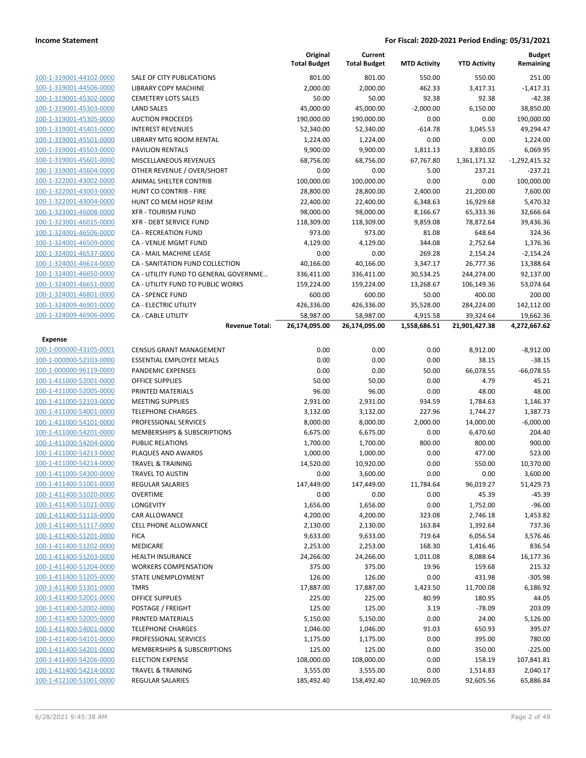**Income Statement** | **For Fiscal: 2020-2021 Period Ending: 05/31/2021**

| | | Original Total Budget | Current Total Budget | MTD Activity | YTD Activity | Budget Remaining |
|---|---|---|---|---|---|---|
| 100-1-319001-44102-0000 | SALE OF CITY PUBLICATIONS | 801.00 | 801.00 | 550.00 | 550.00 | 251.00 |
| 100-1-319001-44506-0000 | LIBRARY COPY MACHINE | 2,000.00 | 2,000.00 | 462.33 | 3,417.31 | -1,417.31 |
| 100-1-319001-45302-0000 | CEMETERY LOTS SALES | 50.00 | 50.00 | 92.38 | 92.38 | -42.38 |
| 100-1-319001-45303-0000 | LAND SALES | 45,000.00 | 45,000.00 | -2,000.00 | 6,150.00 | 38,850.00 |
| 100-1-319001-45305-0000 | AUCTION PROCEEDS | 190,000.00 | 190,000.00 | 0.00 | 0.00 | 190,000.00 |
| 100-1-319001-45401-0000 | INTEREST REVENUES | 52,340.00 | 52,340.00 | -614.78 | 3,045.53 | 49,294.47 |
| 100-1-319001-45501-0000 | LIBRARY MTG ROOM RENTAL | 1,224.00 | 1,224.00 | 0.00 | 0.00 | 1,224.00 |
| 100-1-319001-45503-0000 | PAVILION RENTALS | 9,900.00 | 9,900.00 | 1,811.13 | 3,830.05 | 6,069.95 |
| 100-1-319001-45601-0000 | MISCELLANEOUS REVENUES | 68,756.00 | 68,756.00 | 67,767.80 | 1,361,171.32 | -1,292,415.32 |
| 100-1-319001-45604-0000 | OTHER REVENUE / OVER/SHORT | 0.00 | 0.00 | 5.00 | 237.21 | -237.21 |
| 100-1-322001-43002-0000 | ANIMAL SHELTER CONTRIB | 100,000.00 | 100,000.00 | 0.00 | 0.00 | 100,000.00 |
| 100-1-322001-43003-0000 | HUNT CO CONTRIB - FIRE | 28,800.00 | 28,800.00 | 2,400.00 | 21,200.00 | 7,600.00 |
| 100-1-322001-43004-0000 | HUNT CO MEM HOSP REIM | 22,400.00 | 22,400.00 | 6,348.63 | 16,929.68 | 5,470.32 |
| 100-1-323001-46008-0000 | XFR - TOURISM FUND | 98,000.00 | 98,000.00 | 8,166.67 | 65,333.36 | 32,666.64 |
| 100-1-323001-46015-0000 | XFR - DEBT SERVICE FUND | 118,309.00 | 118,309.00 | 9,859.08 | 78,872.64 | 39,436.36 |
| 100-1-324001-46506-0000 | CA - RECREATION FUND | 973.00 | 973.00 | 81.08 | 648.64 | 324.36 |
| 100-1-324001-46509-0000 | CA - VENUE MGMT FUND | 4,129.00 | 4,129.00 | 344.08 | 2,752.64 | 1,376.36 |
| 100-1-324001-46537-0000 | CA - MAIL MACHINE LEASE | 0.00 | 0.00 | 269.28 | 2,154.24 | -2,154.24 |
| 100-1-324001-46614-0000 | CA - SANITATION FUND COLLECTION | 40,166.00 | 40,166.00 | 3,347.17 | 26,777.36 | 13,388.64 |
| 100-1-324001-46650-0000 | CA - UTILITY FUND TO GENERAL GOVERNME… | 336,411.00 | 336,411.00 | 30,534.25 | 244,274.00 | 92,137.00 |
| 100-1-324001-46651-0000 | CA - UTILITY FUND TO PUBLIC WORKS | 159,224.00 | 159,224.00 | 13,268.67 | 106,149.36 | 53,074.64 |
| 100-1-324001-46801-0000 | CA - SPENCE FUND | 600.00 | 600.00 | 50.00 | 400.00 | 200.00 |
| 100-1-324009-46901-0000 | CA - ELECTRIC UTILITY | 426,336.00 | 426,336.00 | 35,528.00 | 284,224.00 | 142,112.00 |
| 100-1-324009-46906-0000 | CA - CABLE UTILITY | 58,987.00 | 58,987.00 | 4,915.58 | 39,324.64 | 19,662.36 |
| | **Revenue Total:** | **26,174,095.00** | **26,174,095.00** | **1,558,686.51** | **21,901,427.38** | **4,272,667.62** |
| **Expense** | | | | | | |
| 100-1-000000-43105-0001 | CENSUS GRANT MANAGEMENT | 0.00 | 0.00 | 0.00 | 8,912.00 | -8,912.00 |
| 100-1-000000-52103-0000 | ESSENTIAL EMPLOYEE MEALS | 0.00 | 0.00 | 0.00 | 38.15 | -38.15 |
| 100-1-000000-96119-0000 | PANDEMIC EXPENSES | 0.00 | 0.00 | 50.00 | 66,078.55 | -66,078.55 |
| 100-1-411000-52001-0000 | OFFICE SUPPLIES | 50.00 | 50.00 | 0.00 | 4.79 | 45.21 |
| 100-1-411000-52005-0000 | PRINTED MATERIALS | 96.00 | 96.00 | 0.00 | 48.00 | 48.00 |
| 100-1-411000-52103-0000 | MEETING SUPPLIES | 2,931.00 | 2,931.00 | 934.59 | 1,784.63 | 1,146.37 |
| 100-1-411000-54001-0000 | TELEPHONE CHARGES | 3,132.00 | 3,132.00 | 227.96 | 1,744.27 | 1,387.73 |
| 100-1-411000-54101-0000 | PROFESSIONAL SERVICES | 8,000.00 | 8,000.00 | 2,000.00 | 14,000.00 | -6,000.00 |
| 100-1-411000-54201-0000 | MEMBERSHIPS & SUBSCRIPTIONS | 6,675.00 | 6,675.00 | 0.00 | 6,470.60 | 204.40 |
| 100-1-411000-54204-0000 | PUBLIC RELATIONS | 1,700.00 | 1,700.00 | 800.00 | 800.00 | 900.00 |
| 100-1-411000-54213-0000 | PLAQUES AND AWARDS | 1,000.00 | 1,000.00 | 0.00 | 477.00 | 523.00 |
| 100-1-411000-54214-0000 | TRAVEL & TRAINING | 14,520.00 | 10,920.00 | 0.00 | 550.00 | 10,370.00 |
| 100-1-411000-54300-0000 | TRAVEL TO AUSTIN | 0.00 | 3,600.00 | 0.00 | 0.00 | 3,600.00 |
| 100-1-411400-51001-0000 | REGULAR SALARIES | 147,449.00 | 147,449.00 | 11,784.64 | 96,019.27 | 51,429.73 |
| 100-1-411400-51020-0000 | OVERTIME | 0.00 | 0.00 | 0.00 | 45.39 | -45.39 |
| 100-1-411400-51021-0000 | LONGEVITY | 1,656.00 | 1,656.00 | 0.00 | 1,752.00 | -96.00 |
| 100-1-411400-51116-0000 | CAR ALLOWANCE | 4,200.00 | 4,200.00 | 323.08 | 2,746.18 | 1,453.82 |
| 100-1-411400-51117-0000 | CELL PHONE ALLOWANCE | 2,130.00 | 2,130.00 | 163.84 | 1,392.64 | 737.36 |
| 100-1-411400-51201-0000 | FICA | 9,633.00 | 9,633.00 | 719.64 | 6,056.54 | 3,576.46 |
| 100-1-411400-51202-0000 | MEDICARE | 2,253.00 | 2,253.00 | 168.30 | 1,416.46 | 836.54 |
| 100-1-411400-51203-0000 | HEALTH INSURANCE | 24,266.00 | 24,266.00 | 1,011.08 | 8,088.64 | 16,177.36 |
| 100-1-411400-51204-0000 | WORKERS COMPENSATION | 375.00 | 375.00 | 19.96 | 159.68 | 215.32 |
| 100-1-411400-51205-0000 | STATE UNEMPLOYMENT | 126.00 | 126.00 | 0.00 | 431.98 | -305.98 |
| 100-1-411400-51301-0000 | TMRS | 17,887.00 | 17,887.00 | 1,423.50 | 11,700.08 | 6,186.92 |
| 100-1-411400-52001-0000 | OFFICE SUPPLIES | 225.00 | 225.00 | 80.99 | 180.95 | 44.05 |
| 100-1-411400-52002-0000 | POSTAGE / FREIGHT | 125.00 | 125.00 | 3.19 | -78.09 | 203.09 |
| 100-1-411400-52005-0000 | PRINTED MATERIALS | 5,150.00 | 5,150.00 | 0.00 | 24.00 | 5,126.00 |
| 100-1-411400-54001-0000 | TELEPHONE CHARGES | 1,046.00 | 1,046.00 | 91.03 | 650.93 | 395.07 |
| 100-1-411400-54101-0000 | PROFESSIONAL SERVICES | 1,175.00 | 1,175.00 | 0.00 | 395.00 | 780.00 |
| 100-1-411400-54201-0000 | MEMBERSHIPS & SUBSCRIPTIONS | 125.00 | 125.00 | 0.00 | 350.00 | -225.00 |
| 100-1-411400-54206-0000 | ELECTION EXPENSE | 108,000.00 | 108,000.00 | 0.00 | 158.19 | 107,841.81 |
| 100-1-411400-54214-0000 | TRAVEL & TRAINING | 3,555.00 | 3,555.00 | 0.00 | 1,514.83 | 2,040.17 |
| 100-1-412100-51001-0000 | REGULAR SALARIES | 185,492.40 | 158,492.40 | 10,969.05 | 92,605.56 | 65,886.84 |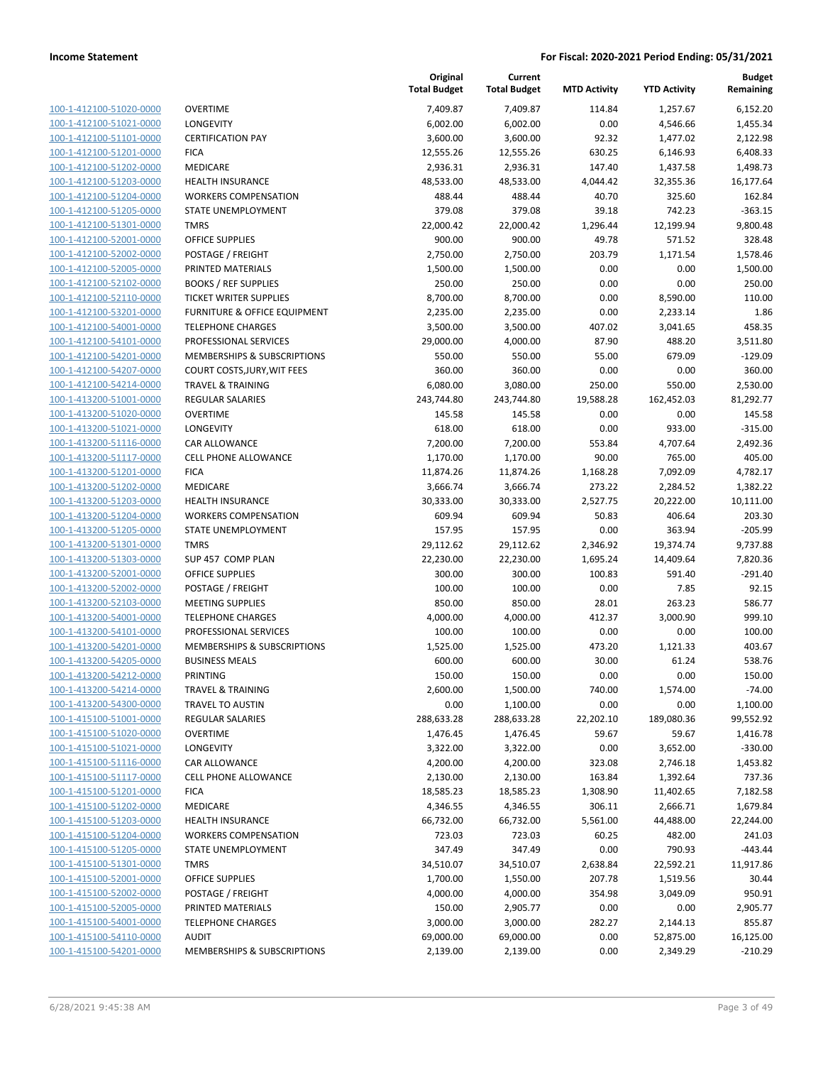**Income Statement** | **For Fiscal: 2020-2021 Period Ending: 05/31/2021**

| | | Original Total Budget | Current Total Budget | MTD Activity | YTD Activity | Budget Remaining |
|---|---|---|---|---|---|---|
| 100-1-412100-51020-0000 | OVERTIME | 7,409.87 | 7,409.87 | 114.84 | 1,257.67 | 6,152.20 |
| 100-1-412100-51021-0000 | LONGEVITY | 6,002.00 | 6,002.00 | 0.00 | 4,546.66 | 1,455.34 |
| 100-1-412100-51101-0000 | CERTIFICATION PAY | 3,600.00 | 3,600.00 | 92.32 | 1,477.02 | 2,122.98 |
| 100-1-412100-51201-0000 | FICA | 12,555.26 | 12,555.26 | 630.25 | 6,146.93 | 6,408.33 |
| 100-1-412100-51202-0000 | MEDICARE | 2,936.31 | 2,936.31 | 147.40 | 1,437.58 | 1,498.73 |
| 100-1-412100-51203-0000 | HEALTH INSURANCE | 48,533.00 | 48,533.00 | 4,044.42 | 32,355.36 | 16,177.64 |
| 100-1-412100-51204-0000 | WORKERS COMPENSATION | 488.44 | 488.44 | 40.70 | 325.60 | 162.84 |
| 100-1-412100-51205-0000 | STATE UNEMPLOYMENT | 379.08 | 379.08 | 39.18 | 742.23 | -363.15 |
| 100-1-412100-51301-0000 | TMRS | 22,000.42 | 22,000.42 | 1,296.44 | 12,199.94 | 9,800.48 |
| 100-1-412100-52001-0000 | OFFICE SUPPLIES | 900.00 | 900.00 | 49.78 | 571.52 | 328.48 |
| 100-1-412100-52002-0000 | POSTAGE / FREIGHT | 2,750.00 | 2,750.00 | 203.79 | 1,171.54 | 1,578.46 |
| 100-1-412100-52005-0000 | PRINTED MATERIALS | 1,500.00 | 1,500.00 | 0.00 | 0.00 | 1,500.00 |
| 100-1-412100-52102-0000 | BOOKS / REF SUPPLIES | 250.00 | 250.00 | 0.00 | 0.00 | 250.00 |
| 100-1-412100-52110-0000 | TICKET WRITER SUPPLIES | 8,700.00 | 8,700.00 | 0.00 | 8,590.00 | 110.00 |
| 100-1-412100-53201-0000 | FURNITURE & OFFICE EQUIPMENT | 2,235.00 | 2,235.00 | 0.00 | 2,233.14 | 1.86 |
| 100-1-412100-54001-0000 | TELEPHONE CHARGES | 3,500.00 | 3,500.00 | 407.02 | 3,041.65 | 458.35 |
| 100-1-412100-54101-0000 | PROFESSIONAL SERVICES | 29,000.00 | 4,000.00 | 87.90 | 488.20 | 3,511.80 |
| 100-1-412100-54201-0000 | MEMBERSHIPS & SUBSCRIPTIONS | 550.00 | 550.00 | 55.00 | 679.09 | -129.09 |
| 100-1-412100-54207-0000 | COURT COSTS,JURY,WIT FEES | 360.00 | 360.00 | 0.00 | 0.00 | 360.00 |
| 100-1-412100-54214-0000 | TRAVEL & TRAINING | 6,080.00 | 3,080.00 | 250.00 | 550.00 | 2,530.00 |
| 100-1-413200-51001-0000 | REGULAR SALARIES | 243,744.80 | 243,744.80 | 19,588.28 | 162,452.03 | 81,292.77 |
| 100-1-413200-51020-0000 | OVERTIME | 145.58 | 145.58 | 0.00 | 0.00 | 145.58 |
| 100-1-413200-51021-0000 | LONGEVITY | 618.00 | 618.00 | 0.00 | 933.00 | -315.00 |
| 100-1-413200-51116-0000 | CAR ALLOWANCE | 7,200.00 | 7,200.00 | 553.84 | 4,707.64 | 2,492.36 |
| 100-1-413200-51117-0000 | CELL PHONE ALLOWANCE | 1,170.00 | 1,170.00 | 90.00 | 765.00 | 405.00 |
| 100-1-413200-51201-0000 | FICA | 11,874.26 | 11,874.26 | 1,168.28 | 7,092.09 | 4,782.17 |
| 100-1-413200-51202-0000 | MEDICARE | 3,666.74 | 3,666.74 | 273.22 | 2,284.52 | 1,382.22 |
| 100-1-413200-51203-0000 | HEALTH INSURANCE | 30,333.00 | 30,333.00 | 2,527.75 | 20,222.00 | 10,111.00 |
| 100-1-413200-51204-0000 | WORKERS COMPENSATION | 609.94 | 609.94 | 50.83 | 406.64 | 203.30 |
| 100-1-413200-51205-0000 | STATE UNEMPLOYMENT | 157.95 | 157.95 | 0.00 | 363.94 | -205.99 |
| 100-1-413200-51301-0000 | TMRS | 29,112.62 | 29,112.62 | 2,346.92 | 19,374.74 | 9,737.88 |
| 100-1-413200-51303-0000 | SUP 457 COMP PLAN | 22,230.00 | 22,230.00 | 1,695.24 | 14,409.64 | 7,820.36 |
| 100-1-413200-52001-0000 | OFFICE SUPPLIES | 300.00 | 300.00 | 100.83 | 591.40 | -291.40 |
| 100-1-413200-52002-0000 | POSTAGE / FREIGHT | 100.00 | 100.00 | 0.00 | 7.85 | 92.15 |
| 100-1-413200-52103-0000 | MEETING SUPPLIES | 850.00 | 850.00 | 28.01 | 263.23 | 586.77 |
| 100-1-413200-54001-0000 | TELEPHONE CHARGES | 4,000.00 | 4,000.00 | 412.37 | 3,000.90 | 999.10 |
| 100-1-413200-54101-0000 | PROFESSIONAL SERVICES | 100.00 | 100.00 | 0.00 | 0.00 | 100.00 |
| 100-1-413200-54201-0000 | MEMBERSHIPS & SUBSCRIPTIONS | 1,525.00 | 1,525.00 | 473.20 | 1,121.33 | 403.67 |
| 100-1-413200-54205-0000 | BUSINESS MEALS | 600.00 | 600.00 | 30.00 | 61.24 | 538.76 |
| 100-1-413200-54212-0000 | PRINTING | 150.00 | 150.00 | 0.00 | 0.00 | 150.00 |
| 100-1-413200-54214-0000 | TRAVEL & TRAINING | 2,600.00 | 1,500.00 | 740.00 | 1,574.00 | -74.00 |
| 100-1-413200-54300-0000 | TRAVEL TO AUSTIN | 0.00 | 1,100.00 | 0.00 | 0.00 | 1,100.00 |
| 100-1-415100-51001-0000 | REGULAR SALARIES | 288,633.28 | 288,633.28 | 22,202.10 | 189,080.36 | 99,552.92 |
| 100-1-415100-51020-0000 | OVERTIME | 1,476.45 | 1,476.45 | 59.67 | 59.67 | 1,416.78 |
| 100-1-415100-51021-0000 | LONGEVITY | 3,322.00 | 3,322.00 | 0.00 | 3,652.00 | -330.00 |
| 100-1-415100-51116-0000 | CAR ALLOWANCE | 4,200.00 | 4,200.00 | 323.08 | 2,746.18 | 1,453.82 |
| 100-1-415100-51117-0000 | CELL PHONE ALLOWANCE | 2,130.00 | 2,130.00 | 163.84 | 1,392.64 | 737.36 |
| 100-1-415100-51201-0000 | FICA | 18,585.23 | 18,585.23 | 1,308.90 | 11,402.65 | 7,182.58 |
| 100-1-415100-51202-0000 | MEDICARE | 4,346.55 | 4,346.55 | 306.11 | 2,666.71 | 1,679.84 |
| 100-1-415100-51203-0000 | HEALTH INSURANCE | 66,732.00 | 66,732.00 | 5,561.00 | 44,488.00 | 22,244.00 |
| 100-1-415100-51204-0000 | WORKERS COMPENSATION | 723.03 | 723.03 | 60.25 | 482.00 | 241.03 |
| 100-1-415100-51205-0000 | STATE UNEMPLOYMENT | 347.49 | 347.49 | 0.00 | 790.93 | -443.44 |
| 100-1-415100-51301-0000 | TMRS | 34,510.07 | 34,510.07 | 2,638.84 | 22,592.21 | 11,917.86 |
| 100-1-415100-52001-0000 | OFFICE SUPPLIES | 1,700.00 | 1,550.00 | 207.78 | 1,519.56 | 30.44 |
| 100-1-415100-52002-0000 | POSTAGE / FREIGHT | 4,000.00 | 4,000.00 | 354.98 | 3,049.09 | 950.91 |
| 100-1-415100-52005-0000 | PRINTED MATERIALS | 150.00 | 2,905.77 | 0.00 | 0.00 | 2,905.77 |
| 100-1-415100-54001-0000 | TELEPHONE CHARGES | 3,000.00 | 3,000.00 | 282.27 | 2,144.13 | 855.87 |
| 100-1-415100-54110-0000 | AUDIT | 69,000.00 | 69,000.00 | 0.00 | 52,875.00 | 16,125.00 |
| 100-1-415100-54201-0000 | MEMBERSHIPS & SUBSCRIPTIONS | 2,139.00 | 2,139.00 | 0.00 | 2,349.29 | -210.29 |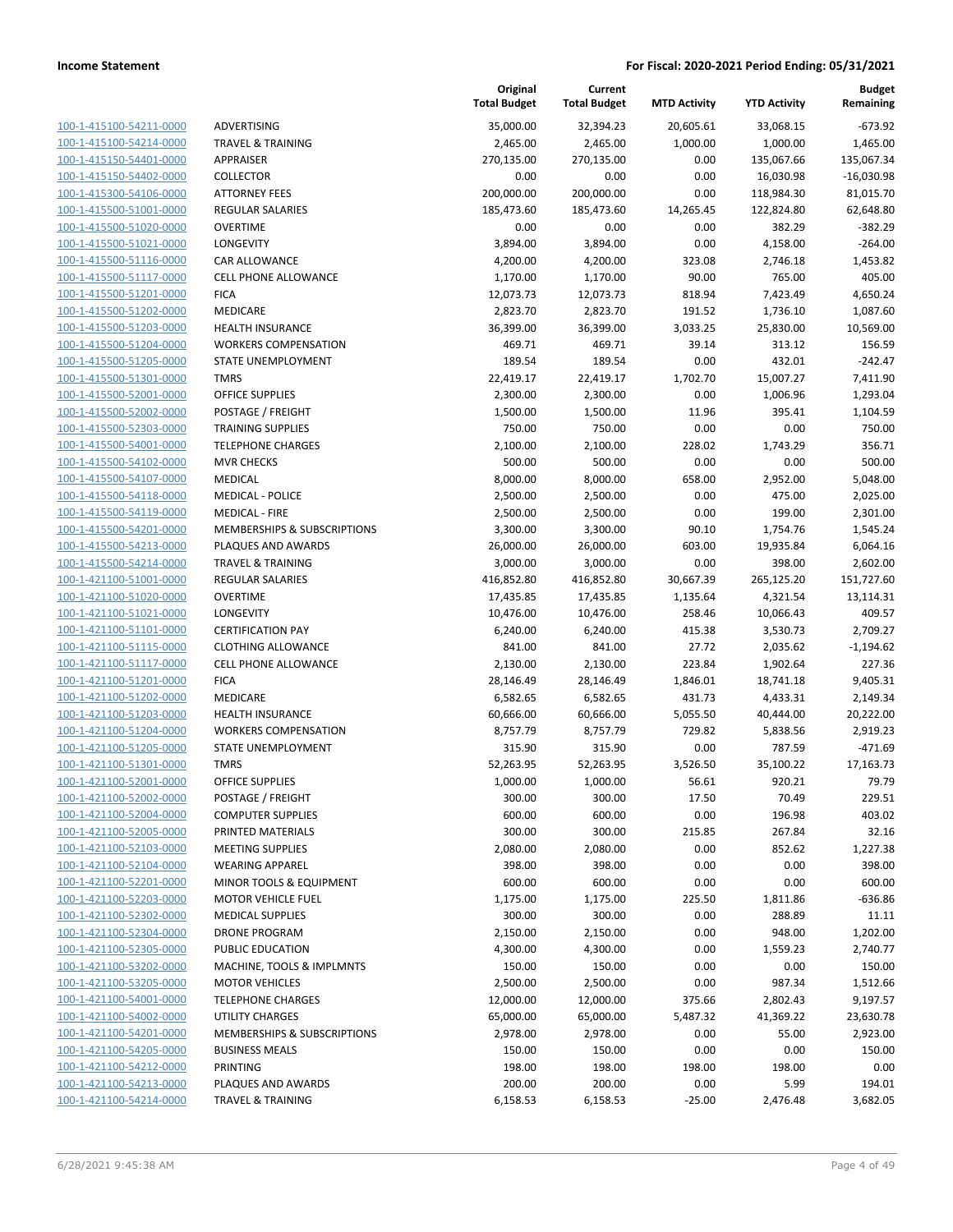**Income Statement** | **For Fiscal: 2020-2021 Period Ending: 05/31/2021**

| | | Original Total Budget | Current Total Budget | MTD Activity | YTD Activity | Budget Remaining |
|---|---|---|---|---|---|---|
| 100-1-415100-54211-0000 | ADVERTISING | 35,000.00 | 32,394.23 | 20,605.61 | 33,068.15 | -673.92 |
| 100-1-415100-54214-0000 | TRAVEL & TRAINING | 2,465.00 | 2,465.00 | 1,000.00 | 1,000.00 | 1,465.00 |
| 100-1-415150-54401-0000 | APPRAISER | 270,135.00 | 270,135.00 | 0.00 | 135,067.66 | 135,067.34 |
| 100-1-415150-54402-0000 | COLLECTOR | 0.00 | 0.00 | 0.00 | 16,030.98 | -16,030.98 |
| 100-1-415300-54106-0000 | ATTORNEY FEES | 200,000.00 | 200,000.00 | 0.00 | 118,984.30 | 81,015.70 |
| 100-1-415500-51001-0000 | REGULAR SALARIES | 185,473.60 | 185,473.60 | 14,265.45 | 122,824.80 | 62,648.80 |
| 100-1-415500-51020-0000 | OVERTIME | 0.00 | 0.00 | 0.00 | 382.29 | -382.29 |
| 100-1-415500-51021-0000 | LONGEVITY | 3,894.00 | 3,894.00 | 0.00 | 4,158.00 | -264.00 |
| 100-1-415500-51116-0000 | CAR ALLOWANCE | 4,200.00 | 4,200.00 | 323.08 | 2,746.18 | 1,453.82 |
| 100-1-415500-51117-0000 | CELL PHONE ALLOWANCE | 1,170.00 | 1,170.00 | 90.00 | 765.00 | 405.00 |
| 100-1-415500-51201-0000 | FICA | 12,073.73 | 12,073.73 | 818.94 | 7,423.49 | 4,650.24 |
| 100-1-415500-51202-0000 | MEDICARE | 2,823.70 | 2,823.70 | 191.52 | 1,736.10 | 1,087.60 |
| 100-1-415500-51203-0000 | HEALTH INSURANCE | 36,399.00 | 36,399.00 | 3,033.25 | 25,830.00 | 10,569.00 |
| 100-1-415500-51204-0000 | WORKERS COMPENSATION | 469.71 | 469.71 | 39.14 | 313.12 | 156.59 |
| 100-1-415500-51205-0000 | STATE UNEMPLOYMENT | 189.54 | 189.54 | 0.00 | 432.01 | -242.47 |
| 100-1-415500-51301-0000 | TMRS | 22,419.17 | 22,419.17 | 1,702.70 | 15,007.27 | 7,411.90 |
| 100-1-415500-52001-0000 | OFFICE SUPPLIES | 2,300.00 | 2,300.00 | 0.00 | 1,006.96 | 1,293.04 |
| 100-1-415500-52002-0000 | POSTAGE / FREIGHT | 1,500.00 | 1,500.00 | 11.96 | 395.41 | 1,104.59 |
| 100-1-415500-52303-0000 | TRAINING SUPPLIES | 750.00 | 750.00 | 0.00 | 0.00 | 750.00 |
| 100-1-415500-54001-0000 | TELEPHONE CHARGES | 2,100.00 | 2,100.00 | 228.02 | 1,743.29 | 356.71 |
| 100-1-415500-54102-0000 | MVR CHECKS | 500.00 | 500.00 | 0.00 | 0.00 | 500.00 |
| 100-1-415500-54107-0000 | MEDICAL | 8,000.00 | 8,000.00 | 658.00 | 2,952.00 | 5,048.00 |
| 100-1-415500-54118-0000 | MEDICAL - POLICE | 2,500.00 | 2,500.00 | 0.00 | 475.00 | 2,025.00 |
| 100-1-415500-54119-0000 | MEDICAL - FIRE | 2,500.00 | 2,500.00 | 0.00 | 199.00 | 2,301.00 |
| 100-1-415500-54201-0000 | MEMBERSHIPS & SUBSCRIPTIONS | 3,300.00 | 3,300.00 | 90.10 | 1,754.76 | 1,545.24 |
| 100-1-415500-54213-0000 | PLAQUES AND AWARDS | 26,000.00 | 26,000.00 | 603.00 | 19,935.84 | 6,064.16 |
| 100-1-415500-54214-0000 | TRAVEL & TRAINING | 3,000.00 | 3,000.00 | 0.00 | 398.00 | 2,602.00 |
| 100-1-421100-51001-0000 | REGULAR SALARIES | 416,852.80 | 416,852.80 | 30,667.39 | 265,125.20 | 151,727.60 |
| 100-1-421100-51020-0000 | OVERTIME | 17,435.85 | 17,435.85 | 1,135.64 | 4,321.54 | 13,114.31 |
| 100-1-421100-51021-0000 | LONGEVITY | 10,476.00 | 10,476.00 | 258.46 | 10,066.43 | 409.57 |
| 100-1-421100-51101-0000 | CERTIFICATION PAY | 6,240.00 | 6,240.00 | 415.38 | 3,530.73 | 2,709.27 |
| 100-1-421100-51115-0000 | CLOTHING ALLOWANCE | 841.00 | 841.00 | 27.72 | 2,035.62 | -1,194.62 |
| 100-1-421100-51117-0000 | CELL PHONE ALLOWANCE | 2,130.00 | 2,130.00 | 223.84 | 1,902.64 | 227.36 |
| 100-1-421100-51201-0000 | FICA | 28,146.49 | 28,146.49 | 1,846.01 | 18,741.18 | 9,405.31 |
| 100-1-421100-51202-0000 | MEDICARE | 6,582.65 | 6,582.65 | 431.73 | 4,433.31 | 2,149.34 |
| 100-1-421100-51203-0000 | HEALTH INSURANCE | 60,666.00 | 60,666.00 | 5,055.50 | 40,444.00 | 20,222.00 |
| 100-1-421100-51204-0000 | WORKERS COMPENSATION | 8,757.79 | 8,757.79 | 729.82 | 5,838.56 | 2,919.23 |
| 100-1-421100-51205-0000 | STATE UNEMPLOYMENT | 315.90 | 315.90 | 0.00 | 787.59 | -471.69 |
| 100-1-421100-51301-0000 | TMRS | 52,263.95 | 52,263.95 | 3,526.50 | 35,100.22 | 17,163.73 |
| 100-1-421100-52001-0000 | OFFICE SUPPLIES | 1,000.00 | 1,000.00 | 56.61 | 920.21 | 79.79 |
| 100-1-421100-52002-0000 | POSTAGE / FREIGHT | 300.00 | 300.00 | 17.50 | 70.49 | 229.51 |
| 100-1-421100-52004-0000 | COMPUTER SUPPLIES | 600.00 | 600.00 | 0.00 | 196.98 | 403.02 |
| 100-1-421100-52005-0000 | PRINTED MATERIALS | 300.00 | 300.00 | 215.85 | 267.84 | 32.16 |
| 100-1-421100-52103-0000 | MEETING SUPPLIES | 2,080.00 | 2,080.00 | 0.00 | 852.62 | 1,227.38 |
| 100-1-421100-52104-0000 | WEARING APPAREL | 398.00 | 398.00 | 0.00 | 0.00 | 398.00 |
| 100-1-421100-52201-0000 | MINOR TOOLS & EQUIPMENT | 600.00 | 600.00 | 0.00 | 0.00 | 600.00 |
| 100-1-421100-52203-0000 | MOTOR VEHICLE FUEL | 1,175.00 | 1,175.00 | 225.50 | 1,811.86 | -636.86 |
| 100-1-421100-52302-0000 | MEDICAL SUPPLIES | 300.00 | 300.00 | 0.00 | 288.89 | 11.11 |
| 100-1-421100-52304-0000 | DRONE PROGRAM | 2,150.00 | 2,150.00 | 0.00 | 948.00 | 1,202.00 |
| 100-1-421100-52305-0000 | PUBLIC EDUCATION | 4,300.00 | 4,300.00 | 0.00 | 1,559.23 | 2,740.77 |
| 100-1-421100-53202-0000 | MACHINE, TOOLS & IMPLMNTS | 150.00 | 150.00 | 0.00 | 0.00 | 150.00 |
| 100-1-421100-53205-0000 | MOTOR VEHICLES | 2,500.00 | 2,500.00 | 0.00 | 987.34 | 1,512.66 |
| 100-1-421100-54001-0000 | TELEPHONE CHARGES | 12,000.00 | 12,000.00 | 375.66 | 2,802.43 | 9,197.57 |
| 100-1-421100-54002-0000 | UTILITY CHARGES | 65,000.00 | 65,000.00 | 5,487.32 | 41,369.22 | 23,630.78 |
| 100-1-421100-54201-0000 | MEMBERSHIPS & SUBSCRIPTIONS | 2,978.00 | 2,978.00 | 0.00 | 55.00 | 2,923.00 |
| 100-1-421100-54205-0000 | BUSINESS MEALS | 150.00 | 150.00 | 0.00 | 0.00 | 150.00 |
| 100-1-421100-54212-0000 | PRINTING | 198.00 | 198.00 | 198.00 | 198.00 | 0.00 |
| 100-1-421100-54213-0000 | PLAQUES AND AWARDS | 200.00 | 200.00 | 0.00 | 5.99 | 194.01 |
| 100-1-421100-54214-0000 | TRAVEL & TRAINING | 6,158.53 | 6,158.53 | -25.00 | 2,476.48 | 3,682.05 |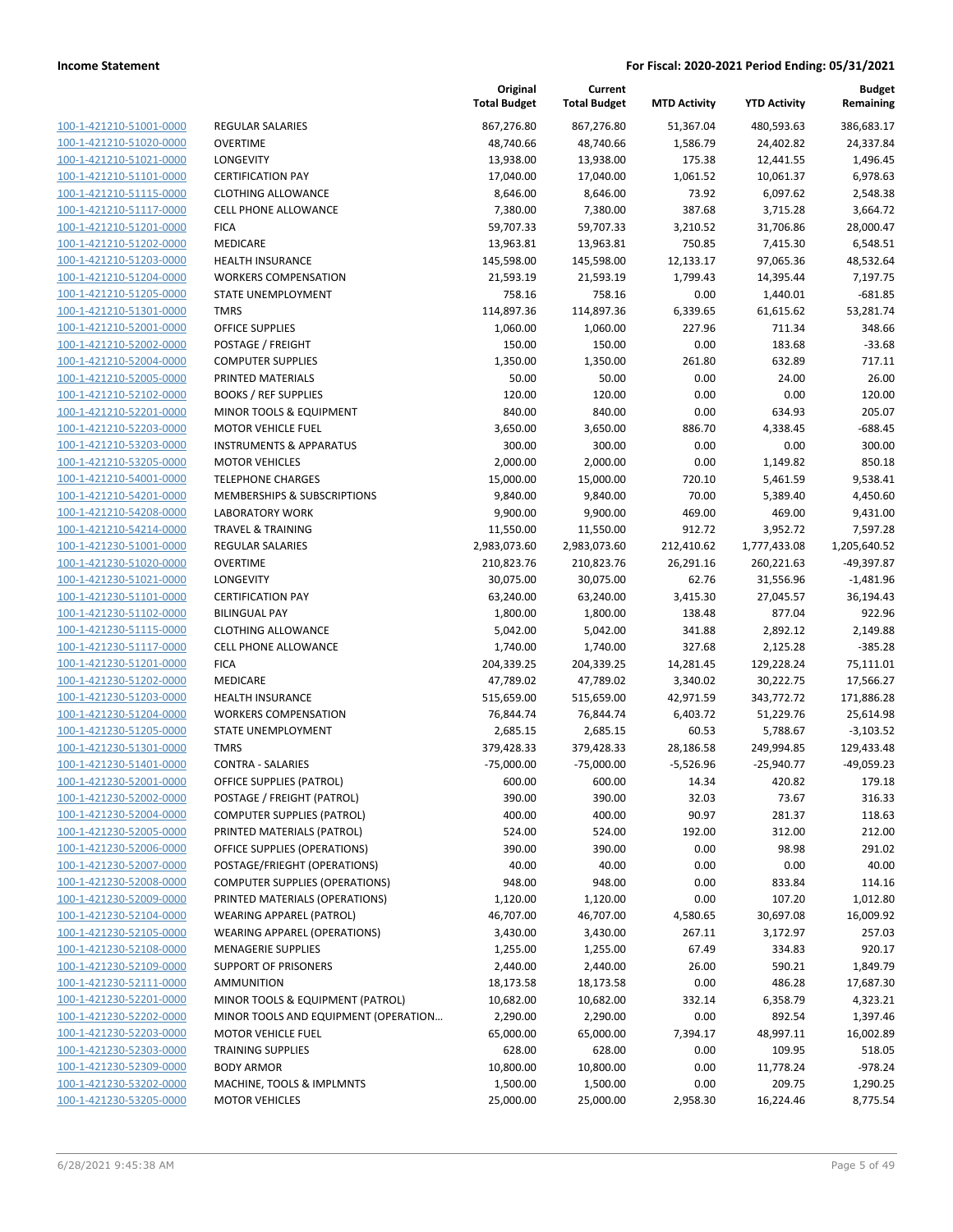**Income Statement** — **For Fiscal: 2020-2021 Period Ending: 05/31/2021**

| | | Original Total Budget | Current Total Budget | MTD Activity | YTD Activity | Budget Remaining |
|---|---|---|---|---|---|---|
| 100-1-421210-51001-0000 | REGULAR SALARIES | 867,276.80 | 867,276.80 | 51,367.04 | 480,593.63 | 386,683.17 |
| 100-1-421210-51020-0000 | OVERTIME | 48,740.66 | 48,740.66 | 1,586.79 | 24,402.82 | 24,337.84 |
| 100-1-421210-51021-0000 | LONGEVITY | 13,938.00 | 13,938.00 | 175.38 | 12,441.55 | 1,496.45 |
| 100-1-421210-51101-0000 | CERTIFICATION PAY | 17,040.00 | 17,040.00 | 1,061.52 | 10,061.37 | 6,978.63 |
| 100-1-421210-51115-0000 | CLOTHING ALLOWANCE | 8,646.00 | 8,646.00 | 73.92 | 6,097.62 | 2,548.38 |
| 100-1-421210-51117-0000 | CELL PHONE ALLOWANCE | 7,380.00 | 7,380.00 | 387.68 | 3,715.28 | 3,664.72 |
| 100-1-421210-51201-0000 | FICA | 59,707.33 | 59,707.33 | 3,210.52 | 31,706.86 | 28,000.47 |
| 100-1-421210-51202-0000 | MEDICARE | 13,963.81 | 13,963.81 | 750.85 | 7,415.30 | 6,548.51 |
| 100-1-421210-51203-0000 | HEALTH INSURANCE | 145,598.00 | 145,598.00 | 12,133.17 | 97,065.36 | 48,532.64 |
| 100-1-421210-51204-0000 | WORKERS COMPENSATION | 21,593.19 | 21,593.19 | 1,799.43 | 14,395.44 | 7,197.75 |
| 100-1-421210-51205-0000 | STATE UNEMPLOYMENT | 758.16 | 758.16 | 0.00 | 1,440.01 | -681.85 |
| 100-1-421210-51301-0000 | TMRS | 114,897.36 | 114,897.36 | 6,339.65 | 61,615.62 | 53,281.74 |
| 100-1-421210-52001-0000 | OFFICE SUPPLIES | 1,060.00 | 1,060.00 | 227.96 | 711.34 | 348.66 |
| 100-1-421210-52002-0000 | POSTAGE / FREIGHT | 150.00 | 150.00 | 0.00 | 183.68 | -33.68 |
| 100-1-421210-52004-0000 | COMPUTER SUPPLIES | 1,350.00 | 1,350.00 | 261.80 | 632.89 | 717.11 |
| 100-1-421210-52005-0000 | PRINTED MATERIALS | 50.00 | 50.00 | 0.00 | 24.00 | 26.00 |
| 100-1-421210-52102-0000 | BOOKS / REF SUPPLIES | 120.00 | 120.00 | 0.00 | 0.00 | 120.00 |
| 100-1-421210-52201-0000 | MINOR TOOLS & EQUIPMENT | 840.00 | 840.00 | 0.00 | 634.93 | 205.07 |
| 100-1-421210-52203-0000 | MOTOR VEHICLE FUEL | 3,650.00 | 3,650.00 | 886.70 | 4,338.45 | -688.45 |
| 100-1-421210-53203-0000 | INSTRUMENTS & APPARATUS | 300.00 | 300.00 | 0.00 | 0.00 | 300.00 |
| 100-1-421210-53205-0000 | MOTOR VEHICLES | 2,000.00 | 2,000.00 | 0.00 | 1,149.82 | 850.18 |
| 100-1-421210-54001-0000 | TELEPHONE CHARGES | 15,000.00 | 15,000.00 | 720.10 | 5,461.59 | 9,538.41 |
| 100-1-421210-54201-0000 | MEMBERSHIPS & SUBSCRIPTIONS | 9,840.00 | 9,840.00 | 70.00 | 5,389.40 | 4,450.60 |
| 100-1-421210-54208-0000 | LABORATORY WORK | 9,900.00 | 9,900.00 | 469.00 | 469.00 | 9,431.00 |
| 100-1-421210-54214-0000 | TRAVEL & TRAINING | 11,550.00 | 11,550.00 | 912.72 | 3,952.72 | 7,597.28 |
| 100-1-421230-51001-0000 | REGULAR SALARIES | 2,983,073.60 | 2,983,073.60 | 212,410.62 | 1,777,433.08 | 1,205,640.52 |
| 100-1-421230-51020-0000 | OVERTIME | 210,823.76 | 210,823.76 | 26,291.16 | 260,221.63 | -49,397.87 |
| 100-1-421230-51021-0000 | LONGEVITY | 30,075.00 | 30,075.00 | 62.76 | 31,556.96 | -1,481.96 |
| 100-1-421230-51101-0000 | CERTIFICATION PAY | 63,240.00 | 63,240.00 | 3,415.30 | 27,045.57 | 36,194.43 |
| 100-1-421230-51102-0000 | BILINGUAL PAY | 1,800.00 | 1,800.00 | 138.48 | 877.04 | 922.96 |
| 100-1-421230-51115-0000 | CLOTHING ALLOWANCE | 5,042.00 | 5,042.00 | 341.88 | 2,892.12 | 2,149.88 |
| 100-1-421230-51117-0000 | CELL PHONE ALLOWANCE | 1,740.00 | 1,740.00 | 327.68 | 2,125.28 | -385.28 |
| 100-1-421230-51201-0000 | FICA | 204,339.25 | 204,339.25 | 14,281.45 | 129,228.24 | 75,111.01 |
| 100-1-421230-51202-0000 | MEDICARE | 47,789.02 | 47,789.02 | 3,340.02 | 30,222.75 | 17,566.27 |
| 100-1-421230-51203-0000 | HEALTH INSURANCE | 515,659.00 | 515,659.00 | 42,971.59 | 343,772.72 | 171,886.28 |
| 100-1-421230-51204-0000 | WORKERS COMPENSATION | 76,844.74 | 76,844.74 | 6,403.72 | 51,229.76 | 25,614.98 |
| 100-1-421230-51205-0000 | STATE UNEMPLOYMENT | 2,685.15 | 2,685.15 | 60.53 | 5,788.67 | -3,103.52 |
| 100-1-421230-51301-0000 | TMRS | 379,428.33 | 379,428.33 | 28,186.58 | 249,994.85 | 129,433.48 |
| 100-1-421230-51401-0000 | CONTRA - SALARIES | -75,000.00 | -75,000.00 | -5,526.96 | -25,940.77 | -49,059.23 |
| 100-1-421230-52001-0000 | OFFICE SUPPLIES (PATROL) | 600.00 | 600.00 | 14.34 | 420.82 | 179.18 |
| 100-1-421230-52002-0000 | POSTAGE / FREIGHT (PATROL) | 390.00 | 390.00 | 32.03 | 73.67 | 316.33 |
| 100-1-421230-52004-0000 | COMPUTER SUPPLIES (PATROL) | 400.00 | 400.00 | 90.97 | 281.37 | 118.63 |
| 100-1-421230-52005-0000 | PRINTED MATERIALS (PATROL) | 524.00 | 524.00 | 192.00 | 312.00 | 212.00 |
| 100-1-421230-52006-0000 | OFFICE SUPPLIES (OPERATIONS) | 390.00 | 390.00 | 0.00 | 98.98 | 291.02 |
| 100-1-421230-52007-0000 | POSTAGE/FRIEGHT (OPERATIONS) | 40.00 | 40.00 | 0.00 | 0.00 | 40.00 |
| 100-1-421230-52008-0000 | COMPUTER SUPPLIES (OPERATIONS) | 948.00 | 948.00 | 0.00 | 833.84 | 114.16 |
| 100-1-421230-52009-0000 | PRINTED MATERIALS (OPERATIONS) | 1,120.00 | 1,120.00 | 0.00 | 107.20 | 1,012.80 |
| 100-1-421230-52104-0000 | WEARING APPAREL (PATROL) | 46,707.00 | 46,707.00 | 4,580.65 | 30,697.08 | 16,009.92 |
| 100-1-421230-52105-0000 | WEARING APPAREL (OPERATIONS) | 3,430.00 | 3,430.00 | 267.11 | 3,172.97 | 257.03 |
| 100-1-421230-52108-0000 | MENAGERIE SUPPLIES | 1,255.00 | 1,255.00 | 67.49 | 334.83 | 920.17 |
| 100-1-421230-52109-0000 | SUPPORT OF PRISONERS | 2,440.00 | 2,440.00 | 26.00 | 590.21 | 1,849.79 |
| 100-1-421230-52111-0000 | AMMUNITION | 18,173.58 | 18,173.58 | 0.00 | 486.28 | 17,687.30 |
| 100-1-421230-52201-0000 | MINOR TOOLS & EQUIPMENT (PATROL) | 10,682.00 | 10,682.00 | 332.14 | 6,358.79 | 4,323.21 |
| 100-1-421230-52202-0000 | MINOR TOOLS AND EQUIPMENT (OPERATION… | 2,290.00 | 2,290.00 | 0.00 | 892.54 | 1,397.46 |
| 100-1-421230-52203-0000 | MOTOR VEHICLE FUEL | 65,000.00 | 65,000.00 | 7,394.17 | 48,997.11 | 16,002.89 |
| 100-1-421230-52303-0000 | TRAINING SUPPLIES | 628.00 | 628.00 | 0.00 | 109.95 | 518.05 |
| 100-1-421230-52309-0000 | BODY ARMOR | 10,800.00 | 10,800.00 | 0.00 | 11,778.24 | -978.24 |
| 100-1-421230-53202-0000 | MACHINE, TOOLS & IMPLMNTS | 1,500.00 | 1,500.00 | 0.00 | 209.75 | 1,290.25 |
| 100-1-421230-53205-0000 | MOTOR VEHICLES | 25,000.00 | 25,000.00 | 2,958.30 | 16,224.46 | 8,775.54 |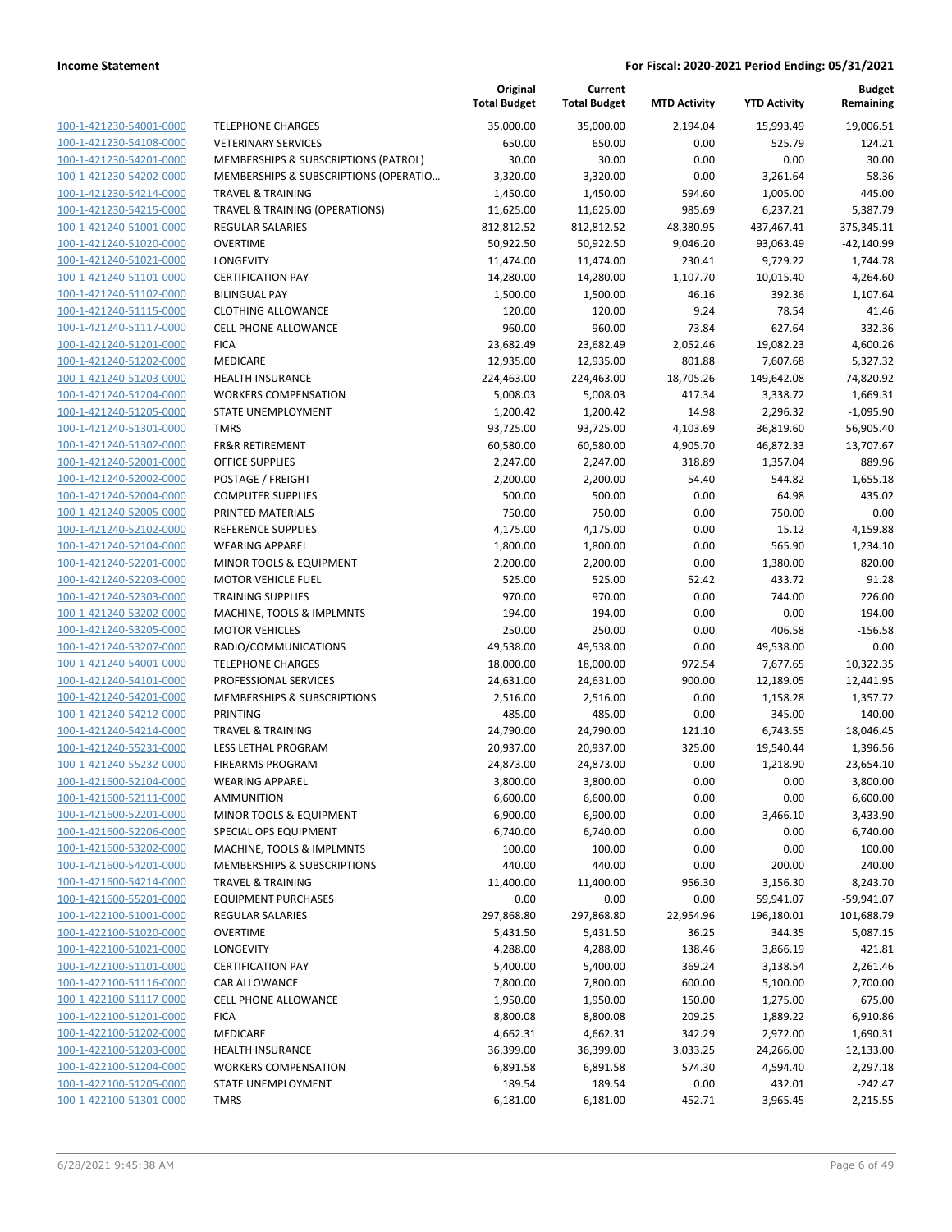| | | Original Total Budget | Current Total Budget | MTD Activity | YTD Activity | Budget Remaining |
|---|---|---|---|---|---|---|
| 100-1-421230-54001-0000 | TELEPHONE CHARGES | 35,000.00 | 35,000.00 | 2,194.04 | 15,993.49 | 19,006.51 |
| 100-1-421230-54108-0000 | VETERINARY SERVICES | 650.00 | 650.00 | 0.00 | 525.79 | 124.21 |
| 100-1-421230-54201-0000 | MEMBERSHIPS & SUBSCRIPTIONS (PATROL) | 30.00 | 30.00 | 0.00 | 0.00 | 30.00 |
| 100-1-421230-54202-0000 | MEMBERSHIPS & SUBSCRIPTIONS (OPERATIO… | 3,320.00 | 3,320.00 | 0.00 | 3,261.64 | 58.36 |
| 100-1-421230-54214-0000 | TRAVEL & TRAINING | 1,450.00 | 1,450.00 | 594.60 | 1,005.00 | 445.00 |
| 100-1-421230-54215-0000 | TRAVEL & TRAINING (OPERATIONS) | 11,625.00 | 11,625.00 | 985.69 | 6,237.21 | 5,387.79 |
| 100-1-421240-51001-0000 | REGULAR SALARIES | 812,812.52 | 812,812.52 | 48,380.95 | 437,467.41 | 375,345.11 |
| 100-1-421240-51020-0000 | OVERTIME | 50,922.50 | 50,922.50 | 9,046.20 | 93,063.49 | -42,140.99 |
| 100-1-421240-51021-0000 | LONGEVITY | 11,474.00 | 11,474.00 | 230.41 | 9,729.22 | 1,744.78 |
| 100-1-421240-51101-0000 | CERTIFICATION PAY | 14,280.00 | 14,280.00 | 1,107.70 | 10,015.40 | 4,264.60 |
| 100-1-421240-51102-0000 | BILINGUAL PAY | 1,500.00 | 1,500.00 | 46.16 | 392.36 | 1,107.64 |
| 100-1-421240-51115-0000 | CLOTHING ALLOWANCE | 120.00 | 120.00 | 9.24 | 78.54 | 41.46 |
| 100-1-421240-51117-0000 | CELL PHONE ALLOWANCE | 960.00 | 960.00 | 73.84 | 627.64 | 332.36 |
| 100-1-421240-51201-0000 | FICA | 23,682.49 | 23,682.49 | 2,052.46 | 19,082.23 | 4,600.26 |
| 100-1-421240-51202-0000 | MEDICARE | 12,935.00 | 12,935.00 | 801.88 | 7,607.68 | 5,327.32 |
| 100-1-421240-51203-0000 | HEALTH INSURANCE | 224,463.00 | 224,463.00 | 18,705.26 | 149,642.08 | 74,820.92 |
| 100-1-421240-51204-0000 | WORKERS COMPENSATION | 5,008.03 | 5,008.03 | 417.34 | 3,338.72 | 1,669.31 |
| 100-1-421240-51205-0000 | STATE UNEMPLOYMENT | 1,200.42 | 1,200.42 | 14.98 | 2,296.32 | -1,095.90 |
| 100-1-421240-51301-0000 | TMRS | 93,725.00 | 93,725.00 | 4,103.69 | 36,819.60 | 56,905.40 |
| 100-1-421240-51302-0000 | FR&R RETIREMENT | 60,580.00 | 60,580.00 | 4,905.70 | 46,872.33 | 13,707.67 |
| 100-1-421240-52001-0000 | OFFICE SUPPLIES | 2,247.00 | 2,247.00 | 318.89 | 1,357.04 | 889.96 |
| 100-1-421240-52002-0000 | POSTAGE / FREIGHT | 2,200.00 | 2,200.00 | 54.40 | 544.82 | 1,655.18 |
| 100-1-421240-52004-0000 | COMPUTER SUPPLIES | 500.00 | 500.00 | 0.00 | 64.98 | 435.02 |
| 100-1-421240-52005-0000 | PRINTED MATERIALS | 750.00 | 750.00 | 0.00 | 750.00 | 0.00 |
| 100-1-421240-52102-0000 | REFERENCE SUPPLIES | 4,175.00 | 4,175.00 | 0.00 | 15.12 | 4,159.88 |
| 100-1-421240-52104-0000 | WEARING APPAREL | 1,800.00 | 1,800.00 | 0.00 | 565.90 | 1,234.10 |
| 100-1-421240-52201-0000 | MINOR TOOLS & EQUIPMENT | 2,200.00 | 2,200.00 | 0.00 | 1,380.00 | 820.00 |
| 100-1-421240-52203-0000 | MOTOR VEHICLE FUEL | 525.00 | 525.00 | 52.42 | 433.72 | 91.28 |
| 100-1-421240-52303-0000 | TRAINING SUPPLIES | 970.00 | 970.00 | 0.00 | 744.00 | 226.00 |
| 100-1-421240-53202-0000 | MACHINE, TOOLS & IMPLMNTS | 194.00 | 194.00 | 0.00 | 0.00 | 194.00 |
| 100-1-421240-53205-0000 | MOTOR VEHICLES | 250.00 | 250.00 | 0.00 | 406.58 | -156.58 |
| 100-1-421240-53207-0000 | RADIO/COMMUNICATIONS | 49,538.00 | 49,538.00 | 0.00 | 49,538.00 | 0.00 |
| 100-1-421240-54001-0000 | TELEPHONE CHARGES | 18,000.00 | 18,000.00 | 972.54 | 7,677.65 | 10,322.35 |
| 100-1-421240-54101-0000 | PROFESSIONAL SERVICES | 24,631.00 | 24,631.00 | 900.00 | 12,189.05 | 12,441.95 |
| 100-1-421240-54201-0000 | MEMBERSHIPS & SUBSCRIPTIONS | 2,516.00 | 2,516.00 | 0.00 | 1,158.28 | 1,357.72 |
| 100-1-421240-54212-0000 | PRINTING | 485.00 | 485.00 | 0.00 | 345.00 | 140.00 |
| 100-1-421240-54214-0000 | TRAVEL & TRAINING | 24,790.00 | 24,790.00 | 121.10 | 6,743.55 | 18,046.45 |
| 100-1-421240-55231-0000 | LESS LETHAL PROGRAM | 20,937.00 | 20,937.00 | 325.00 | 19,540.44 | 1,396.56 |
| 100-1-421240-55232-0000 | FIREARMS PROGRAM | 24,873.00 | 24,873.00 | 0.00 | 1,218.90 | 23,654.10 |
| 100-1-421600-52104-0000 | WEARING APPAREL | 3,800.00 | 3,800.00 | 0.00 | 0.00 | 3,800.00 |
| 100-1-421600-52111-0000 | AMMUNITION | 6,600.00 | 6,600.00 | 0.00 | 0.00 | 6,600.00 |
| 100-1-421600-52201-0000 | MINOR TOOLS & EQUIPMENT | 6,900.00 | 6,900.00 | 0.00 | 3,466.10 | 3,433.90 |
| 100-1-421600-52206-0000 | SPECIAL OPS EQUIPMENT | 6,740.00 | 6,740.00 | 0.00 | 0.00 | 6,740.00 |
| 100-1-421600-53202-0000 | MACHINE, TOOLS & IMPLMNTS | 100.00 | 100.00 | 0.00 | 0.00 | 100.00 |
| 100-1-421600-54201-0000 | MEMBERSHIPS & SUBSCRIPTIONS | 440.00 | 440.00 | 0.00 | 200.00 | 240.00 |
| 100-1-421600-54214-0000 | TRAVEL & TRAINING | 11,400.00 | 11,400.00 | 956.30 | 3,156.30 | 8,243.70 |
| 100-1-421600-55201-0000 | EQUIPMENT PURCHASES | 0.00 | 0.00 | 0.00 | 59,941.07 | -59,941.07 |
| 100-1-422100-51001-0000 | REGULAR SALARIES | 297,868.80 | 297,868.80 | 22,954.96 | 196,180.01 | 101,688.79 |
| 100-1-422100-51020-0000 | OVERTIME | 5,431.50 | 5,431.50 | 36.25 | 344.35 | 5,087.15 |
| 100-1-422100-51021-0000 | LONGEVITY | 4,288.00 | 4,288.00 | 138.46 | 3,866.19 | 421.81 |
| 100-1-422100-51101-0000 | CERTIFICATION PAY | 5,400.00 | 5,400.00 | 369.24 | 3,138.54 | 2,261.46 |
| 100-1-422100-51116-0000 | CAR ALLOWANCE | 7,800.00 | 7,800.00 | 600.00 | 5,100.00 | 2,700.00 |
| 100-1-422100-51117-0000 | CELL PHONE ALLOWANCE | 1,950.00 | 1,950.00 | 150.00 | 1,275.00 | 675.00 |
| 100-1-422100-51201-0000 | FICA | 8,800.08 | 8,800.08 | 209.25 | 1,889.22 | 6,910.86 |
| 100-1-422100-51202-0000 | MEDICARE | 4,662.31 | 4,662.31 | 342.29 | 2,972.00 | 1,690.31 |
| 100-1-422100-51203-0000 | HEALTH INSURANCE | 36,399.00 | 36,399.00 | 3,033.25 | 24,266.00 | 12,133.00 |
| 100-1-422100-51204-0000 | WORKERS COMPENSATION | 6,891.58 | 6,891.58 | 574.30 | 4,594.40 | 2,297.18 |
| 100-1-422100-51205-0000 | STATE UNEMPLOYMENT | 189.54 | 189.54 | 0.00 | 432.01 | -242.47 |
| 100-1-422100-51301-0000 | TMRS | 6,181.00 | 6,181.00 | 452.71 | 3,965.45 | 2,215.55 |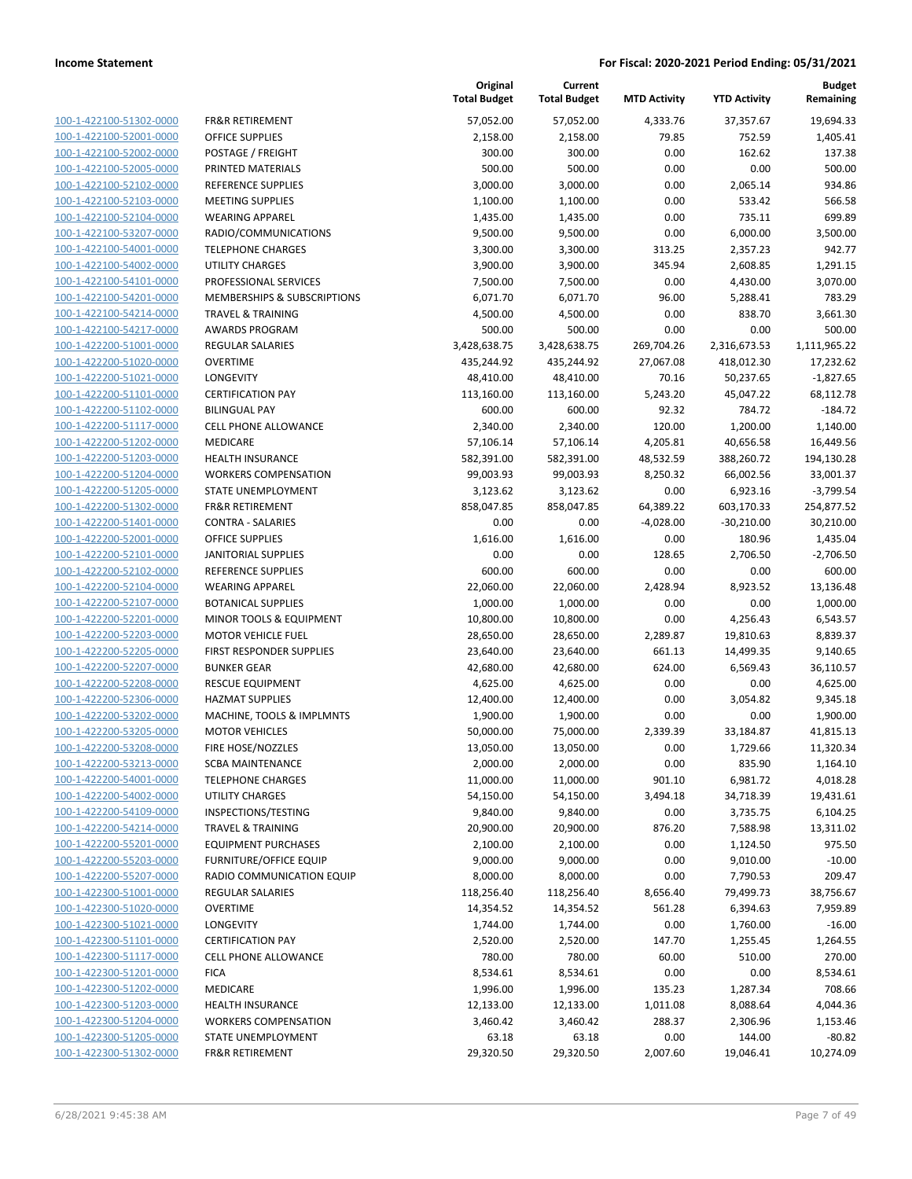**Income Statement** — **For Fiscal: 2020-2021 Period Ending: 05/31/2021**

| | | Original Total Budget | Current Total Budget | MTD Activity | YTD Activity | Budget Remaining |
|---|---|---|---|---|---|---|
| 100-1-422100-51302-0000 | FR&R RETIREMENT | 57,052.00 | 57,052.00 | 4,333.76 | 37,357.67 | 19,694.33 |
| 100-1-422100-52001-0000 | OFFICE SUPPLIES | 2,158.00 | 2,158.00 | 79.85 | 752.59 | 1,405.41 |
| 100-1-422100-52002-0000 | POSTAGE / FREIGHT | 300.00 | 300.00 | 0.00 | 162.62 | 137.38 |
| 100-1-422100-52005-0000 | PRINTED MATERIALS | 500.00 | 500.00 | 0.00 | 0.00 | 500.00 |
| 100-1-422100-52102-0000 | REFERENCE SUPPLIES | 3,000.00 | 3,000.00 | 0.00 | 2,065.14 | 934.86 |
| 100-1-422100-52103-0000 | MEETING SUPPLIES | 1,100.00 | 1,100.00 | 0.00 | 533.42 | 566.58 |
| 100-1-422100-52104-0000 | WEARING APPAREL | 1,435.00 | 1,435.00 | 0.00 | 735.11 | 699.89 |
| 100-1-422100-53207-0000 | RADIO/COMMUNICATIONS | 9,500.00 | 9,500.00 | 0.00 | 6,000.00 | 3,500.00 |
| 100-1-422100-54001-0000 | TELEPHONE CHARGES | 3,300.00 | 3,300.00 | 313.25 | 2,357.23 | 942.77 |
| 100-1-422100-54002-0000 | UTILITY CHARGES | 3,900.00 | 3,900.00 | 345.94 | 2,608.85 | 1,291.15 |
| 100-1-422100-54101-0000 | PROFESSIONAL SERVICES | 7,500.00 | 7,500.00 | 0.00 | 4,430.00 | 3,070.00 |
| 100-1-422100-54201-0000 | MEMBERSHIPS & SUBSCRIPTIONS | 6,071.70 | 6,071.70 | 96.00 | 5,288.41 | 783.29 |
| 100-1-422100-54214-0000 | TRAVEL & TRAINING | 4,500.00 | 4,500.00 | 0.00 | 838.70 | 3,661.30 |
| 100-1-422100-54217-0000 | AWARDS PROGRAM | 500.00 | 500.00 | 0.00 | 0.00 | 500.00 |
| 100-1-422200-51001-0000 | REGULAR SALARIES | 3,428,638.75 | 3,428,638.75 | 269,704.26 | 2,316,673.53 | 1,111,965.22 |
| 100-1-422200-51020-0000 | OVERTIME | 435,244.92 | 435,244.92 | 27,067.08 | 418,012.30 | 17,232.62 |
| 100-1-422200-51021-0000 | LONGEVITY | 48,410.00 | 48,410.00 | 70.16 | 50,237.65 | -1,827.65 |
| 100-1-422200-51101-0000 | CERTIFICATION PAY | 113,160.00 | 113,160.00 | 5,243.20 | 45,047.22 | 68,112.78 |
| 100-1-422200-51102-0000 | BILINGUAL PAY | 600.00 | 600.00 | 92.32 | 784.72 | -184.72 |
| 100-1-422200-51117-0000 | CELL PHONE ALLOWANCE | 2,340.00 | 2,340.00 | 120.00 | 1,200.00 | 1,140.00 |
| 100-1-422200-51202-0000 | MEDICARE | 57,106.14 | 57,106.14 | 4,205.81 | 40,656.58 | 16,449.56 |
| 100-1-422200-51203-0000 | HEALTH INSURANCE | 582,391.00 | 582,391.00 | 48,532.59 | 388,260.72 | 194,130.28 |
| 100-1-422200-51204-0000 | WORKERS COMPENSATION | 99,003.93 | 99,003.93 | 8,250.32 | 66,002.56 | 33,001.37 |
| 100-1-422200-51205-0000 | STATE UNEMPLOYMENT | 3,123.62 | 3,123.62 | 0.00 | 6,923.16 | -3,799.54 |
| 100-1-422200-51302-0000 | FR&R RETIREMENT | 858,047.85 | 858,047.85 | 64,389.22 | 603,170.33 | 254,877.52 |
| 100-1-422200-51401-0000 | CONTRA - SALARIES | 0.00 | 0.00 | -4,028.00 | -30,210.00 | 30,210.00 |
| 100-1-422200-52001-0000 | OFFICE SUPPLIES | 1,616.00 | 1,616.00 | 0.00 | 180.96 | 1,435.04 |
| 100-1-422200-52101-0000 | JANITORIAL SUPPLIES | 0.00 | 0.00 | 128.65 | 2,706.50 | -2,706.50 |
| 100-1-422200-52102-0000 | REFERENCE SUPPLIES | 600.00 | 600.00 | 0.00 | 0.00 | 600.00 |
| 100-1-422200-52104-0000 | WEARING APPAREL | 22,060.00 | 22,060.00 | 2,428.94 | 8,923.52 | 13,136.48 |
| 100-1-422200-52107-0000 | BOTANICAL SUPPLIES | 1,000.00 | 1,000.00 | 0.00 | 0.00 | 1,000.00 |
| 100-1-422200-52201-0000 | MINOR TOOLS & EQUIPMENT | 10,800.00 | 10,800.00 | 0.00 | 4,256.43 | 6,543.57 |
| 100-1-422200-52203-0000 | MOTOR VEHICLE FUEL | 28,650.00 | 28,650.00 | 2,289.87 | 19,810.63 | 8,839.37 |
| 100-1-422200-52205-0000 | FIRST RESPONDER SUPPLIES | 23,640.00 | 23,640.00 | 661.13 | 14,499.35 | 9,140.65 |
| 100-1-422200-52207-0000 | BUNKER GEAR | 42,680.00 | 42,680.00 | 624.00 | 6,569.43 | 36,110.57 |
| 100-1-422200-52208-0000 | RESCUE EQUIPMENT | 4,625.00 | 4,625.00 | 0.00 | 0.00 | 4,625.00 |
| 100-1-422200-52306-0000 | HAZMAT SUPPLIES | 12,400.00 | 12,400.00 | 0.00 | 3,054.82 | 9,345.18 |
| 100-1-422200-53202-0000 | MACHINE, TOOLS & IMPLMNTS | 1,900.00 | 1,900.00 | 0.00 | 0.00 | 1,900.00 |
| 100-1-422200-53205-0000 | MOTOR VEHICLES | 50,000.00 | 75,000.00 | 2,339.39 | 33,184.87 | 41,815.13 |
| 100-1-422200-53208-0000 | FIRE HOSE/NOZZLES | 13,050.00 | 13,050.00 | 0.00 | 1,729.66 | 11,320.34 |
| 100-1-422200-53213-0000 | SCBA MAINTENANCE | 2,000.00 | 2,000.00 | 0.00 | 835.90 | 1,164.10 |
| 100-1-422200-54001-0000 | TELEPHONE CHARGES | 11,000.00 | 11,000.00 | 901.10 | 6,981.72 | 4,018.28 |
| 100-1-422200-54002-0000 | UTILITY CHARGES | 54,150.00 | 54,150.00 | 3,494.18 | 34,718.39 | 19,431.61 |
| 100-1-422200-54109-0000 | INSPECTIONS/TESTING | 9,840.00 | 9,840.00 | 0.00 | 3,735.75 | 6,104.25 |
| 100-1-422200-54214-0000 | TRAVEL & TRAINING | 20,900.00 | 20,900.00 | 876.20 | 7,588.98 | 13,311.02 |
| 100-1-422200-55201-0000 | EQUIPMENT PURCHASES | 2,100.00 | 2,100.00 | 0.00 | 1,124.50 | 975.50 |
| 100-1-422200-55203-0000 | FURNITURE/OFFICE EQUIP | 9,000.00 | 9,000.00 | 0.00 | 9,010.00 | -10.00 |
| 100-1-422200-55207-0000 | RADIO COMMUNICATION EQUIP | 8,000.00 | 8,000.00 | 0.00 | 7,790.53 | 209.47 |
| 100-1-422300-51001-0000 | REGULAR SALARIES | 118,256.40 | 118,256.40 | 8,656.40 | 79,499.73 | 38,756.67 |
| 100-1-422300-51020-0000 | OVERTIME | 14,354.52 | 14,354.52 | 561.28 | 6,394.63 | 7,959.89 |
| 100-1-422300-51021-0000 | LONGEVITY | 1,744.00 | 1,744.00 | 0.00 | 1,760.00 | -16.00 |
| 100-1-422300-51101-0000 | CERTIFICATION PAY | 2,520.00 | 2,520.00 | 147.70 | 1,255.45 | 1,264.55 |
| 100-1-422300-51117-0000 | CELL PHONE ALLOWANCE | 780.00 | 780.00 | 60.00 | 510.00 | 270.00 |
| 100-1-422300-51201-0000 | FICA | 8,534.61 | 8,534.61 | 0.00 | 0.00 | 8,534.61 |
| 100-1-422300-51202-0000 | MEDICARE | 1,996.00 | 1,996.00 | 135.23 | 1,287.34 | 708.66 |
| 100-1-422300-51203-0000 | HEALTH INSURANCE | 12,133.00 | 12,133.00 | 1,011.08 | 8,088.64 | 4,044.36 |
| 100-1-422300-51204-0000 | WORKERS COMPENSATION | 3,460.42 | 3,460.42 | 288.37 | 2,306.96 | 1,153.46 |
| 100-1-422300-51205-0000 | STATE UNEMPLOYMENT | 63.18 | 63.18 | 0.00 | 144.00 | -80.82 |
| 100-1-422300-51302-0000 | FR&R RETIREMENT | 29,320.50 | 29,320.50 | 2,007.60 | 19,046.41 | 10,274.09 |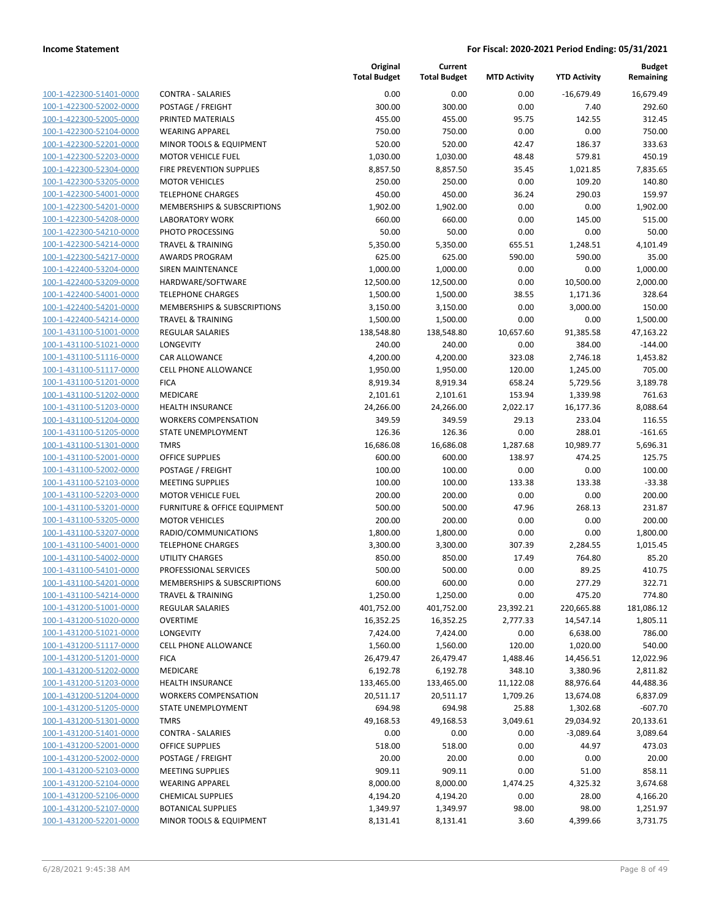| | | Original Total Budget | Current Total Budget | MTD Activity | YTD Activity | Budget Remaining |
|---|---|---|---|---|---|---|
| 100-1-422300-51401-0000 | CONTRA - SALARIES | 0.00 | 0.00 | 0.00 | -16,679.49 | 16,679.49 |
| 100-1-422300-52002-0000 | POSTAGE / FREIGHT | 300.00 | 300.00 | 0.00 | 7.40 | 292.60 |
| 100-1-422300-52005-0000 | PRINTED MATERIALS | 455.00 | 455.00 | 95.75 | 142.55 | 312.45 |
| 100-1-422300-52104-0000 | WEARING APPAREL | 750.00 | 750.00 | 0.00 | 0.00 | 750.00 |
| 100-1-422300-52201-0000 | MINOR TOOLS & EQUIPMENT | 520.00 | 520.00 | 42.47 | 186.37 | 333.63 |
| 100-1-422300-52203-0000 | MOTOR VEHICLE FUEL | 1,030.00 | 1,030.00 | 48.48 | 579.81 | 450.19 |
| 100-1-422300-52304-0000 | FIRE PREVENTION SUPPLIES | 8,857.50 | 8,857.50 | 35.45 | 1,021.85 | 7,835.65 |
| 100-1-422300-53205-0000 | MOTOR VEHICLES | 250.00 | 250.00 | 0.00 | 109.20 | 140.80 |
| 100-1-422300-54001-0000 | TELEPHONE CHARGES | 450.00 | 450.00 | 36.24 | 290.03 | 159.97 |
| 100-1-422300-54201-0000 | MEMBERSHIPS & SUBSCRIPTIONS | 1,902.00 | 1,902.00 | 0.00 | 0.00 | 1,902.00 |
| 100-1-422300-54208-0000 | LABORATORY WORK | 660.00 | 660.00 | 0.00 | 145.00 | 515.00 |
| 100-1-422300-54210-0000 | PHOTO PROCESSING | 50.00 | 50.00 | 0.00 | 0.00 | 50.00 |
| 100-1-422300-54214-0000 | TRAVEL & TRAINING | 5,350.00 | 5,350.00 | 655.51 | 1,248.51 | 4,101.49 |
| 100-1-422300-54217-0000 | AWARDS PROGRAM | 625.00 | 625.00 | 590.00 | 590.00 | 35.00 |
| 100-1-422400-53204-0000 | SIREN MAINTENANCE | 1,000.00 | 1,000.00 | 0.00 | 0.00 | 1,000.00 |
| 100-1-422400-53209-0000 | HARDWARE/SOFTWARE | 12,500.00 | 12,500.00 | 0.00 | 10,500.00 | 2,000.00 |
| 100-1-422400-54001-0000 | TELEPHONE CHARGES | 1,500.00 | 1,500.00 | 38.55 | 1,171.36 | 328.64 |
| 100-1-422400-54201-0000 | MEMBERSHIPS & SUBSCRIPTIONS | 3,150.00 | 3,150.00 | 0.00 | 3,000.00 | 150.00 |
| 100-1-422400-54214-0000 | TRAVEL & TRAINING | 1,500.00 | 1,500.00 | 0.00 | 0.00 | 1,500.00 |
| 100-1-431100-51001-0000 | REGULAR SALARIES | 138,548.80 | 138,548.80 | 10,657.60 | 91,385.58 | 47,163.22 |
| 100-1-431100-51021-0000 | LONGEVITY | 240.00 | 240.00 | 0.00 | 384.00 | -144.00 |
| 100-1-431100-51116-0000 | CAR ALLOWANCE | 4,200.00 | 4,200.00 | 323.08 | 2,746.18 | 1,453.82 |
| 100-1-431100-51117-0000 | CELL PHONE ALLOWANCE | 1,950.00 | 1,950.00 | 120.00 | 1,245.00 | 705.00 |
| 100-1-431100-51201-0000 | FICA | 8,919.34 | 8,919.34 | 658.24 | 5,729.56 | 3,189.78 |
| 100-1-431100-51202-0000 | MEDICARE | 2,101.61 | 2,101.61 | 153.94 | 1,339.98 | 761.63 |
| 100-1-431100-51203-0000 | HEALTH INSURANCE | 24,266.00 | 24,266.00 | 2,022.17 | 16,177.36 | 8,088.64 |
| 100-1-431100-51204-0000 | WORKERS COMPENSATION | 349.59 | 349.59 | 29.13 | 233.04 | 116.55 |
| 100-1-431100-51205-0000 | STATE UNEMPLOYMENT | 126.36 | 126.36 | 0.00 | 288.01 | -161.65 |
| 100-1-431100-51301-0000 | TMRS | 16,686.08 | 16,686.08 | 1,287.68 | 10,989.77 | 5,696.31 |
| 100-1-431100-52001-0000 | OFFICE SUPPLIES | 600.00 | 600.00 | 138.97 | 474.25 | 125.75 |
| 100-1-431100-52002-0000 | POSTAGE / FREIGHT | 100.00 | 100.00 | 0.00 | 0.00 | 100.00 |
| 100-1-431100-52103-0000 | MEETING SUPPLIES | 100.00 | 100.00 | 133.38 | 133.38 | -33.38 |
| 100-1-431100-52203-0000 | MOTOR VEHICLE FUEL | 200.00 | 200.00 | 0.00 | 0.00 | 200.00 |
| 100-1-431100-53201-0000 | FURNITURE & OFFICE EQUIPMENT | 500.00 | 500.00 | 47.96 | 268.13 | 231.87 |
| 100-1-431100-53205-0000 | MOTOR VEHICLES | 200.00 | 200.00 | 0.00 | 0.00 | 200.00 |
| 100-1-431100-53207-0000 | RADIO/COMMUNICATIONS | 1,800.00 | 1,800.00 | 0.00 | 0.00 | 1,800.00 |
| 100-1-431100-54001-0000 | TELEPHONE CHARGES | 3,300.00 | 3,300.00 | 307.39 | 2,284.55 | 1,015.45 |
| 100-1-431100-54002-0000 | UTILITY CHARGES | 850.00 | 850.00 | 17.49 | 764.80 | 85.20 |
| 100-1-431100-54101-0000 | PROFESSIONAL SERVICES | 500.00 | 500.00 | 0.00 | 89.25 | 410.75 |
| 100-1-431100-54201-0000 | MEMBERSHIPS & SUBSCRIPTIONS | 600.00 | 600.00 | 0.00 | 277.29 | 322.71 |
| 100-1-431100-54214-0000 | TRAVEL & TRAINING | 1,250.00 | 1,250.00 | 0.00 | 475.20 | 774.80 |
| 100-1-431200-51001-0000 | REGULAR SALARIES | 401,752.00 | 401,752.00 | 23,392.21 | 220,665.88 | 181,086.12 |
| 100-1-431200-51020-0000 | OVERTIME | 16,352.25 | 16,352.25 | 2,777.33 | 14,547.14 | 1,805.11 |
| 100-1-431200-51021-0000 | LONGEVITY | 7,424.00 | 7,424.00 | 0.00 | 6,638.00 | 786.00 |
| 100-1-431200-51117-0000 | CELL PHONE ALLOWANCE | 1,560.00 | 1,560.00 | 120.00 | 1,020.00 | 540.00 |
| 100-1-431200-51201-0000 | FICA | 26,479.47 | 26,479.47 | 1,488.46 | 14,456.51 | 12,022.96 |
| 100-1-431200-51202-0000 | MEDICARE | 6,192.78 | 6,192.78 | 348.10 | 3,380.96 | 2,811.82 |
| 100-1-431200-51203-0000 | HEALTH INSURANCE | 133,465.00 | 133,465.00 | 11,122.08 | 88,976.64 | 44,488.36 |
| 100-1-431200-51204-0000 | WORKERS COMPENSATION | 20,511.17 | 20,511.17 | 1,709.26 | 13,674.08 | 6,837.09 |
| 100-1-431200-51205-0000 | STATE UNEMPLOYMENT | 694.98 | 694.98 | 25.88 | 1,302.68 | -607.70 |
| 100-1-431200-51301-0000 | TMRS | 49,168.53 | 49,168.53 | 3,049.61 | 29,034.92 | 20,133.61 |
| 100-1-431200-51401-0000 | CONTRA - SALARIES | 0.00 | 0.00 | 0.00 | -3,089.64 | 3,089.64 |
| 100-1-431200-52001-0000 | OFFICE SUPPLIES | 518.00 | 518.00 | 0.00 | 44.97 | 473.03 |
| 100-1-431200-52002-0000 | POSTAGE / FREIGHT | 20.00 | 20.00 | 0.00 | 0.00 | 20.00 |
| 100-1-431200-52103-0000 | MEETING SUPPLIES | 909.11 | 909.11 | 0.00 | 51.00 | 858.11 |
| 100-1-431200-52104-0000 | WEARING APPAREL | 8,000.00 | 8,000.00 | 1,474.25 | 4,325.32 | 3,674.68 |
| 100-1-431200-52106-0000 | CHEMICAL SUPPLIES | 4,194.20 | 4,194.20 | 0.00 | 28.00 | 4,166.20 |
| 100-1-431200-52107-0000 | BOTANICAL SUPPLIES | 1,349.97 | 1,349.97 | 98.00 | 98.00 | 1,251.97 |
| 100-1-431200-52201-0000 | MINOR TOOLS & EQUIPMENT | 8,131.41 | 8,131.41 | 3.60 | 4,399.66 | 3,731.75 |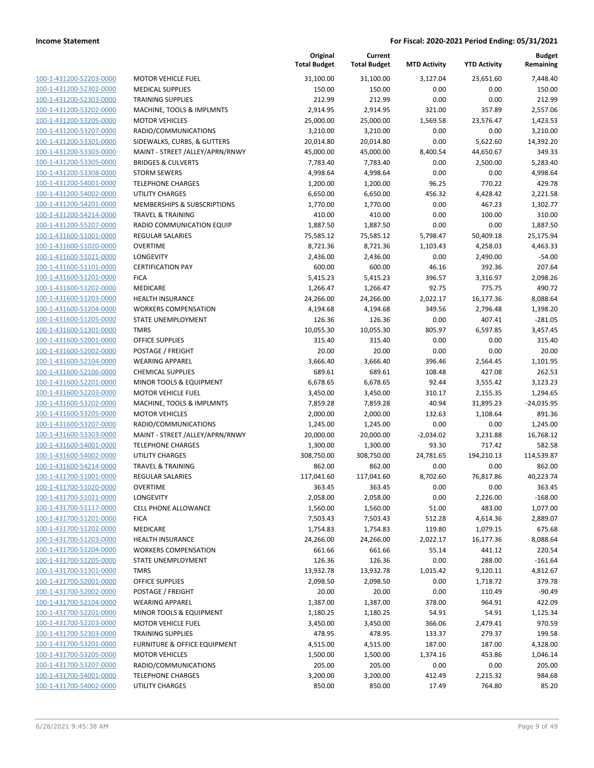**Income Statement** — For Fiscal: 2020-2021 Period Ending: 05/31/2021

| | | Original Total Budget | Current Total Budget | MTD Activity | YTD Activity | Budget Remaining |
|---|---|---|---|---|---|---|
| 100-1-431200-52203-0000 | MOTOR VEHICLE FUEL | 31,100.00 | 31,100.00 | 3,127.04 | 23,651.60 | 7,448.40 |
| 100-1-431200-52302-0000 | MEDICAL SUPPLIES | 150.00 | 150.00 | 0.00 | 0.00 | 150.00 |
| 100-1-431200-52303-0000 | TRAINING SUPPLIES | 212.99 | 212.99 | 0.00 | 0.00 | 212.99 |
| 100-1-431200-53202-0000 | MACHINE, TOOLS & IMPLMNTS | 2,914.95 | 2,914.95 | 321.00 | 357.89 | 2,557.06 |
| 100-1-431200-53205-0000 | MOTOR VEHICLES | 25,000.00 | 25,000.00 | 1,569.58 | 23,576.47 | 1,423.53 |
| 100-1-431200-53207-0000 | RADIO/COMMUNICATIONS | 3,210.00 | 3,210.00 | 0.00 | 0.00 | 3,210.00 |
| 100-1-431200-53301-0000 | SIDEWALKS, CURBS, & GUTTERS | 20,014.80 | 20,014.80 | 0.00 | 5,622.60 | 14,392.20 |
| 100-1-431200-53303-0000 | MAINT - STREET /ALLEY/APRN/RNWY | 45,000.00 | 45,000.00 | 8,400.54 | 44,650.67 | 349.33 |
| 100-1-431200-53305-0000 | BRIDGES & CULVERTS | 7,783.40 | 7,783.40 | 0.00 | 2,500.00 | 5,283.40 |
| 100-1-431200-53308-0000 | STORM SEWERS | 4,998.64 | 4,998.64 | 0.00 | 0.00 | 4,998.64 |
| 100-1-431200-54001-0000 | TELEPHONE CHARGES | 1,200.00 | 1,200.00 | 96.25 | 770.22 | 429.78 |
| 100-1-431200-54002-0000 | UTILITY CHARGES | 6,650.00 | 6,650.00 | 456.32 | 4,428.42 | 2,221.58 |
| 100-1-431200-54201-0000 | MEMBERSHIPS & SUBSCRIPTIONS | 1,770.00 | 1,770.00 | 0.00 | 467.23 | 1,302.77 |
| 100-1-431200-54214-0000 | TRAVEL & TRAINING | 410.00 | 410.00 | 0.00 | 100.00 | 310.00 |
| 100-1-431200-55207-0000 | RADIO COMMUNICATION EQUIP | 1,887.50 | 1,887.50 | 0.00 | 0.00 | 1,887.50 |
| 100-1-431600-51001-0000 | REGULAR SALARIES | 75,585.12 | 75,585.12 | 5,798.47 | 50,409.18 | 25,175.94 |
| 100-1-431600-51020-0000 | OVERTIME | 8,721.36 | 8,721.36 | 1,103.43 | 4,258.03 | 4,463.33 |
| 100-1-431600-51021-0000 | LONGEVITY | 2,436.00 | 2,436.00 | 0.00 | 2,490.00 | -54.00 |
| 100-1-431600-51101-0000 | CERTIFICATION PAY | 600.00 | 600.00 | 46.16 | 392.36 | 207.64 |
| 100-1-431600-51201-0000 | FICA | 5,415.23 | 5,415.23 | 396.57 | 3,316.97 | 2,098.26 |
| 100-1-431600-51202-0000 | MEDICARE | 1,266.47 | 1,266.47 | 92.75 | 775.75 | 490.72 |
| 100-1-431600-51203-0000 | HEALTH INSURANCE | 24,266.00 | 24,266.00 | 2,022.17 | 16,177.36 | 8,088.64 |
| 100-1-431600-51204-0000 | WORKERS COMPENSATION | 4,194.68 | 4,194.68 | 349.56 | 2,796.48 | 1,398.20 |
| 100-1-431600-51205-0000 | STATE UNEMPLOYMENT | 126.36 | 126.36 | 0.00 | 407.41 | -281.05 |
| 100-1-431600-51301-0000 | TMRS | 10,055.30 | 10,055.30 | 805.97 | 6,597.85 | 3,457.45 |
| 100-1-431600-52001-0000 | OFFICE SUPPLIES | 315.40 | 315.40 | 0.00 | 0.00 | 315.40 |
| 100-1-431600-52002-0000 | POSTAGE / FREIGHT | 20.00 | 20.00 | 0.00 | 0.00 | 20.00 |
| 100-1-431600-52104-0000 | WEARING APPAREL | 3,666.40 | 3,666.40 | 396.46 | 2,564.45 | 1,101.95 |
| 100-1-431600-52106-0000 | CHEMICAL SUPPLIES | 689.61 | 689.61 | 108.48 | 427.08 | 262.53 |
| 100-1-431600-52201-0000 | MINOR TOOLS & EQUIPMENT | 6,678.65 | 6,678.65 | 92.44 | 3,555.42 | 3,123.23 |
| 100-1-431600-52203-0000 | MOTOR VEHICLE FUEL | 3,450.00 | 3,450.00 | 310.17 | 2,155.35 | 1,294.65 |
| 100-1-431600-53202-0000 | MACHINE, TOOLS & IMPLMNTS | 7,859.28 | 7,859.28 | 40.94 | 31,895.23 | -24,035.95 |
| 100-1-431600-53205-0000 | MOTOR VEHICLES | 2,000.00 | 2,000.00 | 132.63 | 1,108.64 | 891.36 |
| 100-1-431600-53207-0000 | RADIO/COMMUNICATIONS | 1,245.00 | 1,245.00 | 0.00 | 0.00 | 1,245.00 |
| 100-1-431600-53303-0000 | MAINT - STREET /ALLEY/APRN/RNWY | 20,000.00 | 20,000.00 | -2,034.02 | 3,231.88 | 16,768.12 |
| 100-1-431600-54001-0000 | TELEPHONE CHARGES | 1,300.00 | 1,300.00 | 93.30 | 717.42 | 582.58 |
| 100-1-431600-54002-0000 | UTILITY CHARGES | 308,750.00 | 308,750.00 | 24,781.65 | 194,210.13 | 114,539.87 |
| 100-1-431600-54214-0000 | TRAVEL & TRAINING | 862.00 | 862.00 | 0.00 | 0.00 | 862.00 |
| 100-1-431700-51001-0000 | REGULAR SALARIES | 117,041.60 | 117,041.60 | 8,702.60 | 76,817.86 | 40,223.74 |
| 100-1-431700-51020-0000 | OVERTIME | 363.45 | 363.45 | 0.00 | 0.00 | 363.45 |
| 100-1-431700-51021-0000 | LONGEVITY | 2,058.00 | 2,058.00 | 0.00 | 2,226.00 | -168.00 |
| 100-1-431700-51117-0000 | CELL PHONE ALLOWANCE | 1,560.00 | 1,560.00 | 51.00 | 483.00 | 1,077.00 |
| 100-1-431700-51201-0000 | FICA | 7,503.43 | 7,503.43 | 512.28 | 4,614.36 | 2,889.07 |
| 100-1-431700-51202-0000 | MEDICARE | 1,754.83 | 1,754.83 | 119.80 | 1,079.15 | 675.68 |
| 100-1-431700-51203-0000 | HEALTH INSURANCE | 24,266.00 | 24,266.00 | 2,022.17 | 16,177.36 | 8,088.64 |
| 100-1-431700-51204-0000 | WORKERS COMPENSATION | 661.66 | 661.66 | 55.14 | 441.12 | 220.54 |
| 100-1-431700-51205-0000 | STATE UNEMPLOYMENT | 126.36 | 126.36 | 0.00 | 288.00 | -161.64 |
| 100-1-431700-51301-0000 | TMRS | 13,932.78 | 13,932.78 | 1,015.42 | 9,120.11 | 4,812.67 |
| 100-1-431700-52001-0000 | OFFICE SUPPLIES | 2,098.50 | 2,098.50 | 0.00 | 1,718.72 | 379.78 |
| 100-1-431700-52002-0000 | POSTAGE / FREIGHT | 20.00 | 20.00 | 0.00 | 110.49 | -90.49 |
| 100-1-431700-52104-0000 | WEARING APPAREL | 1,387.00 | 1,387.00 | 378.00 | 964.91 | 422.09 |
| 100-1-431700-52201-0000 | MINOR TOOLS & EQUIPMENT | 1,180.25 | 1,180.25 | 54.91 | 54.91 | 1,125.34 |
| 100-1-431700-52203-0000 | MOTOR VEHICLE FUEL | 3,450.00 | 3,450.00 | 366.06 | 2,479.41 | 970.59 |
| 100-1-431700-52303-0000 | TRAINING SUPPLIES | 478.95 | 478.95 | 133.37 | 279.37 | 199.58 |
| 100-1-431700-53201-0000 | FURNITURE & OFFICE EQUIPMENT | 4,515.00 | 4,515.00 | 187.00 | 187.00 | 4,328.00 |
| 100-1-431700-53205-0000 | MOTOR VEHICLES | 1,500.00 | 1,500.00 | 1,374.16 | 453.86 | 1,046.14 |
| 100-1-431700-53207-0000 | RADIO/COMMUNICATIONS | 205.00 | 205.00 | 0.00 | 0.00 | 205.00 |
| 100-1-431700-54001-0000 | TELEPHONE CHARGES | 3,200.00 | 3,200.00 | 412.49 | 2,215.32 | 984.68 |
| 100-1-431700-54002-0000 | UTILITY CHARGES | 850.00 | 850.00 | 17.49 | 764.80 | 85.20 |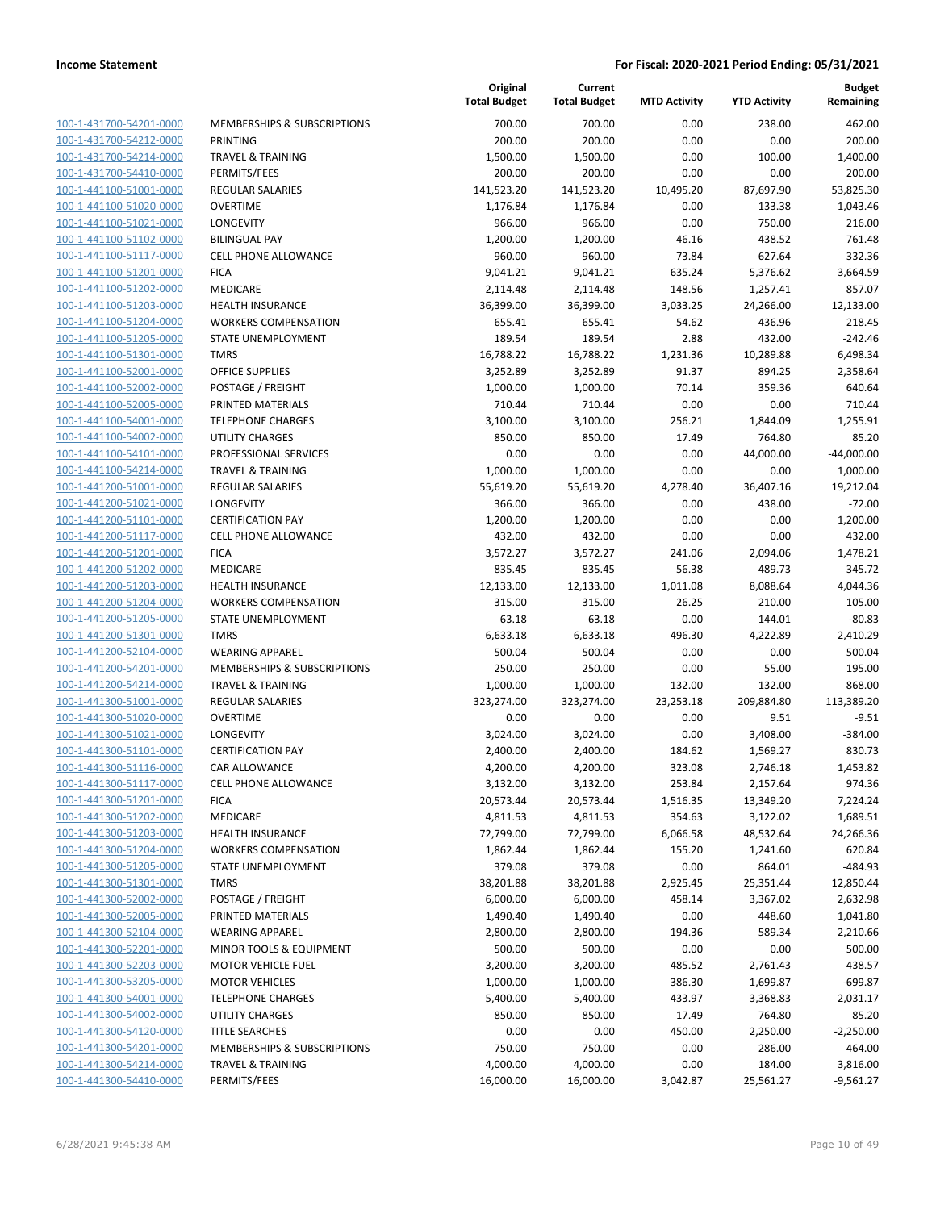**Income Statement** — **For Fiscal: 2020-2021 Period Ending: 05/31/2021**

| | | Original Total Budget | Current Total Budget | MTD Activity | YTD Activity | Budget Remaining |
|---|---|---|---|---|---|---|
| 100-1-431700-54201-0000 | MEMBERSHIPS & SUBSCRIPTIONS | 700.00 | 700.00 | 0.00 | 238.00 | 462.00 |
| 100-1-431700-54212-0000 | PRINTING | 200.00 | 200.00 | 0.00 | 0.00 | 200.00 |
| 100-1-431700-54214-0000 | TRAVEL & TRAINING | 1,500.00 | 1,500.00 | 0.00 | 100.00 | 1,400.00 |
| 100-1-431700-54410-0000 | PERMITS/FEES | 200.00 | 200.00 | 0.00 | 0.00 | 200.00 |
| 100-1-441100-51001-0000 | REGULAR SALARIES | 141,523.20 | 141,523.20 | 10,495.20 | 87,697.90 | 53,825.30 |
| 100-1-441100-51020-0000 | OVERTIME | 1,176.84 | 1,176.84 | 0.00 | 133.38 | 1,043.46 |
| 100-1-441100-51021-0000 | LONGEVITY | 966.00 | 966.00 | 0.00 | 750.00 | 216.00 |
| 100-1-441100-51102-0000 | BILINGUAL PAY | 1,200.00 | 1,200.00 | 46.16 | 438.52 | 761.48 |
| 100-1-441100-51117-0000 | CELL PHONE ALLOWANCE | 960.00 | 960.00 | 73.84 | 627.64 | 332.36 |
| 100-1-441100-51201-0000 | FICA | 9,041.21 | 9,041.21 | 635.24 | 5,376.62 | 3,664.59 |
| 100-1-441100-51202-0000 | MEDICARE | 2,114.48 | 2,114.48 | 148.56 | 1,257.41 | 857.07 |
| 100-1-441100-51203-0000 | HEALTH INSURANCE | 36,399.00 | 36,399.00 | 3,033.25 | 24,266.00 | 12,133.00 |
| 100-1-441100-51204-0000 | WORKERS COMPENSATION | 655.41 | 655.41 | 54.62 | 436.96 | 218.45 |
| 100-1-441100-51205-0000 | STATE UNEMPLOYMENT | 189.54 | 189.54 | 2.88 | 432.00 | -242.46 |
| 100-1-441100-51301-0000 | TMRS | 16,788.22 | 16,788.22 | 1,231.36 | 10,289.88 | 6,498.34 |
| 100-1-441100-52001-0000 | OFFICE SUPPLIES | 3,252.89 | 3,252.89 | 91.37 | 894.25 | 2,358.64 |
| 100-1-441100-52002-0000 | POSTAGE / FREIGHT | 1,000.00 | 1,000.00 | 70.14 | 359.36 | 640.64 |
| 100-1-441100-52005-0000 | PRINTED MATERIALS | 710.44 | 710.44 | 0.00 | 0.00 | 710.44 |
| 100-1-441100-54001-0000 | TELEPHONE CHARGES | 3,100.00 | 3,100.00 | 256.21 | 1,844.09 | 1,255.91 |
| 100-1-441100-54002-0000 | UTILITY CHARGES | 850.00 | 850.00 | 17.49 | 764.80 | 85.20 |
| 100-1-441100-54101-0000 | PROFESSIONAL SERVICES | 0.00 | 0.00 | 0.00 | 44,000.00 | -44,000.00 |
| 100-1-441100-54214-0000 | TRAVEL & TRAINING | 1,000.00 | 1,000.00 | 0.00 | 0.00 | 1,000.00 |
| 100-1-441200-51001-0000 | REGULAR SALARIES | 55,619.20 | 55,619.20 | 4,278.40 | 36,407.16 | 19,212.04 |
| 100-1-441200-51021-0000 | LONGEVITY | 366.00 | 366.00 | 0.00 | 438.00 | -72.00 |
| 100-1-441200-51101-0000 | CERTIFICATION PAY | 1,200.00 | 1,200.00 | 0.00 | 0.00 | 1,200.00 |
| 100-1-441200-51117-0000 | CELL PHONE ALLOWANCE | 432.00 | 432.00 | 0.00 | 0.00 | 432.00 |
| 100-1-441200-51201-0000 | FICA | 3,572.27 | 3,572.27 | 241.06 | 2,094.06 | 1,478.21 |
| 100-1-441200-51202-0000 | MEDICARE | 835.45 | 835.45 | 56.38 | 489.73 | 345.72 |
| 100-1-441200-51203-0000 | HEALTH INSURANCE | 12,133.00 | 12,133.00 | 1,011.08 | 8,088.64 | 4,044.36 |
| 100-1-441200-51204-0000 | WORKERS COMPENSATION | 315.00 | 315.00 | 26.25 | 210.00 | 105.00 |
| 100-1-441200-51205-0000 | STATE UNEMPLOYMENT | 63.18 | 63.18 | 0.00 | 144.01 | -80.83 |
| 100-1-441200-51301-0000 | TMRS | 6,633.18 | 6,633.18 | 496.30 | 4,222.89 | 2,410.29 |
| 100-1-441200-52104-0000 | WEARING APPAREL | 500.04 | 500.04 | 0.00 | 0.00 | 500.04 |
| 100-1-441200-54201-0000 | MEMBERSHIPS & SUBSCRIPTIONS | 250.00 | 250.00 | 0.00 | 55.00 | 195.00 |
| 100-1-441200-54214-0000 | TRAVEL & TRAINING | 1,000.00 | 1,000.00 | 132.00 | 132.00 | 868.00 |
| 100-1-441300-51001-0000 | REGULAR SALARIES | 323,274.00 | 323,274.00 | 23,253.18 | 209,884.80 | 113,389.20 |
| 100-1-441300-51020-0000 | OVERTIME | 0.00 | 0.00 | 0.00 | 9.51 | -9.51 |
| 100-1-441300-51021-0000 | LONGEVITY | 3,024.00 | 3,024.00 | 0.00 | 3,408.00 | -384.00 |
| 100-1-441300-51101-0000 | CERTIFICATION PAY | 2,400.00 | 2,400.00 | 184.62 | 1,569.27 | 830.73 |
| 100-1-441300-51116-0000 | CAR ALLOWANCE | 4,200.00 | 4,200.00 | 323.08 | 2,746.18 | 1,453.82 |
| 100-1-441300-51117-0000 | CELL PHONE ALLOWANCE | 3,132.00 | 3,132.00 | 253.84 | 2,157.64 | 974.36 |
| 100-1-441300-51201-0000 | FICA | 20,573.44 | 20,573.44 | 1,516.35 | 13,349.20 | 7,224.24 |
| 100-1-441300-51202-0000 | MEDICARE | 4,811.53 | 4,811.53 | 354.63 | 3,122.02 | 1,689.51 |
| 100-1-441300-51203-0000 | HEALTH INSURANCE | 72,799.00 | 72,799.00 | 6,066.58 | 48,532.64 | 24,266.36 |
| 100-1-441300-51204-0000 | WORKERS COMPENSATION | 1,862.44 | 1,862.44 | 155.20 | 1,241.60 | 620.84 |
| 100-1-441300-51205-0000 | STATE UNEMPLOYMENT | 379.08 | 379.08 | 0.00 | 864.01 | -484.93 |
| 100-1-441300-51301-0000 | TMRS | 38,201.88 | 38,201.88 | 2,925.45 | 25,351.44 | 12,850.44 |
| 100-1-441300-52002-0000 | POSTAGE / FREIGHT | 6,000.00 | 6,000.00 | 458.14 | 3,367.02 | 2,632.98 |
| 100-1-441300-52005-0000 | PRINTED MATERIALS | 1,490.40 | 1,490.40 | 0.00 | 448.60 | 1,041.80 |
| 100-1-441300-52104-0000 | WEARING APPAREL | 2,800.00 | 2,800.00 | 194.36 | 589.34 | 2,210.66 |
| 100-1-441300-52201-0000 | MINOR TOOLS & EQUIPMENT | 500.00 | 500.00 | 0.00 | 0.00 | 500.00 |
| 100-1-441300-52203-0000 | MOTOR VEHICLE FUEL | 3,200.00 | 3,200.00 | 485.52 | 2,761.43 | 438.57 |
| 100-1-441300-53205-0000 | MOTOR VEHICLES | 1,000.00 | 1,000.00 | 386.30 | 1,699.87 | -699.87 |
| 100-1-441300-54001-0000 | TELEPHONE CHARGES | 5,400.00 | 5,400.00 | 433.97 | 3,368.83 | 2,031.17 |
| 100-1-441300-54002-0000 | UTILITY CHARGES | 850.00 | 850.00 | 17.49 | 764.80 | 85.20 |
| 100-1-441300-54120-0000 | TITLE SEARCHES | 0.00 | 0.00 | 450.00 | 2,250.00 | -2,250.00 |
| 100-1-441300-54201-0000 | MEMBERSHIPS & SUBSCRIPTIONS | 750.00 | 750.00 | 0.00 | 286.00 | 464.00 |
| 100-1-441300-54214-0000 | TRAVEL & TRAINING | 4,000.00 | 4,000.00 | 0.00 | 184.00 | 3,816.00 |
| 100-1-441300-54410-0000 | PERMITS/FEES | 16,000.00 | 16,000.00 | 3,042.87 | 25,561.27 | -9,561.27 |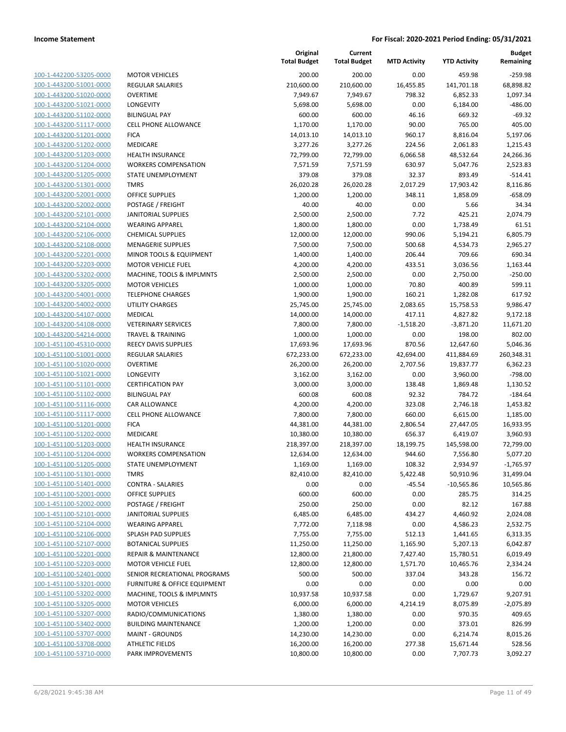**Income Statement** | **For Fiscal: 2020-2021 Period Ending: 05/31/2021**

| | | Original Total Budget | Current Total Budget | MTD Activity | YTD Activity | Budget Remaining |
|---|---|---|---|---|---|---|
| 100-1-442200-53205-0000 | MOTOR VEHICLES | 200.00 | 200.00 | 0.00 | 459.98 | -259.98 |
| 100-1-443200-51001-0000 | REGULAR SALARIES | 210,600.00 | 210,600.00 | 16,455.85 | 141,701.18 | 68,898.82 |
| 100-1-443200-51020-0000 | OVERTIME | 7,949.67 | 7,949.67 | 798.32 | 6,852.33 | 1,097.34 |
| 100-1-443200-51021-0000 | LONGEVITY | 5,698.00 | 5,698.00 | 0.00 | 6,184.00 | -486.00 |
| 100-1-443200-51102-0000 | BILINGUAL PAY | 600.00 | 600.00 | 46.16 | 669.32 | -69.32 |
| 100-1-443200-51117-0000 | CELL PHONE ALLOWANCE | 1,170.00 | 1,170.00 | 90.00 | 765.00 | 405.00 |
| 100-1-443200-51201-0000 | FICA | 14,013.10 | 14,013.10 | 960.17 | 8,816.04 | 5,197.06 |
| 100-1-443200-51202-0000 | MEDICARE | 3,277.26 | 3,277.26 | 224.56 | 2,061.83 | 1,215.43 |
| 100-1-443200-51203-0000 | HEALTH INSURANCE | 72,799.00 | 72,799.00 | 6,066.58 | 48,532.64 | 24,266.36 |
| 100-1-443200-51204-0000 | WORKERS COMPENSATION | 7,571.59 | 7,571.59 | 630.97 | 5,047.76 | 2,523.83 |
| 100-1-443200-51205-0000 | STATE UNEMPLOYMENT | 379.08 | 379.08 | 32.37 | 893.49 | -514.41 |
| 100-1-443200-51301-0000 | TMRS | 26,020.28 | 26,020.28 | 2,017.29 | 17,903.42 | 8,116.86 |
| 100-1-443200-52001-0000 | OFFICE SUPPLIES | 1,200.00 | 1,200.00 | 348.11 | 1,858.09 | -658.09 |
| 100-1-443200-52002-0000 | POSTAGE / FREIGHT | 40.00 | 40.00 | 0.00 | 5.66 | 34.34 |
| 100-1-443200-52101-0000 | JANITORIAL SUPPLIES | 2,500.00 | 2,500.00 | 7.72 | 425.21 | 2,074.79 |
| 100-1-443200-52104-0000 | WEARING APPAREL | 1,800.00 | 1,800.00 | 0.00 | 1,738.49 | 61.51 |
| 100-1-443200-52106-0000 | CHEMICAL SUPPLIES | 12,000.00 | 12,000.00 | 990.06 | 5,194.21 | 6,805.79 |
| 100-1-443200-52108-0000 | MENAGERIE SUPPLIES | 7,500.00 | 7,500.00 | 500.68 | 4,534.73 | 2,965.27 |
| 100-1-443200-52201-0000 | MINOR TOOLS & EQUIPMENT | 1,400.00 | 1,400.00 | 206.44 | 709.66 | 690.34 |
| 100-1-443200-52203-0000 | MOTOR VEHICLE FUEL | 4,200.00 | 4,200.00 | 433.51 | 3,036.56 | 1,163.44 |
| 100-1-443200-53202-0000 | MACHINE, TOOLS & IMPLMNTS | 2,500.00 | 2,500.00 | 0.00 | 2,750.00 | -250.00 |
| 100-1-443200-53205-0000 | MOTOR VEHICLES | 1,000.00 | 1,000.00 | 70.80 | 400.89 | 599.11 |
| 100-1-443200-54001-0000 | TELEPHONE CHARGES | 1,900.00 | 1,900.00 | 160.21 | 1,282.08 | 617.92 |
| 100-1-443200-54002-0000 | UTILITY CHARGES | 25,745.00 | 25,745.00 | 2,083.65 | 15,758.53 | 9,986.47 |
| 100-1-443200-54107-0000 | MEDICAL | 14,000.00 | 14,000.00 | 417.11 | 4,827.82 | 9,172.18 |
| 100-1-443200-54108-0000 | VETERINARY SERVICES | 7,800.00 | 7,800.00 | -1,518.20 | -3,871.20 | 11,671.20 |
| 100-1-443200-54214-0000 | TRAVEL & TRAINING | 1,000.00 | 1,000.00 | 0.00 | 198.00 | 802.00 |
| 100-1-443200-45310-0000 | REECY DAVIS SUPPLIES | 17,693.96 | 17,693.96 | 870.56 | 12,647.60 | 5,046.36 |
| 100-1-451100-51001-0000 | REGULAR SALARIES | 672,233.00 | 672,233.00 | 42,694.00 | 411,884.69 | 260,348.31 |
| 100-1-451100-51020-0000 | OVERTIME | 26,200.00 | 26,200.00 | 2,707.56 | 19,837.77 | 6,362.23 |
| 100-1-451100-51021-0000 | LONGEVITY | 3,162.00 | 3,162.00 | 0.00 | 3,960.00 | -798.00 |
| 100-1-451100-51101-0000 | CERTIFICATION PAY | 3,000.00 | 3,000.00 | 138.48 | 1,869.48 | 1,130.52 |
| 100-1-451100-51102-0000 | BILINGUAL PAY | 600.08 | 600.08 | 92.32 | 784.72 | -184.64 |
| 100-1-451100-51116-0000 | CAR ALLOWANCE | 4,200.00 | 4,200.00 | 323.08 | 2,746.18 | 1,453.82 |
| 100-1-451100-51117-0000 | CELL PHONE ALLOWANCE | 7,800.00 | 7,800.00 | 660.00 | 6,615.00 | 1,185.00 |
| 100-1-451100-51201-0000 | FICA | 44,381.00 | 44,381.00 | 2,806.54 | 27,447.05 | 16,933.95 |
| 100-1-451100-51202-0000 | MEDICARE | 10,380.00 | 10,380.00 | 656.37 | 6,419.07 | 3,960.93 |
| 100-1-451100-51203-0000 | HEALTH INSURANCE | 218,397.00 | 218,397.00 | 18,199.75 | 145,598.00 | 72,799.00 |
| 100-1-451100-51204-0000 | WORKERS COMPENSATION | 12,634.00 | 12,634.00 | 944.60 | 7,556.80 | 5,077.20 |
| 100-1-451100-51205-0000 | STATE UNEMPLOYMENT | 1,169.00 | 1,169.00 | 108.32 | 2,934.97 | -1,765.97 |
| 100-1-451100-51301-0000 | TMRS | 82,410.00 | 82,410.00 | 5,422.48 | 50,910.96 | 31,499.04 |
| 100-1-451100-51401-0000 | CONTRA - SALARIES | 0.00 | 0.00 | -45.54 | -10,565.86 | 10,565.86 |
| 100-1-451100-52001-0000 | OFFICE SUPPLIES | 600.00 | 600.00 | 0.00 | 285.75 | 314.25 |
| 100-1-451100-52002-0000 | POSTAGE / FREIGHT | 250.00 | 250.00 | 0.00 | 82.12 | 167.88 |
| 100-1-451100-52101-0000 | JANITORIAL SUPPLIES | 6,485.00 | 6,485.00 | 434.27 | 4,460.92 | 2,024.08 |
| 100-1-451100-52104-0000 | WEARING APPAREL | 7,772.00 | 7,118.98 | 0.00 | 4,586.23 | 2,532.75 |
| 100-1-451100-52106-0000 | SPLASH PAD SUPPLIES | 7,755.00 | 7,755.00 | 512.13 | 1,441.65 | 6,313.35 |
| 100-1-451100-52107-0000 | BOTANICAL SUPPLIES | 11,250.00 | 11,250.00 | 1,165.90 | 5,207.13 | 6,042.87 |
| 100-1-451100-52201-0000 | REPAIR & MAINTENANCE | 12,800.00 | 21,800.00 | 7,427.40 | 15,780.51 | 6,019.49 |
| 100-1-451100-52203-0000 | MOTOR VEHICLE FUEL | 12,800.00 | 12,800.00 | 1,571.70 | 10,465.76 | 2,334.24 |
| 100-1-451100-52401-0000 | SENIOR RECREATIONAL PROGRAMS | 500.00 | 500.00 | 337.04 | 343.28 | 156.72 |
| 100-1-451100-53201-0000 | FURNITURE & OFFICE EQUIPMENT | 0.00 | 0.00 | 0.00 | 0.00 | 0.00 |
| 100-1-451100-53202-0000 | MACHINE, TOOLS & IMPLMNTS | 10,937.58 | 10,937.58 | 0.00 | 1,729.67 | 9,207.91 |
| 100-1-451100-53205-0000 | MOTOR VEHICLES | 6,000.00 | 6,000.00 | 4,214.19 | 8,075.89 | -2,075.89 |
| 100-1-451100-53207-0000 | RADIO/COMMUNICATIONS | 1,380.00 | 1,380.00 | 0.00 | 970.35 | 409.65 |
| 100-1-451100-53402-0000 | BUILDING MAINTENANCE | 1,200.00 | 1,200.00 | 0.00 | 373.01 | 826.99 |
| 100-1-451100-53707-0000 | MAINT - GROUNDS | 14,230.00 | 14,230.00 | 0.00 | 6,214.74 | 8,015.26 |
| 100-1-451100-53708-0000 | ATHLETIC FIELDS | 16,200.00 | 16,200.00 | 277.38 | 15,671.44 | 528.56 |
| 100-1-451100-53710-0000 | PARK IMPROVEMENTS | 10,800.00 | 10,800.00 | 0.00 | 7,707.73 | 3,092.27 |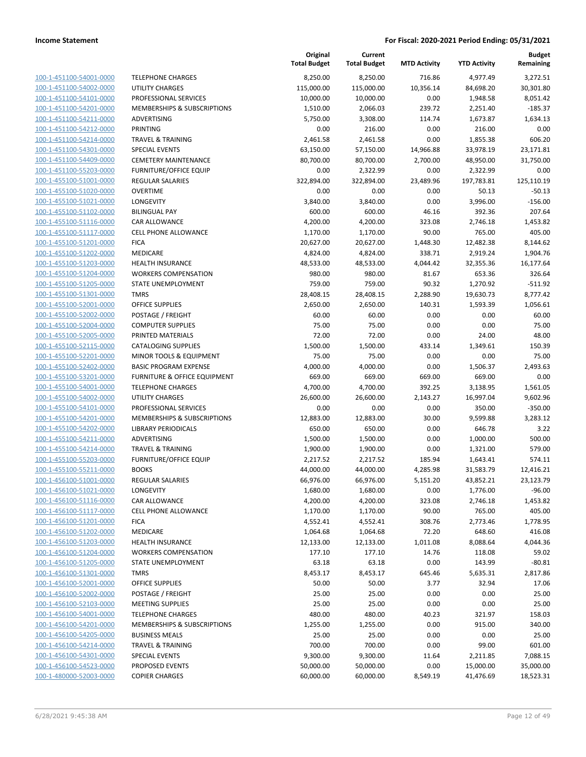**Income Statement** — **For Fiscal: 2020-2021 Period Ending: 05/31/2021**

| | | Original Total Budget | Current Total Budget | MTD Activity | YTD Activity | Budget Remaining |
|---|---|---|---|---|---|---|
| 100-1-451100-54001-0000 | TELEPHONE CHARGES | 8,250.00 | 8,250.00 | 716.86 | 4,977.49 | 3,272.51 |
| 100-1-451100-54002-0000 | UTILITY CHARGES | 115,000.00 | 115,000.00 | 10,356.14 | 84,698.20 | 30,301.80 |
| 100-1-451100-54101-0000 | PROFESSIONAL SERVICES | 10,000.00 | 10,000.00 | 0.00 | 1,948.58 | 8,051.42 |
| 100-1-451100-54201-0000 | MEMBERSHIPS & SUBSCRIPTIONS | 1,510.00 | 2,066.03 | 239.72 | 2,251.40 | -185.37 |
| 100-1-451100-54211-0000 | ADVERTISING | 5,750.00 | 3,308.00 | 114.74 | 1,673.87 | 1,634.13 |
| 100-1-451100-54212-0000 | PRINTING | 0.00 | 216.00 | 0.00 | 216.00 | 0.00 |
| 100-1-451100-54214-0000 | TRAVEL & TRAINING | 2,461.58 | 2,461.58 | 0.00 | 1,855.38 | 606.20 |
| 100-1-451100-54301-0000 | SPECIAL EVENTS | 63,150.00 | 57,150.00 | 14,966.88 | 33,978.19 | 23,171.81 |
| 100-1-451100-54409-0000 | CEMETERY MAINTENANCE | 80,700.00 | 80,700.00 | 2,700.00 | 48,950.00 | 31,750.00 |
| 100-1-451100-55203-0000 | FURNITURE/OFFICE EQUIP | 0.00 | 2,322.99 | 0.00 | 2,322.99 | 0.00 |
| 100-1-455100-51001-0000 | REGULAR SALARIES | 322,894.00 | 322,894.00 | 23,489.96 | 197,783.81 | 125,110.19 |
| 100-1-455100-51020-0000 | OVERTIME | 0.00 | 0.00 | 0.00 | 50.13 | -50.13 |
| 100-1-455100-51021-0000 | LONGEVITY | 3,840.00 | 3,840.00 | 0.00 | 3,996.00 | -156.00 |
| 100-1-455100-51102-0000 | BILINGUAL PAY | 600.00 | 600.00 | 46.16 | 392.36 | 207.64 |
| 100-1-455100-51116-0000 | CAR ALLOWANCE | 4,200.00 | 4,200.00 | 323.08 | 2,746.18 | 1,453.82 |
| 100-1-455100-51117-0000 | CELL PHONE ALLOWANCE | 1,170.00 | 1,170.00 | 90.00 | 765.00 | 405.00 |
| 100-1-455100-51201-0000 | FICA | 20,627.00 | 20,627.00 | 1,448.30 | 12,482.38 | 8,144.62 |
| 100-1-455100-51202-0000 | MEDICARE | 4,824.00 | 4,824.00 | 338.71 | 2,919.24 | 1,904.76 |
| 100-1-455100-51203-0000 | HEALTH INSURANCE | 48,533.00 | 48,533.00 | 4,044.42 | 32,355.36 | 16,177.64 |
| 100-1-455100-51204-0000 | WORKERS COMPENSATION | 980.00 | 980.00 | 81.67 | 653.36 | 326.64 |
| 100-1-455100-51205-0000 | STATE UNEMPLOYMENT | 759.00 | 759.00 | 90.32 | 1,270.92 | -511.92 |
| 100-1-455100-51301-0000 | TMRS | 28,408.15 | 28,408.15 | 2,288.90 | 19,630.73 | 8,777.42 |
| 100-1-455100-52001-0000 | OFFICE SUPPLIES | 2,650.00 | 2,650.00 | 140.31 | 1,593.39 | 1,056.61 |
| 100-1-455100-52002-0000 | POSTAGE / FREIGHT | 60.00 | 60.00 | 0.00 | 0.00 | 60.00 |
| 100-1-455100-52004-0000 | COMPUTER SUPPLIES | 75.00 | 75.00 | 0.00 | 0.00 | 75.00 |
| 100-1-455100-52005-0000 | PRINTED MATERIALS | 72.00 | 72.00 | 0.00 | 24.00 | 48.00 |
| 100-1-455100-52115-0000 | CATALOGING SUPPLIES | 1,500.00 | 1,500.00 | 433.14 | 1,349.61 | 150.39 |
| 100-1-455100-52201-0000 | MINOR TOOLS & EQUIPMENT | 75.00 | 75.00 | 0.00 | 0.00 | 75.00 |
| 100-1-455100-52402-0000 | BASIC PROGRAM EXPENSE | 4,000.00 | 4,000.00 | 0.00 | 1,506.37 | 2,493.63 |
| 100-1-455100-53201-0000 | FURNITURE & OFFICE EQUIPMENT | 669.00 | 669.00 | 669.00 | 669.00 | 0.00 |
| 100-1-455100-54001-0000 | TELEPHONE CHARGES | 4,700.00 | 4,700.00 | 392.25 | 3,138.95 | 1,561.05 |
| 100-1-455100-54002-0000 | UTILITY CHARGES | 26,600.00 | 26,600.00 | 2,143.27 | 16,997.04 | 9,602.96 |
| 100-1-455100-54101-0000 | PROFESSIONAL SERVICES | 0.00 | 0.00 | 0.00 | 350.00 | -350.00 |
| 100-1-455100-54201-0000 | MEMBERSHIPS & SUBSCRIPTIONS | 12,883.00 | 12,883.00 | 30.00 | 9,599.88 | 3,283.12 |
| 100-1-455100-54202-0000 | LIBRARY PERIODICALS | 650.00 | 650.00 | 0.00 | 646.78 | 3.22 |
| 100-1-455100-54211-0000 | ADVERTISING | 1,500.00 | 1,500.00 | 0.00 | 1,000.00 | 500.00 |
| 100-1-455100-54214-0000 | TRAVEL & TRAINING | 1,900.00 | 1,900.00 | 0.00 | 1,321.00 | 579.00 |
| 100-1-455100-55203-0000 | FURNITURE/OFFICE EQUIP | 2,217.52 | 2,217.52 | 185.94 | 1,643.41 | 574.11 |
| 100-1-455100-55211-0000 | BOOKS | 44,000.00 | 44,000.00 | 4,285.98 | 31,583.79 | 12,416.21 |
| 100-1-456100-51001-0000 | REGULAR SALARIES | 66,976.00 | 66,976.00 | 5,151.20 | 43,852.21 | 23,123.79 |
| 100-1-456100-51021-0000 | LONGEVITY | 1,680.00 | 1,680.00 | 0.00 | 1,776.00 | -96.00 |
| 100-1-456100-51116-0000 | CAR ALLOWANCE | 4,200.00 | 4,200.00 | 323.08 | 2,746.18 | 1,453.82 |
| 100-1-456100-51117-0000 | CELL PHONE ALLOWANCE | 1,170.00 | 1,170.00 | 90.00 | 765.00 | 405.00 |
| 100-1-456100-51201-0000 | FICA | 4,552.41 | 4,552.41 | 308.76 | 2,773.46 | 1,778.95 |
| 100-1-456100-51202-0000 | MEDICARE | 1,064.68 | 1,064.68 | 72.20 | 648.60 | 416.08 |
| 100-1-456100-51203-0000 | HEALTH INSURANCE | 12,133.00 | 12,133.00 | 1,011.08 | 8,088.64 | 4,044.36 |
| 100-1-456100-51204-0000 | WORKERS COMPENSATION | 177.10 | 177.10 | 14.76 | 118.08 | 59.02 |
| 100-1-456100-51205-0000 | STATE UNEMPLOYMENT | 63.18 | 63.18 | 0.00 | 143.99 | -80.81 |
| 100-1-456100-51301-0000 | TMRS | 8,453.17 | 8,453.17 | 645.46 | 5,635.31 | 2,817.86 |
| 100-1-456100-52001-0000 | OFFICE SUPPLIES | 50.00 | 50.00 | 3.77 | 32.94 | 17.06 |
| 100-1-456100-52002-0000 | POSTAGE / FREIGHT | 25.00 | 25.00 | 0.00 | 0.00 | 25.00 |
| 100-1-456100-52103-0000 | MEETING SUPPLIES | 25.00 | 25.00 | 0.00 | 0.00 | 25.00 |
| 100-1-456100-54001-0000 | TELEPHONE CHARGES | 480.00 | 480.00 | 40.23 | 321.97 | 158.03 |
| 100-1-456100-54201-0000 | MEMBERSHIPS & SUBSCRIPTIONS | 1,255.00 | 1,255.00 | 0.00 | 915.00 | 340.00 |
| 100-1-456100-54205-0000 | BUSINESS MEALS | 25.00 | 25.00 | 0.00 | 0.00 | 25.00 |
| 100-1-456100-54214-0000 | TRAVEL & TRAINING | 700.00 | 700.00 | 0.00 | 99.00 | 601.00 |
| 100-1-456100-54301-0000 | SPECIAL EVENTS | 9,300.00 | 9,300.00 | 11.64 | 2,211.85 | 7,088.15 |
| 100-1-456100-54523-0000 | PROPOSED EVENTS | 50,000.00 | 50,000.00 | 0.00 | 15,000.00 | 35,000.00 |
| 100-1-480000-52003-0000 | COPIER CHARGES | 60,000.00 | 60,000.00 | 8,549.19 | 41,476.69 | 18,523.31 |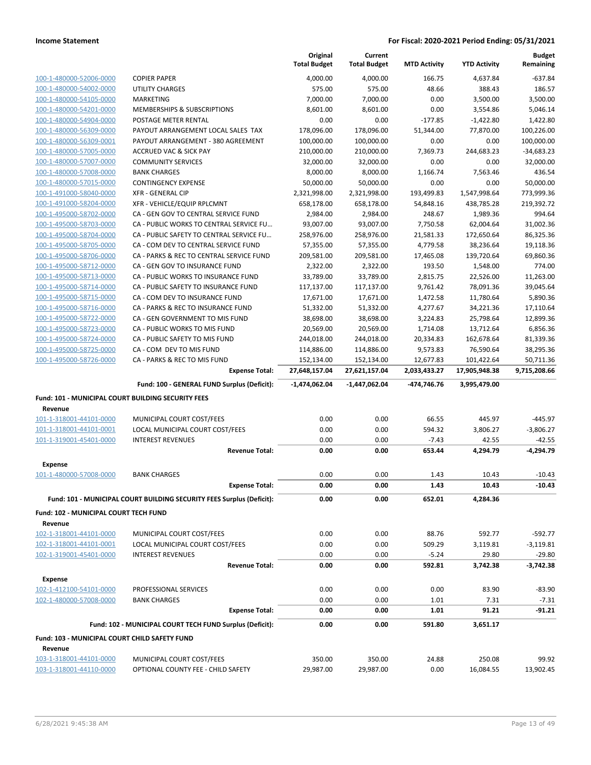**Income Statement** — **For Fiscal: 2020-2021 Period Ending: 05/31/2021**

| | | Original Total Budget | Current Total Budget | MTD Activity | YTD Activity | Budget Remaining |
|---|---|---|---|---|---|---|
| 100-1-480000-52006-0000 | COPIER PAPER | 4,000.00 | 4,000.00 | 166.75 | 4,637.84 | -637.84 |
| 100-1-480000-54002-0000 | UTILITY CHARGES | 575.00 | 575.00 | 48.66 | 388.43 | 186.57 |
| 100-1-480000-54105-0000 | MARKETING | 7,000.00 | 7,000.00 | 0.00 | 3,500.00 | 3,500.00 |
| 100-1-480000-54201-0000 | MEMBERSHIPS & SUBSCRIPTIONS | 8,601.00 | 8,601.00 | 0.00 | 3,554.86 | 5,046.14 |
| 100-1-480000-54904-0000 | POSTAGE METER RENTAL | 0.00 | 0.00 | -177.85 | -1,422.80 | 1,422.80 |
| 100-1-480000-56309-0000 | PAYOUT ARRANGEMENT LOCAL SALES TAX | 178,096.00 | 178,096.00 | 51,344.00 | 77,870.00 | 100,226.00 |
| 100-1-480000-56309-0001 | PAYOUT ARRANGEMENT - 380 AGREEMENT | 100,000.00 | 100,000.00 | 0.00 | 0.00 | 100,000.00 |
| 100-1-480000-57005-0000 | ACCRUED VAC & SICK PAY | 210,000.00 | 210,000.00 | 7,369.73 | 244,683.23 | -34,683.23 |
| 100-1-480000-57007-0000 | COMMUNITY SERVICES | 32,000.00 | 32,000.00 | 0.00 | 0.00 | 32,000.00 |
| 100-1-480000-57008-0000 | BANK CHARGES | 8,000.00 | 8,000.00 | 1,166.74 | 7,563.46 | 436.54 |
| 100-1-480000-57015-0000 | CONTINGENCY EXPENSE | 50,000.00 | 50,000.00 | 0.00 | 0.00 | 50,000.00 |
| 100-1-491000-58040-0000 | XFR - GENERAL CIP | 2,321,998.00 | 2,321,998.00 | 193,499.83 | 1,547,998.64 | 773,999.36 |
| 100-1-491000-58204-0000 | XFR - VEHICLE/EQUIP RPLCMNT | 658,178.00 | 658,178.00 | 54,848.16 | 438,785.28 | 219,392.72 |
| 100-1-495000-58702-0000 | CA - GEN GOV TO CENTRAL SERVICE FUND | 2,984.00 | 2,984.00 | 248.67 | 1,989.36 | 994.64 |
| 100-1-495000-58703-0000 | CA - PUBLIC WORKS TO CENTRAL SERVICE FU... | 93,007.00 | 93,007.00 | 7,750.58 | 62,004.64 | 31,002.36 |
| 100-1-495000-58704-0000 | CA - PUBLIC SAFETY TO CENTRAL SERVICE FU... | 258,976.00 | 258,976.00 | 21,581.33 | 172,650.64 | 86,325.36 |
| 100-1-495000-58705-0000 | CA - COM DEV TO CENTRAL SERVICE FUND | 57,355.00 | 57,355.00 | 4,779.58 | 38,236.64 | 19,118.36 |
| 100-1-495000-58706-0000 | CA - PARKS & REC TO CENTRAL SERVICE FUND | 209,581.00 | 209,581.00 | 17,465.08 | 139,720.64 | 69,860.36 |
| 100-1-495000-58712-0000 | CA - GEN GOV TO INSURANCE FUND | 2,322.00 | 2,322.00 | 193.50 | 1,548.00 | 774.00 |
| 100-1-495000-58713-0000 | CA - PUBLIC WORKS TO INSURANCE FUND | 33,789.00 | 33,789.00 | 2,815.75 | 22,526.00 | 11,263.00 |
| 100-1-495000-58714-0000 | CA - PUBLIC SAFETY TO INSURANCE FUND | 117,137.00 | 117,137.00 | 9,761.42 | 78,091.36 | 39,045.64 |
| 100-1-495000-58715-0000 | CA - COM DEV TO INSURANCE FUND | 17,671.00 | 17,671.00 | 1,472.58 | 11,780.64 | 5,890.36 |
| 100-1-495000-58716-0000 | CA - PARKS & REC TO INSURANCE FUND | 51,332.00 | 51,332.00 | 4,277.67 | 34,221.36 | 17,110.64 |
| 100-1-495000-58722-0000 | CA - GEN GOVERNMENT TO MIS FUND | 38,698.00 | 38,698.00 | 3,224.83 | 25,798.64 | 12,899.36 |
| 100-1-495000-58723-0000 | CA - PUBLIC WORKS TO MIS FUND | 20,569.00 | 20,569.00 | 1,714.08 | 13,712.64 | 6,856.36 |
| 100-1-495000-58724-0000 | CA - PUBLIC SAFETY TO MIS FUND | 244,018.00 | 244,018.00 | 20,334.83 | 162,678.64 | 81,339.36 |
| 100-1-495000-58725-0000 | CA - COM DEV TO MIS FUND | 114,886.00 | 114,886.00 | 9,573.83 | 76,590.64 | 38,295.36 |
| 100-1-495000-58726-0000 | CA - PARKS & REC TO MIS FUND | 152,134.00 | 152,134.00 | 12,677.83 | 101,422.64 | 50,711.36 |
| | **Expense Total:** | **27,648,157.04** | **27,621,157.04** | **2,033,433.27** | **17,905,948.38** | **9,715,208.66** |
| | **Fund: 100 - GENERAL FUND Surplus (Deficit):** | **-1,474,062.04** | **-1,447,062.04** | **-474,746.76** | **3,995,479.00** | |
| **Fund: 101 - MUNICIPAL COURT BUILDING SECURITY FEES** | | | | | | |
| **Revenue** | | | | | | |
| 101-1-318001-44101-0000 | MUNICIPAL COURT COST/FEES | 0.00 | 0.00 | 66.55 | 445.97 | -445.97 |
| 101-1-318001-44101-0001 | LOCAL MUNICIPAL COURT COST/FEES | 0.00 | 0.00 | 594.32 | 3,806.27 | -3,806.27 |
| 101-1-319001-45401-0000 | INTEREST REVENUES | 0.00 | 0.00 | -7.43 | 42.55 | -42.55 |
| | **Revenue Total:** | **0.00** | **0.00** | **653.44** | **4,294.79** | **-4,294.79** |
| **Expense** | | | | | | |
| 101-1-480000-57008-0000 | BANK CHARGES | 0.00 | 0.00 | 1.43 | 10.43 | -10.43 |
| | **Expense Total:** | **0.00** | **0.00** | **1.43** | **10.43** | **-10.43** |
| | **Fund: 101 - MUNICIPAL COURT BUILDING SECURITY FEES Surplus (Deficit):** | **0.00** | **0.00** | **652.01** | **4,284.36** | |
| **Fund: 102 - MUNICIPAL COURT TECH FUND** | | | | | | |
| **Revenue** | | | | | | |
| 102-1-318001-44101-0000 | MUNICIPAL COURT COST/FEES | 0.00 | 0.00 | 88.76 | 592.77 | -592.77 |
| 102-1-318001-44101-0001 | LOCAL MUNICIPAL COURT COST/FEES | 0.00 | 0.00 | 509.29 | 3,119.81 | -3,119.81 |
| 102-1-319001-45401-0000 | INTEREST REVENUES | 0.00 | 0.00 | -5.24 | 29.80 | -29.80 |
| | **Revenue Total:** | **0.00** | **0.00** | **592.81** | **3,742.38** | **-3,742.38** |
| **Expense** | | | | | | |
| 102-1-412100-54101-0000 | PROFESSIONAL SERVICES | 0.00 | 0.00 | 0.00 | 83.90 | -83.90 |
| 102-1-480000-57008-0000 | BANK CHARGES | 0.00 | 0.00 | 1.01 | 7.31 | -7.31 |
| | **Expense Total:** | **0.00** | **0.00** | **1.01** | **91.21** | **-91.21** |
| | **Fund: 102 - MUNICIPAL COURT TECH FUND Surplus (Deficit):** | **0.00** | **0.00** | **591.80** | **3,651.17** | |
| **Fund: 103 - MUNICIPAL COURT CHILD SAFETY FUND** | | | | | | |
| **Revenue** | | | | | | |
| 103-1-318001-44101-0000 | MUNICIPAL COURT COST/FEES | 350.00 | 350.00 | 24.88 | 250.08 | 99.92 |
| 103-1-318001-44110-0000 | OPTIONAL COUNTY FEE - CHILD SAFETY | 29,987.00 | 29,987.00 | 0.00 | 16,084.55 | 13,902.45 |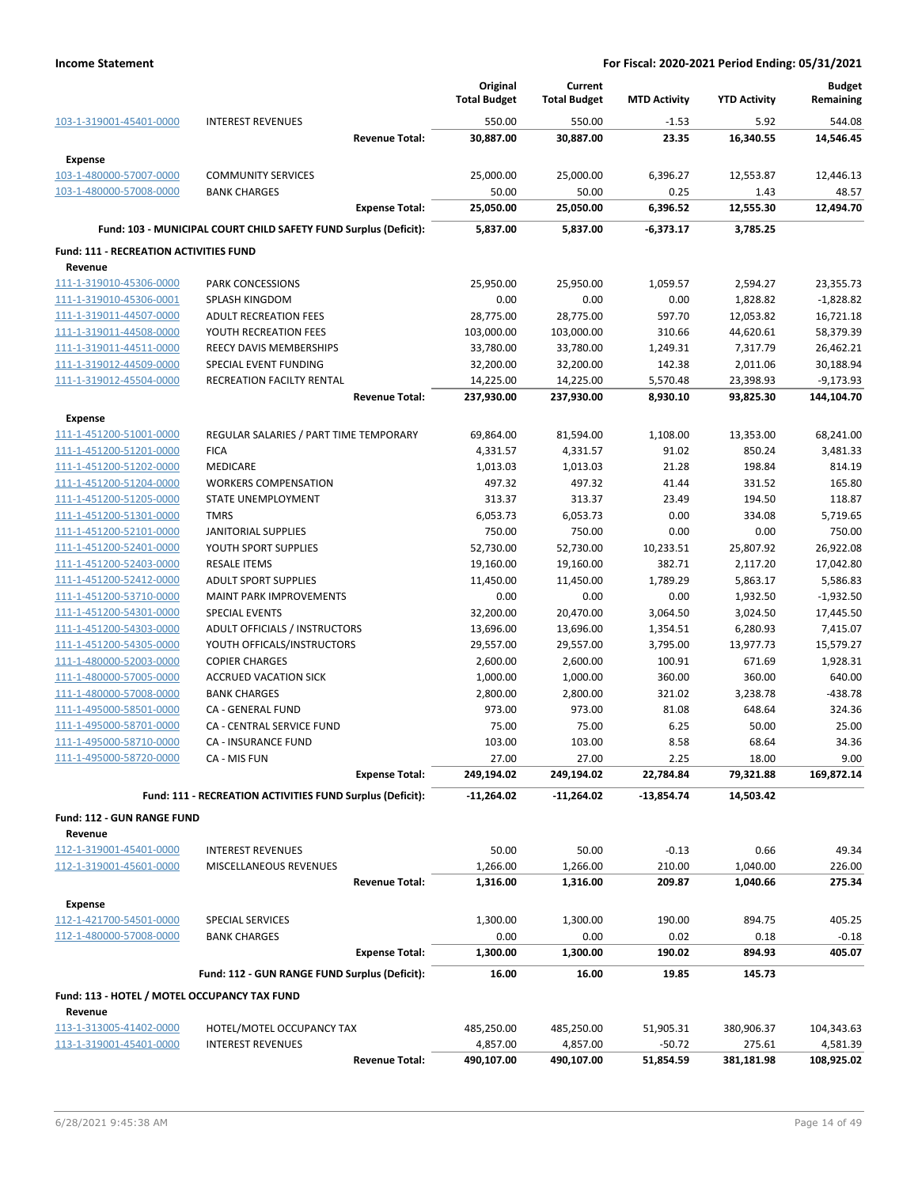| | | Original Total Budget | Current Total Budget | MTD Activity | YTD Activity | Budget Remaining |
|---|---|---|---|---|---|---|
| 103-1-319001-45401-0000 | INTEREST REVENUES | 550.00 | 550.00 | -1.53 | 5.92 | 544.08 |
| | **Revenue Total:** | **30,887.00** | **30,887.00** | **23.35** | **16,340.55** | **14,546.45** |
| **Expense** | | | | | | |
| 103-1-480000-57007-0000 | COMMUNITY SERVICES | 25,000.00 | 25,000.00 | 6,396.27 | 12,553.87 | 12,446.13 |
| 103-1-480000-57008-0000 | BANK CHARGES | 50.00 | 50.00 | 0.25 | 1.43 | 48.57 |
| | **Expense Total:** | **25,050.00** | **25,050.00** | **6,396.52** | **12,555.30** | **12,494.70** |
| | **Fund: 103 - MUNICIPAL COURT CHILD SAFETY FUND Surplus (Deficit):** | **5,837.00** | **5,837.00** | **-6,373.17** | **3,785.25** | |
| **Fund: 111 - RECREATION ACTIVITIES FUND** | | | | | | |
| **Revenue** | | | | | | |
| 111-1-319010-45306-0000 | PARK CONCESSIONS | 25,950.00 | 25,950.00 | 1,059.57 | 2,594.27 | 23,355.73 |
| 111-1-319010-45306-0001 | SPLASH KINGDOM | 0.00 | 0.00 | 0.00 | 1,828.82 | -1,828.82 |
| 111-1-319011-44507-0000 | ADULT RECREATION FEES | 28,775.00 | 28,775.00 | 597.70 | 12,053.82 | 16,721.18 |
| 111-1-319011-44508-0000 | YOUTH RECREATION FEES | 103,000.00 | 103,000.00 | 310.66 | 44,620.61 | 58,379.39 |
| 111-1-319011-44511-0000 | REECY DAVIS MEMBERSHIPS | 33,780.00 | 33,780.00 | 1,249.31 | 7,317.79 | 26,462.21 |
| 111-1-319012-44509-0000 | SPECIAL EVENT FUNDING | 32,200.00 | 32,200.00 | 142.38 | 2,011.06 | 30,188.94 |
| 111-1-319012-45504-0000 | RECREATION FACILTY RENTAL | 14,225.00 | 14,225.00 | 5,570.48 | 23,398.93 | -9,173.93 |
| | **Revenue Total:** | **237,930.00** | **237,930.00** | **8,930.10** | **93,825.30** | **144,104.70** |
| **Expense** | | | | | | |
| 111-1-451200-51001-0000 | REGULAR SALARIES / PART TIME TEMPORARY | 69,864.00 | 81,594.00 | 1,108.00 | 13,353.00 | 68,241.00 |
| 111-1-451200-51201-0000 | FICA | 4,331.57 | 4,331.57 | 91.02 | 850.24 | 3,481.33 |
| 111-1-451200-51202-0000 | MEDICARE | 1,013.03 | 1,013.03 | 21.28 | 198.84 | 814.19 |
| 111-1-451200-51204-0000 | WORKERS COMPENSATION | 497.32 | 497.32 | 41.44 | 331.52 | 165.80 |
| 111-1-451200-51205-0000 | STATE UNEMPLOYMENT | 313.37 | 313.37 | 23.49 | 194.50 | 118.87 |
| 111-1-451200-51301-0000 | TMRS | 6,053.73 | 6,053.73 | 0.00 | 334.08 | 5,719.65 |
| 111-1-451200-52101-0000 | JANITORIAL SUPPLIES | 750.00 | 750.00 | 0.00 | 0.00 | 750.00 |
| 111-1-451200-52401-0000 | YOUTH SPORT SUPPLIES | 52,730.00 | 52,730.00 | 10,233.51 | 25,807.92 | 26,922.08 |
| 111-1-451200-52403-0000 | RESALE ITEMS | 19,160.00 | 19,160.00 | 382.71 | 2,117.20 | 17,042.80 |
| 111-1-451200-52412-0000 | ADULT SPORT SUPPLIES | 11,450.00 | 11,450.00 | 1,789.29 | 5,863.17 | 5,586.83 |
| 111-1-451200-53710-0000 | MAINT PARK IMPROVEMENTS | 0.00 | 0.00 | 0.00 | 1,932.50 | -1,932.50 |
| 111-1-451200-54301-0000 | SPECIAL EVENTS | 32,200.00 | 20,470.00 | 3,064.50 | 3,024.50 | 17,445.50 |
| 111-1-451200-54303-0000 | ADULT OFFICIALS / INSTRUCTORS | 13,696.00 | 13,696.00 | 1,354.51 | 6,280.93 | 7,415.07 |
| 111-1-451200-54305-0000 | YOUTH OFFICALS/INSTRUCTORS | 29,557.00 | 29,557.00 | 3,795.00 | 13,977.73 | 15,579.27 |
| 111-1-480000-52003-0000 | COPIER CHARGES | 2,600.00 | 2,600.00 | 100.91 | 671.69 | 1,928.31 |
| 111-1-480000-57005-0000 | ACCRUED VACATION SICK | 1,000.00 | 1,000.00 | 360.00 | 360.00 | 640.00 |
| 111-1-480000-57008-0000 | BANK CHARGES | 2,800.00 | 2,800.00 | 321.02 | 3,238.78 | -438.78 |
| 111-1-495000-58501-0000 | CA - GENERAL FUND | 973.00 | 973.00 | 81.08 | 648.64 | 324.36 |
| 111-1-495000-58701-0000 | CA - CENTRAL SERVICE FUND | 75.00 | 75.00 | 6.25 | 50.00 | 25.00 |
| 111-1-495000-58710-0000 | CA - INSURANCE FUND | 103.00 | 103.00 | 8.58 | 68.64 | 34.36 |
| 111-1-495000-58720-0000 | CA - MIS FUN | 27.00 | 27.00 | 2.25 | 18.00 | 9.00 |
| | **Expense Total:** | **249,194.02** | **249,194.02** | **22,784.84** | **79,321.88** | **169,872.14** |
| | **Fund: 111 - RECREATION ACTIVITIES FUND Surplus (Deficit):** | **-11,264.02** | **-11,264.02** | **-13,854.74** | **14,503.42** | |
| **Fund: 112 - GUN RANGE FUND** | | | | | | |
| **Revenue** | | | | | | |
| 112-1-319001-45401-0000 | INTEREST REVENUES | 50.00 | 50.00 | -0.13 | 0.66 | 49.34 |
| 112-1-319001-45601-0000 | MISCELLANEOUS REVENUES | 1,266.00 | 1,266.00 | 210.00 | 1,040.00 | 226.00 |
| | **Revenue Total:** | **1,316.00** | **1,316.00** | **209.87** | **1,040.66** | **275.34** |
| **Expense** | | | | | | |
| 112-1-421700-54501-0000 | SPECIAL SERVICES | 1,300.00 | 1,300.00 | 190.00 | 894.75 | 405.25 |
| 112-1-480000-57008-0000 | BANK CHARGES | 0.00 | 0.00 | 0.02 | 0.18 | -0.18 |
| | **Expense Total:** | **1,300.00** | **1,300.00** | **190.02** | **894.93** | **405.07** |
| | **Fund: 112 - GUN RANGE FUND Surplus (Deficit):** | **16.00** | **16.00** | **19.85** | **145.73** | |
| **Fund: 113 - HOTEL / MOTEL OCCUPANCY TAX FUND** | | | | | | |
| **Revenue** | | | | | | |
| 113-1-313005-41402-0000 | HOTEL/MOTEL OCCUPANCY TAX | 485,250.00 | 485,250.00 | 51,905.31 | 380,906.37 | 104,343.63 |
| 113-1-319001-45401-0000 | INTEREST REVENUES | 4,857.00 | 4,857.00 | -50.72 | 275.61 | 4,581.39 |
| | **Revenue Total:** | **490,107.00** | **490,107.00** | **51,854.59** | **381,181.98** | **108,925.02** |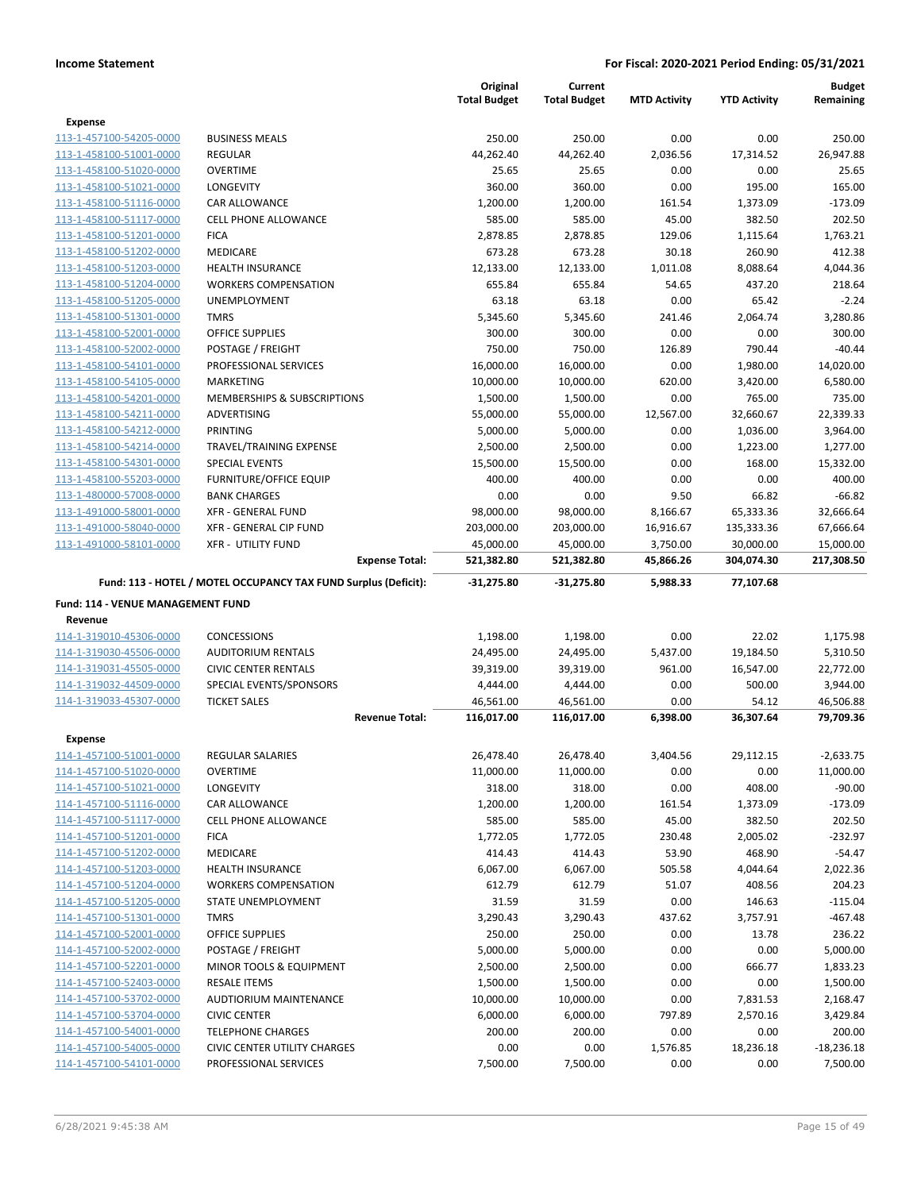**Income Statement** **For Fiscal: 2020-2021 Period Ending: 05/31/2021**

| | | Original Total Budget | Current Total Budget | MTD Activity | YTD Activity | Budget Remaining |
|---|---|---|---|---|---|---|
| **Expense** | | | | | | |
| 113-1-457100-54205-0000 | BUSINESS MEALS | 250.00 | 250.00 | 0.00 | 0.00 | 250.00 |
| 113-1-458100-51001-0000 | REGULAR | 44,262.40 | 44,262.40 | 2,036.56 | 17,314.52 | 26,947.88 |
| 113-1-458100-51020-0000 | OVERTIME | 25.65 | 25.65 | 0.00 | 0.00 | 25.65 |
| 113-1-458100-51021-0000 | LONGEVITY | 360.00 | 360.00 | 0.00 | 195.00 | 165.00 |
| 113-1-458100-51116-0000 | CAR ALLOWANCE | 1,200.00 | 1,200.00 | 161.54 | 1,373.09 | -173.09 |
| 113-1-458100-51117-0000 | CELL PHONE ALLOWANCE | 585.00 | 585.00 | 45.00 | 382.50 | 202.50 |
| 113-1-458100-51201-0000 | FICA | 2,878.85 | 2,878.85 | 129.06 | 1,115.64 | 1,763.21 |
| 113-1-458100-51202-0000 | MEDICARE | 673.28 | 673.28 | 30.18 | 260.90 | 412.38 |
| 113-1-458100-51203-0000 | HEALTH INSURANCE | 12,133.00 | 12,133.00 | 1,011.08 | 8,088.64 | 4,044.36 |
| 113-1-458100-51204-0000 | WORKERS COMPENSATION | 655.84 | 655.84 | 54.65 | 437.20 | 218.64 |
| 113-1-458100-51205-0000 | UNEMPLOYMENT | 63.18 | 63.18 | 0.00 | 65.42 | -2.24 |
| 113-1-458100-51301-0000 | TMRS | 5,345.60 | 5,345.60 | 241.46 | 2,064.74 | 3,280.86 |
| 113-1-458100-52001-0000 | OFFICE SUPPLIES | 300.00 | 300.00 | 0.00 | 0.00 | 300.00 |
| 113-1-458100-52002-0000 | POSTAGE / FREIGHT | 750.00 | 750.00 | 126.89 | 790.44 | -40.44 |
| 113-1-458100-54101-0000 | PROFESSIONAL SERVICES | 16,000.00 | 16,000.00 | 0.00 | 1,980.00 | 14,020.00 |
| 113-1-458100-54105-0000 | MARKETING | 10,000.00 | 10,000.00 | 620.00 | 3,420.00 | 6,580.00 |
| 113-1-458100-54201-0000 | MEMBERSHIPS & SUBSCRIPTIONS | 1,500.00 | 1,500.00 | 0.00 | 765.00 | 735.00 |
| 113-1-458100-54211-0000 | ADVERTISING | 55,000.00 | 55,000.00 | 12,567.00 | 32,660.67 | 22,339.33 |
| 113-1-458100-54212-0000 | PRINTING | 5,000.00 | 5,000.00 | 0.00 | 1,036.00 | 3,964.00 |
| 113-1-458100-54214-0000 | TRAVEL/TRAINING EXPENSE | 2,500.00 | 2,500.00 | 0.00 | 1,223.00 | 1,277.00 |
| 113-1-458100-54301-0000 | SPECIAL EVENTS | 15,500.00 | 15,500.00 | 0.00 | 168.00 | 15,332.00 |
| 113-1-458100-55203-0000 | FURNITURE/OFFICE EQUIP | 400.00 | 400.00 | 0.00 | 0.00 | 400.00 |
| 113-1-480000-57008-0000 | BANK CHARGES | 0.00 | 0.00 | 9.50 | 66.82 | -66.82 |
| 113-1-491000-58001-0000 | XFR - GENERAL FUND | 98,000.00 | 98,000.00 | 8,166.67 | 65,333.36 | 32,666.64 |
| 113-1-491000-58040-0000 | XFR - GENERAL CIP FUND | 203,000.00 | 203,000.00 | 16,916.67 | 135,333.36 | 67,666.64 |
| 113-1-491000-58101-0000 | XFR - UTILITY FUND | 45,000.00 | 45,000.00 | 3,750.00 | 30,000.00 | 15,000.00 |
| | **Expense Total:** | **521,382.80** | **521,382.80** | **45,866.26** | **304,074.30** | **217,308.50** |
| | **Fund: 113 - HOTEL / MOTEL OCCUPANCY TAX FUND Surplus (Deficit):** | **-31,275.80** | **-31,275.80** | **5,988.33** | **77,107.68** | |
| **Fund: 114 - VENUE MANAGEMENT FUND** | | | | | | |
| **Revenue** | | | | | | |
| 114-1-319010-45306-0000 | CONCESSIONS | 1,198.00 | 1,198.00 | 0.00 | 22.02 | 1,175.98 |
| 114-1-319030-45506-0000 | AUDITORIUM RENTALS | 24,495.00 | 24,495.00 | 5,437.00 | 19,184.50 | 5,310.50 |
| 114-1-319031-45505-0000 | CIVIC CENTER RENTALS | 39,319.00 | 39,319.00 | 961.00 | 16,547.00 | 22,772.00 |
| 114-1-319032-44509-0000 | SPECIAL EVENTS/SPONSORS | 4,444.00 | 4,444.00 | 0.00 | 500.00 | 3,944.00 |
| 114-1-319033-45307-0000 | TICKET SALES | 46,561.00 | 46,561.00 | 0.00 | 54.12 | 46,506.88 |
| | **Revenue Total:** | **116,017.00** | **116,017.00** | **6,398.00** | **36,307.64** | **79,709.36** |
| **Expense** | | | | | | |
| 114-1-457100-51001-0000 | REGULAR SALARIES | 26,478.40 | 26,478.40 | 3,404.56 | 29,112.15 | -2,633.75 |
| 114-1-457100-51020-0000 | OVERTIME | 11,000.00 | 11,000.00 | 0.00 | 0.00 | 11,000.00 |
| 114-1-457100-51021-0000 | LONGEVITY | 318.00 | 318.00 | 0.00 | 408.00 | -90.00 |
| 114-1-457100-51116-0000 | CAR ALLOWANCE | 1,200.00 | 1,200.00 | 161.54 | 1,373.09 | -173.09 |
| 114-1-457100-51117-0000 | CELL PHONE ALLOWANCE | 585.00 | 585.00 | 45.00 | 382.50 | 202.50 |
| 114-1-457100-51201-0000 | FICA | 1,772.05 | 1,772.05 | 230.48 | 2,005.02 | -232.97 |
| 114-1-457100-51202-0000 | MEDICARE | 414.43 | 414.43 | 53.90 | 468.90 | -54.47 |
| 114-1-457100-51203-0000 | HEALTH INSURANCE | 6,067.00 | 6,067.00 | 505.58 | 4,044.64 | 2,022.36 |
| 114-1-457100-51204-0000 | WORKERS COMPENSATION | 612.79 | 612.79 | 51.07 | 408.56 | 204.23 |
| 114-1-457100-51205-0000 | STATE UNEMPLOYMENT | 31.59 | 31.59 | 0.00 | 146.63 | -115.04 |
| 114-1-457100-51301-0000 | TMRS | 3,290.43 | 3,290.43 | 437.62 | 3,757.91 | -467.48 |
| 114-1-457100-52001-0000 | OFFICE SUPPLIES | 250.00 | 250.00 | 0.00 | 13.78 | 236.22 |
| 114-1-457100-52002-0000 | POSTAGE / FREIGHT | 5,000.00 | 5,000.00 | 0.00 | 0.00 | 5,000.00 |
| 114-1-457100-52201-0000 | MINOR TOOLS & EQUIPMENT | 2,500.00 | 2,500.00 | 0.00 | 666.77 | 1,833.23 |
| 114-1-457100-52403-0000 | RESALE ITEMS | 1,500.00 | 1,500.00 | 0.00 | 0.00 | 1,500.00 |
| 114-1-457100-53702-0000 | AUDTIORIUM MAINTENANCE | 10,000.00 | 10,000.00 | 0.00 | 7,831.53 | 2,168.47 |
| 114-1-457100-53704-0000 | CIVIC CENTER | 6,000.00 | 6,000.00 | 797.89 | 2,570.16 | 3,429.84 |
| 114-1-457100-54001-0000 | TELEPHONE CHARGES | 200.00 | 200.00 | 0.00 | 0.00 | 200.00 |
| 114-1-457100-54005-0000 | CIVIC CENTER UTILITY CHARGES | 0.00 | 0.00 | 1,576.85 | 18,236.18 | -18,236.18 |
| 114-1-457100-54101-0000 | PROFESSIONAL SERVICES | 7,500.00 | 7,500.00 | 0.00 | 0.00 | 7,500.00 |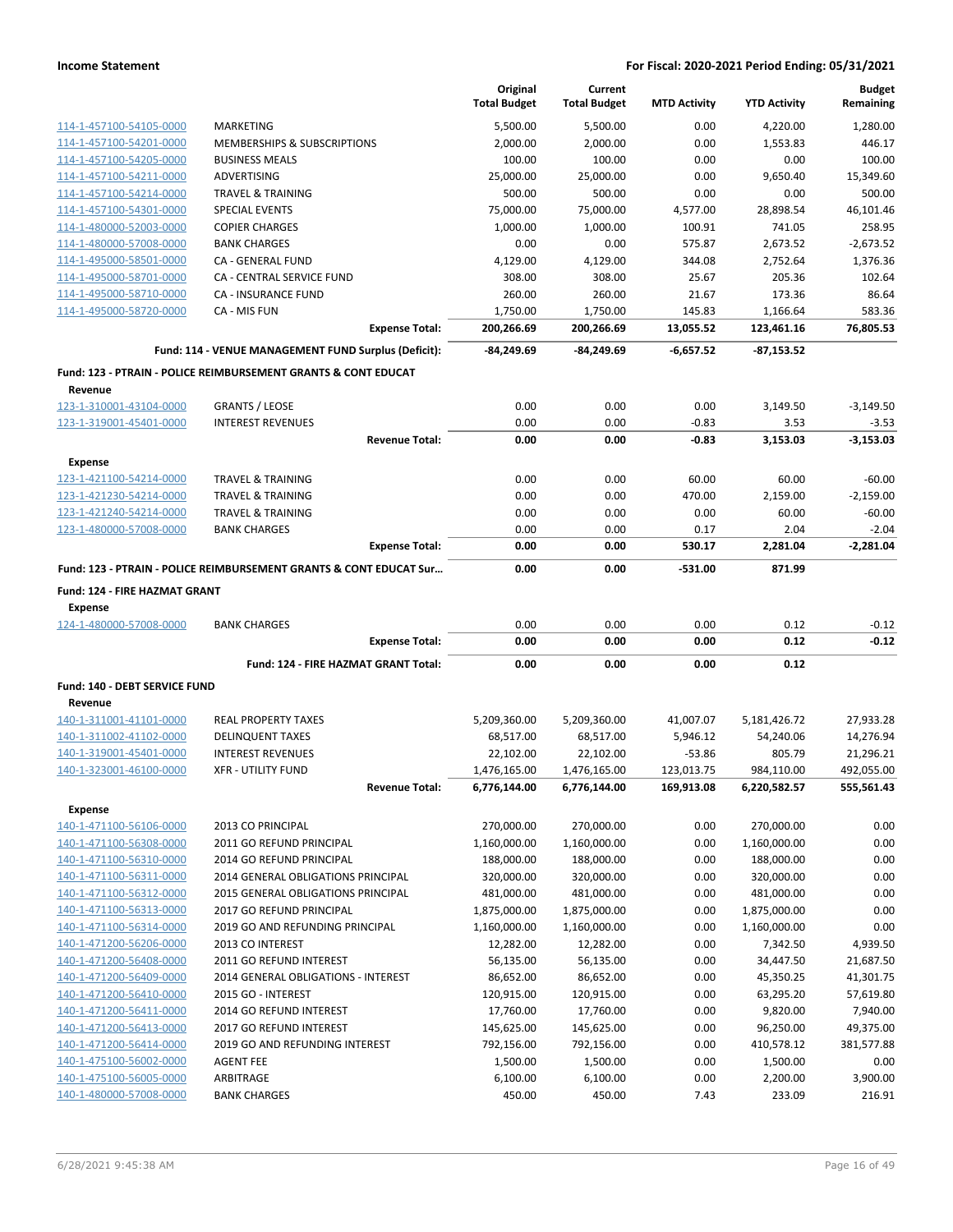**Income Statement** — **For Fiscal: 2020-2021 Period Ending: 05/31/2021**

| | | Original Total Budget | Current Total Budget | MTD Activity | YTD Activity | Budget Remaining |
|---|---|---|---|---|---|---|
| 114-1-457100-54105-0000 | MARKETING | 5,500.00 | 5,500.00 | 0.00 | 4,220.00 | 1,280.00 |
| 114-1-457100-54201-0000 | MEMBERSHIPS & SUBSCRIPTIONS | 2,000.00 | 2,000.00 | 0.00 | 1,553.83 | 446.17 |
| 114-1-457100-54205-0000 | BUSINESS MEALS | 100.00 | 100.00 | 0.00 | 0.00 | 100.00 |
| 114-1-457100-54211-0000 | ADVERTISING | 25,000.00 | 25,000.00 | 0.00 | 9,650.40 | 15,349.60 |
| 114-1-457100-54214-0000 | TRAVEL & TRAINING | 500.00 | 500.00 | 0.00 | 0.00 | 500.00 |
| 114-1-457100-54301-0000 | SPECIAL EVENTS | 75,000.00 | 75,000.00 | 4,577.00 | 28,898.54 | 46,101.46 |
| 114-1-480000-52003-0000 | COPIER CHARGES | 1,000.00 | 1,000.00 | 100.91 | 741.05 | 258.95 |
| 114-1-480000-57008-0000 | BANK CHARGES | 0.00 | 0.00 | 575.87 | 2,673.52 | -2,673.52 |
| 114-1-495000-58501-0000 | CA - GENERAL FUND | 4,129.00 | 4,129.00 | 344.08 | 2,752.64 | 1,376.36 |
| 114-1-495000-58701-0000 | CA - CENTRAL SERVICE FUND | 308.00 | 308.00 | 25.67 | 205.36 | 102.64 |
| 114-1-495000-58710-0000 | CA - INSURANCE FUND | 260.00 | 260.00 | 21.67 | 173.36 | 86.64 |
| 114-1-495000-58720-0000 | CA - MIS FUN | 1,750.00 | 1,750.00 | 145.83 | 1,166.64 | 583.36 |
| | **Expense Total:** | **200,266.69** | **200,266.69** | **13,055.52** | **123,461.16** | **76,805.53** |
| | **Fund: 114 - VENUE MANAGEMENT FUND Surplus (Deficit):** | **-84,249.69** | **-84,249.69** | **-6,657.52** | **-87,153.52** | |
| **Fund: 123 - PTRAIN - POLICE REIMBURSEMENT GRANTS & CONT EDUCAT** | | | | | | |
| **Revenue** | | | | | | |
| 123-1-310001-43104-0000 | GRANTS / LEOSE | 0.00 | 0.00 | 0.00 | 3,149.50 | -3,149.50 |
| 123-1-319001-45401-0000 | INTEREST REVENUES | 0.00 | 0.00 | -0.83 | 3.53 | -3.53 |
| | **Revenue Total:** | **0.00** | **0.00** | **-0.83** | **3,153.03** | **-3,153.03** |
| **Expense** | | | | | | |
| 123-1-421100-54214-0000 | TRAVEL & TRAINING | 0.00 | 0.00 | 60.00 | 60.00 | -60.00 |
| 123-1-421230-54214-0000 | TRAVEL & TRAINING | 0.00 | 0.00 | 470.00 | 2,159.00 | -2,159.00 |
| 123-1-421240-54214-0000 | TRAVEL & TRAINING | 0.00 | 0.00 | 0.00 | 60.00 | -60.00 |
| 123-1-480000-57008-0000 | BANK CHARGES | 0.00 | 0.00 | 0.17 | 2.04 | -2.04 |
| | **Expense Total:** | **0.00** | **0.00** | **530.17** | **2,281.04** | **-2,281.04** |
| | **Fund: 123 - PTRAIN - POLICE REIMBURSEMENT GRANTS & CONT EDUCAT Sur...** | **0.00** | **0.00** | **-531.00** | **871.99** | |
| **Fund: 124 - FIRE HAZMAT GRANT** | | | | | | |
| **Expense** | | | | | | |
| 124-1-480000-57008-0000 | BANK CHARGES | 0.00 | 0.00 | 0.00 | 0.12 | -0.12 |
| | **Expense Total:** | **0.00** | **0.00** | **0.00** | **0.12** | **-0.12** |
| | **Fund: 124 - FIRE HAZMAT GRANT Total:** | **0.00** | **0.00** | **0.00** | **0.12** | |
| **Fund: 140 - DEBT SERVICE FUND** | | | | | | |
| **Revenue** | | | | | | |
| 140-1-311001-41101-0000 | REAL PROPERTY TAXES | 5,209,360.00 | 5,209,360.00 | 41,007.07 | 5,181,426.72 | 27,933.28 |
| 140-1-311002-41102-0000 | DELINQUENT TAXES | 68,517.00 | 68,517.00 | 5,946.12 | 54,240.06 | 14,276.94 |
| 140-1-319001-45401-0000 | INTEREST REVENUES | 22,102.00 | 22,102.00 | -53.86 | 805.79 | 21,296.21 |
| 140-1-323001-46100-0000 | XFR - UTILITY FUND | 1,476,165.00 | 1,476,165.00 | 123,013.75 | 984,110.00 | 492,055.00 |
| | **Revenue Total:** | **6,776,144.00** | **6,776,144.00** | **169,913.08** | **6,220,582.57** | **555,561.43** |
| **Expense** | | | | | | |
| 140-1-471100-56106-0000 | 2013 CO PRINCIPAL | 270,000.00 | 270,000.00 | 0.00 | 270,000.00 | 0.00 |
| 140-1-471100-56308-0000 | 2011 GO REFUND PRINCIPAL | 1,160,000.00 | 1,160,000.00 | 0.00 | 1,160,000.00 | 0.00 |
| 140-1-471100-56310-0000 | 2014 GO REFUND PRINCIPAL | 188,000.00 | 188,000.00 | 0.00 | 188,000.00 | 0.00 |
| 140-1-471100-56311-0000 | 2014 GENERAL OBLIGATIONS PRINCIPAL | 320,000.00 | 320,000.00 | 0.00 | 320,000.00 | 0.00 |
| 140-1-471100-56312-0000 | 2015 GENERAL OBLIGATIONS PRINCIPAL | 481,000.00 | 481,000.00 | 0.00 | 481,000.00 | 0.00 |
| 140-1-471100-56313-0000 | 2017 GO REFUND PRINCIPAL | 1,875,000.00 | 1,875,000.00 | 0.00 | 1,875,000.00 | 0.00 |
| 140-1-471100-56314-0000 | 2019 GO AND REFUNDING PRINCIPAL | 1,160,000.00 | 1,160,000.00 | 0.00 | 1,160,000.00 | 0.00 |
| 140-1-471200-56206-0000 | 2013 CO INTEREST | 12,282.00 | 12,282.00 | 0.00 | 7,342.50 | 4,939.50 |
| 140-1-471200-56408-0000 | 2011 GO REFUND INTEREST | 56,135.00 | 56,135.00 | 0.00 | 34,447.50 | 21,687.50 |
| 140-1-471200-56409-0000 | 2014 GENERAL OBLIGATIONS - INTEREST | 86,652.00 | 86,652.00 | 0.00 | 45,350.25 | 41,301.75 |
| 140-1-471200-56410-0000 | 2015 GO - INTEREST | 120,915.00 | 120,915.00 | 0.00 | 63,295.20 | 57,619.80 |
| 140-1-471200-56411-0000 | 2014 GO REFUND INTEREST | 17,760.00 | 17,760.00 | 0.00 | 9,820.00 | 7,940.00 |
| 140-1-471200-56413-0000 | 2017 GO REFUND INTEREST | 145,625.00 | 145,625.00 | 0.00 | 96,250.00 | 49,375.00 |
| 140-1-471200-56414-0000 | 2019 GO AND REFUNDING INTEREST | 792,156.00 | 792,156.00 | 0.00 | 410,578.12 | 381,577.88 |
| 140-1-475100-56002-0000 | AGENT FEE | 1,500.00 | 1,500.00 | 0.00 | 1,500.00 | 0.00 |
| 140-1-475100-56005-0000 | ARBITRAGE | 6,100.00 | 6,100.00 | 0.00 | 2,200.00 | 3,900.00 |
| 140-1-480000-57008-0000 | BANK CHARGES | 450.00 | 450.00 | 7.43 | 233.09 | 216.91 |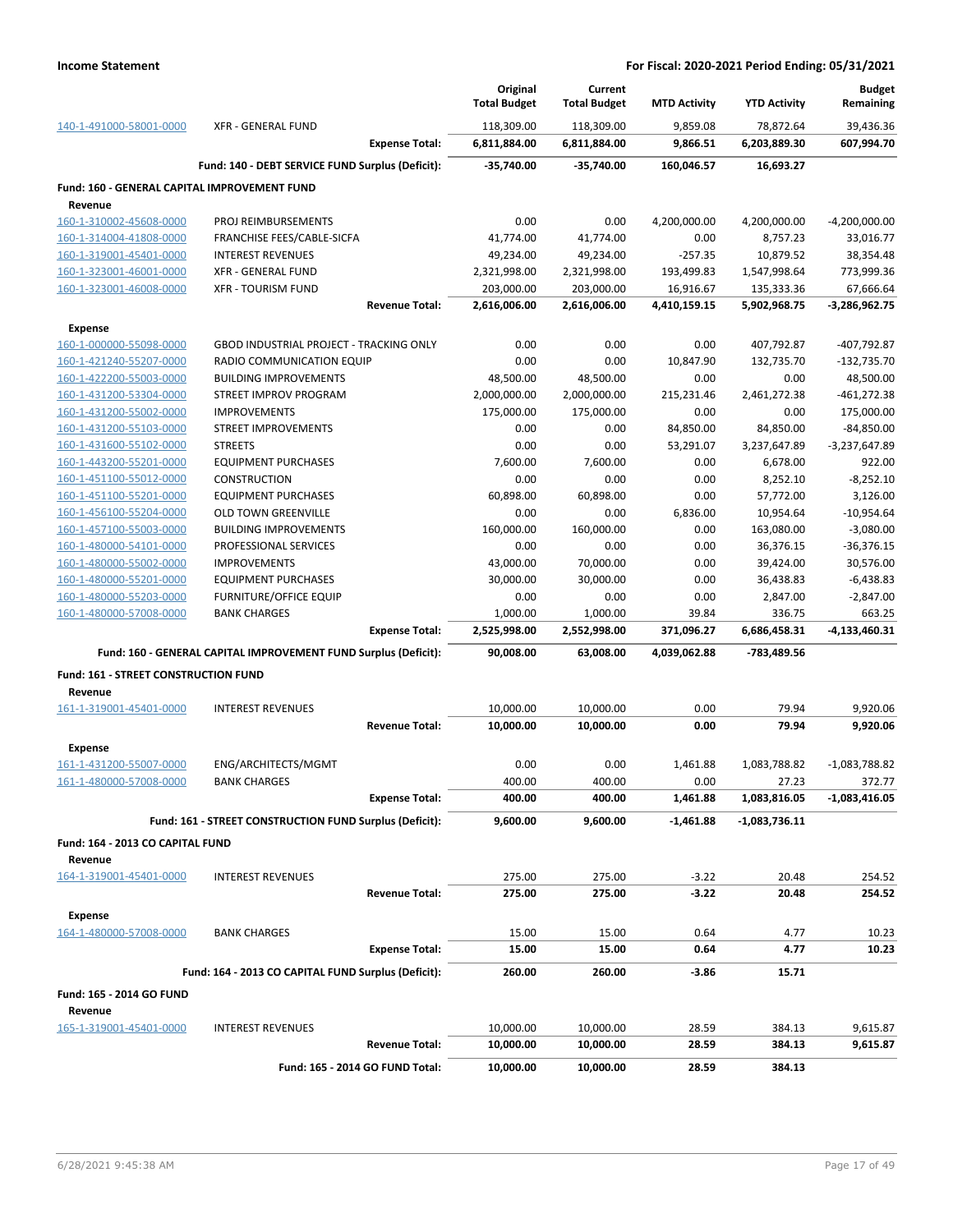**Income Statement** | **For Fiscal: 2020-2021 Period Ending: 05/31/2021**

| | | Original Total Budget | Current Total Budget | MTD Activity | YTD Activity | Budget Remaining |
|---|---|---|---|---|---|---|
| 140-1-491000-58001-0000 | XFR - GENERAL FUND | 118,309.00 | 118,309.00 | 9,859.08 | 78,872.64 | 39,436.36 |
| | **Expense Total:** | **6,811,884.00** | **6,811,884.00** | **9,866.51** | **6,203,889.30** | **607,994.70** |
| | **Fund: 140 - DEBT SERVICE FUND Surplus (Deficit):** | **-35,740.00** | **-35,740.00** | **160,046.57** | **16,693.27** | |
| **Fund: 160 - GENERAL CAPITAL IMPROVEMENT FUND** | | | | | | |
| **Revenue** | | | | | | |
| 160-1-310002-45608-0000 | PROJ REIMBURSEMENTS | 0.00 | 0.00 | 4,200,000.00 | 4,200,000.00 | -4,200,000.00 |
| 160-1-314004-41808-0000 | FRANCHISE FEES/CABLE-SICFA | 41,774.00 | 41,774.00 | 0.00 | 8,757.23 | 33,016.77 |
| 160-1-319001-45401-0000 | INTEREST REVENUES | 49,234.00 | 49,234.00 | -257.35 | 10,879.52 | 38,354.48 |
| 160-1-323001-46001-0000 | XFR - GENERAL FUND | 2,321,998.00 | 2,321,998.00 | 193,499.83 | 1,547,998.64 | 773,999.36 |
| 160-1-323001-46008-0000 | XFR - TOURISM FUND | 203,000.00 | 203,000.00 | 16,916.67 | 135,333.36 | 67,666.64 |
| | **Revenue Total:** | **2,616,006.00** | **2,616,006.00** | **4,410,159.15** | **5,902,968.75** | **-3,286,962.75** |
| **Expense** | | | | | | |
| 160-1-000000-55098-0000 | GBOD INDUSTRIAL PROJECT - TRACKING ONLY | 0.00 | 0.00 | 0.00 | 407,792.87 | -407,792.87 |
| 160-1-421240-55207-0000 | RADIO COMMUNICATION EQUIP | 0.00 | 0.00 | 10,847.90 | 132,735.70 | -132,735.70 |
| 160-1-422200-55003-0000 | BUILDING IMPROVEMENTS | 48,500.00 | 48,500.00 | 0.00 | 0.00 | 48,500.00 |
| 160-1-431200-53304-0000 | STREET IMPROV PROGRAM | 2,000,000.00 | 2,000,000.00 | 215,231.46 | 2,461,272.38 | -461,272.38 |
| 160-1-431200-55002-0000 | IMPROVEMENTS | 175,000.00 | 175,000.00 | 0.00 | 0.00 | 175,000.00 |
| 160-1-431200-55103-0000 | STREET IMPROVEMENTS | 0.00 | 0.00 | 84,850.00 | 84,850.00 | -84,850.00 |
| 160-1-431600-55102-0000 | STREETS | 0.00 | 0.00 | 53,291.07 | 3,237,647.89 | -3,237,647.89 |
| 160-1-443200-55201-0000 | EQUIPMENT PURCHASES | 7,600.00 | 7,600.00 | 0.00 | 6,678.00 | 922.00 |
| 160-1-451100-55012-0000 | CONSTRUCTION | 0.00 | 0.00 | 0.00 | 8,252.10 | -8,252.10 |
| 160-1-451100-55201-0000 | EQUIPMENT PURCHASES | 60,898.00 | 60,898.00 | 0.00 | 57,772.00 | 3,126.00 |
| 160-1-456100-55204-0000 | OLD TOWN GREENVILLE | 0.00 | 0.00 | 6,836.00 | 10,954.64 | -10,954.64 |
| 160-1-457100-55003-0000 | BUILDING IMPROVEMENTS | 160,000.00 | 160,000.00 | 0.00 | 163,080.00 | -3,080.00 |
| 160-1-480000-54101-0000 | PROFESSIONAL SERVICES | 0.00 | 0.00 | 0.00 | 36,376.15 | -36,376.15 |
| 160-1-480000-55002-0000 | IMPROVEMENTS | 43,000.00 | 70,000.00 | 0.00 | 39,424.00 | 30,576.00 |
| 160-1-480000-55201-0000 | EQUIPMENT PURCHASES | 30,000.00 | 30,000.00 | 0.00 | 36,438.83 | -6,438.83 |
| 160-1-480000-55203-0000 | FURNITURE/OFFICE EQUIP | 0.00 | 0.00 | 0.00 | 2,847.00 | -2,847.00 |
| 160-1-480000-57008-0000 | BANK CHARGES | 1,000.00 | 1,000.00 | 39.84 | 336.75 | 663.25 |
| | **Expense Total:** | **2,525,998.00** | **2,552,998.00** | **371,096.27** | **6,686,458.31** | **-4,133,460.31** |
| | **Fund: 160 - GENERAL CAPITAL IMPROVEMENT FUND Surplus (Deficit):** | **90,008.00** | **63,008.00** | **4,039,062.88** | **-783,489.56** | |
| **Fund: 161 - STREET CONSTRUCTION FUND** | | | | | | |
| **Revenue** | | | | | | |
| 161-1-319001-45401-0000 | INTEREST REVENUES | 10,000.00 | 10,000.00 | 0.00 | 79.94 | 9,920.06 |
| | **Revenue Total:** | **10,000.00** | **10,000.00** | **0.00** | **79.94** | **9,920.06** |
| **Expense** | | | | | | |
| 161-1-431200-55007-0000 | ENG/ARCHITECTS/MGMT | 0.00 | 0.00 | 1,461.88 | 1,083,788.82 | -1,083,788.82 |
| 161-1-480000-57008-0000 | BANK CHARGES | 400.00 | 400.00 | 0.00 | 27.23 | 372.77 |
| | **Expense Total:** | **400.00** | **400.00** | **1,461.88** | **1,083,816.05** | **-1,083,416.05** |
| | **Fund: 161 - STREET CONSTRUCTION FUND Surplus (Deficit):** | **9,600.00** | **9,600.00** | **-1,461.88** | **-1,083,736.11** | |
| **Fund: 164 - 2013 CO CAPITAL FUND** | | | | | | |
| **Revenue** | | | | | | |
| 164-1-319001-45401-0000 | INTEREST REVENUES | 275.00 | 275.00 | -3.22 | 20.48 | 254.52 |
| | **Revenue Total:** | **275.00** | **275.00** | **-3.22** | **20.48** | **254.52** |
| **Expense** | | | | | | |
| 164-1-480000-57008-0000 | BANK CHARGES | 15.00 | 15.00 | 0.64 | 4.77 | 10.23 |
| | **Expense Total:** | **15.00** | **15.00** | **0.64** | **4.77** | **10.23** |
| | **Fund: 164 - 2013 CO CAPITAL FUND Surplus (Deficit):** | **260.00** | **260.00** | **-3.86** | **15.71** | |
| **Fund: 165 - 2014 GO FUND** | | | | | | |
| **Revenue** | | | | | | |
| 165-1-319001-45401-0000 | INTEREST REVENUES | 10,000.00 | 10,000.00 | 28.59 | 384.13 | 9,615.87 |
| | **Revenue Total:** | **10,000.00** | **10,000.00** | **28.59** | **384.13** | **9,615.87** |
| | **Fund: 165 - 2014 GO FUND Total:** | **10,000.00** | **10,000.00** | **28.59** | **384.13** | |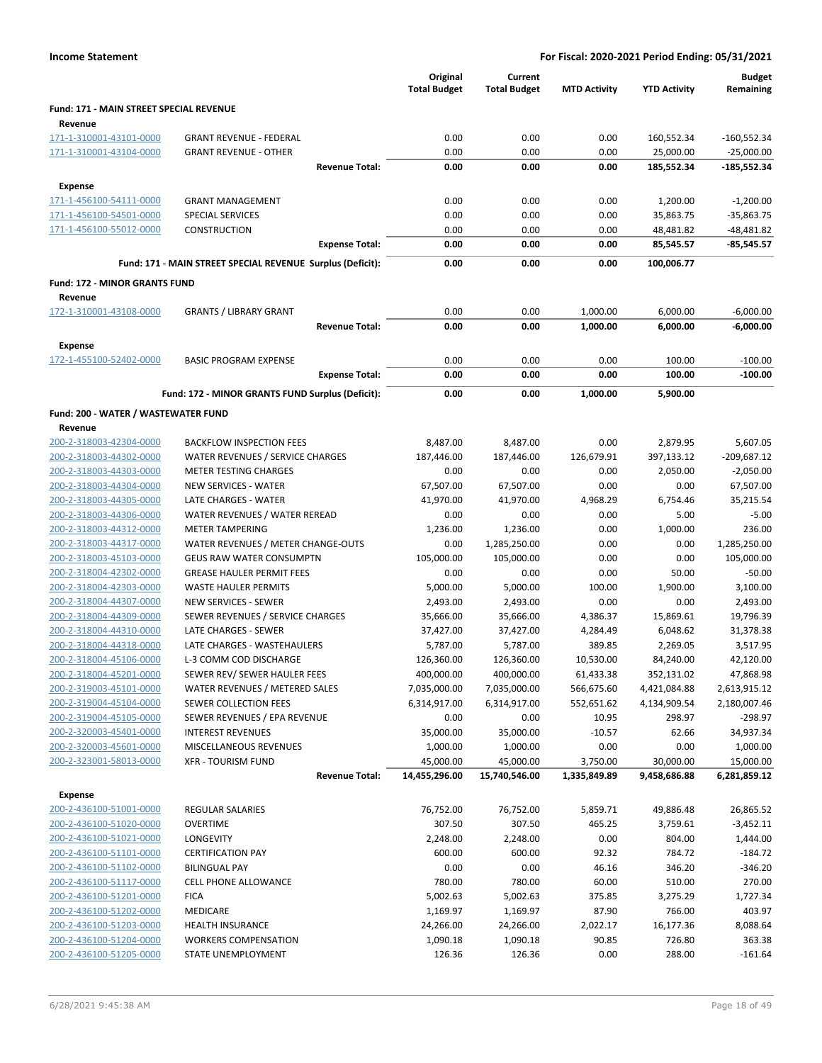**Income Statement** | **For Fiscal: 2020-2021 Period Ending: 05/31/2021**

| | | Original Total Budget | Current Total Budget | MTD Activity | YTD Activity | Budget Remaining |
|---|---|---|---|---|---|---|
| **Fund: 171 - MAIN STREET SPECIAL REVENUE** | | | | | | |
| **Revenue** | | | | | | |
| 171-1-310001-43101-0000 | GRANT REVENUE - FEDERAL | 0.00 | 0.00 | 0.00 | 160,552.34 | -160,552.34 |
| 171-1-310001-43104-0000 | GRANT REVENUE - OTHER | 0.00 | 0.00 | 0.00 | 25,000.00 | -25,000.00 |
| | **Revenue Total:** | **0.00** | **0.00** | **0.00** | **185,552.34** | **-185,552.34** |
| **Expense** | | | | | | |
| 171-1-456100-54111-0000 | GRANT MANAGEMENT | 0.00 | 0.00 | 0.00 | 1,200.00 | -1,200.00 |
| 171-1-456100-54501-0000 | SPECIAL SERVICES | 0.00 | 0.00 | 0.00 | 35,863.75 | -35,863.75 |
| 171-1-456100-55012-0000 | CONSTRUCTION | 0.00 | 0.00 | 0.00 | 48,481.82 | -48,481.82 |
| | **Expense Total:** | **0.00** | **0.00** | **0.00** | **85,545.57** | **-85,545.57** |
| | **Fund: 171 - MAIN STREET SPECIAL REVENUE Surplus (Deficit):** | **0.00** | **0.00** | **0.00** | **100,006.77** | |
| **Fund: 172 - MINOR GRANTS FUND** | | | | | | |
| **Revenue** | | | | | | |
| 172-1-310001-43108-0000 | GRANTS / LIBRARY GRANT | 0.00 | 0.00 | 1,000.00 | 6,000.00 | -6,000.00 |
| | **Revenue Total:** | **0.00** | **0.00** | **1,000.00** | **6,000.00** | **-6,000.00** |
| **Expense** | | | | | | |
| 172-1-455100-52402-0000 | BASIC PROGRAM EXPENSE | 0.00 | 0.00 | 0.00 | 100.00 | -100.00 |
| | **Expense Total:** | **0.00** | **0.00** | **0.00** | **100.00** | **-100.00** |
| | **Fund: 172 - MINOR GRANTS FUND Surplus (Deficit):** | **0.00** | **0.00** | **1,000.00** | **5,900.00** | |
| **Fund: 200 - WATER / WASTEWATER FUND** | | | | | | |
| **Revenue** | | | | | | |
| 200-2-318003-42304-0000 | BACKFLOW INSPECTION FEES | 8,487.00 | 8,487.00 | 0.00 | 2,879.95 | 5,607.05 |
| 200-2-318003-44302-0000 | WATER REVENUES / SERVICE CHARGES | 187,446.00 | 187,446.00 | 126,679.91 | 397,133.12 | -209,687.12 |
| 200-2-318003-44303-0000 | METER TESTING CHARGES | 0.00 | 0.00 | 0.00 | 2,050.00 | -2,050.00 |
| 200-2-318003-44304-0000 | NEW SERVICES - WATER | 67,507.00 | 67,507.00 | 0.00 | 0.00 | 67,507.00 |
| 200-2-318003-44305-0000 | LATE CHARGES - WATER | 41,970.00 | 41,970.00 | 4,968.29 | 6,754.46 | 35,215.54 |
| 200-2-318003-44306-0000 | WATER REVENUES / WATER REREAD | 0.00 | 0.00 | 0.00 | 5.00 | -5.00 |
| 200-2-318003-44312-0000 | METER TAMPERING | 1,236.00 | 1,236.00 | 0.00 | 1,000.00 | 236.00 |
| 200-2-318003-44317-0000 | WATER REVENUES / METER CHANGE-OUTS | 0.00 | 1,285,250.00 | 0.00 | 0.00 | 1,285,250.00 |
| 200-2-318003-45103-0000 | GEUS RAW WATER CONSUMPTN | 105,000.00 | 105,000.00 | 0.00 | 0.00 | 105,000.00 |
| 200-2-318004-42302-0000 | GREASE HAULER PERMIT FEES | 0.00 | 0.00 | 0.00 | 50.00 | -50.00 |
| 200-2-318004-42303-0000 | WASTE HAULER PERMITS | 5,000.00 | 5,000.00 | 100.00 | 1,900.00 | 3,100.00 |
| 200-2-318004-44307-0000 | NEW SERVICES - SEWER | 2,493.00 | 2,493.00 | 0.00 | 0.00 | 2,493.00 |
| 200-2-318004-44309-0000 | SEWER REVENUES / SERVICE CHARGES | 35,666.00 | 35,666.00 | 4,386.37 | 15,869.61 | 19,796.39 |
| 200-2-318004-44310-0000 | LATE CHARGES - SEWER | 37,427.00 | 37,427.00 | 4,284.49 | 6,048.62 | 31,378.38 |
| 200-2-318004-44318-0000 | LATE CHARGES - WASTEHAULERS | 5,787.00 | 5,787.00 | 389.85 | 2,269.05 | 3,517.95 |
| 200-2-318004-45106-0000 | L-3 COMM COD DISCHARGE | 126,360.00 | 126,360.00 | 10,530.00 | 84,240.00 | 42,120.00 |
| 200-2-318004-45201-0000 | SEWER REV/ SEWER HAULER FEES | 400,000.00 | 400,000.00 | 61,433.38 | 352,131.02 | 47,868.98 |
| 200-2-319003-45101-0000 | WATER REVENUES / METERED SALES | 7,035,000.00 | 7,035,000.00 | 566,675.60 | 4,421,084.88 | 2,613,915.12 |
| 200-2-319004-45104-0000 | SEWER COLLECTION FEES | 6,314,917.00 | 6,314,917.00 | 552,651.62 | 4,134,909.54 | 2,180,007.46 |
| 200-2-319004-45105-0000 | SEWER REVENUES / EPA REVENUE | 0.00 | 0.00 | 10.95 | 298.97 | -298.97 |
| 200-2-320003-45401-0000 | INTEREST REVENUES | 35,000.00 | 35,000.00 | -10.57 | 62.66 | 34,937.34 |
| 200-2-320003-45601-0000 | MISCELLANEOUS REVENUES | 1,000.00 | 1,000.00 | 0.00 | 0.00 | 1,000.00 |
| 200-2-323001-58013-0000 | XFR - TOURISM FUND | 45,000.00 | 45,000.00 | 3,750.00 | 30,000.00 | 15,000.00 |
| | **Revenue Total:** | **14,455,296.00** | **15,740,546.00** | **1,335,849.89** | **9,458,686.88** | **6,281,859.12** |
| **Expense** | | | | | | |
| 200-2-436100-51001-0000 | REGULAR SALARIES | 76,752.00 | 76,752.00 | 5,859.71 | 49,886.48 | 26,865.52 |
| 200-2-436100-51020-0000 | OVERTIME | 307.50 | 307.50 | 465.25 | 3,759.61 | -3,452.11 |
| 200-2-436100-51021-0000 | LONGEVITY | 2,248.00 | 2,248.00 | 0.00 | 804.00 | 1,444.00 |
| 200-2-436100-51101-0000 | CERTIFICATION PAY | 600.00 | 600.00 | 92.32 | 784.72 | -184.72 |
| 200-2-436100-51102-0000 | BILINGUAL PAY | 0.00 | 0.00 | 46.16 | 346.20 | -346.20 |
| 200-2-436100-51117-0000 | CELL PHONE ALLOWANCE | 780.00 | 780.00 | 60.00 | 510.00 | 270.00 |
| 200-2-436100-51201-0000 | FICA | 5,002.63 | 5,002.63 | 375.85 | 3,275.29 | 1,727.34 |
| 200-2-436100-51202-0000 | MEDICARE | 1,169.97 | 1,169.97 | 87.90 | 766.00 | 403.97 |
| 200-2-436100-51203-0000 | HEALTH INSURANCE | 24,266.00 | 24,266.00 | 2,022.17 | 16,177.36 | 8,088.64 |
| 200-2-436100-51204-0000 | WORKERS COMPENSATION | 1,090.18 | 1,090.18 | 90.85 | 726.80 | 363.38 |
| 200-2-436100-51205-0000 | STATE UNEMPLOYMENT | 126.36 | 126.36 | 0.00 | 288.00 | -161.64 |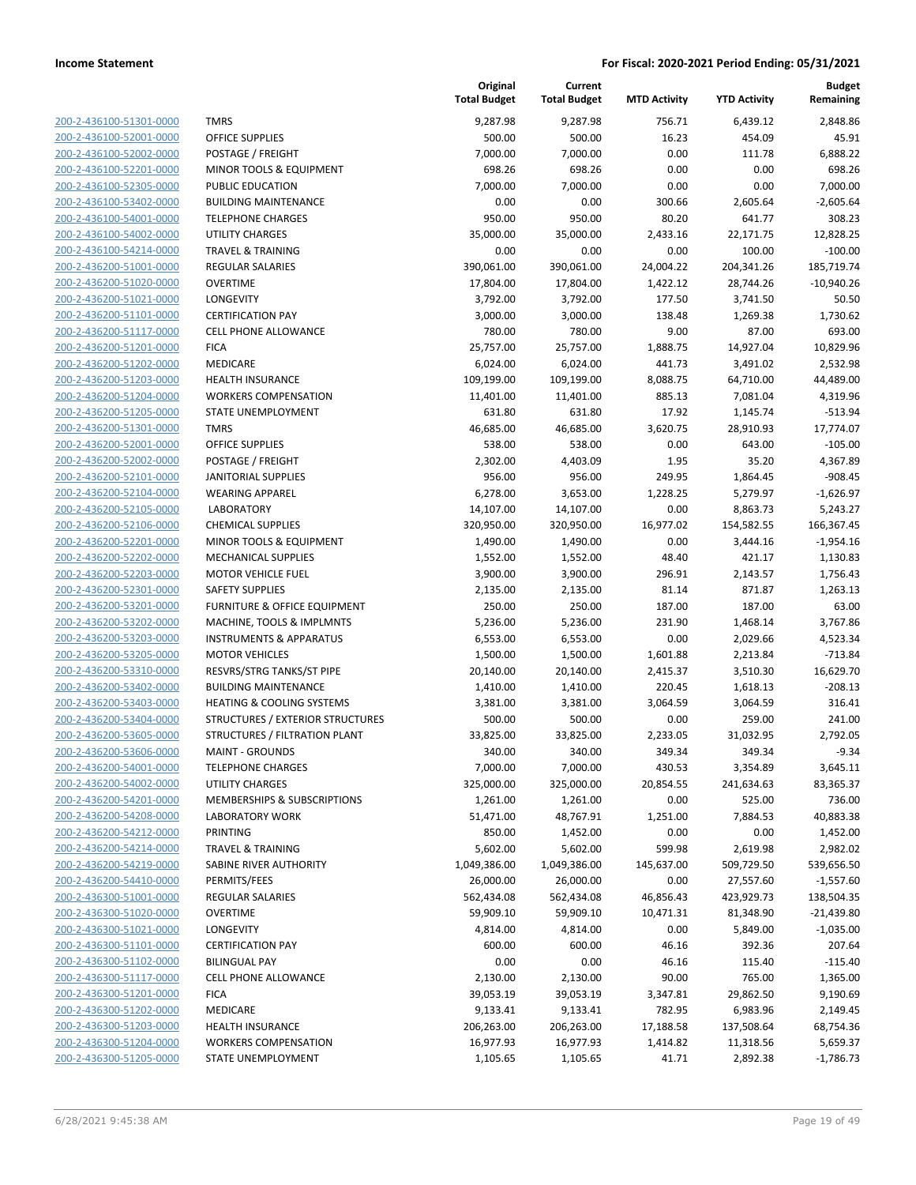**Income Statement** — **For Fiscal: 2020-2021 Period Ending: 05/31/2021**

| | | Original Total Budget | Current Total Budget | MTD Activity | YTD Activity | Budget Remaining |
|---|---|---|---|---|---|---|
| 200-2-436100-51301-0000 | TMRS | 9,287.98 | 9,287.98 | 756.71 | 6,439.12 | 2,848.86 |
| 200-2-436100-52001-0000 | OFFICE SUPPLIES | 500.00 | 500.00 | 16.23 | 454.09 | 45.91 |
| 200-2-436100-52002-0000 | POSTAGE / FREIGHT | 7,000.00 | 7,000.00 | 0.00 | 111.78 | 6,888.22 |
| 200-2-436100-52201-0000 | MINOR TOOLS & EQUIPMENT | 698.26 | 698.26 | 0.00 | 0.00 | 698.26 |
| 200-2-436100-52305-0000 | PUBLIC EDUCATION | 7,000.00 | 7,000.00 | 0.00 | 0.00 | 7,000.00 |
| 200-2-436100-53402-0000 | BUILDING MAINTENANCE | 0.00 | 0.00 | 300.66 | 2,605.64 | -2,605.64 |
| 200-2-436100-54001-0000 | TELEPHONE CHARGES | 950.00 | 950.00 | 80.20 | 641.77 | 308.23 |
| 200-2-436100-54002-0000 | UTILITY CHARGES | 35,000.00 | 35,000.00 | 2,433.16 | 22,171.75 | 12,828.25 |
| 200-2-436100-54214-0000 | TRAVEL & TRAINING | 0.00 | 0.00 | 0.00 | 100.00 | -100.00 |
| 200-2-436200-51001-0000 | REGULAR SALARIES | 390,061.00 | 390,061.00 | 24,004.22 | 204,341.26 | 185,719.74 |
| 200-2-436200-51020-0000 | OVERTIME | 17,804.00 | 17,804.00 | 1,422.12 | 28,744.26 | -10,940.26 |
| 200-2-436200-51021-0000 | LONGEVITY | 3,792.00 | 3,792.00 | 177.50 | 3,741.50 | 50.50 |
| 200-2-436200-51101-0000 | CERTIFICATION PAY | 3,000.00 | 3,000.00 | 138.48 | 1,269.38 | 1,730.62 |
| 200-2-436200-51117-0000 | CELL PHONE ALLOWANCE | 780.00 | 780.00 | 9.00 | 87.00 | 693.00 |
| 200-2-436200-51201-0000 | FICA | 25,757.00 | 25,757.00 | 1,888.75 | 14,927.04 | 10,829.96 |
| 200-2-436200-51202-0000 | MEDICARE | 6,024.00 | 6,024.00 | 441.73 | 3,491.02 | 2,532.98 |
| 200-2-436200-51203-0000 | HEALTH INSURANCE | 109,199.00 | 109,199.00 | 8,088.75 | 64,710.00 | 44,489.00 |
| 200-2-436200-51204-0000 | WORKERS COMPENSATION | 11,401.00 | 11,401.00 | 885.13 | 7,081.04 | 4,319.96 |
| 200-2-436200-51205-0000 | STATE UNEMPLOYMENT | 631.80 | 631.80 | 17.92 | 1,145.74 | -513.94 |
| 200-2-436200-51301-0000 | TMRS | 46,685.00 | 46,685.00 | 3,620.75 | 28,910.93 | 17,774.07 |
| 200-2-436200-52001-0000 | OFFICE SUPPLIES | 538.00 | 538.00 | 0.00 | 643.00 | -105.00 |
| 200-2-436200-52002-0000 | POSTAGE / FREIGHT | 2,302.00 | 4,403.09 | 1.95 | 35.20 | 4,367.89 |
| 200-2-436200-52101-0000 | JANITORIAL SUPPLIES | 956.00 | 956.00 | 249.95 | 1,864.45 | -908.45 |
| 200-2-436200-52104-0000 | WEARING APPAREL | 6,278.00 | 3,653.00 | 1,228.25 | 5,279.97 | -1,626.97 |
| 200-2-436200-52105-0000 | LABORATORY | 14,107.00 | 14,107.00 | 0.00 | 8,863.73 | 5,243.27 |
| 200-2-436200-52106-0000 | CHEMICAL SUPPLIES | 320,950.00 | 320,950.00 | 16,977.02 | 154,582.55 | 166,367.45 |
| 200-2-436200-52201-0000 | MINOR TOOLS & EQUIPMENT | 1,490.00 | 1,490.00 | 0.00 | 3,444.16 | -1,954.16 |
| 200-2-436200-52202-0000 | MECHANICAL SUPPLIES | 1,552.00 | 1,552.00 | 48.40 | 421.17 | 1,130.83 |
| 200-2-436200-52203-0000 | MOTOR VEHICLE FUEL | 3,900.00 | 3,900.00 | 296.91 | 2,143.57 | 1,756.43 |
| 200-2-436200-52301-0000 | SAFETY SUPPLIES | 2,135.00 | 2,135.00 | 81.14 | 871.87 | 1,263.13 |
| 200-2-436200-53201-0000 | FURNITURE & OFFICE EQUIPMENT | 250.00 | 250.00 | 187.00 | 187.00 | 63.00 |
| 200-2-436200-53202-0000 | MACHINE, TOOLS & IMPLMNTS | 5,236.00 | 5,236.00 | 231.90 | 1,468.14 | 3,767.86 |
| 200-2-436200-53203-0000 | INSTRUMENTS & APPARATUS | 6,553.00 | 6,553.00 | 0.00 | 2,029.66 | 4,523.34 |
| 200-2-436200-53205-0000 | MOTOR VEHICLES | 1,500.00 | 1,500.00 | 1,601.88 | 2,213.84 | -713.84 |
| 200-2-436200-53310-0000 | RESVRS/STRG TANKS/ST PIPE | 20,140.00 | 20,140.00 | 2,415.37 | 3,510.30 | 16,629.70 |
| 200-2-436200-53402-0000 | BUILDING MAINTENANCE | 1,410.00 | 1,410.00 | 220.45 | 1,618.13 | -208.13 |
| 200-2-436200-53403-0000 | HEATING & COOLING SYSTEMS | 3,381.00 | 3,381.00 | 3,064.59 | 3,064.59 | 316.41 |
| 200-2-436200-53404-0000 | STRUCTURES / EXTERIOR STRUCTURES | 500.00 | 500.00 | 0.00 | 259.00 | 241.00 |
| 200-2-436200-53605-0000 | STRUCTURES / FILTRATION PLANT | 33,825.00 | 33,825.00 | 2,233.05 | 31,032.95 | 2,792.05 |
| 200-2-436200-53606-0000 | MAINT - GROUNDS | 340.00 | 340.00 | 349.34 | 349.34 | -9.34 |
| 200-2-436200-54001-0000 | TELEPHONE CHARGES | 7,000.00 | 7,000.00 | 430.53 | 3,354.89 | 3,645.11 |
| 200-2-436200-54002-0000 | UTILITY CHARGES | 325,000.00 | 325,000.00 | 20,854.55 | 241,634.63 | 83,365.37 |
| 200-2-436200-54201-0000 | MEMBERSHIPS & SUBSCRIPTIONS | 1,261.00 | 1,261.00 | 0.00 | 525.00 | 736.00 |
| 200-2-436200-54208-0000 | LABORATORY WORK | 51,471.00 | 48,767.91 | 1,251.00 | 7,884.53 | 40,883.38 |
| 200-2-436200-54212-0000 | PRINTING | 850.00 | 1,452.00 | 0.00 | 0.00 | 1,452.00 |
| 200-2-436200-54214-0000 | TRAVEL & TRAINING | 5,602.00 | 5,602.00 | 599.98 | 2,619.98 | 2,982.02 |
| 200-2-436200-54219-0000 | SABINE RIVER AUTHORITY | 1,049,386.00 | 1,049,386.00 | 145,637.00 | 509,729.50 | 539,656.50 |
| 200-2-436200-54410-0000 | PERMITS/FEES | 26,000.00 | 26,000.00 | 0.00 | 27,557.60 | -1,557.60 |
| 200-2-436300-51001-0000 | REGULAR SALARIES | 562,434.08 | 562,434.08 | 46,856.43 | 423,929.73 | 138,504.35 |
| 200-2-436300-51020-0000 | OVERTIME | 59,909.10 | 59,909.10 | 10,471.31 | 81,348.90 | -21,439.80 |
| 200-2-436300-51021-0000 | LONGEVITY | 4,814.00 | 4,814.00 | 0.00 | 5,849.00 | -1,035.00 |
| 200-2-436300-51101-0000 | CERTIFICATION PAY | 600.00 | 600.00 | 46.16 | 392.36 | 207.64 |
| 200-2-436300-51102-0000 | BILINGUAL PAY | 0.00 | 0.00 | 46.16 | 115.40 | -115.40 |
| 200-2-436300-51117-0000 | CELL PHONE ALLOWANCE | 2,130.00 | 2,130.00 | 90.00 | 765.00 | 1,365.00 |
| 200-2-436300-51201-0000 | FICA | 39,053.19 | 39,053.19 | 3,347.81 | 29,862.50 | 9,190.69 |
| 200-2-436300-51202-0000 | MEDICARE | 9,133.41 | 9,133.41 | 782.95 | 6,983.96 | 2,149.45 |
| 200-2-436300-51203-0000 | HEALTH INSURANCE | 206,263.00 | 206,263.00 | 17,188.58 | 137,508.64 | 68,754.36 |
| 200-2-436300-51204-0000 | WORKERS COMPENSATION | 16,977.93 | 16,977.93 | 1,414.82 | 11,318.56 | 5,659.37 |
| 200-2-436300-51205-0000 | STATE UNEMPLOYMENT | 1,105.65 | 1,105.65 | 41.71 | 2,892.38 | -1,786.73 |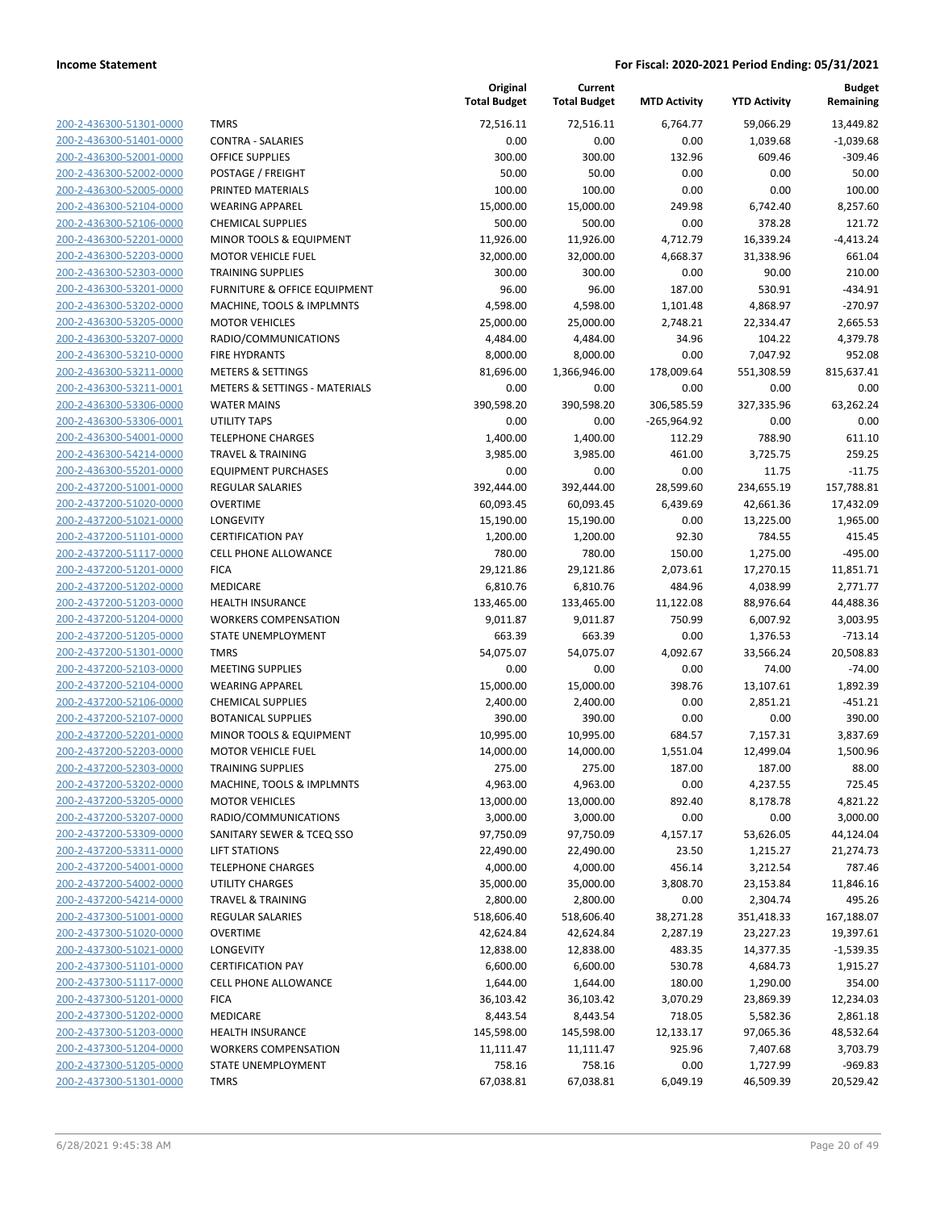**Income Statement** | **For Fiscal: 2020-2021 Period Ending: 05/31/2021**

| | | Original Total Budget | Current Total Budget | MTD Activity | YTD Activity | Budget Remaining |
|---|---|---|---|---|---|---|
| 200-2-436300-51301-0000 | TMRS | 72,516.11 | 72,516.11 | 6,764.77 | 59,066.29 | 13,449.82 |
| 200-2-436300-51401-0000 | CONTRA - SALARIES | 0.00 | 0.00 | 0.00 | 1,039.68 | -1,039.68 |
| 200-2-436300-52001-0000 | OFFICE SUPPLIES | 300.00 | 300.00 | 132.96 | 609.46 | -309.46 |
| 200-2-436300-52002-0000 | POSTAGE / FREIGHT | 50.00 | 50.00 | 0.00 | 0.00 | 50.00 |
| 200-2-436300-52005-0000 | PRINTED MATERIALS | 100.00 | 100.00 | 0.00 | 0.00 | 100.00 |
| 200-2-436300-52104-0000 | WEARING APPAREL | 15,000.00 | 15,000.00 | 249.98 | 6,742.40 | 8,257.60 |
| 200-2-436300-52106-0000 | CHEMICAL SUPPLIES | 500.00 | 500.00 | 0.00 | 378.28 | 121.72 |
| 200-2-436300-52201-0000 | MINOR TOOLS & EQUIPMENT | 11,926.00 | 11,926.00 | 4,712.79 | 16,339.24 | -4,413.24 |
| 200-2-436300-52203-0000 | MOTOR VEHICLE FUEL | 32,000.00 | 32,000.00 | 4,668.37 | 31,338.96 | 661.04 |
| 200-2-436300-52303-0000 | TRAINING SUPPLIES | 300.00 | 300.00 | 0.00 | 90.00 | 210.00 |
| 200-2-436300-53201-0000 | FURNITURE & OFFICE EQUIPMENT | 96.00 | 96.00 | 187.00 | 530.91 | -434.91 |
| 200-2-436300-53202-0000 | MACHINE, TOOLS & IMPLMNTS | 4,598.00 | 4,598.00 | 1,101.48 | 4,868.97 | -270.97 |
| 200-2-436300-53205-0000 | MOTOR VEHICLES | 25,000.00 | 25,000.00 | 2,748.21 | 22,334.47 | 2,665.53 |
| 200-2-436300-53207-0000 | RADIO/COMMUNICATIONS | 4,484.00 | 4,484.00 | 34.96 | 104.22 | 4,379.78 |
| 200-2-436300-53210-0000 | FIRE HYDRANTS | 8,000.00 | 8,000.00 | 0.00 | 7,047.92 | 952.08 |
| 200-2-436300-53211-0000 | METERS & SETTINGS | 81,696.00 | 1,366,946.00 | 178,009.64 | 551,308.59 | 815,637.41 |
| 200-2-436300-53211-0001 | METERS & SETTINGS - MATERIALS | 0.00 | 0.00 | 0.00 | 0.00 | 0.00 |
| 200-2-436300-53306-0000 | WATER MAINS | 390,598.20 | 390,598.20 | 306,585.59 | 327,335.96 | 63,262.24 |
| 200-2-436300-53306-0001 | UTILITY TAPS | 0.00 | 0.00 | -265,964.92 | 0.00 | 0.00 |
| 200-2-436300-54001-0000 | TELEPHONE CHARGES | 1,400.00 | 1,400.00 | 112.29 | 788.90 | 611.10 |
| 200-2-436300-54214-0000 | TRAVEL & TRAINING | 3,985.00 | 3,985.00 | 461.00 | 3,725.75 | 259.25 |
| 200-2-436300-55201-0000 | EQUIPMENT PURCHASES | 0.00 | 0.00 | 0.00 | 11.75 | -11.75 |
| 200-2-437200-51001-0000 | REGULAR SALARIES | 392,444.00 | 392,444.00 | 28,599.60 | 234,655.19 | 157,788.81 |
| 200-2-437200-51020-0000 | OVERTIME | 60,093.45 | 60,093.45 | 6,439.69 | 42,661.36 | 17,432.09 |
| 200-2-437200-51021-0000 | LONGEVITY | 15,190.00 | 15,190.00 | 0.00 | 13,225.00 | 1,965.00 |
| 200-2-437200-51101-0000 | CERTIFICATION PAY | 1,200.00 | 1,200.00 | 92.30 | 784.55 | 415.45 |
| 200-2-437200-51117-0000 | CELL PHONE ALLOWANCE | 780.00 | 780.00 | 150.00 | 1,275.00 | -495.00 |
| 200-2-437200-51201-0000 | FICA | 29,121.86 | 29,121.86 | 2,073.61 | 17,270.15 | 11,851.71 |
| 200-2-437200-51202-0000 | MEDICARE | 6,810.76 | 6,810.76 | 484.96 | 4,038.99 | 2,771.77 |
| 200-2-437200-51203-0000 | HEALTH INSURANCE | 133,465.00 | 133,465.00 | 11,122.08 | 88,976.64 | 44,488.36 |
| 200-2-437200-51204-0000 | WORKERS COMPENSATION | 9,011.87 | 9,011.87 | 750.99 | 6,007.92 | 3,003.95 |
| 200-2-437200-51205-0000 | STATE UNEMPLOYMENT | 663.39 | 663.39 | 0.00 | 1,376.53 | -713.14 |
| 200-2-437200-51301-0000 | TMRS | 54,075.07 | 54,075.07 | 4,092.67 | 33,566.24 | 20,508.83 |
| 200-2-437200-52103-0000 | MEETING SUPPLIES | 0.00 | 0.00 | 0.00 | 74.00 | -74.00 |
| 200-2-437200-52104-0000 | WEARING APPAREL | 15,000.00 | 15,000.00 | 398.76 | 13,107.61 | 1,892.39 |
| 200-2-437200-52106-0000 | CHEMICAL SUPPLIES | 2,400.00 | 2,400.00 | 0.00 | 2,851.21 | -451.21 |
| 200-2-437200-52107-0000 | BOTANICAL SUPPLIES | 390.00 | 390.00 | 0.00 | 0.00 | 390.00 |
| 200-2-437200-52201-0000 | MINOR TOOLS & EQUIPMENT | 10,995.00 | 10,995.00 | 684.57 | 7,157.31 | 3,837.69 |
| 200-2-437200-52203-0000 | MOTOR VEHICLE FUEL | 14,000.00 | 14,000.00 | 1,551.04 | 12,499.04 | 1,500.96 |
| 200-2-437200-52303-0000 | TRAINING SUPPLIES | 275.00 | 275.00 | 187.00 | 187.00 | 88.00 |
| 200-2-437200-53202-0000 | MACHINE, TOOLS & IMPLMNTS | 4,963.00 | 4,963.00 | 0.00 | 4,237.55 | 725.45 |
| 200-2-437200-53205-0000 | MOTOR VEHICLES | 13,000.00 | 13,000.00 | 892.40 | 8,178.78 | 4,821.22 |
| 200-2-437200-53207-0000 | RADIO/COMMUNICATIONS | 3,000.00 | 3,000.00 | 0.00 | 0.00 | 3,000.00 |
| 200-2-437200-53309-0000 | SANITARY SEWER & TCEQ SSO | 97,750.09 | 97,750.09 | 4,157.17 | 53,626.05 | 44,124.04 |
| 200-2-437200-53311-0000 | LIFT STATIONS | 22,490.00 | 22,490.00 | 23.50 | 1,215.27 | 21,274.73 |
| 200-2-437200-54001-0000 | TELEPHONE CHARGES | 4,000.00 | 4,000.00 | 456.14 | 3,212.54 | 787.46 |
| 200-2-437200-54002-0000 | UTILITY CHARGES | 35,000.00 | 35,000.00 | 3,808.70 | 23,153.84 | 11,846.16 |
| 200-2-437200-54214-0000 | TRAVEL & TRAINING | 2,800.00 | 2,800.00 | 0.00 | 2,304.74 | 495.26 |
| 200-2-437300-51001-0000 | REGULAR SALARIES | 518,606.40 | 518,606.40 | 38,271.28 | 351,418.33 | 167,188.07 |
| 200-2-437300-51020-0000 | OVERTIME | 42,624.84 | 42,624.84 | 2,287.19 | 23,227.23 | 19,397.61 |
| 200-2-437300-51021-0000 | LONGEVITY | 12,838.00 | 12,838.00 | 483.35 | 14,377.35 | -1,539.35 |
| 200-2-437300-51101-0000 | CERTIFICATION PAY | 6,600.00 | 6,600.00 | 530.78 | 4,684.73 | 1,915.27 |
| 200-2-437300-51117-0000 | CELL PHONE ALLOWANCE | 1,644.00 | 1,644.00 | 180.00 | 1,290.00 | 354.00 |
| 200-2-437300-51201-0000 | FICA | 36,103.42 | 36,103.42 | 3,070.29 | 23,869.39 | 12,234.03 |
| 200-2-437300-51202-0000 | MEDICARE | 8,443.54 | 8,443.54 | 718.05 | 5,582.36 | 2,861.18 |
| 200-2-437300-51203-0000 | HEALTH INSURANCE | 145,598.00 | 145,598.00 | 12,133.17 | 97,065.36 | 48,532.64 |
| 200-2-437300-51204-0000 | WORKERS COMPENSATION | 11,111.47 | 11,111.47 | 925.96 | 7,407.68 | 3,703.79 |
| 200-2-437300-51205-0000 | STATE UNEMPLOYMENT | 758.16 | 758.16 | 0.00 | 1,727.99 | -969.83 |
| 200-2-437300-51301-0000 | TMRS | 67,038.81 | 67,038.81 | 6,049.19 | 46,509.39 | 20,529.42 |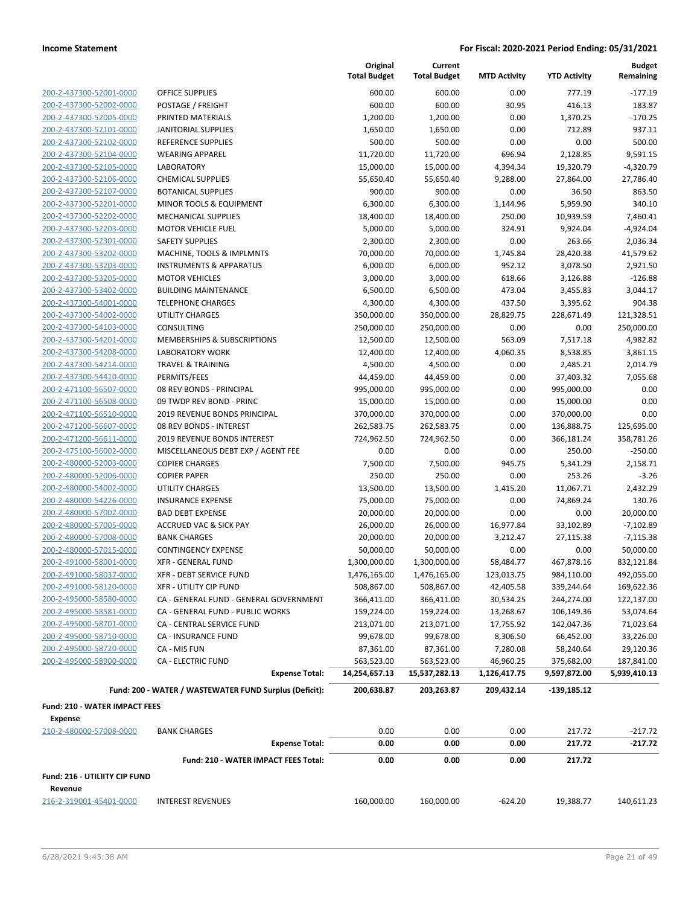**Income Statement** — **For Fiscal: 2020-2021 Period Ending: 05/31/2021**

| | | Original Total Budget | Current Total Budget | MTD Activity | YTD Activity | Budget Remaining |
|---|---|---|---|---|---|---|
| 200-2-437300-52001-0000 | OFFICE SUPPLIES | 600.00 | 600.00 | 0.00 | 777.19 | -177.19 |
| 200-2-437300-52002-0000 | POSTAGE / FREIGHT | 600.00 | 600.00 | 30.95 | 416.13 | 183.87 |
| 200-2-437300-52005-0000 | PRINTED MATERIALS | 1,200.00 | 1,200.00 | 0.00 | 1,370.25 | -170.25 |
| 200-2-437300-52101-0000 | JANITORIAL SUPPLIES | 1,650.00 | 1,650.00 | 0.00 | 712.89 | 937.11 |
| 200-2-437300-52102-0000 | REFERENCE SUPPLIES | 500.00 | 500.00 | 0.00 | 0.00 | 500.00 |
| 200-2-437300-52104-0000 | WEARING APPAREL | 11,720.00 | 11,720.00 | 696.94 | 2,128.85 | 9,591.15 |
| 200-2-437300-52105-0000 | LABORATORY | 15,000.00 | 15,000.00 | 4,394.34 | 19,320.79 | -4,320.79 |
| 200-2-437300-52106-0000 | CHEMICAL SUPPLIES | 55,650.40 | 55,650.40 | 9,288.00 | 27,864.00 | 27,786.40 |
| 200-2-437300-52107-0000 | BOTANICAL SUPPLIES | 900.00 | 900.00 | 0.00 | 36.50 | 863.50 |
| 200-2-437300-52201-0000 | MINOR TOOLS & EQUIPMENT | 6,300.00 | 6,300.00 | 1,144.96 | 5,959.90 | 340.10 |
| 200-2-437300-52202-0000 | MECHANICAL SUPPLIES | 18,400.00 | 18,400.00 | 250.00 | 10,939.59 | 7,460.41 |
| 200-2-437300-52203-0000 | MOTOR VEHICLE FUEL | 5,000.00 | 5,000.00 | 324.91 | 9,924.04 | -4,924.04 |
| 200-2-437300-52301-0000 | SAFETY SUPPLIES | 2,300.00 | 2,300.00 | 0.00 | 263.66 | 2,036.34 |
| 200-2-437300-53202-0000 | MACHINE, TOOLS & IMPLMNTS | 70,000.00 | 70,000.00 | 1,745.84 | 28,420.38 | 41,579.62 |
| 200-2-437300-53203-0000 | INSTRUMENTS & APPARATUS | 6,000.00 | 6,000.00 | 952.12 | 3,078.50 | 2,921.50 |
| 200-2-437300-53205-0000 | MOTOR VEHICLES | 3,000.00 | 3,000.00 | 618.66 | 3,126.88 | -126.88 |
| 200-2-437300-53402-0000 | BUILDING MAINTENANCE | 6,500.00 | 6,500.00 | 473.04 | 3,455.83 | 3,044.17 |
| 200-2-437300-54001-0000 | TELEPHONE CHARGES | 4,300.00 | 4,300.00 | 437.50 | 3,395.62 | 904.38 |
| 200-2-437300-54002-0000 | UTILITY CHARGES | 350,000.00 | 350,000.00 | 28,829.75 | 228,671.49 | 121,328.51 |
| 200-2-437300-54103-0000 | CONSULTING | 250,000.00 | 250,000.00 | 0.00 | 0.00 | 250,000.00 |
| 200-2-437300-54201-0000 | MEMBERSHIPS & SUBSCRIPTIONS | 12,500.00 | 12,500.00 | 563.09 | 7,517.18 | 4,982.82 |
| 200-2-437300-54208-0000 | LABORATORY WORK | 12,400.00 | 12,400.00 | 4,060.35 | 8,538.85 | 3,861.15 |
| 200-2-437300-54214-0000 | TRAVEL & TRAINING | 4,500.00 | 4,500.00 | 0.00 | 2,485.21 | 2,014.79 |
| 200-2-437300-54410-0000 | PERMITS/FEES | 44,459.00 | 44,459.00 | 0.00 | 37,403.32 | 7,055.68 |
| 200-2-471100-56507-0000 | 08 REV BONDS - PRINCIPAL | 995,000.00 | 995,000.00 | 0.00 | 995,000.00 | 0.00 |
| 200-2-471100-56508-0000 | 09 TWDP REV BOND - PRINC | 15,000.00 | 15,000.00 | 0.00 | 15,000.00 | 0.00 |
| 200-2-471100-56510-0000 | 2019 REVENUE BONDS PRINCIPAL | 370,000.00 | 370,000.00 | 0.00 | 370,000.00 | 0.00 |
| 200-2-471200-56607-0000 | 08 REV BONDS - INTEREST | 262,583.75 | 262,583.75 | 0.00 | 136,888.75 | 125,695.00 |
| 200-2-471200-56611-0000 | 2019 REVENUE BONDS INTEREST | 724,962.50 | 724,962.50 | 0.00 | 366,181.24 | 358,781.26 |
| 200-2-475100-56002-0000 | MISCELLANEOUS DEBT EXP / AGENT FEE | 0.00 | 0.00 | 0.00 | 250.00 | -250.00 |
| 200-2-480000-52003-0000 | COPIER CHARGES | 7,500.00 | 7,500.00 | 945.75 | 5,341.29 | 2,158.71 |
| 200-2-480000-52006-0000 | COPIER PAPER | 250.00 | 250.00 | 0.00 | 253.26 | -3.26 |
| 200-2-480000-54002-0000 | UTILITY CHARGES | 13,500.00 | 13,500.00 | 1,415.20 | 11,067.71 | 2,432.29 |
| 200-2-480000-54226-0000 | INSURANCE EXPENSE | 75,000.00 | 75,000.00 | 0.00 | 74,869.24 | 130.76 |
| 200-2-480000-57002-0000 | BAD DEBT EXPENSE | 20,000.00 | 20,000.00 | 0.00 | 0.00 | 20,000.00 |
| 200-2-480000-57005-0000 | ACCRUED VAC & SICK PAY | 26,000.00 | 26,000.00 | 16,977.84 | 33,102.89 | -7,102.89 |
| 200-2-480000-57008-0000 | BANK CHARGES | 20,000.00 | 20,000.00 | 3,212.47 | 27,115.38 | -7,115.38 |
| 200-2-480000-57015-0000 | CONTINGENCY EXPENSE | 50,000.00 | 50,000.00 | 0.00 | 0.00 | 50,000.00 |
| 200-2-491000-58001-0000 | XFR - GENERAL FUND | 1,300,000.00 | 1,300,000.00 | 58,484.77 | 467,878.16 | 832,121.84 |
| 200-2-491000-58037-0000 | XFR - DEBT SERVICE FUND | 1,476,165.00 | 1,476,165.00 | 123,013.75 | 984,110.00 | 492,055.00 |
| 200-2-491000-58120-0000 | XFR - UTILITY CIP FUND | 508,867.00 | 508,867.00 | 42,405.58 | 339,244.64 | 169,622.36 |
| 200-2-495000-58580-0000 | CA - GENERAL FUND - GENERAL GOVERNMENT | 366,411.00 | 366,411.00 | 30,534.25 | 244,274.00 | 122,137.00 |
| 200-2-495000-58581-0000 | CA - GENERAL FUND - PUBLIC WORKS | 159,224.00 | 159,224.00 | 13,268.67 | 106,149.36 | 53,074.64 |
| 200-2-495000-58701-0000 | CA - CENTRAL SERVICE FUND | 213,071.00 | 213,071.00 | 17,755.92 | 142,047.36 | 71,023.64 |
| 200-2-495000-58710-0000 | CA - INSURANCE FUND | 99,678.00 | 99,678.00 | 8,306.50 | 66,452.00 | 33,226.00 |
| 200-2-495000-58720-0000 | CA - MIS FUN | 87,361.00 | 87,361.00 | 7,280.08 | 58,240.64 | 29,120.36 |
| 200-2-495000-58900-0000 | CA - ELECTRIC FUND | 563,523.00 | 563,523.00 | 46,960.25 | 375,682.00 | 187,841.00 |
| | **Expense Total:** | **14,254,657.13** | **15,537,282.13** | **1,126,417.75** | **9,597,872.00** | **5,939,410.13** |
| | **Fund: 200 - WATER / WASTEWATER FUND Surplus (Deficit):** | **200,638.87** | **203,263.87** | **209,432.14** | **-139,185.12** | |

**Fund: 210 - WATER IMPACT FEES**

**Expense**

| | | Original Total Budget | Current Total Budget | MTD Activity | YTD Activity | Budget Remaining |
|---|---|---|---|---|---|---|
| 210-2-480000-57008-0000 | BANK CHARGES | 0.00 | 0.00 | 0.00 | 217.72 | -217.72 |
| | **Expense Total:** | **0.00** | **0.00** | **0.00** | **217.72** | **-217.72** |
| | **Fund: 210 - WATER IMPACT FEES Total:** | **0.00** | **0.00** | **0.00** | **217.72** | |

**Fund: 216 - UTILIITY CIP FUND**

**Revenue**

| | | Original Total Budget | Current Total Budget | MTD Activity | YTD Activity | Budget Remaining |
|---|---|---|---|---|---|---|
| 216-2-319001-45401-0000 | INTEREST REVENUES | 160,000.00 | 160,000.00 | -624.20 | 19,388.77 | 140,611.23 |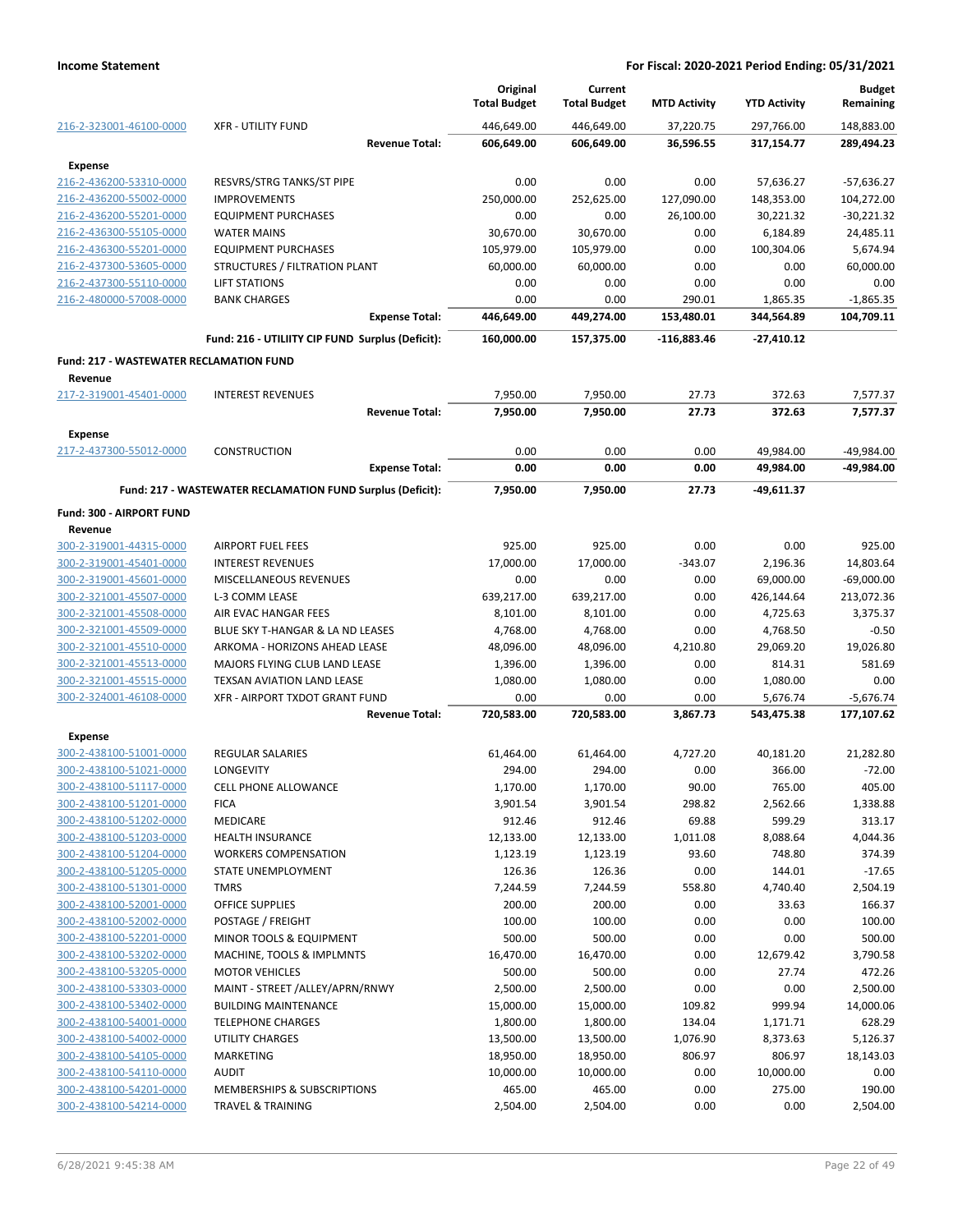| | | Original Total Budget | Current Total Budget | MTD Activity | YTD Activity | Budget Remaining |
|---|---|---|---|---|---|---|
| 216-2-323001-46100-0000 | XFR - UTILITY FUND | 446,649.00 | 446,649.00 | 37,220.75 | 297,766.00 | 148,883.00 |
| | **Revenue Total:** | **606,649.00** | **606,649.00** | **36,596.55** | **317,154.77** | **289,494.23** |
| **Expense** | | | | | | |
| 216-2-436200-53310-0000 | RESVRS/STRG TANKS/ST PIPE | 0.00 | 0.00 | 0.00 | 57,636.27 | -57,636.27 |
| 216-2-436200-55002-0000 | IMPROVEMENTS | 250,000.00 | 252,625.00 | 127,090.00 | 148,353.00 | 104,272.00 |
| 216-2-436200-55201-0000 | EQUIPMENT PURCHASES | 0.00 | 0.00 | 26,100.00 | 30,221.32 | -30,221.32 |
| 216-2-436300-55105-0000 | WATER MAINS | 30,670.00 | 30,670.00 | 0.00 | 6,184.89 | 24,485.11 |
| 216-2-436300-55201-0000 | EQUIPMENT PURCHASES | 105,979.00 | 105,979.00 | 0.00 | 100,304.06 | 5,674.94 |
| 216-2-437300-53605-0000 | STRUCTURES / FILTRATION PLANT | 60,000.00 | 60,000.00 | 0.00 | 0.00 | 60,000.00 |
| 216-2-437300-55110-0000 | LIFT STATIONS | 0.00 | 0.00 | 0.00 | 0.00 | 0.00 |
| 216-2-480000-57008-0000 | BANK CHARGES | 0.00 | 0.00 | 290.01 | 1,865.35 | -1,865.35 |
| | **Expense Total:** | **446,649.00** | **449,274.00** | **153,480.01** | **344,564.89** | **104,709.11** |
| | **Fund: 216 - UTILIITY CIP FUND Surplus (Deficit):** | **160,000.00** | **157,375.00** | **-116,883.46** | **-27,410.12** | |
| **Fund: 217 - WASTEWATER RECLAMATION FUND** | | | | | | |
| **Revenue** | | | | | | |
| 217-2-319001-45401-0000 | INTEREST REVENUES | 7,950.00 | 7,950.00 | 27.73 | 372.63 | 7,577.37 |
| | **Revenue Total:** | **7,950.00** | **7,950.00** | **27.73** | **372.63** | **7,577.37** |
| **Expense** | | | | | | |
| 217-2-437300-55012-0000 | CONSTRUCTION | 0.00 | 0.00 | 0.00 | 49,984.00 | -49,984.00 |
| | **Expense Total:** | **0.00** | **0.00** | **0.00** | **49,984.00** | **-49,984.00** |
| | **Fund: 217 - WASTEWATER RECLAMATION FUND Surplus (Deficit):** | **7,950.00** | **7,950.00** | **27.73** | **-49,611.37** | |
| **Fund: 300 - AIRPORT FUND** | | | | | | |
| **Revenue** | | | | | | |
| 300-2-319001-44315-0000 | AIRPORT FUEL FEES | 925.00 | 925.00 | 0.00 | 0.00 | 925.00 |
| 300-2-319001-45401-0000 | INTEREST REVENUES | 17,000.00 | 17,000.00 | -343.07 | 2,196.36 | 14,803.64 |
| 300-2-319001-45601-0000 | MISCELLANEOUS REVENUES | 0.00 | 0.00 | 0.00 | 69,000.00 | -69,000.00 |
| 300-2-321001-45507-0000 | L-3 COMM LEASE | 639,217.00 | 639,217.00 | 0.00 | 426,144.64 | 213,072.36 |
| 300-2-321001-45508-0000 | AIR EVAC HANGAR FEES | 8,101.00 | 8,101.00 | 0.00 | 4,725.63 | 3,375.37 |
| 300-2-321001-45509-0000 | BLUE SKY T-HANGAR & LA ND LEASES | 4,768.00 | 4,768.00 | 0.00 | 4,768.50 | -0.50 |
| 300-2-321001-45510-0000 | ARKOMA - HORIZONS AHEAD LEASE | 48,096.00 | 48,096.00 | 4,210.80 | 29,069.20 | 19,026.80 |
| 300-2-321001-45513-0000 | MAJORS FLYING CLUB LAND LEASE | 1,396.00 | 1,396.00 | 0.00 | 814.31 | 581.69 |
| 300-2-321001-45515-0000 | TEXSAN AVIATION LAND LEASE | 1,080.00 | 1,080.00 | 0.00 | 1,080.00 | 0.00 |
| 300-2-324001-46108-0000 | XFR - AIRPORT TXDOT GRANT FUND | 0.00 | 0.00 | 0.00 | 5,676.74 | -5,676.74 |
| | **Revenue Total:** | **720,583.00** | **720,583.00** | **3,867.73** | **543,475.38** | **177,107.62** |
| **Expense** | | | | | | |
| 300-2-438100-51001-0000 | REGULAR SALARIES | 61,464.00 | 61,464.00 | 4,727.20 | 40,181.20 | 21,282.80 |
| 300-2-438100-51021-0000 | LONGEVITY | 294.00 | 294.00 | 0.00 | 366.00 | -72.00 |
| 300-2-438100-51117-0000 | CELL PHONE ALLOWANCE | 1,170.00 | 1,170.00 | 90.00 | 765.00 | 405.00 |
| 300-2-438100-51201-0000 | FICA | 3,901.54 | 3,901.54 | 298.82 | 2,562.66 | 1,338.88 |
| 300-2-438100-51202-0000 | MEDICARE | 912.46 | 912.46 | 69.88 | 599.29 | 313.17 |
| 300-2-438100-51203-0000 | HEALTH INSURANCE | 12,133.00 | 12,133.00 | 1,011.08 | 8,088.64 | 4,044.36 |
| 300-2-438100-51204-0000 | WORKERS COMPENSATION | 1,123.19 | 1,123.19 | 93.60 | 748.80 | 374.39 |
| 300-2-438100-51205-0000 | STATE UNEMPLOYMENT | 126.36 | 126.36 | 0.00 | 144.01 | -17.65 |
| 300-2-438100-51301-0000 | TMRS | 7,244.59 | 7,244.59 | 558.80 | 4,740.40 | 2,504.19 |
| 300-2-438100-52001-0000 | OFFICE SUPPLIES | 200.00 | 200.00 | 0.00 | 33.63 | 166.37 |
| 300-2-438100-52002-0000 | POSTAGE / FREIGHT | 100.00 | 100.00 | 0.00 | 0.00 | 100.00 |
| 300-2-438100-52201-0000 | MINOR TOOLS & EQUIPMENT | 500.00 | 500.00 | 0.00 | 0.00 | 500.00 |
| 300-2-438100-53202-0000 | MACHINE, TOOLS & IMPLMNTS | 16,470.00 | 16,470.00 | 0.00 | 12,679.42 | 3,790.58 |
| 300-2-438100-53205-0000 | MOTOR VEHICLES | 500.00 | 500.00 | 0.00 | 27.74 | 472.26 |
| 300-2-438100-53303-0000 | MAINT - STREET /ALLEY/APRN/RNWY | 2,500.00 | 2,500.00 | 0.00 | 0.00 | 2,500.00 |
| 300-2-438100-53402-0000 | BUILDING MAINTENANCE | 15,000.00 | 15,000.00 | 109.82 | 999.94 | 14,000.06 |
| 300-2-438100-54001-0000 | TELEPHONE CHARGES | 1,800.00 | 1,800.00 | 134.04 | 1,171.71 | 628.29 |
| 300-2-438100-54002-0000 | UTILITY CHARGES | 13,500.00 | 13,500.00 | 1,076.90 | 8,373.63 | 5,126.37 |
| 300-2-438100-54105-0000 | MARKETING | 18,950.00 | 18,950.00 | 806.97 | 806.97 | 18,143.03 |
| 300-2-438100-54110-0000 | AUDIT | 10,000.00 | 10,000.00 | 0.00 | 10,000.00 | 0.00 |
| 300-2-438100-54201-0000 | MEMBERSHIPS & SUBSCRIPTIONS | 465.00 | 465.00 | 0.00 | 275.00 | 190.00 |
| 300-2-438100-54214-0000 | TRAVEL & TRAINING | 2,504.00 | 2,504.00 | 0.00 | 0.00 | 2,504.00 |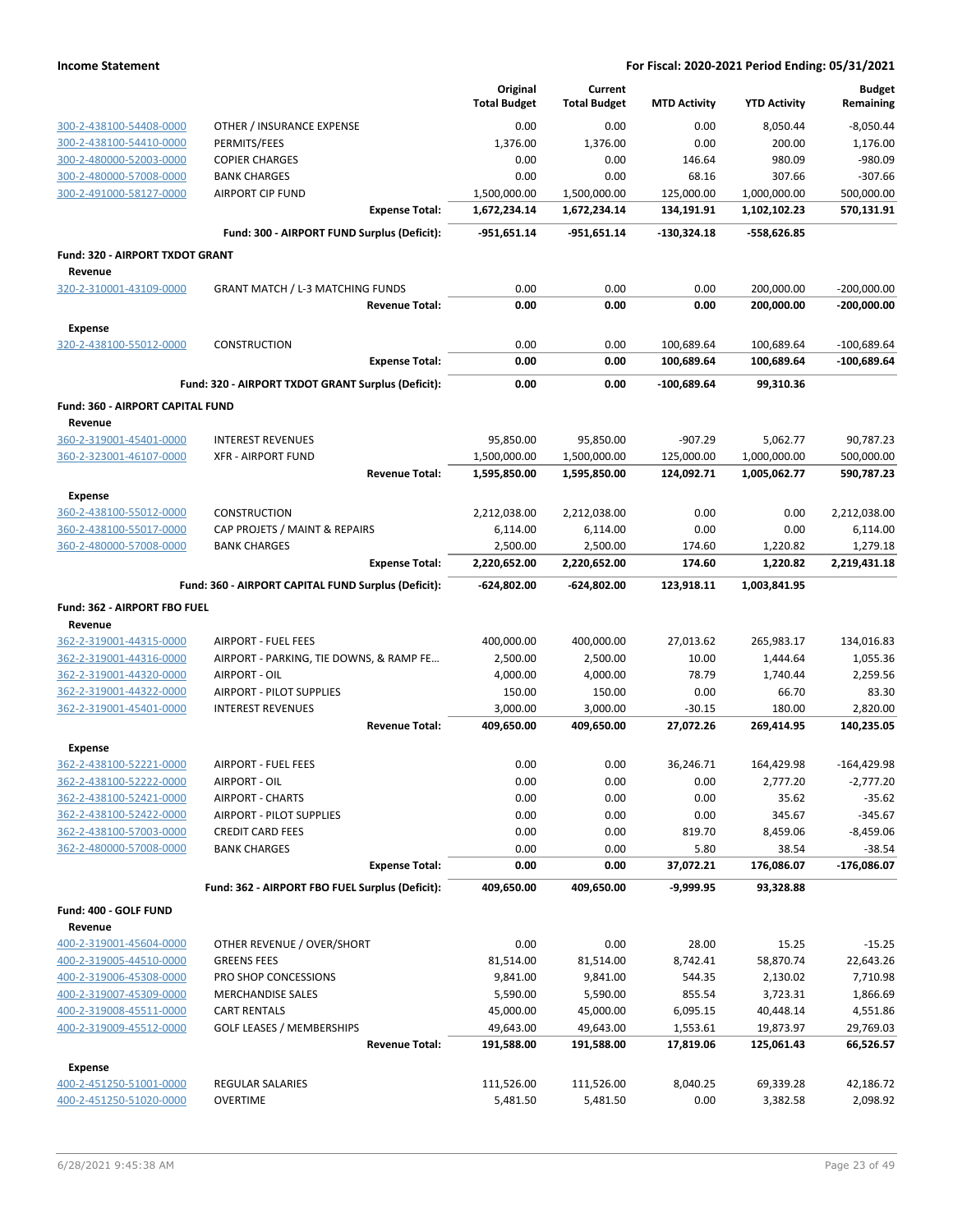| | | Original Total Budget | Current Total Budget | MTD Activity | YTD Activity | Budget Remaining |
|---|---|---|---|---|---|---|
| 300-2-438100-54408-0000 | OTHER / INSURANCE EXPENSE | 0.00 | 0.00 | 0.00 | 8,050.44 | -8,050.44 |
| 300-2-438100-54410-0000 | PERMITS/FEES | 1,376.00 | 1,376.00 | 0.00 | 200.00 | 1,176.00 |
| 300-2-480000-52003-0000 | COPIER CHARGES | 0.00 | 0.00 | 146.64 | 980.09 | -980.09 |
| 300-2-480000-57008-0000 | BANK CHARGES | 0.00 | 0.00 | 68.16 | 307.66 | -307.66 |
| 300-2-491000-58127-0000 | AIRPORT CIP FUND | 1,500,000.00 | 1,500,000.00 | 125,000.00 | 1,000,000.00 | 500,000.00 |
| | **Expense Total:** | **1,672,234.14** | **1,672,234.14** | **134,191.91** | **1,102,102.23** | **570,131.91** |
| | **Fund: 300 - AIRPORT FUND Surplus (Deficit):** | **-951,651.14** | **-951,651.14** | **-130,324.18** | **-558,626.85** | |
| **Fund: 320 - AIRPORT TXDOT GRANT** | | | | | | |
| **Revenue** | | | | | | |
| 320-2-310001-43109-0000 | GRANT MATCH / L-3 MATCHING FUNDS | 0.00 | 0.00 | 0.00 | 200,000.00 | -200,000.00 |
| | **Revenue Total:** | **0.00** | **0.00** | **0.00** | **200,000.00** | **-200,000.00** |
| **Expense** | | | | | | |
| 320-2-438100-55012-0000 | CONSTRUCTION | 0.00 | 0.00 | 100,689.64 | 100,689.64 | -100,689.64 |
| | **Expense Total:** | **0.00** | **0.00** | **100,689.64** | **100,689.64** | **-100,689.64** |
| | **Fund: 320 - AIRPORT TXDOT GRANT Surplus (Deficit):** | **0.00** | **0.00** | **-100,689.64** | **99,310.36** | |
| **Fund: 360 - AIRPORT CAPITAL FUND** | | | | | | |
| **Revenue** | | | | | | |
| 360-2-319001-45401-0000 | INTEREST REVENUES | 95,850.00 | 95,850.00 | -907.29 | 5,062.77 | 90,787.23 |
| 360-2-323001-46107-0000 | XFR - AIRPORT FUND | 1,500,000.00 | 1,500,000.00 | 125,000.00 | 1,000,000.00 | 500,000.00 |
| | **Revenue Total:** | **1,595,850.00** | **1,595,850.00** | **124,092.71** | **1,005,062.77** | **590,787.23** |
| **Expense** | | | | | | |
| 360-2-438100-55012-0000 | CONSTRUCTION | 2,212,038.00 | 2,212,038.00 | 0.00 | 0.00 | 2,212,038.00 |
| 360-2-438100-55017-0000 | CAP PROJETS / MAINT & REPAIRS | 6,114.00 | 6,114.00 | 0.00 | 0.00 | 6,114.00 |
| 360-2-480000-57008-0000 | BANK CHARGES | 2,500.00 | 2,500.00 | 174.60 | 1,220.82 | 1,279.18 |
| | **Expense Total:** | **2,220,652.00** | **2,220,652.00** | **174.60** | **1,220.82** | **2,219,431.18** |
| | **Fund: 360 - AIRPORT CAPITAL FUND Surplus (Deficit):** | **-624,802.00** | **-624,802.00** | **123,918.11** | **1,003,841.95** | |
| **Fund: 362 - AIRPORT FBO FUEL** | | | | | | |
| **Revenue** | | | | | | |
| 362-2-319001-44315-0000 | AIRPORT - FUEL FEES | 400,000.00 | 400,000.00 | 27,013.62 | 265,983.17 | 134,016.83 |
| 362-2-319001-44316-0000 | AIRPORT - PARKING, TIE DOWNS, & RAMP FE… | 2,500.00 | 2,500.00 | 10.00 | 1,444.64 | 1,055.36 |
| 362-2-319001-44320-0000 | AIRPORT - OIL | 4,000.00 | 4,000.00 | 78.79 | 1,740.44 | 2,259.56 |
| 362-2-319001-44322-0000 | AIRPORT - PILOT SUPPLIES | 150.00 | 150.00 | 0.00 | 66.70 | 83.30 |
| 362-2-319001-45401-0000 | INTEREST REVENUES | 3,000.00 | 3,000.00 | -30.15 | 180.00 | 2,820.00 |
| | **Revenue Total:** | **409,650.00** | **409,650.00** | **27,072.26** | **269,414.95** | **140,235.05** |
| **Expense** | | | | | | |
| 362-2-438100-52221-0000 | AIRPORT - FUEL FEES | 0.00 | 0.00 | 36,246.71 | 164,429.98 | -164,429.98 |
| 362-2-438100-52222-0000 | AIRPORT - OIL | 0.00 | 0.00 | 0.00 | 2,777.20 | -2,777.20 |
| 362-2-438100-52421-0000 | AIRPORT - CHARTS | 0.00 | 0.00 | 0.00 | 35.62 | -35.62 |
| 362-2-438100-52422-0000 | AIRPORT - PILOT SUPPLIES | 0.00 | 0.00 | 0.00 | 345.67 | -345.67 |
| 362-2-438100-57003-0000 | CREDIT CARD FEES | 0.00 | 0.00 | 819.70 | 8,459.06 | -8,459.06 |
| 362-2-480000-57008-0000 | BANK CHARGES | 0.00 | 0.00 | 5.80 | 38.54 | -38.54 |
| | **Expense Total:** | **0.00** | **0.00** | **37,072.21** | **176,086.07** | **-176,086.07** |
| | **Fund: 362 - AIRPORT FBO FUEL Surplus (Deficit):** | **409,650.00** | **409,650.00** | **-9,999.95** | **93,328.88** | |
| **Fund: 400 - GOLF FUND** | | | | | | |
| **Revenue** | | | | | | |
| 400-2-319001-45604-0000 | OTHER REVENUE / OVER/SHORT | 0.00 | 0.00 | 28.00 | 15.25 | -15.25 |
| 400-2-319005-44510-0000 | GREENS FEES | 81,514.00 | 81,514.00 | 8,742.41 | 58,870.74 | 22,643.26 |
| 400-2-319006-45308-0000 | PRO SHOP CONCESSIONS | 9,841.00 | 9,841.00 | 544.35 | 2,130.02 | 7,710.98 |
| 400-2-319007-45309-0000 | MERCHANDISE SALES | 5,590.00 | 5,590.00 | 855.54 | 3,723.31 | 1,866.69 |
| 400-2-319008-45511-0000 | CART RENTALS | 45,000.00 | 45,000.00 | 6,095.15 | 40,448.14 | 4,551.86 |
| 400-2-319009-45512-0000 | GOLF LEASES / MEMBERSHIPS | 49,643.00 | 49,643.00 | 1,553.61 | 19,873.97 | 29,769.03 |
| | **Revenue Total:** | **191,588.00** | **191,588.00** | **17,819.06** | **125,061.43** | **66,526.57** |
| **Expense** | | | | | | |
| 400-2-451250-51001-0000 | REGULAR SALARIES | 111,526.00 | 111,526.00 | 8,040.25 | 69,339.28 | 42,186.72 |
| 400-2-451250-51020-0000 | OVERTIME | 5,481.50 | 5,481.50 | 0.00 | 3,382.58 | 2,098.92 |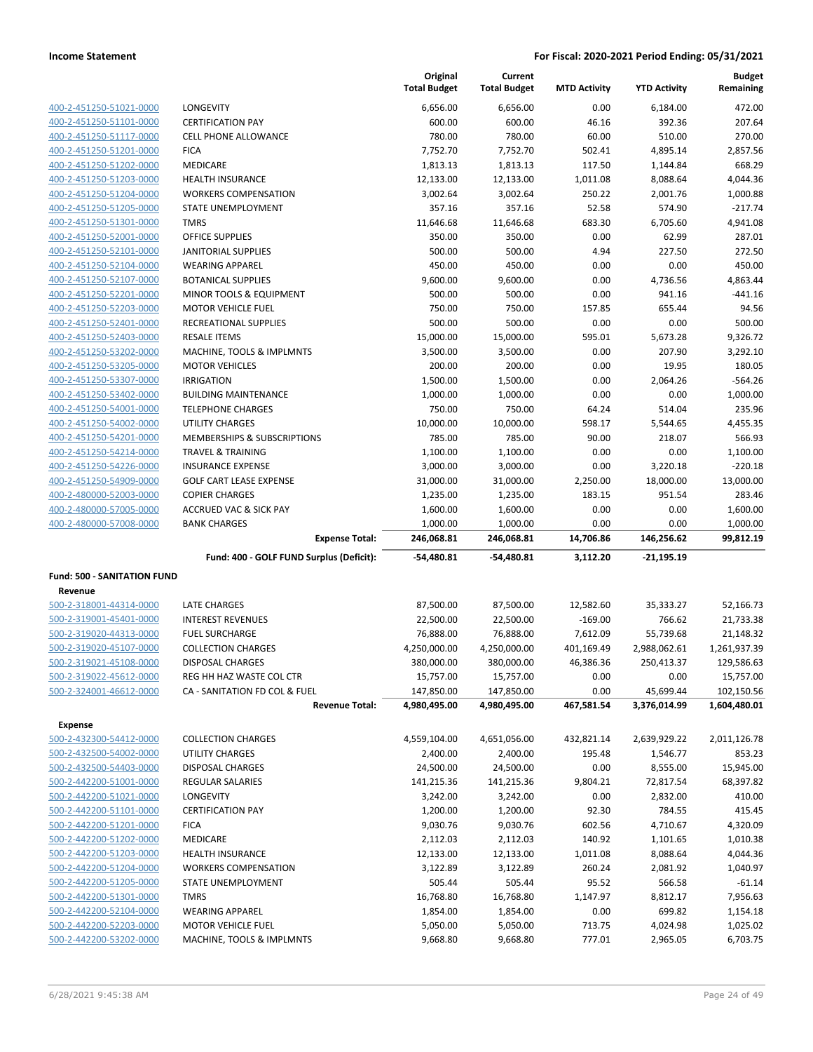**Income Statement** — **For Fiscal: 2020-2021 Period Ending: 05/31/2021**

| | | Original Total Budget | Current Total Budget | MTD Activity | YTD Activity | Budget Remaining |
|---|---|---|---|---|---|---|
| 400-2-451250-51021-0000 | LONGEVITY | 6,656.00 | 6,656.00 | 0.00 | 6,184.00 | 472.00 |
| 400-2-451250-51101-0000 | CERTIFICATION PAY | 600.00 | 600.00 | 46.16 | 392.36 | 207.64 |
| 400-2-451250-51117-0000 | CELL PHONE ALLOWANCE | 780.00 | 780.00 | 60.00 | 510.00 | 270.00 |
| 400-2-451250-51201-0000 | FICA | 7,752.70 | 7,752.70 | 502.41 | 4,895.14 | 2,857.56 |
| 400-2-451250-51202-0000 | MEDICARE | 1,813.13 | 1,813.13 | 117.50 | 1,144.84 | 668.29 |
| 400-2-451250-51203-0000 | HEALTH INSURANCE | 12,133.00 | 12,133.00 | 1,011.08 | 8,088.64 | 4,044.36 |
| 400-2-451250-51204-0000 | WORKERS COMPENSATION | 3,002.64 | 3,002.64 | 250.22 | 2,001.76 | 1,000.88 |
| 400-2-451250-51205-0000 | STATE UNEMPLOYMENT | 357.16 | 357.16 | 52.58 | 574.90 | -217.74 |
| 400-2-451250-51301-0000 | TMRS | 11,646.68 | 11,646.68 | 683.30 | 6,705.60 | 4,941.08 |
| 400-2-451250-52001-0000 | OFFICE SUPPLIES | 350.00 | 350.00 | 0.00 | 62.99 | 287.01 |
| 400-2-451250-52101-0000 | JANITORIAL SUPPLIES | 500.00 | 500.00 | 4.94 | 227.50 | 272.50 |
| 400-2-451250-52104-0000 | WEARING APPAREL | 450.00 | 450.00 | 0.00 | 0.00 | 450.00 |
| 400-2-451250-52107-0000 | BOTANICAL SUPPLIES | 9,600.00 | 9,600.00 | 0.00 | 4,736.56 | 4,863.44 |
| 400-2-451250-52201-0000 | MINOR TOOLS & EQUIPMENT | 500.00 | 500.00 | 0.00 | 941.16 | -441.16 |
| 400-2-451250-52203-0000 | MOTOR VEHICLE FUEL | 750.00 | 750.00 | 157.85 | 655.44 | 94.56 |
| 400-2-451250-52401-0000 | RECREATIONAL SUPPLIES | 500.00 | 500.00 | 0.00 | 0.00 | 500.00 |
| 400-2-451250-52403-0000 | RESALE ITEMS | 15,000.00 | 15,000.00 | 595.01 | 5,673.28 | 9,326.72 |
| 400-2-451250-53202-0000 | MACHINE, TOOLS & IMPLMNTS | 3,500.00 | 3,500.00 | 0.00 | 207.90 | 3,292.10 |
| 400-2-451250-53205-0000 | MOTOR VEHICLES | 200.00 | 200.00 | 0.00 | 19.95 | 180.05 |
| 400-2-451250-53307-0000 | IRRIGATION | 1,500.00 | 1,500.00 | 0.00 | 2,064.26 | -564.26 |
| 400-2-451250-53402-0000 | BUILDING MAINTENANCE | 1,000.00 | 1,000.00 | 0.00 | 0.00 | 1,000.00 |
| 400-2-451250-54001-0000 | TELEPHONE CHARGES | 750.00 | 750.00 | 64.24 | 514.04 | 235.96 |
| 400-2-451250-54002-0000 | UTILITY CHARGES | 10,000.00 | 10,000.00 | 598.17 | 5,544.65 | 4,455.35 |
| 400-2-451250-54201-0000 | MEMBERSHIPS & SUBSCRIPTIONS | 785.00 | 785.00 | 90.00 | 218.07 | 566.93 |
| 400-2-451250-54214-0000 | TRAVEL & TRAINING | 1,100.00 | 1,100.00 | 0.00 | 0.00 | 1,100.00 |
| 400-2-451250-54226-0000 | INSURANCE EXPENSE | 3,000.00 | 3,000.00 | 0.00 | 3,220.18 | -220.18 |
| 400-2-451250-54909-0000 | GOLF CART LEASE EXPENSE | 31,000.00 | 31,000.00 | 2,250.00 | 18,000.00 | 13,000.00 |
| 400-2-480000-52003-0000 | COPIER CHARGES | 1,235.00 | 1,235.00 | 183.15 | 951.54 | 283.46 |
| 400-2-480000-57005-0000 | ACCRUED VAC & SICK PAY | 1,600.00 | 1,600.00 | 0.00 | 0.00 | 1,600.00 |
| 400-2-480000-57008-0000 | BANK CHARGES | 1,000.00 | 1,000.00 | 0.00 | 0.00 | 1,000.00 |
| | **Expense Total:** | **246,068.81** | **246,068.81** | **14,706.86** | **146,256.62** | **99,812.19** |
| | **Fund: 400 - GOLF FUND Surplus (Deficit):** | **-54,480.81** | **-54,480.81** | **3,112.20** | **-21,195.19** | |

**Fund: 500 - SANITATION FUND**

**Revenue**

| | | Original Total Budget | Current Total Budget | MTD Activity | YTD Activity | Budget Remaining |
|---|---|---|---|---|---|---|
| 500-2-318001-44314-0000 | LATE CHARGES | 87,500.00 | 87,500.00 | 12,582.60 | 35,333.27 | 52,166.73 |
| 500-2-319001-45401-0000 | INTEREST REVENUES | 22,500.00 | 22,500.00 | -169.00 | 766.62 | 21,733.38 |
| 500-2-319020-44313-0000 | FUEL SURCHARGE | 76,888.00 | 76,888.00 | 7,612.09 | 55,739.68 | 21,148.32 |
| 500-2-319020-45107-0000 | COLLECTION CHARGES | 4,250,000.00 | 4,250,000.00 | 401,169.49 | 2,988,062.61 | 1,261,937.39 |
| 500-2-319021-45108-0000 | DISPOSAL CHARGES | 380,000.00 | 380,000.00 | 46,386.36 | 250,413.37 | 129,586.63 |
| 500-2-319022-45612-0000 | REG HH HAZ WASTE COL CTR | 15,757.00 | 15,757.00 | 0.00 | 0.00 | 15,757.00 |
| 500-2-324001-46612-0000 | CA - SANITATION FD COL & FUEL | 147,850.00 | 147,850.00 | 0.00 | 45,699.44 | 102,150.56 |
| | **Revenue Total:** | **4,980,495.00** | **4,980,495.00** | **467,581.54** | **3,376,014.99** | **1,604,480.01** |

**Expense**

| | | Original Total Budget | Current Total Budget | MTD Activity | YTD Activity | Budget Remaining |
|---|---|---|---|---|---|---|
| 500-2-432300-54412-0000 | COLLECTION CHARGES | 4,559,104.00 | 4,651,056.00 | 432,821.14 | 2,639,929.22 | 2,011,126.78 |
| 500-2-432500-54002-0000 | UTILITY CHARGES | 2,400.00 | 2,400.00 | 195.48 | 1,546.77 | 853.23 |
| 500-2-432500-54403-0000 | DISPOSAL CHARGES | 24,500.00 | 24,500.00 | 0.00 | 8,555.00 | 15,945.00 |
| 500-2-442200-51001-0000 | REGULAR SALARIES | 141,215.36 | 141,215.36 | 9,804.21 | 72,817.54 | 68,397.82 |
| 500-2-442200-51021-0000 | LONGEVITY | 3,242.00 | 3,242.00 | 0.00 | 2,832.00 | 410.00 |
| 500-2-442200-51101-0000 | CERTIFICATION PAY | 1,200.00 | 1,200.00 | 92.30 | 784.55 | 415.45 |
| 500-2-442200-51201-0000 | FICA | 9,030.76 | 9,030.76 | 602.56 | 4,710.67 | 4,320.09 |
| 500-2-442200-51202-0000 | MEDICARE | 2,112.03 | 2,112.03 | 140.92 | 1,101.65 | 1,010.38 |
| 500-2-442200-51203-0000 | HEALTH INSURANCE | 12,133.00 | 12,133.00 | 1,011.08 | 8,088.64 | 4,044.36 |
| 500-2-442200-51204-0000 | WORKERS COMPENSATION | 3,122.89 | 3,122.89 | 260.24 | 2,081.92 | 1,040.97 |
| 500-2-442200-51205-0000 | STATE UNEMPLOYMENT | 505.44 | 505.44 | 95.52 | 566.58 | -61.14 |
| 500-2-442200-51301-0000 | TMRS | 16,768.80 | 16,768.80 | 1,147.97 | 8,812.17 | 7,956.63 |
| 500-2-442200-52104-0000 | WEARING APPAREL | 1,854.00 | 1,854.00 | 0.00 | 699.82 | 1,154.18 |
| 500-2-442200-52203-0000 | MOTOR VEHICLE FUEL | 5,050.00 | 5,050.00 | 713.75 | 4,024.98 | 1,025.02 |
| 500-2-442200-53202-0000 | MACHINE, TOOLS & IMPLMNTS | 9,668.80 | 9,668.80 | 777.01 | 2,965.05 | 6,703.75 |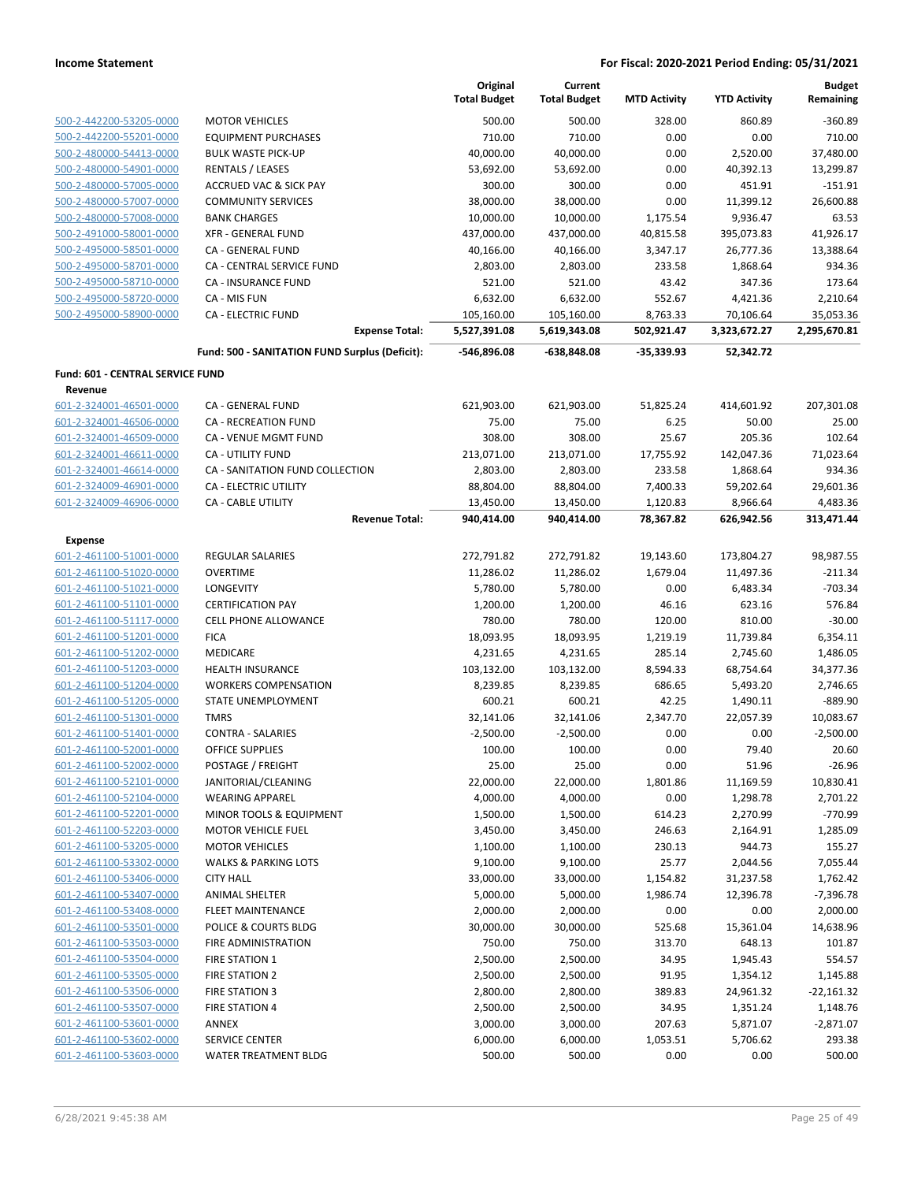**Income Statement** | **For Fiscal: 2020-2021 Period Ending: 05/31/2021**

| | | Original Total Budget | Current Total Budget | MTD Activity | YTD Activity | Budget Remaining |
|---|---|---|---|---|---|---|
| 500-2-442200-53205-0000 | MOTOR VEHICLES | 500.00 | 500.00 | 328.00 | 860.89 | -360.89 |
| 500-2-442200-55201-0000 | EQUIPMENT PURCHASES | 710.00 | 710.00 | 0.00 | 0.00 | 710.00 |
| 500-2-480000-54413-0000 | BULK WASTE PICK-UP | 40,000.00 | 40,000.00 | 0.00 | 2,520.00 | 37,480.00 |
| 500-2-480000-54901-0000 | RENTALS / LEASES | 53,692.00 | 53,692.00 | 0.00 | 40,392.13 | 13,299.87 |
| 500-2-480000-57005-0000 | ACCRUED VAC & SICK PAY | 300.00 | 300.00 | 0.00 | 451.91 | -151.91 |
| 500-2-480000-57007-0000 | COMMUNITY SERVICES | 38,000.00 | 38,000.00 | 0.00 | 11,399.12 | 26,600.88 |
| 500-2-480000-57008-0000 | BANK CHARGES | 10,000.00 | 10,000.00 | 1,175.54 | 9,936.47 | 63.53 |
| 500-2-491000-58001-0000 | XFR - GENERAL FUND | 437,000.00 | 437,000.00 | 40,815.58 | 395,073.83 | 41,926.17 |
| 500-2-495000-58501-0000 | CA - GENERAL FUND | 40,166.00 | 40,166.00 | 3,347.17 | 26,777.36 | 13,388.64 |
| 500-2-495000-58701-0000 | CA - CENTRAL SERVICE FUND | 2,803.00 | 2,803.00 | 233.58 | 1,868.64 | 934.36 |
| 500-2-495000-58710-0000 | CA - INSURANCE FUND | 521.00 | 521.00 | 43.42 | 347.36 | 173.64 |
| 500-2-495000-58720-0000 | CA - MIS FUN | 6,632.00 | 6,632.00 | 552.67 | 4,421.36 | 2,210.64 |
| 500-2-495000-58900-0000 | CA - ELECTRIC FUND | 105,160.00 | 105,160.00 | 8,763.33 | 70,106.64 | 35,053.36 |
| | **Expense Total:** | **5,527,391.08** | **5,619,343.08** | **502,921.47** | **3,323,672.27** | **2,295,670.81** |
| | **Fund: 500 - SANITATION FUND Surplus (Deficit):** | **-546,896.08** | **-638,848.08** | **-35,339.93** | **52,342.72** | |
| **Fund: 601 - CENTRAL SERVICE FUND** | | | | | | |
| **Revenue** | | | | | | |
| 601-2-324001-46501-0000 | CA - GENERAL FUND | 621,903.00 | 621,903.00 | 51,825.24 | 414,601.92 | 207,301.08 |
| 601-2-324001-46506-0000 | CA - RECREATION FUND | 75.00 | 75.00 | 6.25 | 50.00 | 25.00 |
| 601-2-324001-46509-0000 | CA - VENUE MGMT FUND | 308.00 | 308.00 | 25.67 | 205.36 | 102.64 |
| 601-2-324001-46611-0000 | CA - UTILITY FUND | 213,071.00 | 213,071.00 | 17,755.92 | 142,047.36 | 71,023.64 |
| 601-2-324001-46614-0000 | CA - SANITATION FUND COLLECTION | 2,803.00 | 2,803.00 | 233.58 | 1,868.64 | 934.36 |
| 601-2-324009-46901-0000 | CA - ELECTRIC UTILITY | 88,804.00 | 88,804.00 | 7,400.33 | 59,202.64 | 29,601.36 |
| 601-2-324009-46906-0000 | CA - CABLE UTILITY | 13,450.00 | 13,450.00 | 1,120.83 | 8,966.64 | 4,483.36 |
| | **Revenue Total:** | **940,414.00** | **940,414.00** | **78,367.82** | **626,942.56** | **313,471.44** |
| **Expense** | | | | | | |
| 601-2-461100-51001-0000 | REGULAR SALARIES | 272,791.82 | 272,791.82 | 19,143.60 | 173,804.27 | 98,987.55 |
| 601-2-461100-51020-0000 | OVERTIME | 11,286.02 | 11,286.02 | 1,679.04 | 11,497.36 | -211.34 |
| 601-2-461100-51021-0000 | LONGEVITY | 5,780.00 | 5,780.00 | 0.00 | 6,483.34 | -703.34 |
| 601-2-461100-51101-0000 | CERTIFICATION PAY | 1,200.00 | 1,200.00 | 46.16 | 623.16 | 576.84 |
| 601-2-461100-51117-0000 | CELL PHONE ALLOWANCE | 780.00 | 780.00 | 120.00 | 810.00 | -30.00 |
| 601-2-461100-51201-0000 | FICA | 18,093.95 | 18,093.95 | 1,219.19 | 11,739.84 | 6,354.11 |
| 601-2-461100-51202-0000 | MEDICARE | 4,231.65 | 4,231.65 | 285.14 | 2,745.60 | 1,486.05 |
| 601-2-461100-51203-0000 | HEALTH INSURANCE | 103,132.00 | 103,132.00 | 8,594.33 | 68,754.64 | 34,377.36 |
| 601-2-461100-51204-0000 | WORKERS COMPENSATION | 8,239.85 | 8,239.85 | 686.65 | 5,493.20 | 2,746.65 |
| 601-2-461100-51205-0000 | STATE UNEMPLOYMENT | 600.21 | 600.21 | 42.25 | 1,490.11 | -889.90 |
| 601-2-461100-51301-0000 | TMRS | 32,141.06 | 32,141.06 | 2,347.70 | 22,057.39 | 10,083.67 |
| 601-2-461100-51401-0000 | CONTRA - SALARIES | -2,500.00 | -2,500.00 | 0.00 | 0.00 | -2,500.00 |
| 601-2-461100-52001-0000 | OFFICE SUPPLIES | 100.00 | 100.00 | 0.00 | 79.40 | 20.60 |
| 601-2-461100-52002-0000 | POSTAGE / FREIGHT | 25.00 | 25.00 | 0.00 | 51.96 | -26.96 |
| 601-2-461100-52101-0000 | JANITORIAL/CLEANING | 22,000.00 | 22,000.00 | 1,801.86 | 11,169.59 | 10,830.41 |
| 601-2-461100-52104-0000 | WEARING APPAREL | 4,000.00 | 4,000.00 | 0.00 | 1,298.78 | 2,701.22 |
| 601-2-461100-52201-0000 | MINOR TOOLS & EQUIPMENT | 1,500.00 | 1,500.00 | 614.23 | 2,270.99 | -770.99 |
| 601-2-461100-52203-0000 | MOTOR VEHICLE FUEL | 3,450.00 | 3,450.00 | 246.63 | 2,164.91 | 1,285.09 |
| 601-2-461100-53205-0000 | MOTOR VEHICLES | 1,100.00 | 1,100.00 | 230.13 | 944.73 | 155.27 |
| 601-2-461100-53302-0000 | WALKS & PARKING LOTS | 9,100.00 | 9,100.00 | 25.77 | 2,044.56 | 7,055.44 |
| 601-2-461100-53406-0000 | CITY HALL | 33,000.00 | 33,000.00 | 1,154.82 | 31,237.58 | 1,762.42 |
| 601-2-461100-53407-0000 | ANIMAL SHELTER | 5,000.00 | 5,000.00 | 1,986.74 | 12,396.78 | -7,396.78 |
| 601-2-461100-53408-0000 | FLEET MAINTENANCE | 2,000.00 | 2,000.00 | 0.00 | 0.00 | 2,000.00 |
| 601-2-461100-53501-0000 | POLICE & COURTS BLDG | 30,000.00 | 30,000.00 | 525.68 | 15,361.04 | 14,638.96 |
| 601-2-461100-53503-0000 | FIRE ADMINISTRATION | 750.00 | 750.00 | 313.70 | 648.13 | 101.87 |
| 601-2-461100-53504-0000 | FIRE STATION 1 | 2,500.00 | 2,500.00 | 34.95 | 1,945.43 | 554.57 |
| 601-2-461100-53505-0000 | FIRE STATION 2 | 2,500.00 | 2,500.00 | 91.95 | 1,354.12 | 1,145.88 |
| 601-2-461100-53506-0000 | FIRE STATION 3 | 2,800.00 | 2,800.00 | 389.83 | 24,961.32 | -22,161.32 |
| 601-2-461100-53507-0000 | FIRE STATION 4 | 2,500.00 | 2,500.00 | 34.95 | 1,351.24 | 1,148.76 |
| 601-2-461100-53601-0000 | ANNEX | 3,000.00 | 3,000.00 | 207.63 | 5,871.07 | -2,871.07 |
| 601-2-461100-53602-0000 | SERVICE CENTER | 6,000.00 | 6,000.00 | 1,053.51 | 5,706.62 | 293.38 |
| 601-2-461100-53603-0000 | WATER TREATMENT BLDG | 500.00 | 500.00 | 0.00 | 0.00 | 500.00 |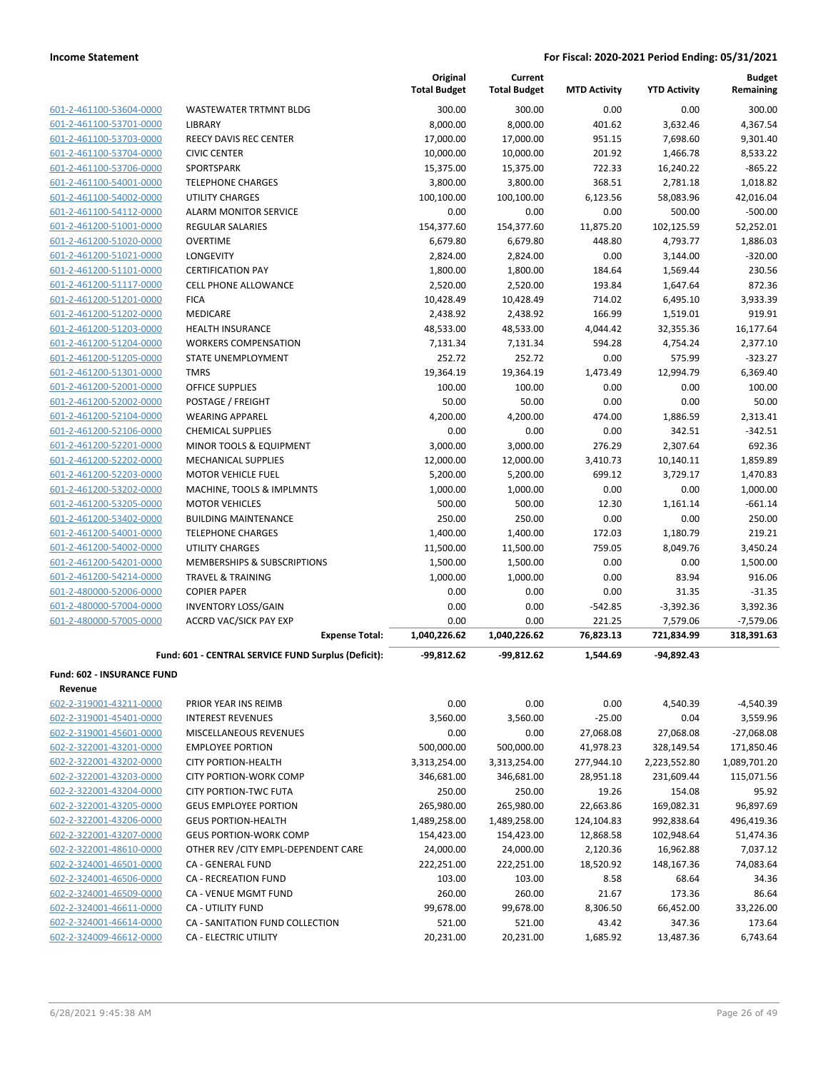**Income Statement** — For Fiscal: 2020-2021 Period Ending: 05/31/2021

| | | Original Total Budget | Current Total Budget | MTD Activity | YTD Activity | Budget Remaining |
|---|---|---|---|---|---|---|
| 601-2-461100-53604-0000 | WASTEWATER TRTMNT BLDG | 300.00 | 300.00 | 0.00 | 0.00 | 300.00 |
| 601-2-461100-53701-0000 | LIBRARY | 8,000.00 | 8,000.00 | 401.62 | 3,632.46 | 4,367.54 |
| 601-2-461100-53703-0000 | REECY DAVIS REC CENTER | 17,000.00 | 17,000.00 | 951.15 | 7,698.60 | 9,301.40 |
| 601-2-461100-53704-0000 | CIVIC CENTER | 10,000.00 | 10,000.00 | 201.92 | 1,466.78 | 8,533.22 |
| 601-2-461100-53706-0000 | SPORTSPARK | 15,375.00 | 15,375.00 | 722.33 | 16,240.22 | -865.22 |
| 601-2-461100-54001-0000 | TELEPHONE CHARGES | 3,800.00 | 3,800.00 | 368.51 | 2,781.18 | 1,018.82 |
| 601-2-461100-54002-0000 | UTILITY CHARGES | 100,100.00 | 100,100.00 | 6,123.56 | 58,083.96 | 42,016.04 |
| 601-2-461100-54112-0000 | ALARM MONITOR SERVICE | 0.00 | 0.00 | 0.00 | 500.00 | -500.00 |
| 601-2-461200-51001-0000 | REGULAR SALARIES | 154,377.60 | 154,377.60 | 11,875.20 | 102,125.59 | 52,252.01 |
| 601-2-461200-51020-0000 | OVERTIME | 6,679.80 | 6,679.80 | 448.80 | 4,793.77 | 1,886.03 |
| 601-2-461200-51021-0000 | LONGEVITY | 2,824.00 | 2,824.00 | 0.00 | 3,144.00 | -320.00 |
| 601-2-461200-51101-0000 | CERTIFICATION PAY | 1,800.00 | 1,800.00 | 184.64 | 1,569.44 | 230.56 |
| 601-2-461200-51117-0000 | CELL PHONE ALLOWANCE | 2,520.00 | 2,520.00 | 193.84 | 1,647.64 | 872.36 |
| 601-2-461200-51201-0000 | FICA | 10,428.49 | 10,428.49 | 714.02 | 6,495.10 | 3,933.39 |
| 601-2-461200-51202-0000 | MEDICARE | 2,438.92 | 2,438.92 | 166.99 | 1,519.01 | 919.91 |
| 601-2-461200-51203-0000 | HEALTH INSURANCE | 48,533.00 | 48,533.00 | 4,044.42 | 32,355.36 | 16,177.64 |
| 601-2-461200-51204-0000 | WORKERS COMPENSATION | 7,131.34 | 7,131.34 | 594.28 | 4,754.24 | 2,377.10 |
| 601-2-461200-51205-0000 | STATE UNEMPLOYMENT | 252.72 | 252.72 | 0.00 | 575.99 | -323.27 |
| 601-2-461200-51301-0000 | TMRS | 19,364.19 | 19,364.19 | 1,473.49 | 12,994.79 | 6,369.40 |
| 601-2-461200-52001-0000 | OFFICE SUPPLIES | 100.00 | 100.00 | 0.00 | 0.00 | 100.00 |
| 601-2-461200-52002-0000 | POSTAGE / FREIGHT | 50.00 | 50.00 | 0.00 | 0.00 | 50.00 |
| 601-2-461200-52104-0000 | WEARING APPAREL | 4,200.00 | 4,200.00 | 474.00 | 1,886.59 | 2,313.41 |
| 601-2-461200-52106-0000 | CHEMICAL SUPPLIES | 0.00 | 0.00 | 0.00 | 342.51 | -342.51 |
| 601-2-461200-52201-0000 | MINOR TOOLS & EQUIPMENT | 3,000.00 | 3,000.00 | 276.29 | 2,307.64 | 692.36 |
| 601-2-461200-52202-0000 | MECHANICAL SUPPLIES | 12,000.00 | 12,000.00 | 3,410.73 | 10,140.11 | 1,859.89 |
| 601-2-461200-52203-0000 | MOTOR VEHICLE FUEL | 5,200.00 | 5,200.00 | 699.12 | 3,729.17 | 1,470.83 |
| 601-2-461200-53202-0000 | MACHINE, TOOLS & IMPLMNTS | 1,000.00 | 1,000.00 | 0.00 | 0.00 | 1,000.00 |
| 601-2-461200-53205-0000 | MOTOR VEHICLES | 500.00 | 500.00 | 12.30 | 1,161.14 | -661.14 |
| 601-2-461200-53402-0000 | BUILDING MAINTENANCE | 250.00 | 250.00 | 0.00 | 0.00 | 250.00 |
| 601-2-461200-54001-0000 | TELEPHONE CHARGES | 1,400.00 | 1,400.00 | 172.03 | 1,180.79 | 219.21 |
| 601-2-461200-54002-0000 | UTILITY CHARGES | 11,500.00 | 11,500.00 | 759.05 | 8,049.76 | 3,450.24 |
| 601-2-461200-54201-0000 | MEMBERSHIPS & SUBSCRIPTIONS | 1,500.00 | 1,500.00 | 0.00 | 0.00 | 1,500.00 |
| 601-2-461200-54214-0000 | TRAVEL & TRAINING | 1,000.00 | 1,000.00 | 0.00 | 83.94 | 916.06 |
| 601-2-480000-52006-0000 | COPIER PAPER | 0.00 | 0.00 | 0.00 | 31.35 | -31.35 |
| 601-2-480000-57004-0000 | INVENTORY LOSS/GAIN | 0.00 | 0.00 | -542.85 | -3,392.36 | 3,392.36 |
| 601-2-480000-57005-0000 | ACCRD VAC/SICK PAY EXP | 0.00 | 0.00 | 221.25 | 7,579.06 | -7,579.06 |
| | **Expense Total:** | **1,040,226.62** | **1,040,226.62** | **76,823.13** | **721,834.99** | **318,391.63** |
| | **Fund: 601 - CENTRAL SERVICE FUND Surplus (Deficit):** | **-99,812.62** | **-99,812.62** | **1,544.69** | **-94,892.43** | |

**Fund: 602 - INSURANCE FUND**

**Revenue**

| | | Original Total Budget | Current Total Budget | MTD Activity | YTD Activity | Budget Remaining |
|---|---|---|---|---|---|---|
| 602-2-319001-43211-0000 | PRIOR YEAR INS REIMB | 0.00 | 0.00 | 0.00 | 4,540.39 | -4,540.39 |
| 602-2-319001-45401-0000 | INTEREST REVENUES | 3,560.00 | 3,560.00 | -25.00 | 0.04 | 3,559.96 |
| 602-2-319001-45601-0000 | MISCELLANEOUS REVENUES | 0.00 | 0.00 | 27,068.08 | 27,068.08 | -27,068.08 |
| 602-2-322001-43201-0000 | EMPLOYEE PORTION | 500,000.00 | 500,000.00 | 41,978.23 | 328,149.54 | 171,850.46 |
| 602-2-322001-43202-0000 | CITY PORTION-HEALTH | 3,313,254.00 | 3,313,254.00 | 277,944.10 | 2,223,552.80 | 1,089,701.20 |
| 602-2-322001-43203-0000 | CITY PORTION-WORK COMP | 346,681.00 | 346,681.00 | 28,951.18 | 231,609.44 | 115,071.56 |
| 602-2-322001-43204-0000 | CITY PORTION-TWC FUTA | 250.00 | 250.00 | 19.26 | 154.08 | 95.92 |
| 602-2-322001-43205-0000 | GEUS EMPLOYEE PORTION | 265,980.00 | 265,980.00 | 22,663.86 | 169,082.31 | 96,897.69 |
| 602-2-322001-43206-0000 | GEUS PORTION-HEALTH | 1,489,258.00 | 1,489,258.00 | 124,104.83 | 992,838.64 | 496,419.36 |
| 602-2-322001-43207-0000 | GEUS PORTION-WORK COMP | 154,423.00 | 154,423.00 | 12,868.58 | 102,948.64 | 51,474.36 |
| 602-2-322001-48610-0000 | OTHER REV /CITY EMPL-DEPENDENT CARE | 24,000.00 | 24,000.00 | 2,120.36 | 16,962.88 | 7,037.12 |
| 602-2-324001-46501-0000 | CA - GENERAL FUND | 222,251.00 | 222,251.00 | 18,520.92 | 148,167.36 | 74,083.64 |
| 602-2-324001-46506-0000 | CA - RECREATION FUND | 103.00 | 103.00 | 8.58 | 68.64 | 34.36 |
| 602-2-324001-46509-0000 | CA - VENUE MGMT FUND | 260.00 | 260.00 | 21.67 | 173.36 | 86.64 |
| 602-2-324001-46611-0000 | CA - UTILITY FUND | 99,678.00 | 99,678.00 | 8,306.50 | 66,452.00 | 33,226.00 |
| 602-2-324001-46614-0000 | CA - SANITATION FUND COLLECTION | 521.00 | 521.00 | 43.42 | 347.36 | 173.64 |
| 602-2-324009-46612-0000 | CA - ELECTRIC UTILITY | 20,231.00 | 20,231.00 | 1,685.92 | 13,487.36 | 6,743.64 |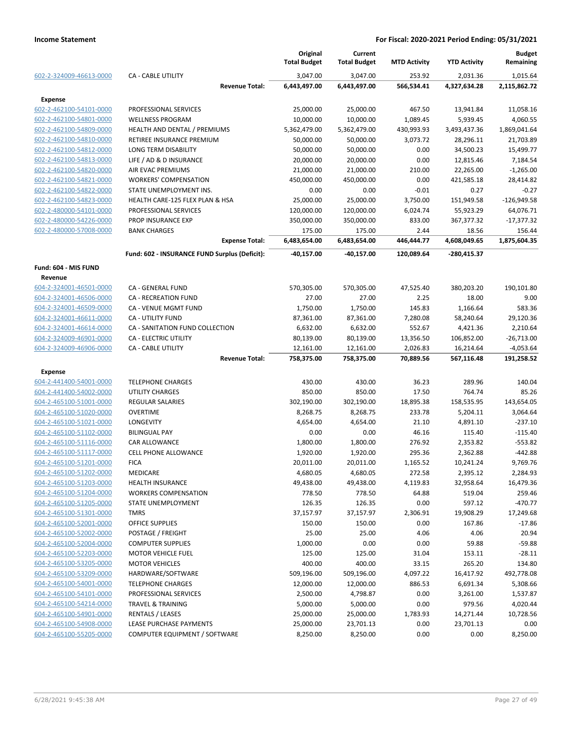**Income Statement** — **For Fiscal: 2020-2021 Period Ending: 05/31/2021**

| | | Original Total Budget | Current Total Budget | MTD Activity | YTD Activity | Budget Remaining |
|---|---|---|---|---|---|---|
| 602-2-324009-46613-0000 | CA - CABLE UTILITY | 3,047.00 | 3,047.00 | 253.92 | 2,031.36 | 1,015.64 |
| | **Revenue Total:** | **6,443,497.00** | **6,443,497.00** | **566,534.41** | **4,327,634.28** | **2,115,862.72** |
| **Expense** | | | | | | |
| 602-2-462100-54101-0000 | PROFESSIONAL SERVICES | 25,000.00 | 25,000.00 | 467.50 | 13,941.84 | 11,058.16 |
| 602-2-462100-54801-0000 | WELLNESS PROGRAM | 10,000.00 | 10,000.00 | 1,089.45 | 5,939.45 | 4,060.55 |
| 602-2-462100-54809-0000 | HEALTH AND DENTAL / PREMIUMS | 5,362,479.00 | 5,362,479.00 | 430,993.93 | 3,493,437.36 | 1,869,041.64 |
| 602-2-462100-54810-0000 | RETIREE INSURANCE PREMIUM | 50,000.00 | 50,000.00 | 3,073.72 | 28,296.11 | 21,703.89 |
| 602-2-462100-54812-0000 | LONG TERM DISABILITY | 50,000.00 | 50,000.00 | 0.00 | 34,500.23 | 15,499.77 |
| 602-2-462100-54813-0000 | LIFE / AD & D INSURANCE | 20,000.00 | 20,000.00 | 0.00 | 12,815.46 | 7,184.54 |
| 602-2-462100-54820-0000 | AIR EVAC PREMIUMS | 21,000.00 | 21,000.00 | 210.00 | 22,265.00 | -1,265.00 |
| 602-2-462100-54821-0000 | WORKERS' COMPENSATION | 450,000.00 | 450,000.00 | 0.00 | 421,585.18 | 28,414.82 |
| 602-2-462100-54822-0000 | STATE UNEMPLOYMENT INS. | 0.00 | 0.00 | -0.01 | 0.27 | -0.27 |
| 602-2-462100-54823-0000 | HEALTH CARE-125 FLEX PLAN & HSA | 25,000.00 | 25,000.00 | 3,750.00 | 151,949.58 | -126,949.58 |
| 602-2-480000-54101-0000 | PROFESSIONAL SERVICES | 120,000.00 | 120,000.00 | 6,024.74 | 55,923.29 | 64,076.71 |
| 602-2-480000-54226-0000 | PROP INSURANCE EXP | 350,000.00 | 350,000.00 | 833.00 | 367,377.32 | -17,377.32 |
| 602-2-480000-57008-0000 | BANK CHARGES | 175.00 | 175.00 | 2.44 | 18.56 | 156.44 |
| | **Expense Total:** | **6,483,654.00** | **6,483,654.00** | **446,444.77** | **4,608,049.65** | **1,875,604.35** |
| | **Fund: 602 - INSURANCE FUND Surplus (Deficit):** | **-40,157.00** | **-40,157.00** | **120,089.64** | **-280,415.37** | |
| **Fund: 604 - MIS FUND** | | | | | | |
| **Revenue** | | | | | | |
| 604-2-324001-46501-0000 | CA - GENERAL FUND | 570,305.00 | 570,305.00 | 47,525.40 | 380,203.20 | 190,101.80 |
| 604-2-324001-46506-0000 | CA - RECREATION FUND | 27.00 | 27.00 | 2.25 | 18.00 | 9.00 |
| 604-2-324001-46509-0000 | CA - VENUE MGMT FUND | 1,750.00 | 1,750.00 | 145.83 | 1,166.64 | 583.36 |
| 604-2-324001-46611-0000 | CA - UTILITY FUND | 87,361.00 | 87,361.00 | 7,280.08 | 58,240.64 | 29,120.36 |
| 604-2-324001-46614-0000 | CA - SANITATION FUND COLLECTION | 6,632.00 | 6,632.00 | 552.67 | 4,421.36 | 2,210.64 |
| 604-2-324009-46901-0000 | CA - ELECTRIC UTILITY | 80,139.00 | 80,139.00 | 13,356.50 | 106,852.00 | -26,713.00 |
| 604-2-324009-46906-0000 | CA - CABLE UTILITY | 12,161.00 | 12,161.00 | 2,026.83 | 16,214.64 | -4,053.64 |
| | **Revenue Total:** | **758,375.00** | **758,375.00** | **70,889.56** | **567,116.48** | **191,258.52** |
| **Expense** | | | | | | |
| 604-2-441400-54001-0000 | TELEPHONE CHARGES | 430.00 | 430.00 | 36.23 | 289.96 | 140.04 |
| 604-2-441400-54002-0000 | UTILITY CHARGES | 850.00 | 850.00 | 17.50 | 764.74 | 85.26 |
| 604-2-465100-51001-0000 | REGULAR SALARIES | 302,190.00 | 302,190.00 | 18,895.38 | 158,535.95 | 143,654.05 |
| 604-2-465100-51020-0000 | OVERTIME | 8,268.75 | 8,268.75 | 233.78 | 5,204.11 | 3,064.64 |
| 604-2-465100-51021-0000 | LONGEVITY | 4,654.00 | 4,654.00 | 21.10 | 4,891.10 | -237.10 |
| 604-2-465100-51102-0000 | BILINGUAL PAY | 0.00 | 0.00 | 46.16 | 115.40 | -115.40 |
| 604-2-465100-51116-0000 | CAR ALLOWANCE | 1,800.00 | 1,800.00 | 276.92 | 2,353.82 | -553.82 |
| 604-2-465100-51117-0000 | CELL PHONE ALLOWANCE | 1,920.00 | 1,920.00 | 295.36 | 2,362.88 | -442.88 |
| 604-2-465100-51201-0000 | FICA | 20,011.00 | 20,011.00 | 1,165.52 | 10,241.24 | 9,769.76 |
| 604-2-465100-51202-0000 | MEDICARE | 4,680.05 | 4,680.05 | 272.58 | 2,395.12 | 2,284.93 |
| 604-2-465100-51203-0000 | HEALTH INSURANCE | 49,438.00 | 49,438.00 | 4,119.83 | 32,958.64 | 16,479.36 |
| 604-2-465100-51204-0000 | WORKERS COMPENSATION | 778.50 | 778.50 | 64.88 | 519.04 | 259.46 |
| 604-2-465100-51205-0000 | STATE UNEMPLOYMENT | 126.35 | 126.35 | 0.00 | 597.12 | -470.77 |
| 604-2-465100-51301-0000 | TMRS | 37,157.97 | 37,157.97 | 2,306.91 | 19,908.29 | 17,249.68 |
| 604-2-465100-52001-0000 | OFFICE SUPPLIES | 150.00 | 150.00 | 0.00 | 167.86 | -17.86 |
| 604-2-465100-52002-0000 | POSTAGE / FREIGHT | 25.00 | 25.00 | 4.06 | 4.06 | 20.94 |
| 604-2-465100-52004-0000 | COMPUTER SUPPLIES | 1,000.00 | 0.00 | 0.00 | 59.88 | -59.88 |
| 604-2-465100-52203-0000 | MOTOR VEHICLE FUEL | 125.00 | 125.00 | 31.04 | 153.11 | -28.11 |
| 604-2-465100-53205-0000 | MOTOR VEHICLES | 400.00 | 400.00 | 33.15 | 265.20 | 134.80 |
| 604-2-465100-53209-0000 | HARDWARE/SOFTWARE | 509,196.00 | 509,196.00 | 4,097.22 | 16,417.92 | 492,778.08 |
| 604-2-465100-54001-0000 | TELEPHONE CHARGES | 12,000.00 | 12,000.00 | 886.53 | 6,691.34 | 5,308.66 |
| 604-2-465100-54101-0000 | PROFESSIONAL SERVICES | 2,500.00 | 4,798.87 | 0.00 | 3,261.00 | 1,537.87 |
| 604-2-465100-54214-0000 | TRAVEL & TRAINING | 5,000.00 | 5,000.00 | 0.00 | 979.56 | 4,020.44 |
| 604-2-465100-54901-0000 | RENTALS / LEASES | 25,000.00 | 25,000.00 | 1,783.93 | 14,271.44 | 10,728.56 |
| 604-2-465100-54908-0000 | LEASE PURCHASE PAYMENTS | 25,000.00 | 23,701.13 | 0.00 | 23,701.13 | 0.00 |
| 604-2-465100-55205-0000 | COMPUTER EQUIPMENT / SOFTWARE | 8,250.00 | 8,250.00 | 0.00 | 0.00 | 8,250.00 |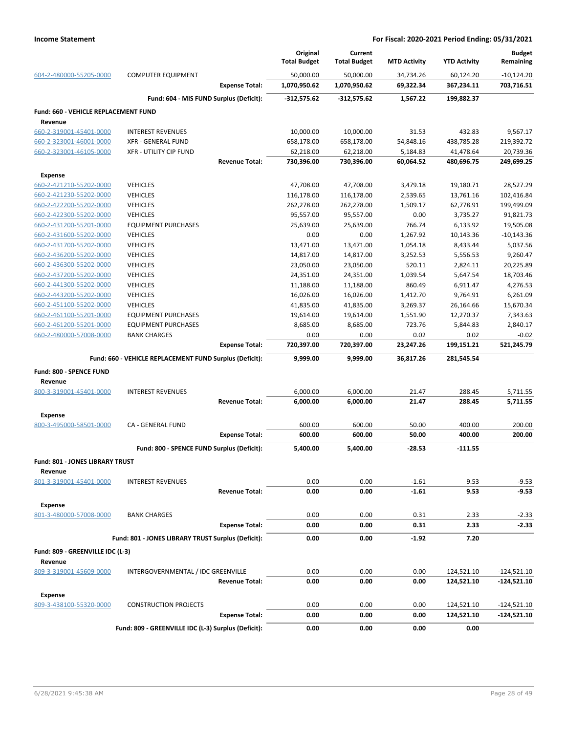**Income Statement** — For Fiscal: 2020-2021 Period Ending: 05/31/2021

| | | Original Total Budget | Current Total Budget | MTD Activity | YTD Activity | Budget Remaining |
|---|---|---|---|---|---|---|
| 604-2-480000-55205-0000 | COMPUTER EQUIPMENT | 50,000.00 | 50,000.00 | 34,734.26 | 60,124.20 | -10,124.20 |
| | **Expense Total:** | **1,070,950.62** | **1,070,950.62** | **69,322.34** | **367,234.11** | **703,716.51** |
| | **Fund: 604 - MIS FUND Surplus (Deficit):** | **-312,575.62** | **-312,575.62** | **1,567.22** | **199,882.37** | |
| **Fund: 660 - VEHICLE REPLACEMENT FUND** | | | | | | |
| **Revenue** | | | | | | |
| 660-2-319001-45401-0000 | INTEREST REVENUES | 10,000.00 | 10,000.00 | 31.53 | 432.83 | 9,567.17 |
| 660-2-323001-46001-0000 | XFR - GENERAL FUND | 658,178.00 | 658,178.00 | 54,848.16 | 438,785.28 | 219,392.72 |
| 660-2-323001-46105-0000 | XFR - UTILITY CIP FUND | 62,218.00 | 62,218.00 | 5,184.83 | 41,478.64 | 20,739.36 |
| | **Revenue Total:** | **730,396.00** | **730,396.00** | **60,064.52** | **480,696.75** | **249,699.25** |
| **Expense** | | | | | | |
| 660-2-421210-55202-0000 | VEHICLES | 47,708.00 | 47,708.00 | 3,479.18 | 19,180.71 | 28,527.29 |
| 660-2-421230-55202-0000 | VEHICLES | 116,178.00 | 116,178.00 | 2,539.65 | 13,761.16 | 102,416.84 |
| 660-2-422200-55202-0000 | VEHICLES | 262,278.00 | 262,278.00 | 1,509.17 | 62,778.91 | 199,499.09 |
| 660-2-422300-55202-0000 | VEHICLES | 95,557.00 | 95,557.00 | 0.00 | 3,735.27 | 91,821.73 |
| 660-2-431200-55201-0000 | EQUIPMENT PURCHASES | 25,639.00 | 25,639.00 | 766.74 | 6,133.92 | 19,505.08 |
| 660-2-431600-55202-0000 | VEHICLES | 0.00 | 0.00 | 1,267.92 | 10,143.36 | -10,143.36 |
| 660-2-431700-55202-0000 | VEHICLES | 13,471.00 | 13,471.00 | 1,054.18 | 8,433.44 | 5,037.56 |
| 660-2-436200-55202-0000 | VEHICLES | 14,817.00 | 14,817.00 | 3,252.53 | 5,556.53 | 9,260.47 |
| 660-2-436300-55202-0000 | VEHICLES | 23,050.00 | 23,050.00 | 520.11 | 2,824.11 | 20,225.89 |
| 660-2-437200-55202-0000 | VEHICLES | 24,351.00 | 24,351.00 | 1,039.54 | 5,647.54 | 18,703.46 |
| 660-2-441300-55202-0000 | VEHICLES | 11,188.00 | 11,188.00 | 860.49 | 6,911.47 | 4,276.53 |
| 660-2-443200-55202-0000 | VEHICLES | 16,026.00 | 16,026.00 | 1,412.70 | 9,764.91 | 6,261.09 |
| 660-2-451100-55202-0000 | VEHICLES | 41,835.00 | 41,835.00 | 3,269.37 | 26,164.66 | 15,670.34 |
| 660-2-461100-55201-0000 | EQUIPMENT PURCHASES | 19,614.00 | 19,614.00 | 1,551.90 | 12,270.37 | 7,343.63 |
| 660-2-461200-55201-0000 | EQUIPMENT PURCHASES | 8,685.00 | 8,685.00 | 723.76 | 5,844.83 | 2,840.17 |
| 660-2-480000-57008-0000 | BANK CHARGES | 0.00 | 0.00 | 0.02 | 0.02 | -0.02 |
| | **Expense Total:** | **720,397.00** | **720,397.00** | **23,247.26** | **199,151.21** | **521,245.79** |
| | **Fund: 660 - VEHICLE REPLACEMENT FUND Surplus (Deficit):** | **9,999.00** | **9,999.00** | **36,817.26** | **281,545.54** | |
| **Fund: 800 - SPENCE FUND** | | | | | | |
| **Revenue** | | | | | | |
| 800-3-319001-45401-0000 | INTEREST REVENUES | 6,000.00 | 6,000.00 | 21.47 | 288.45 | 5,711.55 |
| | **Revenue Total:** | **6,000.00** | **6,000.00** | **21.47** | **288.45** | **5,711.55** |
| **Expense** | | | | | | |
| 800-3-495000-58501-0000 | CA - GENERAL FUND | 600.00 | 600.00 | 50.00 | 400.00 | 200.00 |
| | **Expense Total:** | **600.00** | **600.00** | **50.00** | **400.00** | **200.00** |
| | **Fund: 800 - SPENCE FUND Surplus (Deficit):** | **5,400.00** | **5,400.00** | **-28.53** | **-111.55** | |
| **Fund: 801 - JONES LIBRARY TRUST** | | | | | | |
| **Revenue** | | | | | | |
| 801-3-319001-45401-0000 | INTEREST REVENUES | 0.00 | 0.00 | -1.61 | 9.53 | -9.53 |
| | **Revenue Total:** | **0.00** | **0.00** | **-1.61** | **9.53** | **-9.53** |
| **Expense** | | | | | | |
| 801-3-480000-57008-0000 | BANK CHARGES | 0.00 | 0.00 | 0.31 | 2.33 | -2.33 |
| | **Expense Total:** | **0.00** | **0.00** | **0.31** | **2.33** | **-2.33** |
| | **Fund: 801 - JONES LIBRARY TRUST Surplus (Deficit):** | **0.00** | **0.00** | **-1.92** | **7.20** | |
| **Fund: 809 - GREENVILLE IDC (L-3)** | | | | | | |
| **Revenue** | | | | | | |
| 809-3-319001-45609-0000 | INTERGOVERNMENTAL / IDC GREENVILLE | 0.00 | 0.00 | 0.00 | 124,521.10 | -124,521.10 |
| | **Revenue Total:** | **0.00** | **0.00** | **0.00** | **124,521.10** | **-124,521.10** |
| **Expense** | | | | | | |
| 809-3-438100-55320-0000 | CONSTRUCTION PROJECTS | 0.00 | 0.00 | 0.00 | 124,521.10 | -124,521.10 |
| | **Expense Total:** | **0.00** | **0.00** | **0.00** | **124,521.10** | **-124,521.10** |
| | **Fund: 809 - GREENVILLE IDC (L-3) Surplus (Deficit):** | **0.00** | **0.00** | **0.00** | **0.00** | |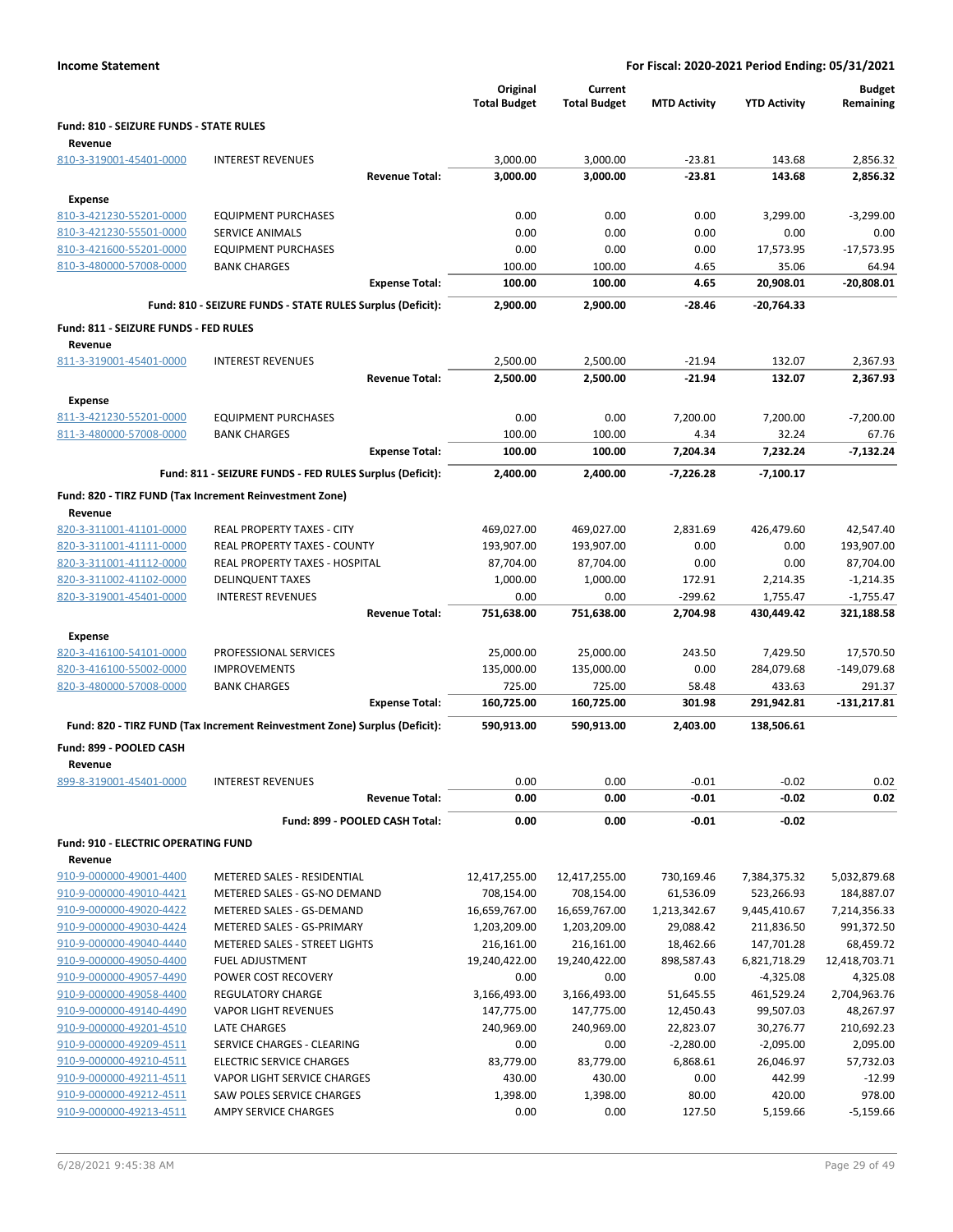**Income Statement** — **For Fiscal: 2020-2021 Period Ending: 05/31/2021**

| | | Original Total Budget | Current Total Budget | MTD Activity | YTD Activity | Budget Remaining |
|---|---|---|---|---|---|---|
| **Fund: 810 - SEIZURE FUNDS - STATE RULES** | | | | | | |
| **Revenue** | | | | | | |
| 810-3-319001-45401-0000 | INTEREST REVENUES | 3,000.00 | 3,000.00 | -23.81 | 143.68 | 2,856.32 |
| | **Revenue Total:** | **3,000.00** | **3,000.00** | **-23.81** | **143.68** | **2,856.32** |
| **Expense** | | | | | | |
| 810-3-421230-55201-0000 | EQUIPMENT PURCHASES | 0.00 | 0.00 | 0.00 | 3,299.00 | -3,299.00 |
| 810-3-421230-55501-0000 | SERVICE ANIMALS | 0.00 | 0.00 | 0.00 | 0.00 | 0.00 |
| 810-3-421600-55201-0000 | EQUIPMENT PURCHASES | 0.00 | 0.00 | 0.00 | 17,573.95 | -17,573.95 |
| 810-3-480000-57008-0000 | BANK CHARGES | 100.00 | 100.00 | 4.65 | 35.06 | 64.94 |
| | **Expense Total:** | **100.00** | **100.00** | **4.65** | **20,908.01** | **-20,808.01** |
| | **Fund: 810 - SEIZURE FUNDS - STATE RULES Surplus (Deficit):** | **2,900.00** | **2,900.00** | **-28.46** | **-20,764.33** | |
| **Fund: 811 - SEIZURE FUNDS - FED RULES** | | | | | | |
| **Revenue** | | | | | | |
| 811-3-319001-45401-0000 | INTEREST REVENUES | 2,500.00 | 2,500.00 | -21.94 | 132.07 | 2,367.93 |
| | **Revenue Total:** | **2,500.00** | **2,500.00** | **-21.94** | **132.07** | **2,367.93** |
| **Expense** | | | | | | |
| 811-3-421230-55201-0000 | EQUIPMENT PURCHASES | 0.00 | 0.00 | 7,200.00 | 7,200.00 | -7,200.00 |
| 811-3-480000-57008-0000 | BANK CHARGES | 100.00 | 100.00 | 4.34 | 32.24 | 67.76 |
| | **Expense Total:** | **100.00** | **100.00** | **7,204.34** | **7,232.24** | **-7,132.24** |
| | **Fund: 811 - SEIZURE FUNDS - FED RULES Surplus (Deficit):** | **2,400.00** | **2,400.00** | **-7,226.28** | **-7,100.17** | |
| **Fund: 820 - TIRZ FUND (Tax Increment Reinvestment Zone)** | | | | | | |
| **Revenue** | | | | | | |
| 820-3-311001-41101-0000 | REAL PROPERTY TAXES - CITY | 469,027.00 | 469,027.00 | 2,831.69 | 426,479.60 | 42,547.40 |
| 820-3-311001-41111-0000 | REAL PROPERTY TAXES - COUNTY | 193,907.00 | 193,907.00 | 0.00 | 0.00 | 193,907.00 |
| 820-3-311001-41112-0000 | REAL PROPERTY TAXES - HOSPITAL | 87,704.00 | 87,704.00 | 0.00 | 0.00 | 87,704.00 |
| 820-3-311002-41102-0000 | DELINQUENT TAXES | 1,000.00 | 1,000.00 | 172.91 | 2,214.35 | -1,214.35 |
| 820-3-319001-45401-0000 | INTEREST REVENUES | 0.00 | 0.00 | -299.62 | 1,755.47 | -1,755.47 |
| | **Revenue Total:** | **751,638.00** | **751,638.00** | **2,704.98** | **430,449.42** | **321,188.58** |
| **Expense** | | | | | | |
| 820-3-416100-54101-0000 | PROFESSIONAL SERVICES | 25,000.00 | 25,000.00 | 243.50 | 7,429.50 | 17,570.50 |
| 820-3-416100-55002-0000 | IMPROVEMENTS | 135,000.00 | 135,000.00 | 0.00 | 284,079.68 | -149,079.68 |
| 820-3-480000-57008-0000 | BANK CHARGES | 725.00 | 725.00 | 58.48 | 433.63 | 291.37 |
| | **Expense Total:** | **160,725.00** | **160,725.00** | **301.98** | **291,942.81** | **-131,217.81** |
| | **Fund: 820 - TIRZ FUND (Tax Increment Reinvestment Zone) Surplus (Deficit):** | **590,913.00** | **590,913.00** | **2,403.00** | **138,506.61** | |
| **Fund: 899 - POOLED CASH** | | | | | | |
| **Revenue** | | | | | | |
| 899-8-319001-45401-0000 | INTEREST REVENUES | 0.00 | 0.00 | -0.01 | -0.02 | 0.02 |
| | **Revenue Total:** | **0.00** | **0.00** | **-0.01** | **-0.02** | **0.02** |
| | **Fund: 899 - POOLED CASH Total:** | **0.00** | **0.00** | **-0.01** | **-0.02** | |
| **Fund: 910 - ELECTRIC OPERATING FUND** | | | | | | |
| **Revenue** | | | | | | |
| 910-9-000000-49001-4400 | METERED SALES - RESIDENTIAL | 12,417,255.00 | 12,417,255.00 | 730,169.46 | 7,384,375.32 | 5,032,879.68 |
| 910-9-000000-49010-4421 | METERED SALES - GS-NO DEMAND | 708,154.00 | 708,154.00 | 61,536.09 | 523,266.93 | 184,887.07 |
| 910-9-000000-49020-4422 | METERED SALES - GS-DEMAND | 16,659,767.00 | 16,659,767.00 | 1,213,342.67 | 9,445,410.67 | 7,214,356.33 |
| 910-9-000000-49030-4424 | METERED SALES - GS-PRIMARY | 1,203,209.00 | 1,203,209.00 | 29,088.42 | 211,836.50 | 991,372.50 |
| 910-9-000000-49040-4440 | METERED SALES - STREET LIGHTS | 216,161.00 | 216,161.00 | 18,462.66 | 147,701.28 | 68,459.72 |
| 910-9-000000-49050-4400 | FUEL ADJUSTMENT | 19,240,422.00 | 19,240,422.00 | 898,587.43 | 6,821,718.29 | 12,418,703.71 |
| 910-9-000000-49057-4490 | POWER COST RECOVERY | 0.00 | 0.00 | 0.00 | -4,325.08 | 4,325.08 |
| 910-9-000000-49058-4400 | REGULATORY CHARGE | 3,166,493.00 | 3,166,493.00 | 51,645.55 | 461,529.24 | 2,704,963.76 |
| 910-9-000000-49140-4490 | VAPOR LIGHT REVENUES | 147,775.00 | 147,775.00 | 12,450.43 | 99,507.03 | 48,267.97 |
| 910-9-000000-49201-4510 | LATE CHARGES | 240,969.00 | 240,969.00 | 22,823.07 | 30,276.77 | 210,692.23 |
| 910-9-000000-49209-4511 | SERVICE CHARGES - CLEARING | 0.00 | 0.00 | -2,280.00 | -2,095.00 | 2,095.00 |
| 910-9-000000-49210-4511 | ELECTRIC SERVICE CHARGES | 83,779.00 | 83,779.00 | 6,868.61 | 26,046.97 | 57,732.03 |
| 910-9-000000-49211-4511 | VAPOR LIGHT SERVICE CHARGES | 430.00 | 430.00 | 0.00 | 442.99 | -12.99 |
| 910-9-000000-49212-4511 | SAW POLES SERVICE CHARGES | 1,398.00 | 1,398.00 | 80.00 | 420.00 | 978.00 |
| 910-9-000000-49213-4511 | AMPY SERVICE CHARGES | 0.00 | 0.00 | 127.50 | 5,159.66 | -5,159.66 |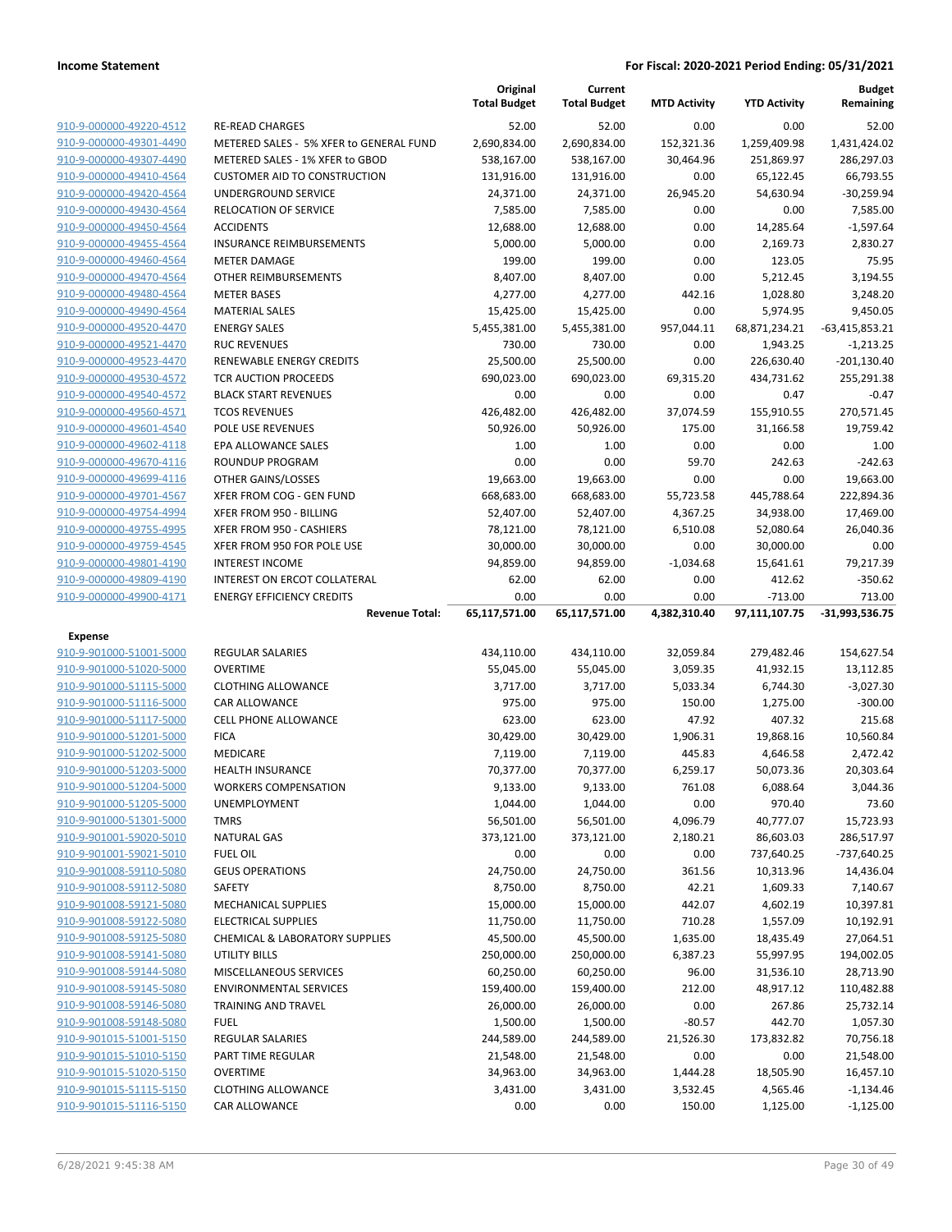**Income Statement** — For Fiscal: 2020-2021 Period Ending: 05/31/2021

| | | Original Total Budget | Current Total Budget | MTD Activity | YTD Activity | Budget Remaining |
|---|---|---|---|---|---|---|
| 910-9-000000-49220-4512 | RE-READ CHARGES | 52.00 | 52.00 | 0.00 | 0.00 | 52.00 |
| 910-9-000000-49301-4490 | METERED SALES - 5% XFER to GENERAL FUND | 2,690,834.00 | 2,690,834.00 | 152,321.36 | 1,259,409.98 | 1,431,424.02 |
| 910-9-000000-49307-4490 | METERED SALES - 1% XFER to GBOD | 538,167.00 | 538,167.00 | 30,464.96 | 251,869.97 | 286,297.03 |
| 910-9-000000-49410-4564 | CUSTOMER AID TO CONSTRUCTION | 131,916.00 | 131,916.00 | 0.00 | 65,122.45 | 66,793.55 |
| 910-9-000000-49420-4564 | UNDERGROUND SERVICE | 24,371.00 | 24,371.00 | 26,945.20 | 54,630.94 | -30,259.94 |
| 910-9-000000-49430-4564 | RELOCATION OF SERVICE | 7,585.00 | 7,585.00 | 0.00 | 0.00 | 7,585.00 |
| 910-9-000000-49450-4564 | ACCIDENTS | 12,688.00 | 12,688.00 | 0.00 | 14,285.64 | -1,597.64 |
| 910-9-000000-49455-4564 | INSURANCE REIMBURSEMENTS | 5,000.00 | 5,000.00 | 0.00 | 2,169.73 | 2,830.27 |
| 910-9-000000-49460-4564 | METER DAMAGE | 199.00 | 199.00 | 0.00 | 123.05 | 75.95 |
| 910-9-000000-49470-4564 | OTHER REIMBURSEMENTS | 8,407.00 | 8,407.00 | 0.00 | 5,212.45 | 3,194.55 |
| 910-9-000000-49480-4564 | METER BASES | 4,277.00 | 4,277.00 | 442.16 | 1,028.80 | 3,248.20 |
| 910-9-000000-49490-4564 | MATERIAL SALES | 15,425.00 | 15,425.00 | 0.00 | 5,974.95 | 9,450.05 |
| 910-9-000000-49520-4470 | ENERGY SALES | 5,455,381.00 | 5,455,381.00 | 957,044.11 | 68,871,234.21 | -63,415,853.21 |
| 910-9-000000-49521-4470 | RUC REVENUES | 730.00 | 730.00 | 0.00 | 1,943.25 | -1,213.25 |
| 910-9-000000-49523-4470 | RENEWABLE ENERGY CREDITS | 25,500.00 | 25,500.00 | 0.00 | 226,630.40 | -201,130.40 |
| 910-9-000000-49530-4572 | TCR AUCTION PROCEEDS | 690,023.00 | 690,023.00 | 69,315.20 | 434,731.62 | 255,291.38 |
| 910-9-000000-49540-4572 | BLACK START REVENUES | 0.00 | 0.00 | 0.00 | 0.47 | -0.47 |
| 910-9-000000-49560-4571 | TCOS REVENUES | 426,482.00 | 426,482.00 | 37,074.59 | 155,910.55 | 270,571.45 |
| 910-9-000000-49601-4540 | POLE USE REVENUES | 50,926.00 | 50,926.00 | 175.00 | 31,166.58 | 19,759.42 |
| 910-9-000000-49602-4118 | EPA ALLOWANCE SALES | 1.00 | 1.00 | 0.00 | 0.00 | 1.00 |
| 910-9-000000-49670-4116 | ROUNDUP PROGRAM | 0.00 | 0.00 | 59.70 | 242.63 | -242.63 |
| 910-9-000000-49699-4116 | OTHER GAINS/LOSSES | 19,663.00 | 19,663.00 | 0.00 | 0.00 | 19,663.00 |
| 910-9-000000-49701-4567 | XFER FROM COG - GEN FUND | 668,683.00 | 668,683.00 | 55,723.58 | 445,788.64 | 222,894.36 |
| 910-9-000000-49754-4994 | XFER FROM 950 - BILLING | 52,407.00 | 52,407.00 | 4,367.25 | 34,938.00 | 17,469.00 |
| 910-9-000000-49755-4995 | XFER FROM 950 - CASHIERS | 78,121.00 | 78,121.00 | 6,510.08 | 52,080.64 | 26,040.36 |
| 910-9-000000-49759-4545 | XFER FROM 950 FOR POLE USE | 30,000.00 | 30,000.00 | 0.00 | 30,000.00 | 0.00 |
| 910-9-000000-49801-4190 | INTEREST INCOME | 94,859.00 | 94,859.00 | -1,034.68 | 15,641.61 | 79,217.39 |
| 910-9-000000-49809-4190 | INTEREST ON ERCOT COLLATERAL | 62.00 | 62.00 | 0.00 | 412.62 | -350.62 |
| 910-9-000000-49900-4171 | ENERGY EFFICIENCY CREDITS | 0.00 | 0.00 | 0.00 | -713.00 | 713.00 |
| | **Revenue Total:** | **65,117,571.00** | **65,117,571.00** | **4,382,310.40** | **97,111,107.75** | **-31,993,536.75** |
| **Expense** | | | | | | |
| 910-9-901000-51001-5000 | REGULAR SALARIES | 434,110.00 | 434,110.00 | 32,059.84 | 279,482.46 | 154,627.54 |
| 910-9-901000-51020-5000 | OVERTIME | 55,045.00 | 55,045.00 | 3,059.35 | 41,932.15 | 13,112.85 |
| 910-9-901000-51115-5000 | CLOTHING ALLOWANCE | 3,717.00 | 3,717.00 | 5,033.34 | 6,744.30 | -3,027.30 |
| 910-9-901000-51116-5000 | CAR ALLOWANCE | 975.00 | 975.00 | 150.00 | 1,275.00 | -300.00 |
| 910-9-901000-51117-5000 | CELL PHONE ALLOWANCE | 623.00 | 623.00 | 47.92 | 407.32 | 215.68 |
| 910-9-901000-51201-5000 | FICA | 30,429.00 | 30,429.00 | 1,906.31 | 19,868.16 | 10,560.84 |
| 910-9-901000-51202-5000 | MEDICARE | 7,119.00 | 7,119.00 | 445.83 | 4,646.58 | 2,472.42 |
| 910-9-901000-51203-5000 | HEALTH INSURANCE | 70,377.00 | 70,377.00 | 6,259.17 | 50,073.36 | 20,303.64 |
| 910-9-901000-51204-5000 | WORKERS COMPENSATION | 9,133.00 | 9,133.00 | 761.08 | 6,088.64 | 3,044.36 |
| 910-9-901000-51205-5000 | UNEMPLOYMENT | 1,044.00 | 1,044.00 | 0.00 | 970.40 | 73.60 |
| 910-9-901000-51301-5000 | TMRS | 56,501.00 | 56,501.00 | 4,096.79 | 40,777.07 | 15,723.93 |
| 910-9-901001-59020-5010 | NATURAL GAS | 373,121.00 | 373,121.00 | 2,180.21 | 86,603.03 | 286,517.97 |
| 910-9-901001-59021-5010 | FUEL OIL | 0.00 | 0.00 | 0.00 | 737,640.25 | -737,640.25 |
| 910-9-901008-59110-5080 | GEUS OPERATIONS | 24,750.00 | 24,750.00 | 361.56 | 10,313.96 | 14,436.04 |
| 910-9-901008-59112-5080 | SAFETY | 8,750.00 | 8,750.00 | 42.21 | 1,609.33 | 7,140.67 |
| 910-9-901008-59121-5080 | MECHANICAL SUPPLIES | 15,000.00 | 15,000.00 | 442.07 | 4,602.19 | 10,397.81 |
| 910-9-901008-59122-5080 | ELECTRICAL SUPPLIES | 11,750.00 | 11,750.00 | 710.28 | 1,557.09 | 10,192.91 |
| 910-9-901008-59125-5080 | CHEMICAL & LABORATORY SUPPLIES | 45,500.00 | 45,500.00 | 1,635.00 | 18,435.49 | 27,064.51 |
| 910-9-901008-59141-5080 | UTILITY BILLS | 250,000.00 | 250,000.00 | 6,387.23 | 55,997.95 | 194,002.05 |
| 910-9-901008-59144-5080 | MISCELLANEOUS SERVICES | 60,250.00 | 60,250.00 | 96.00 | 31,536.10 | 28,713.90 |
| 910-9-901008-59145-5080 | ENVIRONMENTAL SERVICES | 159,400.00 | 159,400.00 | 212.00 | 48,917.12 | 110,482.88 |
| 910-9-901008-59146-5080 | TRAINING AND TRAVEL | 26,000.00 | 26,000.00 | 0.00 | 267.86 | 25,732.14 |
| 910-9-901008-59148-5080 | FUEL | 1,500.00 | 1,500.00 | -80.57 | 442.70 | 1,057.30 |
| 910-9-901015-51001-5150 | REGULAR SALARIES | 244,589.00 | 244,589.00 | 21,526.30 | 173,832.82 | 70,756.18 |
| 910-9-901015-51010-5150 | PART TIME REGULAR | 21,548.00 | 21,548.00 | 0.00 | 0.00 | 21,548.00 |
| 910-9-901015-51020-5150 | OVERTIME | 34,963.00 | 34,963.00 | 1,444.28 | 18,505.90 | 16,457.10 |
| 910-9-901015-51115-5150 | CLOTHING ALLOWANCE | 3,431.00 | 3,431.00 | 3,532.45 | 4,565.46 | -1,134.46 |
| 910-9-901015-51116-5150 | CAR ALLOWANCE | 0.00 | 0.00 | 150.00 | 1,125.00 | -1,125.00 |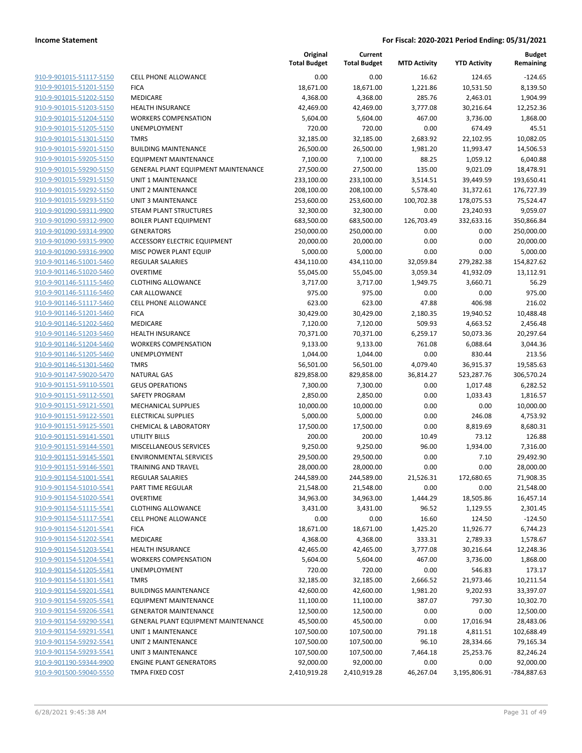**Income Statement** | **For Fiscal: 2020-2021 Period Ending: 05/31/2021**

| | | Original Total Budget | Current Total Budget | MTD Activity | YTD Activity | Budget Remaining |
|---|---|---|---|---|---|---|
| 910-9-901015-51117-5150 | CELL PHONE ALLOWANCE | 0.00 | 0.00 | 16.62 | 124.65 | -124.65 |
| 910-9-901015-51201-5150 | FICA | 18,671.00 | 18,671.00 | 1,221.86 | 10,531.50 | 8,139.50 |
| 910-9-901015-51202-5150 | MEDICARE | 4,368.00 | 4,368.00 | 285.76 | 2,463.01 | 1,904.99 |
| 910-9-901015-51203-5150 | HEALTH INSURANCE | 42,469.00 | 42,469.00 | 3,777.08 | 30,216.64 | 12,252.36 |
| 910-9-901015-51204-5150 | WORKERS COMPENSATION | 5,604.00 | 5,604.00 | 467.00 | 3,736.00 | 1,868.00 |
| 910-9-901015-51205-5150 | UNEMPLOYMENT | 720.00 | 720.00 | 0.00 | 674.49 | 45.51 |
| 910-9-901015-51301-5150 | TMRS | 32,185.00 | 32,185.00 | 2,683.92 | 22,102.95 | 10,082.05 |
| 910-9-901015-59201-5150 | BUILDING MAINTENANCE | 26,500.00 | 26,500.00 | 1,981.20 | 11,993.47 | 14,506.53 |
| 910-9-901015-59205-5150 | EQUIPMENT MAINTENANCE | 7,100.00 | 7,100.00 | 88.25 | 1,059.12 | 6,040.88 |
| 910-9-901015-59290-5150 | GENERAL PLANT EQUIPMENT MAINTENANCE | 27,500.00 | 27,500.00 | 135.00 | 9,021.09 | 18,478.91 |
| 910-9-901015-59291-5150 | UNIT 1 MAINTENANCE | 233,100.00 | 233,100.00 | 3,514.51 | 39,449.59 | 193,650.41 |
| 910-9-901015-59292-5150 | UNIT 2 MAINTENANCE | 208,100.00 | 208,100.00 | 5,578.40 | 31,372.61 | 176,727.39 |
| 910-9-901015-59293-5150 | UNIT 3 MAINTENANCE | 253,600.00 | 253,600.00 | 100,702.38 | 178,075.53 | 75,524.47 |
| 910-9-901090-59311-9900 | STEAM PLANT STRUCTURES | 32,300.00 | 32,300.00 | 0.00 | 23,240.93 | 9,059.07 |
| 910-9-901090-59312-9900 | BOILER PLANT EQUIPMENT | 683,500.00 | 683,500.00 | 126,703.49 | 332,633.16 | 350,866.84 |
| 910-9-901090-59314-9900 | GENERATORS | 250,000.00 | 250,000.00 | 0.00 | 0.00 | 250,000.00 |
| 910-9-901090-59315-9900 | ACCESSORY ELECTRIC EQUIPMENT | 20,000.00 | 20,000.00 | 0.00 | 0.00 | 20,000.00 |
| 910-9-901090-59316-9900 | MISC POWER PLANT EQUIP | 5,000.00 | 5,000.00 | 0.00 | 0.00 | 5,000.00 |
| 910-9-901146-51001-5460 | REGULAR SALARIES | 434,110.00 | 434,110.00 | 32,059.84 | 279,282.38 | 154,827.62 |
| 910-9-901146-51020-5460 | OVERTIME | 55,045.00 | 55,045.00 | 3,059.34 | 41,932.09 | 13,112.91 |
| 910-9-901146-51115-5460 | CLOTHING ALLOWANCE | 3,717.00 | 3,717.00 | 1,949.75 | 3,660.71 | 56.29 |
| 910-9-901146-51116-5460 | CAR ALLOWANCE | 975.00 | 975.00 | 0.00 | 0.00 | 975.00 |
| 910-9-901146-51117-5460 | CELL PHONE ALLOWANCE | 623.00 | 623.00 | 47.88 | 406.98 | 216.02 |
| 910-9-901146-51201-5460 | FICA | 30,429.00 | 30,429.00 | 2,180.35 | 19,940.52 | 10,488.48 |
| 910-9-901146-51202-5460 | MEDICARE | 7,120.00 | 7,120.00 | 509.93 | 4,663.52 | 2,456.48 |
| 910-9-901146-51203-5460 | HEALTH INSURANCE | 70,371.00 | 70,371.00 | 6,259.17 | 50,073.36 | 20,297.64 |
| 910-9-901146-51204-5460 | WORKERS COMPENSATION | 9,133.00 | 9,133.00 | 761.08 | 6,088.64 | 3,044.36 |
| 910-9-901146-51205-5460 | UNEMPLOYMENT | 1,044.00 | 1,044.00 | 0.00 | 830.44 | 213.56 |
| 910-9-901146-51301-5460 | TMRS | 56,501.00 | 56,501.00 | 4,079.40 | 36,915.37 | 19,585.63 |
| 910-9-901147-59020-5470 | NATURAL GAS | 829,858.00 | 829,858.00 | 36,814.27 | 523,287.76 | 306,570.24 |
| 910-9-901151-59110-5501 | GEUS OPERATIONS | 7,300.00 | 7,300.00 | 0.00 | 1,017.48 | 6,282.52 |
| 910-9-901151-59112-5501 | SAFETY PROGRAM | 2,850.00 | 2,850.00 | 0.00 | 1,033.43 | 1,816.57 |
| 910-9-901151-59121-5501 | MECHANICAL SUPPLIES | 10,000.00 | 10,000.00 | 0.00 | 0.00 | 10,000.00 |
| 910-9-901151-59122-5501 | ELECTRICAL SUPPLIES | 5,000.00 | 5,000.00 | 0.00 | 246.08 | 4,753.92 |
| 910-9-901151-59125-5501 | CHEMICAL & LABORATORY | 17,500.00 | 17,500.00 | 0.00 | 8,819.69 | 8,680.31 |
| 910-9-901151-59141-5501 | UTILITY BILLS | 200.00 | 200.00 | 10.49 | 73.12 | 126.88 |
| 910-9-901151-59144-5501 | MISCELLANEOUS SERVICES | 9,250.00 | 9,250.00 | 96.00 | 1,934.00 | 7,316.00 |
| 910-9-901151-59145-5501 | ENVIRONMENTAL SERVICES | 29,500.00 | 29,500.00 | 0.00 | 7.10 | 29,492.90 |
| 910-9-901151-59146-5501 | TRAINING AND TRAVEL | 28,000.00 | 28,000.00 | 0.00 | 0.00 | 28,000.00 |
| 910-9-901154-51001-5541 | REGULAR SALARIES | 244,589.00 | 244,589.00 | 21,526.31 | 172,680.65 | 71,908.35 |
| 910-9-901154-51010-5541 | PART TIME REGULAR | 21,548.00 | 21,548.00 | 0.00 | 0.00 | 21,548.00 |
| 910-9-901154-51020-5541 | OVERTIME | 34,963.00 | 34,963.00 | 1,444.29 | 18,505.86 | 16,457.14 |
| 910-9-901154-51115-5541 | CLOTHING ALLOWANCE | 3,431.00 | 3,431.00 | 96.52 | 1,129.55 | 2,301.45 |
| 910-9-901154-51117-5541 | CELL PHONE ALLOWANCE | 0.00 | 0.00 | 16.60 | 124.50 | -124.50 |
| 910-9-901154-51201-5541 | FICA | 18,671.00 | 18,671.00 | 1,425.20 | 11,926.77 | 6,744.23 |
| 910-9-901154-51202-5541 | MEDICARE | 4,368.00 | 4,368.00 | 333.31 | 2,789.33 | 1,578.67 |
| 910-9-901154-51203-5541 | HEALTH INSURANCE | 42,465.00 | 42,465.00 | 3,777.08 | 30,216.64 | 12,248.36 |
| 910-9-901154-51204-5541 | WORKERS COMPENSATION | 5,604.00 | 5,604.00 | 467.00 | 3,736.00 | 1,868.00 |
| 910-9-901154-51205-5541 | UNEMPLOYMENT | 720.00 | 720.00 | 0.00 | 546.83 | 173.17 |
| 910-9-901154-51301-5541 | TMRS | 32,185.00 | 32,185.00 | 2,666.52 | 21,973.46 | 10,211.54 |
| 910-9-901154-59201-5541 | BUILDINGS MAINTENANCE | 42,600.00 | 42,600.00 | 1,981.20 | 9,202.93 | 33,397.07 |
| 910-9-901154-59205-5541 | EQUIPMENT MAINTENANCE | 11,100.00 | 11,100.00 | 387.07 | 797.30 | 10,302.70 |
| 910-9-901154-59206-5541 | GENERATOR MAINTENANCE | 12,500.00 | 12,500.00 | 0.00 | 0.00 | 12,500.00 |
| 910-9-901154-59290-5541 | GENERAL PLANT EQUIPMENT MAINTENANCE | 45,500.00 | 45,500.00 | 0.00 | 17,016.94 | 28,483.06 |
| 910-9-901154-59291-5541 | UNIT 1 MAINTENANCE | 107,500.00 | 107,500.00 | 791.18 | 4,811.51 | 102,688.49 |
| 910-9-901154-59292-5541 | UNIT 2 MAINTENANCE | 107,500.00 | 107,500.00 | 96.10 | 28,334.66 | 79,165.34 |
| 910-9-901154-59293-5541 | UNIT 3 MAINTENANCE | 107,500.00 | 107,500.00 | 7,464.18 | 25,253.76 | 82,246.24 |
| 910-9-901190-59344-9900 | ENGINE PLANT GENERATORS | 92,000.00 | 92,000.00 | 0.00 | 0.00 | 92,000.00 |
| 910-9-901500-59040-5550 | TMPA FIXED COST | 2,410,919.28 | 2,410,919.28 | 46,267.04 | 3,195,806.91 | -784,887.63 |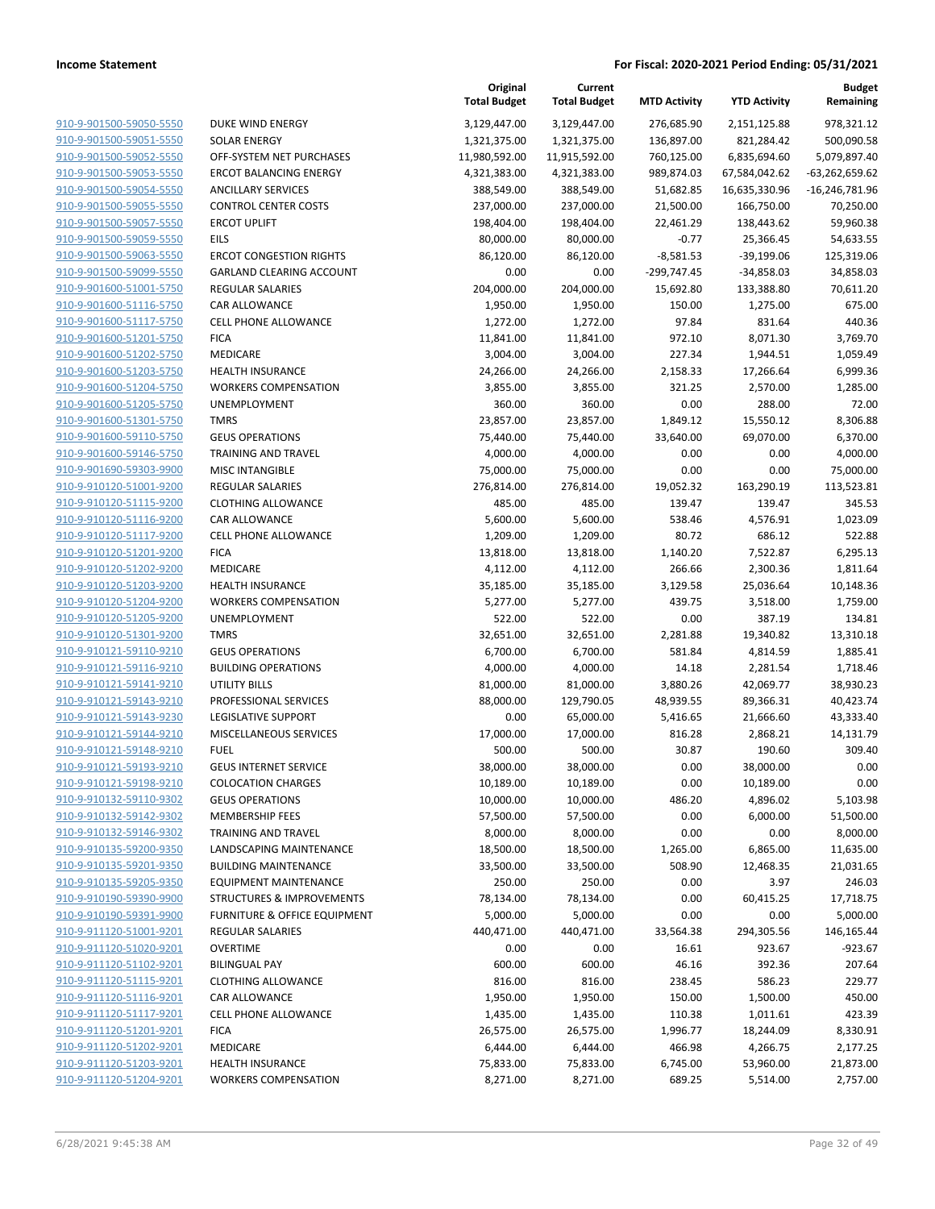**Income Statement** **For Fiscal: 2020-2021 Period Ending: 05/31/2021**

| | | Original Total Budget | Current Total Budget | MTD Activity | YTD Activity | Budget Remaining |
|---|---|---|---|---|---|---|
| 910-9-901500-59050-5550 | DUKE WIND ENERGY | 3,129,447.00 | 3,129,447.00 | 276,685.90 | 2,151,125.88 | 978,321.12 |
| 910-9-901500-59051-5550 | SOLAR ENERGY | 1,321,375.00 | 1,321,375.00 | 136,897.00 | 821,284.42 | 500,090.58 |
| 910-9-901500-59052-5550 | OFF-SYSTEM NET PURCHASES | 11,980,592.00 | 11,915,592.00 | 760,125.00 | 6,835,694.60 | 5,079,897.40 |
| 910-9-901500-59053-5550 | ERCOT BALANCING ENERGY | 4,321,383.00 | 4,321,383.00 | 989,874.03 | 67,584,042.62 | -63,262,659.62 |
| 910-9-901500-59054-5550 | ANCILLARY SERVICES | 388,549.00 | 388,549.00 | 51,682.85 | 16,635,330.96 | -16,246,781.96 |
| 910-9-901500-59055-5550 | CONTROL CENTER COSTS | 237,000.00 | 237,000.00 | 21,500.00 | 166,750.00 | 70,250.00 |
| 910-9-901500-59057-5550 | ERCOT UPLIFT | 198,404.00 | 198,404.00 | 22,461.29 | 138,443.62 | 59,960.38 |
| 910-9-901500-59059-5550 | EILS | 80,000.00 | 80,000.00 | -0.77 | 25,366.45 | 54,633.55 |
| 910-9-901500-59063-5550 | ERCOT CONGESTION RIGHTS | 86,120.00 | 86,120.00 | -8,581.53 | -39,199.06 | 125,319.06 |
| 910-9-901500-59099-5550 | GARLAND CLEARING ACCOUNT | 0.00 | 0.00 | -299,747.45 | -34,858.03 | 34,858.03 |
| 910-9-901600-51001-5750 | REGULAR SALARIES | 204,000.00 | 204,000.00 | 15,692.80 | 133,388.80 | 70,611.20 |
| 910-9-901600-51116-5750 | CAR ALLOWANCE | 1,950.00 | 1,950.00 | 150.00 | 1,275.00 | 675.00 |
| 910-9-901600-51117-5750 | CELL PHONE ALLOWANCE | 1,272.00 | 1,272.00 | 97.84 | 831.64 | 440.36 |
| 910-9-901600-51201-5750 | FICA | 11,841.00 | 11,841.00 | 972.10 | 8,071.30 | 3,769.70 |
| 910-9-901600-51202-5750 | MEDICARE | 3,004.00 | 3,004.00 | 227.34 | 1,944.51 | 1,059.49 |
| 910-9-901600-51203-5750 | HEALTH INSURANCE | 24,266.00 | 24,266.00 | 2,158.33 | 17,266.64 | 6,999.36 |
| 910-9-901600-51204-5750 | WORKERS COMPENSATION | 3,855.00 | 3,855.00 | 321.25 | 2,570.00 | 1,285.00 |
| 910-9-901600-51205-5750 | UNEMPLOYMENT | 360.00 | 360.00 | 0.00 | 288.00 | 72.00 |
| 910-9-901600-51301-5750 | TMRS | 23,857.00 | 23,857.00 | 1,849.12 | 15,550.12 | 8,306.88 |
| 910-9-901600-59110-5750 | GEUS OPERATIONS | 75,440.00 | 75,440.00 | 33,640.00 | 69,070.00 | 6,370.00 |
| 910-9-901600-59146-5750 | TRAINING AND TRAVEL | 4,000.00 | 4,000.00 | 0.00 | 0.00 | 4,000.00 |
| 910-9-901690-59303-9900 | MISC INTANGIBLE | 75,000.00 | 75,000.00 | 0.00 | 0.00 | 75,000.00 |
| 910-9-910120-51001-9200 | REGULAR SALARIES | 276,814.00 | 276,814.00 | 19,052.32 | 163,290.19 | 113,523.81 |
| 910-9-910120-51115-9200 | CLOTHING ALLOWANCE | 485.00 | 485.00 | 139.47 | 139.47 | 345.53 |
| 910-9-910120-51116-9200 | CAR ALLOWANCE | 5,600.00 | 5,600.00 | 538.46 | 4,576.91 | 1,023.09 |
| 910-9-910120-51117-9200 | CELL PHONE ALLOWANCE | 1,209.00 | 1,209.00 | 80.72 | 686.12 | 522.88 |
| 910-9-910120-51201-9200 | FICA | 13,818.00 | 13,818.00 | 1,140.20 | 7,522.87 | 6,295.13 |
| 910-9-910120-51202-9200 | MEDICARE | 4,112.00 | 4,112.00 | 266.66 | 2,300.36 | 1,811.64 |
| 910-9-910120-51203-9200 | HEALTH INSURANCE | 35,185.00 | 35,185.00 | 3,129.58 | 25,036.64 | 10,148.36 |
| 910-9-910120-51204-9200 | WORKERS COMPENSATION | 5,277.00 | 5,277.00 | 439.75 | 3,518.00 | 1,759.00 |
| 910-9-910120-51205-9200 | UNEMPLOYMENT | 522.00 | 522.00 | 0.00 | 387.19 | 134.81 |
| 910-9-910120-51301-9200 | TMRS | 32,651.00 | 32,651.00 | 2,281.88 | 19,340.82 | 13,310.18 |
| 910-9-910121-59110-9210 | GEUS OPERATIONS | 6,700.00 | 6,700.00 | 581.84 | 4,814.59 | 1,885.41 |
| 910-9-910121-59116-9210 | BUILDING OPERATIONS | 4,000.00 | 4,000.00 | 14.18 | 2,281.54 | 1,718.46 |
| 910-9-910121-59141-9210 | UTILITY BILLS | 81,000.00 | 81,000.00 | 3,880.26 | 42,069.77 | 38,930.23 |
| 910-9-910121-59143-9210 | PROFESSIONAL SERVICES | 88,000.00 | 129,790.05 | 48,939.55 | 89,366.31 | 40,423.74 |
| 910-9-910121-59143-9230 | LEGISLATIVE SUPPORT | 0.00 | 65,000.00 | 5,416.65 | 21,666.60 | 43,333.40 |
| 910-9-910121-59144-9210 | MISCELLANEOUS SERVICES | 17,000.00 | 17,000.00 | 816.28 | 2,868.21 | 14,131.79 |
| 910-9-910121-59148-9210 | FUEL | 500.00 | 500.00 | 30.87 | 190.60 | 309.40 |
| 910-9-910121-59193-9210 | GEUS INTERNET SERVICE | 38,000.00 | 38,000.00 | 0.00 | 38,000.00 | 0.00 |
| 910-9-910121-59198-9210 | COLOCATION CHARGES | 10,189.00 | 10,189.00 | 0.00 | 10,189.00 | 0.00 |
| 910-9-910132-59110-9302 | GEUS OPERATIONS | 10,000.00 | 10,000.00 | 486.20 | 4,896.02 | 5,103.98 |
| 910-9-910132-59142-9302 | MEMBERSHIP FEES | 57,500.00 | 57,500.00 | 0.00 | 6,000.00 | 51,500.00 |
| 910-9-910132-59146-9302 | TRAINING AND TRAVEL | 8,000.00 | 8,000.00 | 0.00 | 0.00 | 8,000.00 |
| 910-9-910135-59200-9350 | LANDSCAPING MAINTENANCE | 18,500.00 | 18,500.00 | 1,265.00 | 6,865.00 | 11,635.00 |
| 910-9-910135-59201-9350 | BUILDING MAINTENANCE | 33,500.00 | 33,500.00 | 508.90 | 12,468.35 | 21,031.65 |
| 910-9-910135-59205-9350 | EQUIPMENT MAINTENANCE | 250.00 | 250.00 | 0.00 | 3.97 | 246.03 |
| 910-9-910190-59390-9900 | STRUCTURES & IMPROVEMENTS | 78,134.00 | 78,134.00 | 0.00 | 60,415.25 | 17,718.75 |
| 910-9-910190-59391-9900 | FURNITURE & OFFICE EQUIPMENT | 5,000.00 | 5,000.00 | 0.00 | 0.00 | 5,000.00 |
| 910-9-911120-51001-9201 | REGULAR SALARIES | 440,471.00 | 440,471.00 | 33,564.38 | 294,305.56 | 146,165.44 |
| 910-9-911120-51020-9201 | OVERTIME | 0.00 | 0.00 | 16.61 | 923.67 | -923.67 |
| 910-9-911120-51102-9201 | BILINGUAL PAY | 600.00 | 600.00 | 46.16 | 392.36 | 207.64 |
| 910-9-911120-51115-9201 | CLOTHING ALLOWANCE | 816.00 | 816.00 | 238.45 | 586.23 | 229.77 |
| 910-9-911120-51116-9201 | CAR ALLOWANCE | 1,950.00 | 1,950.00 | 150.00 | 1,500.00 | 450.00 |
| 910-9-911120-51117-9201 | CELL PHONE ALLOWANCE | 1,435.00 | 1,435.00 | 110.38 | 1,011.61 | 423.39 |
| 910-9-911120-51201-9201 | FICA | 26,575.00 | 26,575.00 | 1,996.77 | 18,244.09 | 8,330.91 |
| 910-9-911120-51202-9201 | MEDICARE | 6,444.00 | 6,444.00 | 466.98 | 4,266.75 | 2,177.25 |
| 910-9-911120-51203-9201 | HEALTH INSURANCE | 75,833.00 | 75,833.00 | 6,745.00 | 53,960.00 | 21,873.00 |
| 910-9-911120-51204-9201 | WORKERS COMPENSATION | 8,271.00 | 8,271.00 | 689.25 | 5,514.00 | 2,757.00 |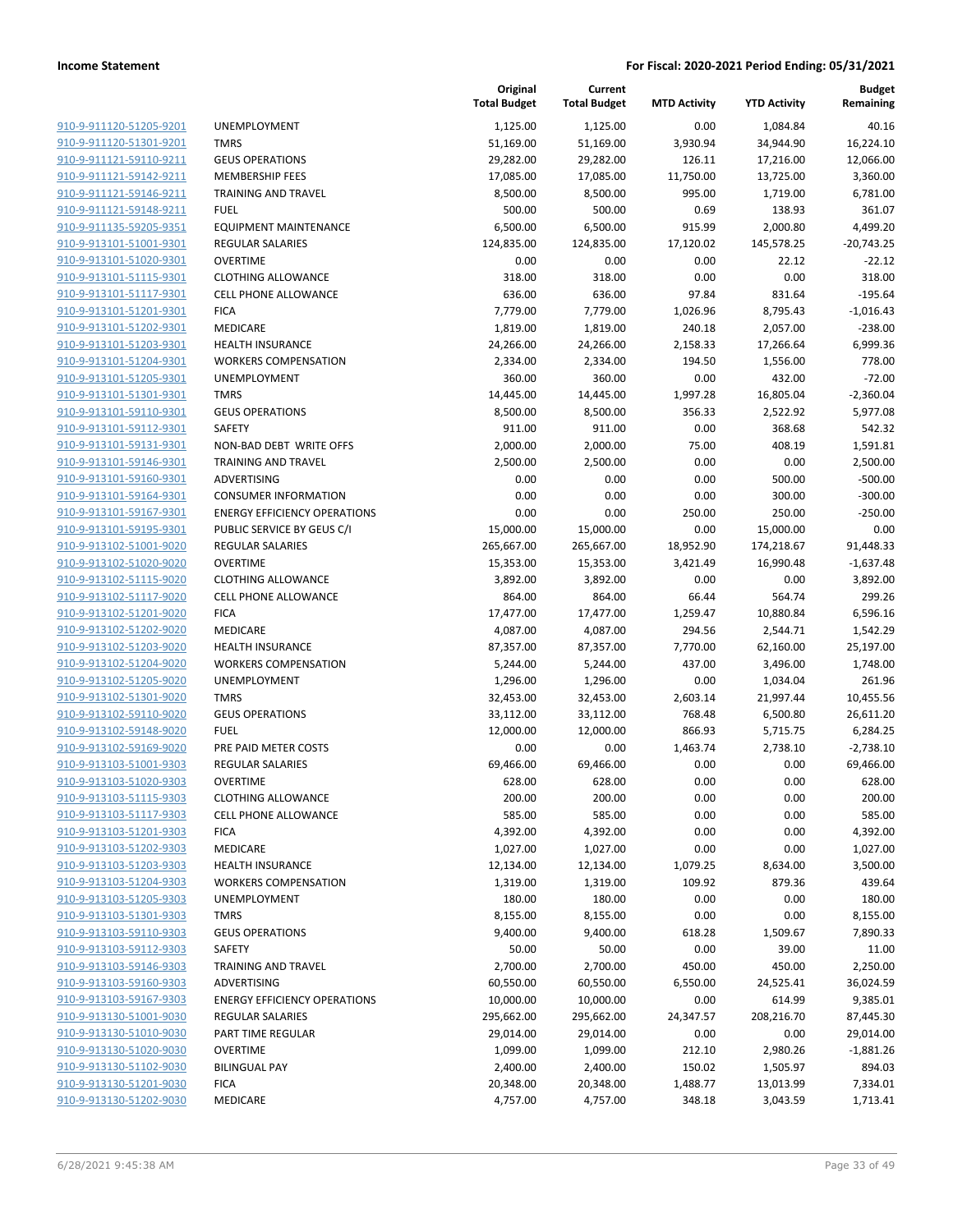| | | Original Total Budget | Current Total Budget | MTD Activity | YTD Activity | Budget Remaining |
|---|---|---|---|---|---|---|
| 910-9-911120-51205-9201 | UNEMPLOYMENT | 1,125.00 | 1,125.00 | 0.00 | 1,084.84 | 40.16 |
| 910-9-911120-51301-9201 | TMRS | 51,169.00 | 51,169.00 | 3,930.94 | 34,944.90 | 16,224.10 |
| 910-9-911121-59110-9211 | GEUS OPERATIONS | 29,282.00 | 29,282.00 | 126.11 | 17,216.00 | 12,066.00 |
| 910-9-911121-59142-9211 | MEMBERSHIP FEES | 17,085.00 | 17,085.00 | 11,750.00 | 13,725.00 | 3,360.00 |
| 910-9-911121-59146-9211 | TRAINING AND TRAVEL | 8,500.00 | 8,500.00 | 995.00 | 1,719.00 | 6,781.00 |
| 910-9-911121-59148-9211 | FUEL | 500.00 | 500.00 | 0.69 | 138.93 | 361.07 |
| 910-9-911135-59205-9351 | EQUIPMENT MAINTENANCE | 6,500.00 | 6,500.00 | 915.99 | 2,000.80 | 4,499.20 |
| 910-9-913101-51001-9301 | REGULAR SALARIES | 124,835.00 | 124,835.00 | 17,120.02 | 145,578.25 | -20,743.25 |
| 910-9-913101-51020-9301 | OVERTIME | 0.00 | 0.00 | 0.00 | 22.12 | -22.12 |
| 910-9-913101-51115-9301 | CLOTHING ALLOWANCE | 318.00 | 318.00 | 0.00 | 0.00 | 318.00 |
| 910-9-913101-51117-9301 | CELL PHONE ALLOWANCE | 636.00 | 636.00 | 97.84 | 831.64 | -195.64 |
| 910-9-913101-51201-9301 | FICA | 7,779.00 | 7,779.00 | 1,026.96 | 8,795.43 | -1,016.43 |
| 910-9-913101-51202-9301 | MEDICARE | 1,819.00 | 1,819.00 | 240.18 | 2,057.00 | -238.00 |
| 910-9-913101-51203-9301 | HEALTH INSURANCE | 24,266.00 | 24,266.00 | 2,158.33 | 17,266.64 | 6,999.36 |
| 910-9-913101-51204-9301 | WORKERS COMPENSATION | 2,334.00 | 2,334.00 | 194.50 | 1,556.00 | 778.00 |
| 910-9-913101-51205-9301 | UNEMPLOYMENT | 360.00 | 360.00 | 0.00 | 432.00 | -72.00 |
| 910-9-913101-51301-9301 | TMRS | 14,445.00 | 14,445.00 | 1,997.28 | 16,805.04 | -2,360.04 |
| 910-9-913101-59110-9301 | GEUS OPERATIONS | 8,500.00 | 8,500.00 | 356.33 | 2,522.92 | 5,977.08 |
| 910-9-913101-59112-9301 | SAFETY | 911.00 | 911.00 | 0.00 | 368.68 | 542.32 |
| 910-9-913101-59131-9301 | NON-BAD DEBT WRITE OFFS | 2,000.00 | 2,000.00 | 75.00 | 408.19 | 1,591.81 |
| 910-9-913101-59146-9301 | TRAINING AND TRAVEL | 2,500.00 | 2,500.00 | 0.00 | 0.00 | 2,500.00 |
| 910-9-913101-59160-9301 | ADVERTISING | 0.00 | 0.00 | 0.00 | 500.00 | -500.00 |
| 910-9-913101-59164-9301 | CONSUMER INFORMATION | 0.00 | 0.00 | 0.00 | 300.00 | -300.00 |
| 910-9-913101-59167-9301 | ENERGY EFFICIENCY OPERATIONS | 0.00 | 0.00 | 250.00 | 250.00 | -250.00 |
| 910-9-913101-59195-9301 | PUBLIC SERVICE BY GEUS C/I | 15,000.00 | 15,000.00 | 0.00 | 15,000.00 | 0.00 |
| 910-9-913102-51001-9020 | REGULAR SALARIES | 265,667.00 | 265,667.00 | 18,952.90 | 174,218.67 | 91,448.33 |
| 910-9-913102-51020-9020 | OVERTIME | 15,353.00 | 15,353.00 | 3,421.49 | 16,990.48 | -1,637.48 |
| 910-9-913102-51115-9020 | CLOTHING ALLOWANCE | 3,892.00 | 3,892.00 | 0.00 | 0.00 | 3,892.00 |
| 910-9-913102-51117-9020 | CELL PHONE ALLOWANCE | 864.00 | 864.00 | 66.44 | 564.74 | 299.26 |
| 910-9-913102-51201-9020 | FICA | 17,477.00 | 17,477.00 | 1,259.47 | 10,880.84 | 6,596.16 |
| 910-9-913102-51202-9020 | MEDICARE | 4,087.00 | 4,087.00 | 294.56 | 2,544.71 | 1,542.29 |
| 910-9-913102-51203-9020 | HEALTH INSURANCE | 87,357.00 | 87,357.00 | 7,770.00 | 62,160.00 | 25,197.00 |
| 910-9-913102-51204-9020 | WORKERS COMPENSATION | 5,244.00 | 5,244.00 | 437.00 | 3,496.00 | 1,748.00 |
| 910-9-913102-51205-9020 | UNEMPLOYMENT | 1,296.00 | 1,296.00 | 0.00 | 1,034.04 | 261.96 |
| 910-9-913102-51301-9020 | TMRS | 32,453.00 | 32,453.00 | 2,603.14 | 21,997.44 | 10,455.56 |
| 910-9-913102-59110-9020 | GEUS OPERATIONS | 33,112.00 | 33,112.00 | 768.48 | 6,500.80 | 26,611.20 |
| 910-9-913102-59148-9020 | FUEL | 12,000.00 | 12,000.00 | 866.93 | 5,715.75 | 6,284.25 |
| 910-9-913102-59169-9020 | PRE PAID METER COSTS | 0.00 | 0.00 | 1,463.74 | 2,738.10 | -2,738.10 |
| 910-9-913103-51001-9303 | REGULAR SALARIES | 69,466.00 | 69,466.00 | 0.00 | 0.00 | 69,466.00 |
| 910-9-913103-51020-9303 | OVERTIME | 628.00 | 628.00 | 0.00 | 0.00 | 628.00 |
| 910-9-913103-51115-9303 | CLOTHING ALLOWANCE | 200.00 | 200.00 | 0.00 | 0.00 | 200.00 |
| 910-9-913103-51117-9303 | CELL PHONE ALLOWANCE | 585.00 | 585.00 | 0.00 | 0.00 | 585.00 |
| 910-9-913103-51201-9303 | FICA | 4,392.00 | 4,392.00 | 0.00 | 0.00 | 4,392.00 |
| 910-9-913103-51202-9303 | MEDICARE | 1,027.00 | 1,027.00 | 0.00 | 0.00 | 1,027.00 |
| 910-9-913103-51203-9303 | HEALTH INSURANCE | 12,134.00 | 12,134.00 | 1,079.25 | 8,634.00 | 3,500.00 |
| 910-9-913103-51204-9303 | WORKERS COMPENSATION | 1,319.00 | 1,319.00 | 109.92 | 879.36 | 439.64 |
| 910-9-913103-51205-9303 | UNEMPLOYMENT | 180.00 | 180.00 | 0.00 | 0.00 | 180.00 |
| 910-9-913103-51301-9303 | TMRS | 8,155.00 | 8,155.00 | 0.00 | 0.00 | 8,155.00 |
| 910-9-913103-59110-9303 | GEUS OPERATIONS | 9,400.00 | 9,400.00 | 618.28 | 1,509.67 | 7,890.33 |
| 910-9-913103-59112-9303 | SAFETY | 50.00 | 50.00 | 0.00 | 39.00 | 11.00 |
| 910-9-913103-59146-9303 | TRAINING AND TRAVEL | 2,700.00 | 2,700.00 | 450.00 | 450.00 | 2,250.00 |
| 910-9-913103-59160-9303 | ADVERTISING | 60,550.00 | 60,550.00 | 6,550.00 | 24,525.41 | 36,024.59 |
| 910-9-913103-59167-9303 | ENERGY EFFICIENCY OPERATIONS | 10,000.00 | 10,000.00 | 0.00 | 614.99 | 9,385.01 |
| 910-9-913130-51001-9030 | REGULAR SALARIES | 295,662.00 | 295,662.00 | 24,347.57 | 208,216.70 | 87,445.30 |
| 910-9-913130-51010-9030 | PART TIME REGULAR | 29,014.00 | 29,014.00 | 0.00 | 0.00 | 29,014.00 |
| 910-9-913130-51020-9030 | OVERTIME | 1,099.00 | 1,099.00 | 212.10 | 2,980.26 | -1,881.26 |
| 910-9-913130-51102-9030 | BILINGUAL PAY | 2,400.00 | 2,400.00 | 150.02 | 1,505.97 | 894.03 |
| 910-9-913130-51201-9030 | FICA | 20,348.00 | 20,348.00 | 1,488.77 | 13,013.99 | 7,334.01 |
| 910-9-913130-51202-9030 | MEDICARE | 4,757.00 | 4,757.00 | 348.18 | 3,043.59 | 1,713.41 |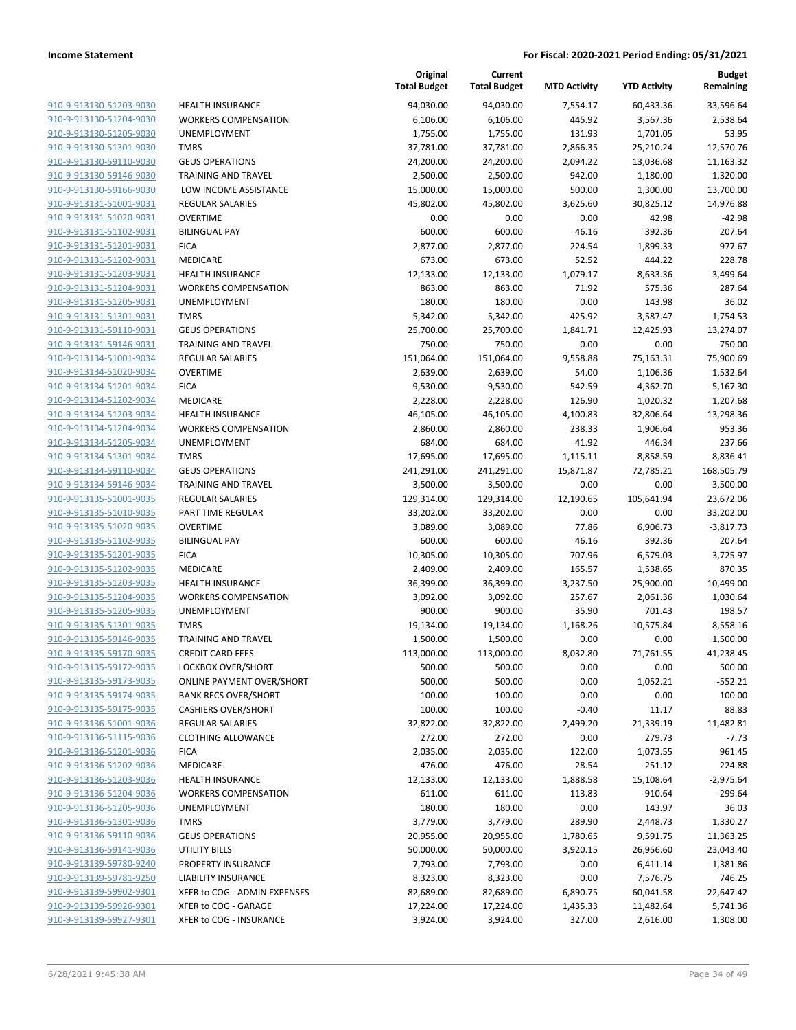**Income Statement** | **For Fiscal: 2020-2021 Period Ending: 05/31/2021**

| | | Original Total Budget | Current Total Budget | MTD Activity | YTD Activity | Budget Remaining |
|---|---|---|---|---|---|---|
| 910-9-913130-51203-9030 | HEALTH INSURANCE | 94,030.00 | 94,030.00 | 7,554.17 | 60,433.36 | 33,596.64 |
| 910-9-913130-51204-9030 | WORKERS COMPENSATION | 6,106.00 | 6,106.00 | 445.92 | 3,567.36 | 2,538.64 |
| 910-9-913130-51205-9030 | UNEMPLOYMENT | 1,755.00 | 1,755.00 | 131.93 | 1,701.05 | 53.95 |
| 910-9-913130-51301-9030 | TMRS | 37,781.00 | 37,781.00 | 2,866.35 | 25,210.24 | 12,570.76 |
| 910-9-913130-59110-9030 | GEUS OPERATIONS | 24,200.00 | 24,200.00 | 2,094.22 | 13,036.68 | 11,163.32 |
| 910-9-913130-59146-9030 | TRAINING AND TRAVEL | 2,500.00 | 2,500.00 | 942.00 | 1,180.00 | 1,320.00 |
| 910-9-913130-59166-9030 | LOW INCOME ASSISTANCE | 15,000.00 | 15,000.00 | 500.00 | 1,300.00 | 13,700.00 |
| 910-9-913131-51001-9031 | REGULAR SALARIES | 45,802.00 | 45,802.00 | 3,625.60 | 30,825.12 | 14,976.88 |
| 910-9-913131-51020-9031 | OVERTIME | 0.00 | 0.00 | 0.00 | 42.98 | -42.98 |
| 910-9-913131-51102-9031 | BILINGUAL PAY | 600.00 | 600.00 | 46.16 | 392.36 | 207.64 |
| 910-9-913131-51201-9031 | FICA | 2,877.00 | 2,877.00 | 224.54 | 1,899.33 | 977.67 |
| 910-9-913131-51202-9031 | MEDICARE | 673.00 | 673.00 | 52.52 | 444.22 | 228.78 |
| 910-9-913131-51203-9031 | HEALTH INSURANCE | 12,133.00 | 12,133.00 | 1,079.17 | 8,633.36 | 3,499.64 |
| 910-9-913131-51204-9031 | WORKERS COMPENSATION | 863.00 | 863.00 | 71.92 | 575.36 | 287.64 |
| 910-9-913131-51205-9031 | UNEMPLOYMENT | 180.00 | 180.00 | 0.00 | 143.98 | 36.02 |
| 910-9-913131-51301-9031 | TMRS | 5,342.00 | 5,342.00 | 425.92 | 3,587.47 | 1,754.53 |
| 910-9-913131-59110-9031 | GEUS OPERATIONS | 25,700.00 | 25,700.00 | 1,841.71 | 12,425.93 | 13,274.07 |
| 910-9-913131-59146-9031 | TRAINING AND TRAVEL | 750.00 | 750.00 | 0.00 | 0.00 | 750.00 |
| 910-9-913134-51001-9034 | REGULAR SALARIES | 151,064.00 | 151,064.00 | 9,558.88 | 75,163.31 | 75,900.69 |
| 910-9-913134-51020-9034 | OVERTIME | 2,639.00 | 2,639.00 | 54.00 | 1,106.36 | 1,532.64 |
| 910-9-913134-51201-9034 | FICA | 9,530.00 | 9,530.00 | 542.59 | 4,362.70 | 5,167.30 |
| 910-9-913134-51202-9034 | MEDICARE | 2,228.00 | 2,228.00 | 126.90 | 1,020.32 | 1,207.68 |
| 910-9-913134-51203-9034 | HEALTH INSURANCE | 46,105.00 | 46,105.00 | 4,100.83 | 32,806.64 | 13,298.36 |
| 910-9-913134-51204-9034 | WORKERS COMPENSATION | 2,860.00 | 2,860.00 | 238.33 | 1,906.64 | 953.36 |
| 910-9-913134-51205-9034 | UNEMPLOYMENT | 684.00 | 684.00 | 41.92 | 446.34 | 237.66 |
| 910-9-913134-51301-9034 | TMRS | 17,695.00 | 17,695.00 | 1,115.11 | 8,858.59 | 8,836.41 |
| 910-9-913134-59110-9034 | GEUS OPERATIONS | 241,291.00 | 241,291.00 | 15,871.87 | 72,785.21 | 168,505.79 |
| 910-9-913134-59146-9034 | TRAINING AND TRAVEL | 3,500.00 | 3,500.00 | 0.00 | 0.00 | 3,500.00 |
| 910-9-913135-51001-9035 | REGULAR SALARIES | 129,314.00 | 129,314.00 | 12,190.65 | 105,641.94 | 23,672.06 |
| 910-9-913135-51010-9035 | PART TIME REGULAR | 33,202.00 | 33,202.00 | 0.00 | 0.00 | 33,202.00 |
| 910-9-913135-51020-9035 | OVERTIME | 3,089.00 | 3,089.00 | 77.86 | 6,906.73 | -3,817.73 |
| 910-9-913135-51102-9035 | BILINGUAL PAY | 600.00 | 600.00 | 46.16 | 392.36 | 207.64 |
| 910-9-913135-51201-9035 | FICA | 10,305.00 | 10,305.00 | 707.96 | 6,579.03 | 3,725.97 |
| 910-9-913135-51202-9035 | MEDICARE | 2,409.00 | 2,409.00 | 165.57 | 1,538.65 | 870.35 |
| 910-9-913135-51203-9035 | HEALTH INSURANCE | 36,399.00 | 36,399.00 | 3,237.50 | 25,900.00 | 10,499.00 |
| 910-9-913135-51204-9035 | WORKERS COMPENSATION | 3,092.00 | 3,092.00 | 257.67 | 2,061.36 | 1,030.64 |
| 910-9-913135-51205-9035 | UNEMPLOYMENT | 900.00 | 900.00 | 35.90 | 701.43 | 198.57 |
| 910-9-913135-51301-9035 | TMRS | 19,134.00 | 19,134.00 | 1,168.26 | 10,575.84 | 8,558.16 |
| 910-9-913135-59146-9035 | TRAINING AND TRAVEL | 1,500.00 | 1,500.00 | 0.00 | 0.00 | 1,500.00 |
| 910-9-913135-59170-9035 | CREDIT CARD FEES | 113,000.00 | 113,000.00 | 8,032.80 | 71,761.55 | 41,238.45 |
| 910-9-913135-59172-9035 | LOCKBOX OVER/SHORT | 500.00 | 500.00 | 0.00 | 0.00 | 500.00 |
| 910-9-913135-59173-9035 | ONLINE PAYMENT OVER/SHORT | 500.00 | 500.00 | 0.00 | 1,052.21 | -552.21 |
| 910-9-913135-59174-9035 | BANK RECS OVER/SHORT | 100.00 | 100.00 | 0.00 | 0.00 | 100.00 |
| 910-9-913135-59175-9035 | CASHIERS OVER/SHORT | 100.00 | 100.00 | -0.40 | 11.17 | 88.83 |
| 910-9-913136-51001-9036 | REGULAR SALARIES | 32,822.00 | 32,822.00 | 2,499.20 | 21,339.19 | 11,482.81 |
| 910-9-913136-51115-9036 | CLOTHING ALLOWANCE | 272.00 | 272.00 | 0.00 | 279.73 | -7.73 |
| 910-9-913136-51201-9036 | FICA | 2,035.00 | 2,035.00 | 122.00 | 1,073.55 | 961.45 |
| 910-9-913136-51202-9036 | MEDICARE | 476.00 | 476.00 | 28.54 | 251.12 | 224.88 |
| 910-9-913136-51203-9036 | HEALTH INSURANCE | 12,133.00 | 12,133.00 | 1,888.58 | 15,108.64 | -2,975.64 |
| 910-9-913136-51204-9036 | WORKERS COMPENSATION | 611.00 | 611.00 | 113.83 | 910.64 | -299.64 |
| 910-9-913136-51205-9036 | UNEMPLOYMENT | 180.00 | 180.00 | 0.00 | 143.97 | 36.03 |
| 910-9-913136-51301-9036 | TMRS | 3,779.00 | 3,779.00 | 289.90 | 2,448.73 | 1,330.27 |
| 910-9-913136-59110-9036 | GEUS OPERATIONS | 20,955.00 | 20,955.00 | 1,780.65 | 9,591.75 | 11,363.25 |
| 910-9-913136-59141-9036 | UTILITY BILLS | 50,000.00 | 50,000.00 | 3,920.15 | 26,956.60 | 23,043.40 |
| 910-9-913139-59780-9240 | PROPERTY INSURANCE | 7,793.00 | 7,793.00 | 0.00 | 6,411.14 | 1,381.86 |
| 910-9-913139-59781-9250 | LIABILITY INSURANCE | 8,323.00 | 8,323.00 | 0.00 | 7,576.75 | 746.25 |
| 910-9-913139-59902-9301 | XFER to COG - ADMIN EXPENSES | 82,689.00 | 82,689.00 | 6,890.75 | 60,041.58 | 22,647.42 |
| 910-9-913139-59926-9301 | XFER to COG - GARAGE | 17,224.00 | 17,224.00 | 1,435.33 | 11,482.64 | 5,741.36 |
| 910-9-913139-59927-9301 | XFER to COG - INSURANCE | 3,924.00 | 3,924.00 | 327.00 | 2,616.00 | 1,308.00 |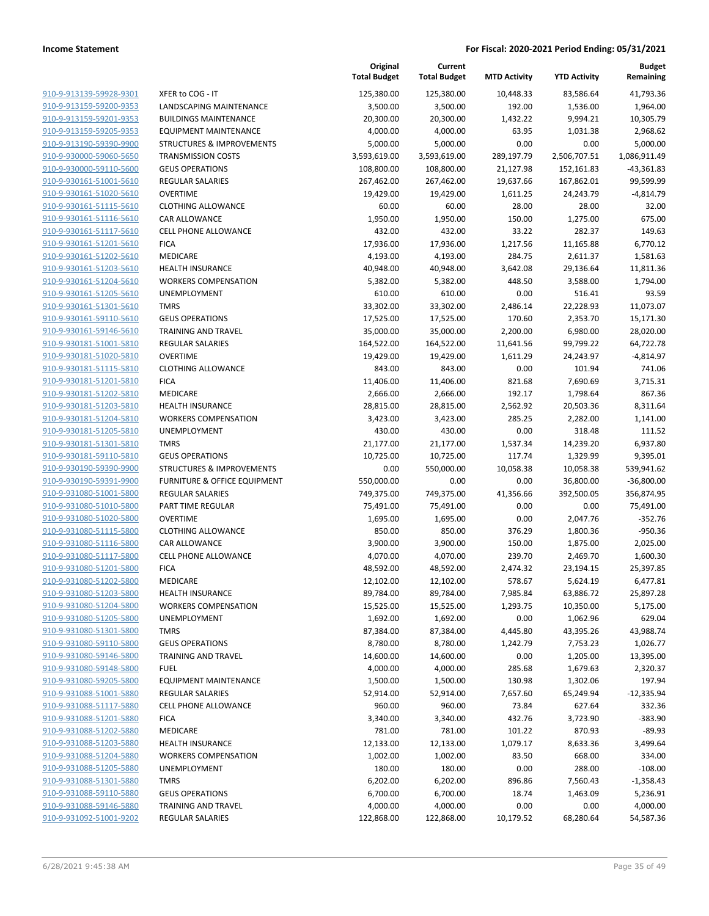**Income Statement** | **For Fiscal: 2020-2021 Period Ending: 05/31/2021**

| | | Original Total Budget | Current Total Budget | MTD Activity | YTD Activity | Budget Remaining |
|---|---|---|---|---|---|---|
| 910-9-913139-59928-9301 | XFER to COG - IT | 125,380.00 | 125,380.00 | 10,448.33 | 83,586.64 | 41,793.36 |
| 910-9-913159-59200-9353 | LANDSCAPING MAINTENANCE | 3,500.00 | 3,500.00 | 192.00 | 1,536.00 | 1,964.00 |
| 910-9-913159-59201-9353 | BUILDINGS MAINTENANCE | 20,300.00 | 20,300.00 | 1,432.22 | 9,994.21 | 10,305.79 |
| 910-9-913159-59205-9353 | EQUIPMENT MAINTENANCE | 4,000.00 | 4,000.00 | 63.95 | 1,031.38 | 2,968.62 |
| 910-9-913190-59390-9900 | STRUCTURES & IMPROVEMENTS | 5,000.00 | 5,000.00 | 0.00 | 0.00 | 5,000.00 |
| 910-9-930000-59060-5650 | TRANSMISSION COSTS | 3,593,619.00 | 3,593,619.00 | 289,197.79 | 2,506,707.51 | 1,086,911.49 |
| 910-9-930000-59110-5600 | GEUS OPERATIONS | 108,800.00 | 108,800.00 | 21,127.98 | 152,161.83 | -43,361.83 |
| 910-9-930161-51001-5610 | REGULAR SALARIES | 267,462.00 | 267,462.00 | 19,637.66 | 167,862.01 | 99,599.99 |
| 910-9-930161-51020-5610 | OVERTIME | 19,429.00 | 19,429.00 | 1,611.25 | 24,243.79 | -4,814.79 |
| 910-9-930161-51115-5610 | CLOTHING ALLOWANCE | 60.00 | 60.00 | 28.00 | 28.00 | 32.00 |
| 910-9-930161-51116-5610 | CAR ALLOWANCE | 1,950.00 | 1,950.00 | 150.00 | 1,275.00 | 675.00 |
| 910-9-930161-51117-5610 | CELL PHONE ALLOWANCE | 432.00 | 432.00 | 33.22 | 282.37 | 149.63 |
| 910-9-930161-51201-5610 | FICA | 17,936.00 | 17,936.00 | 1,217.56 | 11,165.88 | 6,770.12 |
| 910-9-930161-51202-5610 | MEDICARE | 4,193.00 | 4,193.00 | 284.75 | 2,611.37 | 1,581.63 |
| 910-9-930161-51203-5610 | HEALTH INSURANCE | 40,948.00 | 40,948.00 | 3,642.08 | 29,136.64 | 11,811.36 |
| 910-9-930161-51204-5610 | WORKERS COMPENSATION | 5,382.00 | 5,382.00 | 448.50 | 3,588.00 | 1,794.00 |
| 910-9-930161-51205-5610 | UNEMPLOYMENT | 610.00 | 610.00 | 0.00 | 516.41 | 93.59 |
| 910-9-930161-51301-5610 | TMRS | 33,302.00 | 33,302.00 | 2,486.14 | 22,228.93 | 11,073.07 |
| 910-9-930161-59110-5610 | GEUS OPERATIONS | 17,525.00 | 17,525.00 | 170.60 | 2,353.70 | 15,171.30 |
| 910-9-930161-59146-5610 | TRAINING AND TRAVEL | 35,000.00 | 35,000.00 | 2,200.00 | 6,980.00 | 28,020.00 |
| 910-9-930181-51001-5810 | REGULAR SALARIES | 164,522.00 | 164,522.00 | 11,641.56 | 99,799.22 | 64,722.78 |
| 910-9-930181-51020-5810 | OVERTIME | 19,429.00 | 19,429.00 | 1,611.29 | 24,243.97 | -4,814.97 |
| 910-9-930181-51115-5810 | CLOTHING ALLOWANCE | 843.00 | 843.00 | 0.00 | 101.94 | 741.06 |
| 910-9-930181-51201-5810 | FICA | 11,406.00 | 11,406.00 | 821.68 | 7,690.69 | 3,715.31 |
| 910-9-930181-51202-5810 | MEDICARE | 2,666.00 | 2,666.00 | 192.17 | 1,798.64 | 867.36 |
| 910-9-930181-51203-5810 | HEALTH INSURANCE | 28,815.00 | 28,815.00 | 2,562.92 | 20,503.36 | 8,311.64 |
| 910-9-930181-51204-5810 | WORKERS COMPENSATION | 3,423.00 | 3,423.00 | 285.25 | 2,282.00 | 1,141.00 |
| 910-9-930181-51205-5810 | UNEMPLOYMENT | 430.00 | 430.00 | 0.00 | 318.48 | 111.52 |
| 910-9-930181-51301-5810 | TMRS | 21,177.00 | 21,177.00 | 1,537.34 | 14,239.20 | 6,937.80 |
| 910-9-930181-59110-5810 | GEUS OPERATIONS | 10,725.00 | 10,725.00 | 117.74 | 1,329.99 | 9,395.01 |
| 910-9-930190-59390-9900 | STRUCTURES & IMPROVEMENTS | 0.00 | 550,000.00 | 10,058.38 | 10,058.38 | 539,941.62 |
| 910-9-930190-59391-9900 | FURNITURE & OFFICE EQUIPMENT | 550,000.00 | 0.00 | 0.00 | 36,800.00 | -36,800.00 |
| 910-9-931080-51001-5800 | REGULAR SALARIES | 749,375.00 | 749,375.00 | 41,356.66 | 392,500.05 | 356,874.95 |
| 910-9-931080-51010-5800 | PART TIME REGULAR | 75,491.00 | 75,491.00 | 0.00 | 0.00 | 75,491.00 |
| 910-9-931080-51020-5800 | OVERTIME | 1,695.00 | 1,695.00 | 0.00 | 2,047.76 | -352.76 |
| 910-9-931080-51115-5800 | CLOTHING ALLOWANCE | 850.00 | 850.00 | 376.29 | 1,800.36 | -950.36 |
| 910-9-931080-51116-5800 | CAR ALLOWANCE | 3,900.00 | 3,900.00 | 150.00 | 1,875.00 | 2,025.00 |
| 910-9-931080-51117-5800 | CELL PHONE ALLOWANCE | 4,070.00 | 4,070.00 | 239.70 | 2,469.70 | 1,600.30 |
| 910-9-931080-51201-5800 | FICA | 48,592.00 | 48,592.00 | 2,474.32 | 23,194.15 | 25,397.85 |
| 910-9-931080-51202-5800 | MEDICARE | 12,102.00 | 12,102.00 | 578.67 | 5,624.19 | 6,477.81 |
| 910-9-931080-51203-5800 | HEALTH INSURANCE | 89,784.00 | 89,784.00 | 7,985.84 | 63,886.72 | 25,897.28 |
| 910-9-931080-51204-5800 | WORKERS COMPENSATION | 15,525.00 | 15,525.00 | 1,293.75 | 10,350.00 | 5,175.00 |
| 910-9-931080-51205-5800 | UNEMPLOYMENT | 1,692.00 | 1,692.00 | 0.00 | 1,062.96 | 629.04 |
| 910-9-931080-51301-5800 | TMRS | 87,384.00 | 87,384.00 | 4,445.80 | 43,395.26 | 43,988.74 |
| 910-9-931080-59110-5800 | GEUS OPERATIONS | 8,780.00 | 8,780.00 | 1,242.79 | 7,753.23 | 1,026.77 |
| 910-9-931080-59146-5800 | TRAINING AND TRAVEL | 14,600.00 | 14,600.00 | 0.00 | 1,205.00 | 13,395.00 |
| 910-9-931080-59148-5800 | FUEL | 4,000.00 | 4,000.00 | 285.68 | 1,679.63 | 2,320.37 |
| 910-9-931080-59205-5800 | EQUIPMENT MAINTENANCE | 1,500.00 | 1,500.00 | 130.98 | 1,302.06 | 197.94 |
| 910-9-931088-51001-5880 | REGULAR SALARIES | 52,914.00 | 52,914.00 | 7,657.60 | 65,249.94 | -12,335.94 |
| 910-9-931088-51117-5880 | CELL PHONE ALLOWANCE | 960.00 | 960.00 | 73.84 | 627.64 | 332.36 |
| 910-9-931088-51201-5880 | FICA | 3,340.00 | 3,340.00 | 432.76 | 3,723.90 | -383.90 |
| 910-9-931088-51202-5880 | MEDICARE | 781.00 | 781.00 | 101.22 | 870.93 | -89.93 |
| 910-9-931088-51203-5880 | HEALTH INSURANCE | 12,133.00 | 12,133.00 | 1,079.17 | 8,633.36 | 3,499.64 |
| 910-9-931088-51204-5880 | WORKERS COMPENSATION | 1,002.00 | 1,002.00 | 83.50 | 668.00 | 334.00 |
| 910-9-931088-51205-5880 | UNEMPLOYMENT | 180.00 | 180.00 | 0.00 | 288.00 | -108.00 |
| 910-9-931088-51301-5880 | TMRS | 6,202.00 | 6,202.00 | 896.86 | 7,560.43 | -1,358.43 |
| 910-9-931088-59110-5880 | GEUS OPERATIONS | 6,700.00 | 6,700.00 | 18.74 | 1,463.09 | 5,236.91 |
| 910-9-931088-59146-5880 | TRAINING AND TRAVEL | 4,000.00 | 4,000.00 | 0.00 | 0.00 | 4,000.00 |
| 910-9-931092-51001-9202 | REGULAR SALARIES | 122,868.00 | 122,868.00 | 10,179.52 | 68,280.64 | 54,587.36 |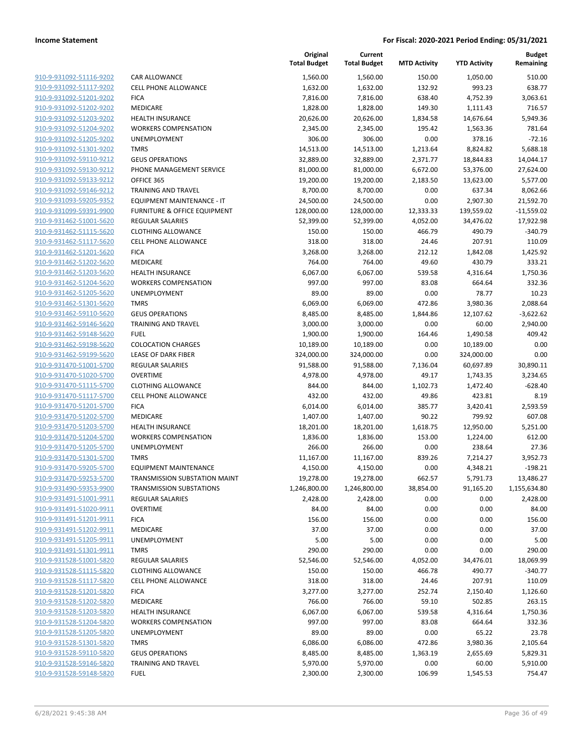**Income Statement** | **For Fiscal: 2020-2021 Period Ending: 05/31/2021**

| | | Original Total Budget | Current Total Budget | MTD Activity | YTD Activity | Budget Remaining |
|---|---|---|---|---|---|---|
| 910-9-931092-51116-9202 | CAR ALLOWANCE | 1,560.00 | 1,560.00 | 150.00 | 1,050.00 | 510.00 |
| 910-9-931092-51117-9202 | CELL PHONE ALLOWANCE | 1,632.00 | 1,632.00 | 132.92 | 993.23 | 638.77 |
| 910-9-931092-51201-9202 | FICA | 7,816.00 | 7,816.00 | 638.40 | 4,752.39 | 3,063.61 |
| 910-9-931092-51202-9202 | MEDICARE | 1,828.00 | 1,828.00 | 149.30 | 1,111.43 | 716.57 |
| 910-9-931092-51203-9202 | HEALTH INSURANCE | 20,626.00 | 20,626.00 | 1,834.58 | 14,676.64 | 5,949.36 |
| 910-9-931092-51204-9202 | WORKERS COMPENSATION | 2,345.00 | 2,345.00 | 195.42 | 1,563.36 | 781.64 |
| 910-9-931092-51205-9202 | UNEMPLOYMENT | 306.00 | 306.00 | 0.00 | 378.16 | -72.16 |
| 910-9-931092-51301-9202 | TMRS | 14,513.00 | 14,513.00 | 1,213.64 | 8,824.82 | 5,688.18 |
| 910-9-931092-59110-9212 | GEUS OPERATIONS | 32,889.00 | 32,889.00 | 2,371.77 | 18,844.83 | 14,044.17 |
| 910-9-931092-59130-9212 | PHONE MANAGEMENT SERVICE | 81,000.00 | 81,000.00 | 6,672.00 | 53,376.00 | 27,624.00 |
| 910-9-931092-59133-9212 | OFFICE 365 | 19,200.00 | 19,200.00 | 2,183.50 | 13,623.00 | 5,577.00 |
| 910-9-931092-59146-9212 | TRAINING AND TRAVEL | 8,700.00 | 8,700.00 | 0.00 | 637.34 | 8,062.66 |
| 910-9-931093-59205-9352 | EQUIPMENT MAINTENANCE - IT | 24,500.00 | 24,500.00 | 0.00 | 2,907.30 | 21,592.70 |
| 910-9-931099-59391-9900 | FURNITURE & OFFICE EQUIPMENT | 128,000.00 | 128,000.00 | 12,333.33 | 139,559.02 | -11,559.02 |
| 910-9-931462-51001-5620 | REGULAR SALARIES | 52,399.00 | 52,399.00 | 4,052.00 | 34,476.02 | 17,922.98 |
| 910-9-931462-51115-5620 | CLOTHING ALLOWANCE | 150.00 | 150.00 | 466.79 | 490.79 | -340.79 |
| 910-9-931462-51117-5620 | CELL PHONE ALLOWANCE | 318.00 | 318.00 | 24.46 | 207.91 | 110.09 |
| 910-9-931462-51201-5620 | FICA | 3,268.00 | 3,268.00 | 212.12 | 1,842.08 | 1,425.92 |
| 910-9-931462-51202-5620 | MEDICARE | 764.00 | 764.00 | 49.60 | 430.79 | 333.21 |
| 910-9-931462-51203-5620 | HEALTH INSURANCE | 6,067.00 | 6,067.00 | 539.58 | 4,316.64 | 1,750.36 |
| 910-9-931462-51204-5620 | WORKERS COMPENSATION | 997.00 | 997.00 | 83.08 | 664.64 | 332.36 |
| 910-9-931462-51205-5620 | UNEMPLOYMENT | 89.00 | 89.00 | 0.00 | 78.77 | 10.23 |
| 910-9-931462-51301-5620 | TMRS | 6,069.00 | 6,069.00 | 472.86 | 3,980.36 | 2,088.64 |
| 910-9-931462-59110-5620 | GEUS OPERATIONS | 8,485.00 | 8,485.00 | 1,844.86 | 12,107.62 | -3,622.62 |
| 910-9-931462-59146-5620 | TRAINING AND TRAVEL | 3,000.00 | 3,000.00 | 0.00 | 60.00 | 2,940.00 |
| 910-9-931462-59148-5620 | FUEL | 1,900.00 | 1,900.00 | 164.46 | 1,490.58 | 409.42 |
| 910-9-931462-59198-5620 | COLOCATION CHARGES | 10,189.00 | 10,189.00 | 0.00 | 10,189.00 | 0.00 |
| 910-9-931462-59199-5620 | LEASE OF DARK FIBER | 324,000.00 | 324,000.00 | 0.00 | 324,000.00 | 0.00 |
| 910-9-931470-51001-5700 | REGULAR SALARIES | 91,588.00 | 91,588.00 | 7,136.04 | 60,697.89 | 30,890.11 |
| 910-9-931470-51020-5700 | OVERTIME | 4,978.00 | 4,978.00 | 49.17 | 1,743.35 | 3,234.65 |
| 910-9-931470-51115-5700 | CLOTHING ALLOWANCE | 844.00 | 844.00 | 1,102.73 | 1,472.40 | -628.40 |
| 910-9-931470-51117-5700 | CELL PHONE ALLOWANCE | 432.00 | 432.00 | 49.86 | 423.81 | 8.19 |
| 910-9-931470-51201-5700 | FICA | 6,014.00 | 6,014.00 | 385.77 | 3,420.41 | 2,593.59 |
| 910-9-931470-51202-5700 | MEDICARE | 1,407.00 | 1,407.00 | 90.22 | 799.92 | 607.08 |
| 910-9-931470-51203-5700 | HEALTH INSURANCE | 18,201.00 | 18,201.00 | 1,618.75 | 12,950.00 | 5,251.00 |
| 910-9-931470-51204-5700 | WORKERS COMPENSATION | 1,836.00 | 1,836.00 | 153.00 | 1,224.00 | 612.00 |
| 910-9-931470-51205-5700 | UNEMPLOYMENT | 266.00 | 266.00 | 0.00 | 238.64 | 27.36 |
| 910-9-931470-51301-5700 | TMRS | 11,167.00 | 11,167.00 | 839.26 | 7,214.27 | 3,952.73 |
| 910-9-931470-59205-5700 | EQUIPMENT MAINTENANCE | 4,150.00 | 4,150.00 | 0.00 | 4,348.21 | -198.21 |
| 910-9-931470-59253-5700 | TRANSMISSION SUBSTATION MAINT | 19,278.00 | 19,278.00 | 662.57 | 5,791.73 | 13,486.27 |
| 910-9-931490-59353-9900 | TRANSMISSION SUBSTATIONS | 1,246,800.00 | 1,246,800.00 | 38,854.00 | 91,165.20 | 1,155,634.80 |
| 910-9-931491-51001-9911 | REGULAR SALARIES | 2,428.00 | 2,428.00 | 0.00 | 0.00 | 2,428.00 |
| 910-9-931491-51020-9911 | OVERTIME | 84.00 | 84.00 | 0.00 | 0.00 | 84.00 |
| 910-9-931491-51201-9911 | FICA | 156.00 | 156.00 | 0.00 | 0.00 | 156.00 |
| 910-9-931491-51202-9911 | MEDICARE | 37.00 | 37.00 | 0.00 | 0.00 | 37.00 |
| 910-9-931491-51205-9911 | UNEMPLOYMENT | 5.00 | 5.00 | 0.00 | 0.00 | 5.00 |
| 910-9-931491-51301-9911 | TMRS | 290.00 | 290.00 | 0.00 | 0.00 | 290.00 |
| 910-9-931528-51001-5820 | REGULAR SALARIES | 52,546.00 | 52,546.00 | 4,052.00 | 34,476.01 | 18,069.99 |
| 910-9-931528-51115-5820 | CLOTHING ALLOWANCE | 150.00 | 150.00 | 466.78 | 490.77 | -340.77 |
| 910-9-931528-51117-5820 | CELL PHONE ALLOWANCE | 318.00 | 318.00 | 24.46 | 207.91 | 110.09 |
| 910-9-931528-51201-5820 | FICA | 3,277.00 | 3,277.00 | 252.74 | 2,150.40 | 1,126.60 |
| 910-9-931528-51202-5820 | MEDICARE | 766.00 | 766.00 | 59.10 | 502.85 | 263.15 |
| 910-9-931528-51203-5820 | HEALTH INSURANCE | 6,067.00 | 6,067.00 | 539.58 | 4,316.64 | 1,750.36 |
| 910-9-931528-51204-5820 | WORKERS COMPENSATION | 997.00 | 997.00 | 83.08 | 664.64 | 332.36 |
| 910-9-931528-51205-5820 | UNEMPLOYMENT | 89.00 | 89.00 | 0.00 | 65.22 | 23.78 |
| 910-9-931528-51301-5820 | TMRS | 6,086.00 | 6,086.00 | 472.86 | 3,980.36 | 2,105.64 |
| 910-9-931528-59110-5820 | GEUS OPERATIONS | 8,485.00 | 8,485.00 | 1,363.19 | 2,655.69 | 5,829.31 |
| 910-9-931528-59146-5820 | TRAINING AND TRAVEL | 5,970.00 | 5,970.00 | 0.00 | 60.00 | 5,910.00 |
| 910-9-931528-59148-5820 | FUEL | 2,300.00 | 2,300.00 | 106.99 | 1,545.53 | 754.47 |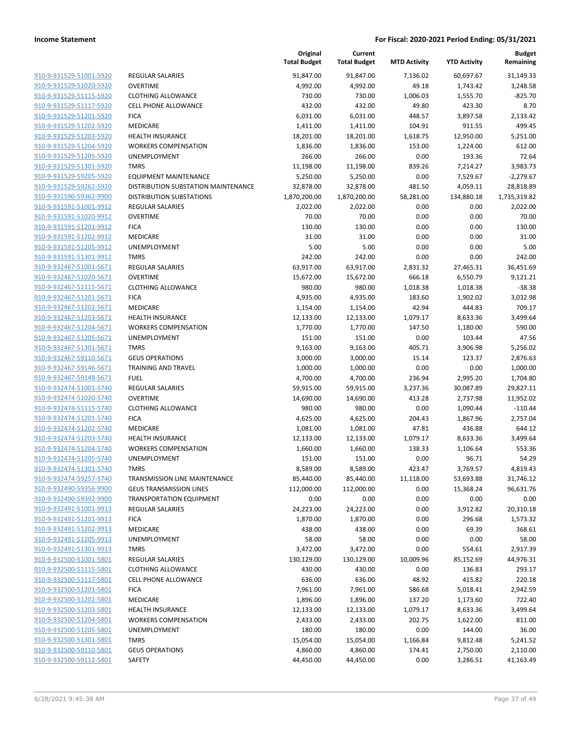**Income Statement** — **For Fiscal: 2020-2021 Period Ending: 05/31/2021**

| | | Original Total Budget | Current Total Budget | MTD Activity | YTD Activity | Budget Remaining |
|---|---|---|---|---|---|---|
| 910-9-931529-51001-5920 | REGULAR SALARIES | 91,847.00 | 91,847.00 | 7,136.02 | 60,697.67 | 31,149.33 |
| 910-9-931529-51020-5920 | OVERTIME | 4,992.00 | 4,992.00 | 49.18 | 1,743.42 | 3,248.58 |
| 910-9-931529-51115-5920 | CLOTHING ALLOWANCE | 730.00 | 730.00 | 1,006.03 | 1,555.70 | -825.70 |
| 910-9-931529-51117-5920 | CELL PHONE ALLOWANCE | 432.00 | 432.00 | 49.80 | 423.30 | 8.70 |
| 910-9-931529-51201-5920 | FICA | 6,031.00 | 6,031.00 | 448.57 | 3,897.58 | 2,133.42 |
| 910-9-931529-51202-5920 | MEDICARE | 1,411.00 | 1,411.00 | 104.91 | 911.55 | 499.45 |
| 910-9-931529-51203-5920 | HEALTH INSURANCE | 18,201.00 | 18,201.00 | 1,618.75 | 12,950.00 | 5,251.00 |
| 910-9-931529-51204-5920 | WORKERS COMPENSATION | 1,836.00 | 1,836.00 | 153.00 | 1,224.00 | 612.00 |
| 910-9-931529-51205-5920 | UNEMPLOYMENT | 266.00 | 266.00 | 0.00 | 193.36 | 72.64 |
| 910-9-931529-51301-5920 | TMRS | 11,198.00 | 11,198.00 | 839.26 | 7,214.27 | 3,983.73 |
| 910-9-931529-59205-5920 | EQUIPMENT MAINTENANCE | 5,250.00 | 5,250.00 | 0.00 | 7,529.67 | -2,279.67 |
| 910-9-931529-59262-5920 | DISTRIBUTION SUBSTATION MAINTENANCE | 32,878.00 | 32,878.00 | 481.50 | 4,059.11 | 28,818.89 |
| 910-9-931590-59362-9900 | DISTRIBUTION SUBSTATIONS | 1,870,200.00 | 1,870,200.00 | 58,281.00 | 134,880.18 | 1,735,319.82 |
| 910-9-931591-51001-9912 | REGULAR SALARIES | 2,022.00 | 2,022.00 | 0.00 | 0.00 | 2,022.00 |
| 910-9-931591-51020-9912 | OVERTIME | 70.00 | 70.00 | 0.00 | 0.00 | 70.00 |
| 910-9-931591-51201-9912 | FICA | 130.00 | 130.00 | 0.00 | 0.00 | 130.00 |
| 910-9-931591-51202-9912 | MEDICARE | 31.00 | 31.00 | 0.00 | 0.00 | 31.00 |
| 910-9-931591-51205-9912 | UNEMPLOYMENT | 5.00 | 5.00 | 0.00 | 0.00 | 5.00 |
| 910-9-931591-51301-9912 | TMRS | 242.00 | 242.00 | 0.00 | 0.00 | 242.00 |
| 910-9-932467-51001-5671 | REGULAR SALARIES | 63,917.00 | 63,917.00 | 2,831.32 | 27,465.31 | 36,451.69 |
| 910-9-932467-51020-5671 | OVERTIME | 15,672.00 | 15,672.00 | 666.18 | 6,550.79 | 9,121.21 |
| 910-9-932467-51115-5671 | CLOTHING ALLOWANCE | 980.00 | 980.00 | 1,018.38 | 1,018.38 | -38.38 |
| 910-9-932467-51201-5671 | FICA | 4,935.00 | 4,935.00 | 183.60 | 1,902.02 | 3,032.98 |
| 910-9-932467-51202-5671 | MEDICARE | 1,154.00 | 1,154.00 | 42.94 | 444.83 | 709.17 |
| 910-9-932467-51203-5671 | HEALTH INSURANCE | 12,133.00 | 12,133.00 | 1,079.17 | 8,633.36 | 3,499.64 |
| 910-9-932467-51204-5671 | WORKERS COMPENSATION | 1,770.00 | 1,770.00 | 147.50 | 1,180.00 | 590.00 |
| 910-9-932467-51205-5671 | UNEMPLOYMENT | 151.00 | 151.00 | 0.00 | 103.44 | 47.56 |
| 910-9-932467-51301-5671 | TMRS | 9,163.00 | 9,163.00 | 405.71 | 3,906.98 | 5,256.02 |
| 910-9-932467-59110-5671 | GEUS OPERATIONS | 3,000.00 | 3,000.00 | 15.14 | 123.37 | 2,876.63 |
| 910-9-932467-59146-5671 | TRAINING AND TRAVEL | 1,000.00 | 1,000.00 | 0.00 | 0.00 | 1,000.00 |
| 910-9-932467-59148-5671 | FUEL | 4,700.00 | 4,700.00 | 236.94 | 2,995.20 | 1,704.80 |
| 910-9-932474-51001-5740 | REGULAR SALARIES | 59,915.00 | 59,915.00 | 3,237.36 | 30,087.89 | 29,827.11 |
| 910-9-932474-51020-5740 | OVERTIME | 14,690.00 | 14,690.00 | 413.28 | 2,737.98 | 11,952.02 |
| 910-9-932474-51115-5740 | CLOTHING ALLOWANCE | 980.00 | 980.00 | 0.00 | 1,090.44 | -110.44 |
| 910-9-932474-51201-5740 | FICA | 4,625.00 | 4,625.00 | 204.43 | 1,867.96 | 2,757.04 |
| 910-9-932474-51202-5740 | MEDICARE | 1,081.00 | 1,081.00 | 47.81 | 436.88 | 644.12 |
| 910-9-932474-51203-5740 | HEALTH INSURANCE | 12,133.00 | 12,133.00 | 1,079.17 | 8,633.36 | 3,499.64 |
| 910-9-932474-51204-5740 | WORKERS COMPENSATION | 1,660.00 | 1,660.00 | 138.33 | 1,106.64 | 553.36 |
| 910-9-932474-51205-5740 | UNEMPLOYMENT | 151.00 | 151.00 | 0.00 | 96.71 | 54.29 |
| 910-9-932474-51301-5740 | TMRS | 8,589.00 | 8,589.00 | 423.47 | 3,769.57 | 4,819.43 |
| 910-9-932474-59257-5740 | TRANSMISSION LINE MAINTENANCE | 85,440.00 | 85,440.00 | 11,118.00 | 53,693.88 | 31,746.12 |
| 910-9-932490-59356-9900 | GEUS TRANSMISSION LINES | 112,000.00 | 112,000.00 | 0.00 | 15,368.24 | 96,631.76 |
| 910-9-932490-59392-9900 | TRANSPORTATION EQUIPMENT | 0.00 | 0.00 | 0.00 | 0.00 | 0.00 |
| 910-9-932491-51001-9913 | REGULAR SALARIES | 24,223.00 | 24,223.00 | 0.00 | 3,912.82 | 20,310.18 |
| 910-9-932491-51201-9913 | FICA | 1,870.00 | 1,870.00 | 0.00 | 296.68 | 1,573.32 |
| 910-9-932491-51202-9913 | MEDICARE | 438.00 | 438.00 | 0.00 | 69.39 | 368.61 |
| 910-9-932491-51205-9913 | UNEMPLOYMENT | 58.00 | 58.00 | 0.00 | 0.00 | 58.00 |
| 910-9-932491-51301-9913 | TMRS | 3,472.00 | 3,472.00 | 0.00 | 554.61 | 2,917.39 |
| 910-9-932500-51001-5801 | REGULAR SALARIES | 130,129.00 | 130,129.00 | 10,009.96 | 85,152.69 | 44,976.31 |
| 910-9-932500-51115-5801 | CLOTHING ALLOWANCE | 430.00 | 430.00 | 0.00 | 136.83 | 293.17 |
| 910-9-932500-51117-5801 | CELL PHONE ALLOWANCE | 636.00 | 636.00 | 48.92 | 415.82 | 220.18 |
| 910-9-932500-51201-5801 | FICA | 7,961.00 | 7,961.00 | 586.68 | 5,018.41 | 2,942.59 |
| 910-9-932500-51202-5801 | MEDICARE | 1,896.00 | 1,896.00 | 137.20 | 1,173.60 | 722.40 |
| 910-9-932500-51203-5801 | HEALTH INSURANCE | 12,133.00 | 12,133.00 | 1,079.17 | 8,633.36 | 3,499.64 |
| 910-9-932500-51204-5801 | WORKERS COMPENSATION | 2,433.00 | 2,433.00 | 202.75 | 1,622.00 | 811.00 |
| 910-9-932500-51205-5801 | UNEMPLOYMENT | 180.00 | 180.00 | 0.00 | 144.00 | 36.00 |
| 910-9-932500-51301-5801 | TMRS | 15,054.00 | 15,054.00 | 1,166.84 | 9,812.48 | 5,241.52 |
| 910-9-932500-59110-5801 | GEUS OPERATIONS | 4,860.00 | 4,860.00 | 174.41 | 2,750.00 | 2,110.00 |
| 910-9-932500-59112-5801 | SAFETY | 44,450.00 | 44,450.00 | 0.00 | 3,286.51 | 41,163.49 |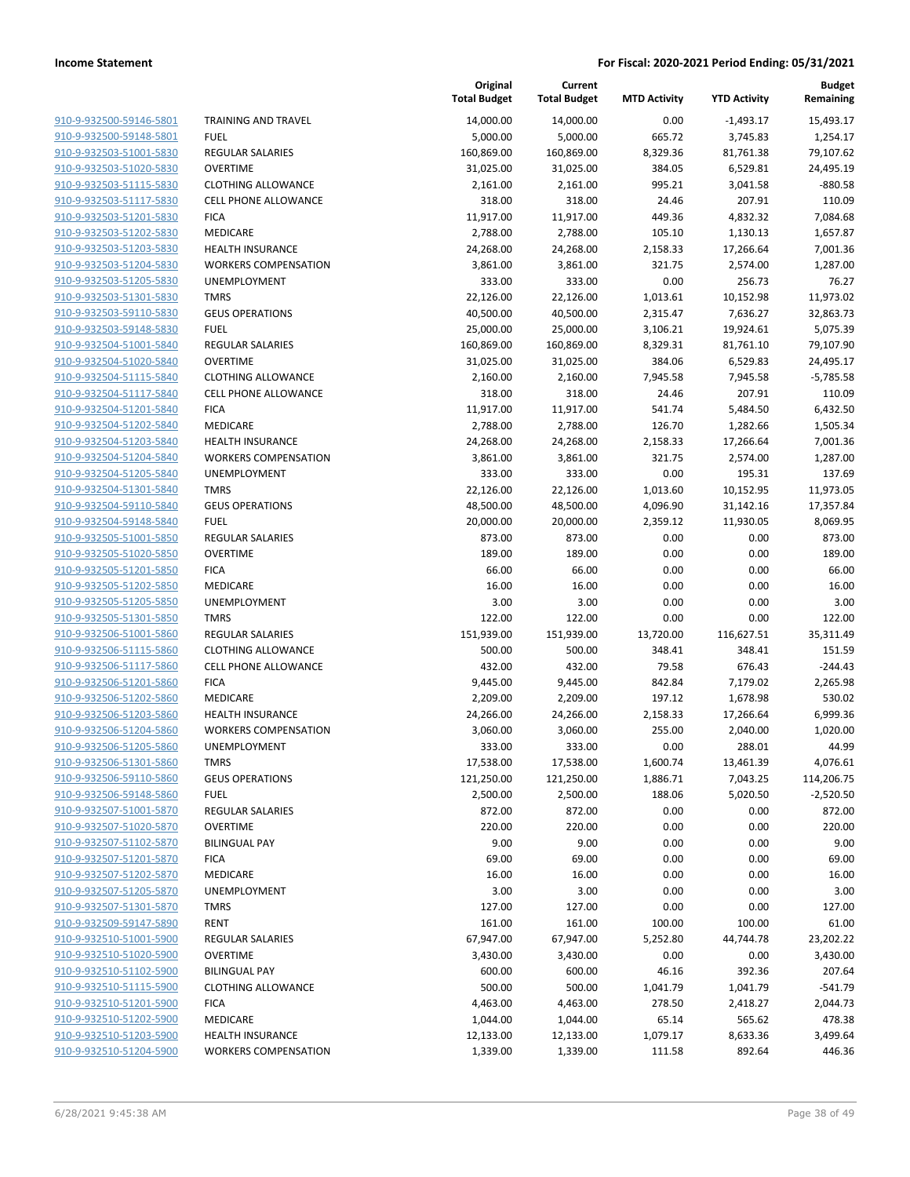**Income Statement** **For Fiscal: 2020-2021 Period Ending: 05/31/2021**

| | | Original Total Budget | Current Total Budget | MTD Activity | YTD Activity | Budget Remaining |
|---|---|---|---|---|---|---|
| 910-9-932500-59146-5801 | TRAINING AND TRAVEL | 14,000.00 | 14,000.00 | 0.00 | -1,493.17 | 15,493.17 |
| 910-9-932500-59148-5801 | FUEL | 5,000.00 | 5,000.00 | 665.72 | 3,745.83 | 1,254.17 |
| 910-9-932503-51001-5830 | REGULAR SALARIES | 160,869.00 | 160,869.00 | 8,329.36 | 81,761.38 | 79,107.62 |
| 910-9-932503-51020-5830 | OVERTIME | 31,025.00 | 31,025.00 | 384.05 | 6,529.81 | 24,495.19 |
| 910-9-932503-51115-5830 | CLOTHING ALLOWANCE | 2,161.00 | 2,161.00 | 995.21 | 3,041.58 | -880.58 |
| 910-9-932503-51117-5830 | CELL PHONE ALLOWANCE | 318.00 | 318.00 | 24.46 | 207.91 | 110.09 |
| 910-9-932503-51201-5830 | FICA | 11,917.00 | 11,917.00 | 449.36 | 4,832.32 | 7,084.68 |
| 910-9-932503-51202-5830 | MEDICARE | 2,788.00 | 2,788.00 | 105.10 | 1,130.13 | 1,657.87 |
| 910-9-932503-51203-5830 | HEALTH INSURANCE | 24,268.00 | 24,268.00 | 2,158.33 | 17,266.64 | 7,001.36 |
| 910-9-932503-51204-5830 | WORKERS COMPENSATION | 3,861.00 | 3,861.00 | 321.75 | 2,574.00 | 1,287.00 |
| 910-9-932503-51205-5830 | UNEMPLOYMENT | 333.00 | 333.00 | 0.00 | 256.73 | 76.27 |
| 910-9-932503-51301-5830 | TMRS | 22,126.00 | 22,126.00 | 1,013.61 | 10,152.98 | 11,973.02 |
| 910-9-932503-59110-5830 | GEUS OPERATIONS | 40,500.00 | 40,500.00 | 2,315.47 | 7,636.27 | 32,863.73 |
| 910-9-932503-59148-5830 | FUEL | 25,000.00 | 25,000.00 | 3,106.21 | 19,924.61 | 5,075.39 |
| 910-9-932504-51001-5840 | REGULAR SALARIES | 160,869.00 | 160,869.00 | 8,329.31 | 81,761.10 | 79,107.90 |
| 910-9-932504-51020-5840 | OVERTIME | 31,025.00 | 31,025.00 | 384.06 | 6,529.83 | 24,495.17 |
| 910-9-932504-51115-5840 | CLOTHING ALLOWANCE | 2,160.00 | 2,160.00 | 7,945.58 | 7,945.58 | -5,785.58 |
| 910-9-932504-51117-5840 | CELL PHONE ALLOWANCE | 318.00 | 318.00 | 24.46 | 207.91 | 110.09 |
| 910-9-932504-51201-5840 | FICA | 11,917.00 | 11,917.00 | 541.74 | 5,484.50 | 6,432.50 |
| 910-9-932504-51202-5840 | MEDICARE | 2,788.00 | 2,788.00 | 126.70 | 1,282.66 | 1,505.34 |
| 910-9-932504-51203-5840 | HEALTH INSURANCE | 24,268.00 | 24,268.00 | 2,158.33 | 17,266.64 | 7,001.36 |
| 910-9-932504-51204-5840 | WORKERS COMPENSATION | 3,861.00 | 3,861.00 | 321.75 | 2,574.00 | 1,287.00 |
| 910-9-932504-51205-5840 | UNEMPLOYMENT | 333.00 | 333.00 | 0.00 | 195.31 | 137.69 |
| 910-9-932504-51301-5840 | TMRS | 22,126.00 | 22,126.00 | 1,013.60 | 10,152.95 | 11,973.05 |
| 910-9-932504-59110-5840 | GEUS OPERATIONS | 48,500.00 | 48,500.00 | 4,096.90 | 31,142.16 | 17,357.84 |
| 910-9-932504-59148-5840 | FUEL | 20,000.00 | 20,000.00 | 2,359.12 | 11,930.05 | 8,069.95 |
| 910-9-932505-51001-5850 | REGULAR SALARIES | 873.00 | 873.00 | 0.00 | 0.00 | 873.00 |
| 910-9-932505-51020-5850 | OVERTIME | 189.00 | 189.00 | 0.00 | 0.00 | 189.00 |
| 910-9-932505-51201-5850 | FICA | 66.00 | 66.00 | 0.00 | 0.00 | 66.00 |
| 910-9-932505-51202-5850 | MEDICARE | 16.00 | 16.00 | 0.00 | 0.00 | 16.00 |
| 910-9-932505-51205-5850 | UNEMPLOYMENT | 3.00 | 3.00 | 0.00 | 0.00 | 3.00 |
| 910-9-932505-51301-5850 | TMRS | 122.00 | 122.00 | 0.00 | 0.00 | 122.00 |
| 910-9-932506-51001-5860 | REGULAR SALARIES | 151,939.00 | 151,939.00 | 13,720.00 | 116,627.51 | 35,311.49 |
| 910-9-932506-51115-5860 | CLOTHING ALLOWANCE | 500.00 | 500.00 | 348.41 | 348.41 | 151.59 |
| 910-9-932506-51117-5860 | CELL PHONE ALLOWANCE | 432.00 | 432.00 | 79.58 | 676.43 | -244.43 |
| 910-9-932506-51201-5860 | FICA | 9,445.00 | 9,445.00 | 842.84 | 7,179.02 | 2,265.98 |
| 910-9-932506-51202-5860 | MEDICARE | 2,209.00 | 2,209.00 | 197.12 | 1,678.98 | 530.02 |
| 910-9-932506-51203-5860 | HEALTH INSURANCE | 24,266.00 | 24,266.00 | 2,158.33 | 17,266.64 | 6,999.36 |
| 910-9-932506-51204-5860 | WORKERS COMPENSATION | 3,060.00 | 3,060.00 | 255.00 | 2,040.00 | 1,020.00 |
| 910-9-932506-51205-5860 | UNEMPLOYMENT | 333.00 | 333.00 | 0.00 | 288.01 | 44.99 |
| 910-9-932506-51301-5860 | TMRS | 17,538.00 | 17,538.00 | 1,600.74 | 13,461.39 | 4,076.61 |
| 910-9-932506-59110-5860 | GEUS OPERATIONS | 121,250.00 | 121,250.00 | 1,886.71 | 7,043.25 | 114,206.75 |
| 910-9-932506-59148-5860 | FUEL | 2,500.00 | 2,500.00 | 188.06 | 5,020.50 | -2,520.50 |
| 910-9-932507-51001-5870 | REGULAR SALARIES | 872.00 | 872.00 | 0.00 | 0.00 | 872.00 |
| 910-9-932507-51020-5870 | OVERTIME | 220.00 | 220.00 | 0.00 | 0.00 | 220.00 |
| 910-9-932507-51102-5870 | BILINGUAL PAY | 9.00 | 9.00 | 0.00 | 0.00 | 9.00 |
| 910-9-932507-51201-5870 | FICA | 69.00 | 69.00 | 0.00 | 0.00 | 69.00 |
| 910-9-932507-51202-5870 | MEDICARE | 16.00 | 16.00 | 0.00 | 0.00 | 16.00 |
| 910-9-932507-51205-5870 | UNEMPLOYMENT | 3.00 | 3.00 | 0.00 | 0.00 | 3.00 |
| 910-9-932507-51301-5870 | TMRS | 127.00 | 127.00 | 0.00 | 0.00 | 127.00 |
| 910-9-932509-59147-5890 | RENT | 161.00 | 161.00 | 100.00 | 100.00 | 61.00 |
| 910-9-932510-51001-5900 | REGULAR SALARIES | 67,947.00 | 67,947.00 | 5,252.80 | 44,744.78 | 23,202.22 |
| 910-9-932510-51020-5900 | OVERTIME | 3,430.00 | 3,430.00 | 0.00 | 0.00 | 3,430.00 |
| 910-9-932510-51102-5900 | BILINGUAL PAY | 600.00 | 600.00 | 46.16 | 392.36 | 207.64 |
| 910-9-932510-51115-5900 | CLOTHING ALLOWANCE | 500.00 | 500.00 | 1,041.79 | 1,041.79 | -541.79 |
| 910-9-932510-51201-5900 | FICA | 4,463.00 | 4,463.00 | 278.50 | 2,418.27 | 2,044.73 |
| 910-9-932510-51202-5900 | MEDICARE | 1,044.00 | 1,044.00 | 65.14 | 565.62 | 478.38 |
| 910-9-932510-51203-5900 | HEALTH INSURANCE | 12,133.00 | 12,133.00 | 1,079.17 | 8,633.36 | 3,499.64 |
| 910-9-932510-51204-5900 | WORKERS COMPENSATION | 1,339.00 | 1,339.00 | 111.58 | 892.64 | 446.36 |

6/28/2021 9:45:38 AM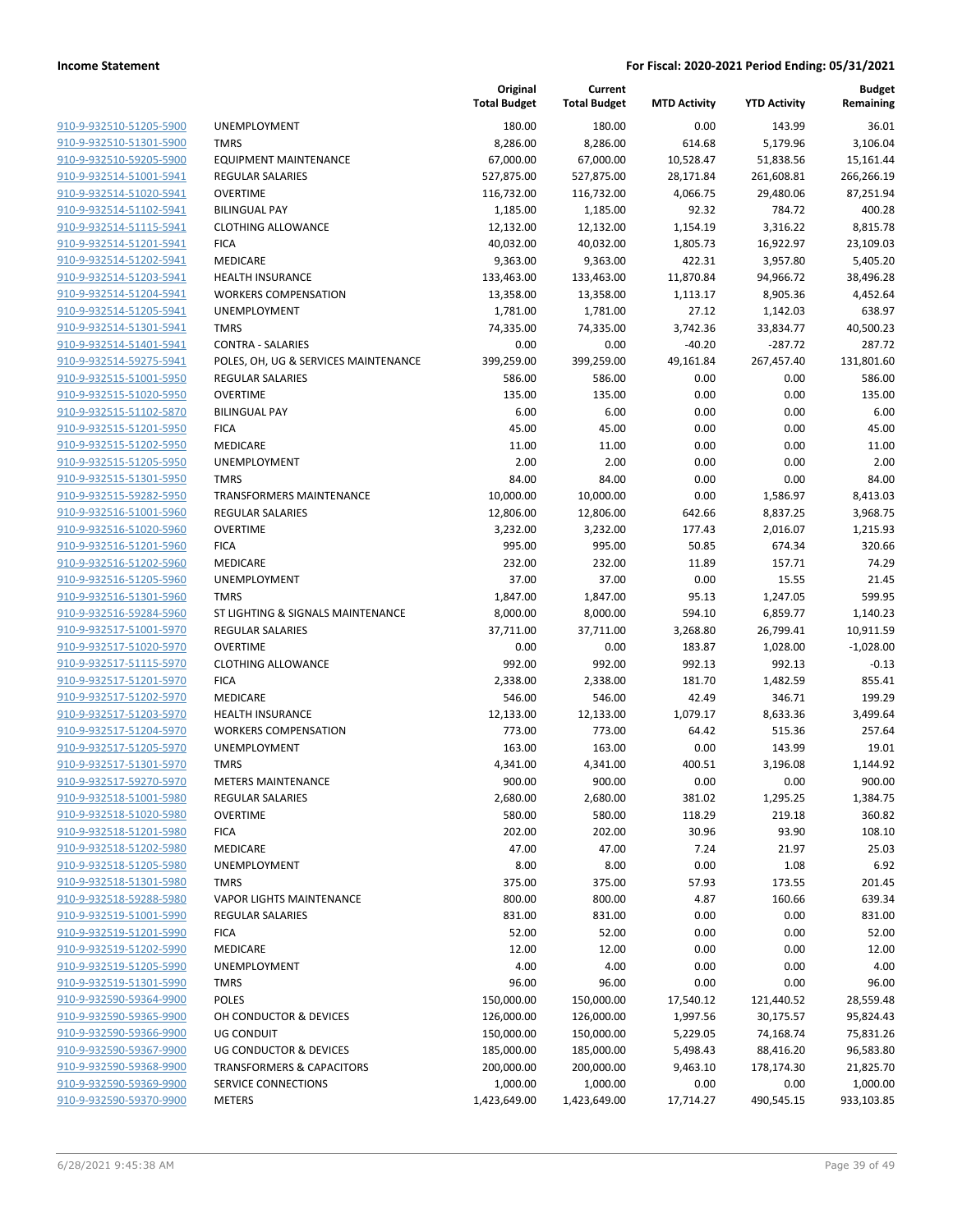| | | Original Total Budget | Current Total Budget | MTD Activity | YTD Activity | Budget Remaining |
|---|---|---|---|---|---|---|
| 910-9-932510-51205-5900 | UNEMPLOYMENT | 180.00 | 180.00 | 0.00 | 143.99 | 36.01 |
| 910-9-932510-51301-5900 | TMRS | 8,286.00 | 8,286.00 | 614.68 | 5,179.96 | 3,106.04 |
| 910-9-932510-59205-5900 | EQUIPMENT MAINTENANCE | 67,000.00 | 67,000.00 | 10,528.47 | 51,838.56 | 15,161.44 |
| 910-9-932514-51001-5941 | REGULAR SALARIES | 527,875.00 | 527,875.00 | 28,171.84 | 261,608.81 | 266,266.19 |
| 910-9-932514-51020-5941 | OVERTIME | 116,732.00 | 116,732.00 | 4,066.75 | 29,480.06 | 87,251.94 |
| 910-9-932514-51102-5941 | BILINGUAL PAY | 1,185.00 | 1,185.00 | 92.32 | 784.72 | 400.28 |
| 910-9-932514-51115-5941 | CLOTHING ALLOWANCE | 12,132.00 | 12,132.00 | 1,154.19 | 3,316.22 | 8,815.78 |
| 910-9-932514-51201-5941 | FICA | 40,032.00 | 40,032.00 | 1,805.73 | 16,922.97 | 23,109.03 |
| 910-9-932514-51202-5941 | MEDICARE | 9,363.00 | 9,363.00 | 422.31 | 3,957.80 | 5,405.20 |
| 910-9-932514-51203-5941 | HEALTH INSURANCE | 133,463.00 | 133,463.00 | 11,870.84 | 94,966.72 | 38,496.28 |
| 910-9-932514-51204-5941 | WORKERS COMPENSATION | 13,358.00 | 13,358.00 | 1,113.17 | 8,905.36 | 4,452.64 |
| 910-9-932514-51205-5941 | UNEMPLOYMENT | 1,781.00 | 1,781.00 | 27.12 | 1,142.03 | 638.97 |
| 910-9-932514-51301-5941 | TMRS | 74,335.00 | 74,335.00 | 3,742.36 | 33,834.77 | 40,500.23 |
| 910-9-932514-51401-5941 | CONTRA - SALARIES | 0.00 | 0.00 | -40.20 | -287.72 | 287.72 |
| 910-9-932514-59275-5941 | POLES, OH, UG & SERVICES MAINTENANCE | 399,259.00 | 399,259.00 | 49,161.84 | 267,457.40 | 131,801.60 |
| 910-9-932515-51001-5950 | REGULAR SALARIES | 586.00 | 586.00 | 0.00 | 0.00 | 586.00 |
| 910-9-932515-51020-5950 | OVERTIME | 135.00 | 135.00 | 0.00 | 0.00 | 135.00 |
| 910-9-932515-51102-5870 | BILINGUAL PAY | 6.00 | 6.00 | 0.00 | 0.00 | 6.00 |
| 910-9-932515-51201-5950 | FICA | 45.00 | 45.00 | 0.00 | 0.00 | 45.00 |
| 910-9-932515-51202-5950 | MEDICARE | 11.00 | 11.00 | 0.00 | 0.00 | 11.00 |
| 910-9-932515-51205-5950 | UNEMPLOYMENT | 2.00 | 2.00 | 0.00 | 0.00 | 2.00 |
| 910-9-932515-51301-5950 | TMRS | 84.00 | 84.00 | 0.00 | 0.00 | 84.00 |
| 910-9-932515-59282-5950 | TRANSFORMERS MAINTENANCE | 10,000.00 | 10,000.00 | 0.00 | 1,586.97 | 8,413.03 |
| 910-9-932516-51001-5960 | REGULAR SALARIES | 12,806.00 | 12,806.00 | 642.66 | 8,837.25 | 3,968.75 |
| 910-9-932516-51020-5960 | OVERTIME | 3,232.00 | 3,232.00 | 177.43 | 2,016.07 | 1,215.93 |
| 910-9-932516-51201-5960 | FICA | 995.00 | 995.00 | 50.85 | 674.34 | 320.66 |
| 910-9-932516-51202-5960 | MEDICARE | 232.00 | 232.00 | 11.89 | 157.71 | 74.29 |
| 910-9-932516-51205-5960 | UNEMPLOYMENT | 37.00 | 37.00 | 0.00 | 15.55 | 21.45 |
| 910-9-932516-51301-5960 | TMRS | 1,847.00 | 1,847.00 | 95.13 | 1,247.05 | 599.95 |
| 910-9-932516-59284-5960 | ST LIGHTING & SIGNALS MAINTENANCE | 8,000.00 | 8,000.00 | 594.10 | 6,859.77 | 1,140.23 |
| 910-9-932517-51001-5970 | REGULAR SALARIES | 37,711.00 | 37,711.00 | 3,268.80 | 26,799.41 | 10,911.59 |
| 910-9-932517-51020-5970 | OVERTIME | 0.00 | 0.00 | 183.87 | 1,028.00 | -1,028.00 |
| 910-9-932517-51115-5970 | CLOTHING ALLOWANCE | 992.00 | 992.00 | 992.13 | 992.13 | -0.13 |
| 910-9-932517-51201-5970 | FICA | 2,338.00 | 2,338.00 | 181.70 | 1,482.59 | 855.41 |
| 910-9-932517-51202-5970 | MEDICARE | 546.00 | 546.00 | 42.49 | 346.71 | 199.29 |
| 910-9-932517-51203-5970 | HEALTH INSURANCE | 12,133.00 | 12,133.00 | 1,079.17 | 8,633.36 | 3,499.64 |
| 910-9-932517-51204-5970 | WORKERS COMPENSATION | 773.00 | 773.00 | 64.42 | 515.36 | 257.64 |
| 910-9-932517-51205-5970 | UNEMPLOYMENT | 163.00 | 163.00 | 0.00 | 143.99 | 19.01 |
| 910-9-932517-51301-5970 | TMRS | 4,341.00 | 4,341.00 | 400.51 | 3,196.08 | 1,144.92 |
| 910-9-932517-59270-5970 | METERS MAINTENANCE | 900.00 | 900.00 | 0.00 | 0.00 | 900.00 |
| 910-9-932518-51001-5980 | REGULAR SALARIES | 2,680.00 | 2,680.00 | 381.02 | 1,295.25 | 1,384.75 |
| 910-9-932518-51020-5980 | OVERTIME | 580.00 | 580.00 | 118.29 | 219.18 | 360.82 |
| 910-9-932518-51201-5980 | FICA | 202.00 | 202.00 | 30.96 | 93.90 | 108.10 |
| 910-9-932518-51202-5980 | MEDICARE | 47.00 | 47.00 | 7.24 | 21.97 | 25.03 |
| 910-9-932518-51205-5980 | UNEMPLOYMENT | 8.00 | 8.00 | 0.00 | 1.08 | 6.92 |
| 910-9-932518-51301-5980 | TMRS | 375.00 | 375.00 | 57.93 | 173.55 | 201.45 |
| 910-9-932518-59288-5980 | VAPOR LIGHTS MAINTENANCE | 800.00 | 800.00 | 4.87 | 160.66 | 639.34 |
| 910-9-932519-51001-5990 | REGULAR SALARIES | 831.00 | 831.00 | 0.00 | 0.00 | 831.00 |
| 910-9-932519-51201-5990 | FICA | 52.00 | 52.00 | 0.00 | 0.00 | 52.00 |
| 910-9-932519-51202-5990 | MEDICARE | 12.00 | 12.00 | 0.00 | 0.00 | 12.00 |
| 910-9-932519-51205-5990 | UNEMPLOYMENT | 4.00 | 4.00 | 0.00 | 0.00 | 4.00 |
| 910-9-932519-51301-5990 | TMRS | 96.00 | 96.00 | 0.00 | 0.00 | 96.00 |
| 910-9-932590-59364-9900 | POLES | 150,000.00 | 150,000.00 | 17,540.12 | 121,440.52 | 28,559.48 |
| 910-9-932590-59365-9900 | OH CONDUCTOR & DEVICES | 126,000.00 | 126,000.00 | 1,997.56 | 30,175.57 | 95,824.43 |
| 910-9-932590-59366-9900 | UG CONDUIT | 150,000.00 | 150,000.00 | 5,229.05 | 74,168.74 | 75,831.26 |
| 910-9-932590-59367-9900 | UG CONDUCTOR & DEVICES | 185,000.00 | 185,000.00 | 5,498.43 | 88,416.20 | 96,583.80 |
| 910-9-932590-59368-9900 | TRANSFORMERS & CAPACITORS | 200,000.00 | 200,000.00 | 9,463.10 | 178,174.30 | 21,825.70 |
| 910-9-932590-59369-9900 | SERVICE CONNECTIONS | 1,000.00 | 1,000.00 | 0.00 | 0.00 | 1,000.00 |
| 910-9-932590-59370-9900 | METERS | 1,423,649.00 | 1,423,649.00 | 17,714.27 | 490,545.15 | 933,103.85 |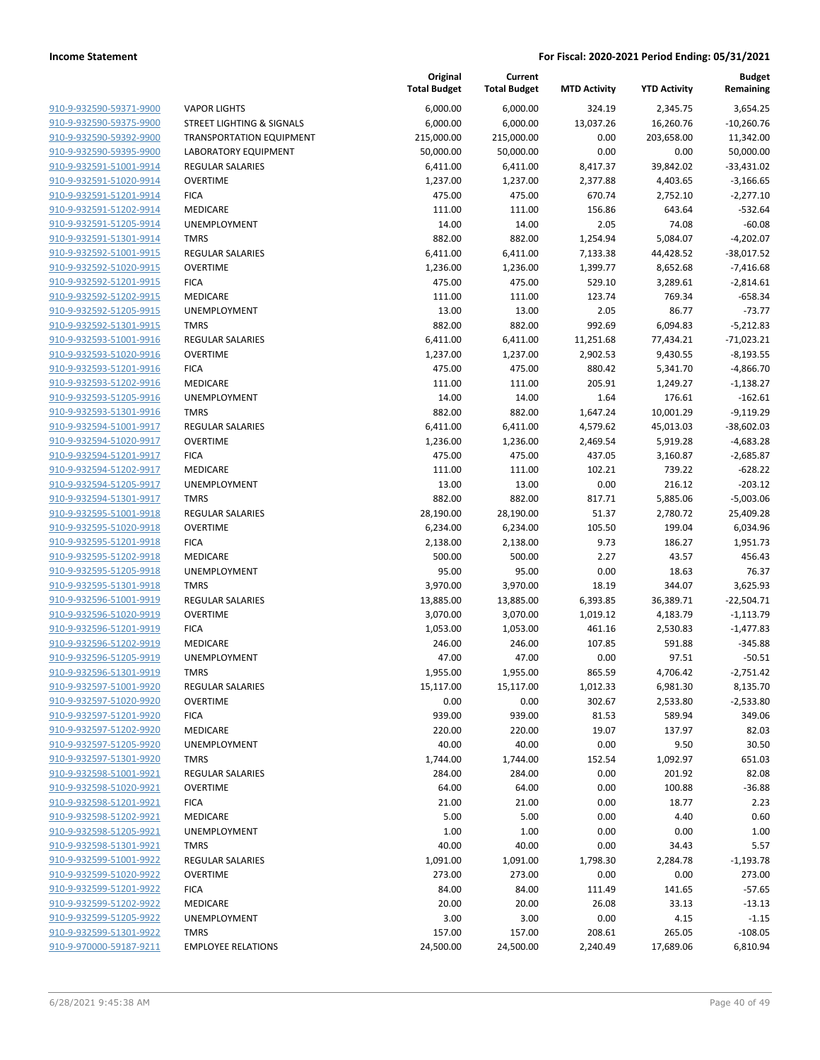**Income Statement**

**For Fiscal: 2020-2021 Period Ending: 05/31/2021**

| | | Original Total Budget | Current Total Budget | MTD Activity | YTD Activity | Budget Remaining |
|---|---|---|---|---|---|---|
| 910-9-932590-59371-9900 | VAPOR LIGHTS | 6,000.00 | 6,000.00 | 324.19 | 2,345.75 | 3,654.25 |
| 910-9-932590-59375-9900 | STREET LIGHTING & SIGNALS | 6,000.00 | 6,000.00 | 13,037.26 | 16,260.76 | -10,260.76 |
| 910-9-932590-59392-9900 | TRANSPORTATION EQUIPMENT | 215,000.00 | 215,000.00 | 0.00 | 203,658.00 | 11,342.00 |
| 910-9-932590-59395-9900 | LABORATORY EQUIPMENT | 50,000.00 | 50,000.00 | 0.00 | 0.00 | 50,000.00 |
| 910-9-932591-51001-9914 | REGULAR SALARIES | 6,411.00 | 6,411.00 | 8,417.37 | 39,842.02 | -33,431.02 |
| 910-9-932591-51020-9914 | OVERTIME | 1,237.00 | 1,237.00 | 2,377.88 | 4,403.65 | -3,166.65 |
| 910-9-932591-51201-9914 | FICA | 475.00 | 475.00 | 670.74 | 2,752.10 | -2,277.10 |
| 910-9-932591-51202-9914 | MEDICARE | 111.00 | 111.00 | 156.86 | 643.64 | -532.64 |
| 910-9-932591-51205-9914 | UNEMPLOYMENT | 14.00 | 14.00 | 2.05 | 74.08 | -60.08 |
| 910-9-932591-51301-9914 | TMRS | 882.00 | 882.00 | 1,254.94 | 5,084.07 | -4,202.07 |
| 910-9-932592-51001-9915 | REGULAR SALARIES | 6,411.00 | 6,411.00 | 7,133.38 | 44,428.52 | -38,017.52 |
| 910-9-932592-51020-9915 | OVERTIME | 1,236.00 | 1,236.00 | 1,399.77 | 8,652.68 | -7,416.68 |
| 910-9-932592-51201-9915 | FICA | 475.00 | 475.00 | 529.10 | 3,289.61 | -2,814.61 |
| 910-9-932592-51202-9915 | MEDICARE | 111.00 | 111.00 | 123.74 | 769.34 | -658.34 |
| 910-9-932592-51205-9915 | UNEMPLOYMENT | 13.00 | 13.00 | 2.05 | 86.77 | -73.77 |
| 910-9-932592-51301-9915 | TMRS | 882.00 | 882.00 | 992.69 | 6,094.83 | -5,212.83 |
| 910-9-932593-51001-9916 | REGULAR SALARIES | 6,411.00 | 6,411.00 | 11,251.68 | 77,434.21 | -71,023.21 |
| 910-9-932593-51020-9916 | OVERTIME | 1,237.00 | 1,237.00 | 2,902.53 | 9,430.55 | -8,193.55 |
| 910-9-932593-51201-9916 | FICA | 475.00 | 475.00 | 880.42 | 5,341.70 | -4,866.70 |
| 910-9-932593-51202-9916 | MEDICARE | 111.00 | 111.00 | 205.91 | 1,249.27 | -1,138.27 |
| 910-9-932593-51205-9916 | UNEMPLOYMENT | 14.00 | 14.00 | 1.64 | 176.61 | -162.61 |
| 910-9-932593-51301-9916 | TMRS | 882.00 | 882.00 | 1,647.24 | 10,001.29 | -9,119.29 |
| 910-9-932594-51001-9917 | REGULAR SALARIES | 6,411.00 | 6,411.00 | 4,579.62 | 45,013.03 | -38,602.03 |
| 910-9-932594-51020-9917 | OVERTIME | 1,236.00 | 1,236.00 | 2,469.54 | 5,919.28 | -4,683.28 |
| 910-9-932594-51201-9917 | FICA | 475.00 | 475.00 | 437.05 | 3,160.87 | -2,685.87 |
| 910-9-932594-51202-9917 | MEDICARE | 111.00 | 111.00 | 102.21 | 739.22 | -628.22 |
| 910-9-932594-51205-9917 | UNEMPLOYMENT | 13.00 | 13.00 | 0.00 | 216.12 | -203.12 |
| 910-9-932594-51301-9917 | TMRS | 882.00 | 882.00 | 817.71 | 5,885.06 | -5,003.06 |
| 910-9-932595-51001-9918 | REGULAR SALARIES | 28,190.00 | 28,190.00 | 51.37 | 2,780.72 | 25,409.28 |
| 910-9-932595-51020-9918 | OVERTIME | 6,234.00 | 6,234.00 | 105.50 | 199.04 | 6,034.96 |
| 910-9-932595-51201-9918 | FICA | 2,138.00 | 2,138.00 | 9.73 | 186.27 | 1,951.73 |
| 910-9-932595-51202-9918 | MEDICARE | 500.00 | 500.00 | 2.27 | 43.57 | 456.43 |
| 910-9-932595-51205-9918 | UNEMPLOYMENT | 95.00 | 95.00 | 0.00 | 18.63 | 76.37 |
| 910-9-932595-51301-9918 | TMRS | 3,970.00 | 3,970.00 | 18.19 | 344.07 | 3,625.93 |
| 910-9-932596-51001-9919 | REGULAR SALARIES | 13,885.00 | 13,885.00 | 6,393.85 | 36,389.71 | -22,504.71 |
| 910-9-932596-51020-9919 | OVERTIME | 3,070.00 | 3,070.00 | 1,019.12 | 4,183.79 | -1,113.79 |
| 910-9-932596-51201-9919 | FICA | 1,053.00 | 1,053.00 | 461.16 | 2,530.83 | -1,477.83 |
| 910-9-932596-51202-9919 | MEDICARE | 246.00 | 246.00 | 107.85 | 591.88 | -345.88 |
| 910-9-932596-51205-9919 | UNEMPLOYMENT | 47.00 | 47.00 | 0.00 | 97.51 | -50.51 |
| 910-9-932596-51301-9919 | TMRS | 1,955.00 | 1,955.00 | 865.59 | 4,706.42 | -2,751.42 |
| 910-9-932597-51001-9920 | REGULAR SALARIES | 15,117.00 | 15,117.00 | 1,012.33 | 6,981.30 | 8,135.70 |
| 910-9-932597-51020-9920 | OVERTIME | 0.00 | 0.00 | 302.67 | 2,533.80 | -2,533.80 |
| 910-9-932597-51201-9920 | FICA | 939.00 | 939.00 | 81.53 | 589.94 | 349.06 |
| 910-9-932597-51202-9920 | MEDICARE | 220.00 | 220.00 | 19.07 | 137.97 | 82.03 |
| 910-9-932597-51205-9920 | UNEMPLOYMENT | 40.00 | 40.00 | 0.00 | 9.50 | 30.50 |
| 910-9-932597-51301-9920 | TMRS | 1,744.00 | 1,744.00 | 152.54 | 1,092.97 | 651.03 |
| 910-9-932598-51001-9921 | REGULAR SALARIES | 284.00 | 284.00 | 0.00 | 201.92 | 82.08 |
| 910-9-932598-51020-9921 | OVERTIME | 64.00 | 64.00 | 0.00 | 100.88 | -36.88 |
| 910-9-932598-51201-9921 | FICA | 21.00 | 21.00 | 0.00 | 18.77 | 2.23 |
| 910-9-932598-51202-9921 | MEDICARE | 5.00 | 5.00 | 0.00 | 4.40 | 0.60 |
| 910-9-932598-51205-9921 | UNEMPLOYMENT | 1.00 | 1.00 | 0.00 | 0.00 | 1.00 |
| 910-9-932598-51301-9921 | TMRS | 40.00 | 40.00 | 0.00 | 34.43 | 5.57 |
| 910-9-932599-51001-9922 | REGULAR SALARIES | 1,091.00 | 1,091.00 | 1,798.30 | 2,284.78 | -1,193.78 |
| 910-9-932599-51020-9922 | OVERTIME | 273.00 | 273.00 | 0.00 | 0.00 | 273.00 |
| 910-9-932599-51201-9922 | FICA | 84.00 | 84.00 | 111.49 | 141.65 | -57.65 |
| 910-9-932599-51202-9922 | MEDICARE | 20.00 | 20.00 | 26.08 | 33.13 | -13.13 |
| 910-9-932599-51205-9922 | UNEMPLOYMENT | 3.00 | 3.00 | 0.00 | 4.15 | -1.15 |
| 910-9-932599-51301-9922 | TMRS | 157.00 | 157.00 | 208.61 | 265.05 | -108.05 |
| 910-9-970000-59187-9211 | EMPLOYEE RELATIONS | 24,500.00 | 24,500.00 | 2,240.49 | 17,689.06 | 6,810.94 |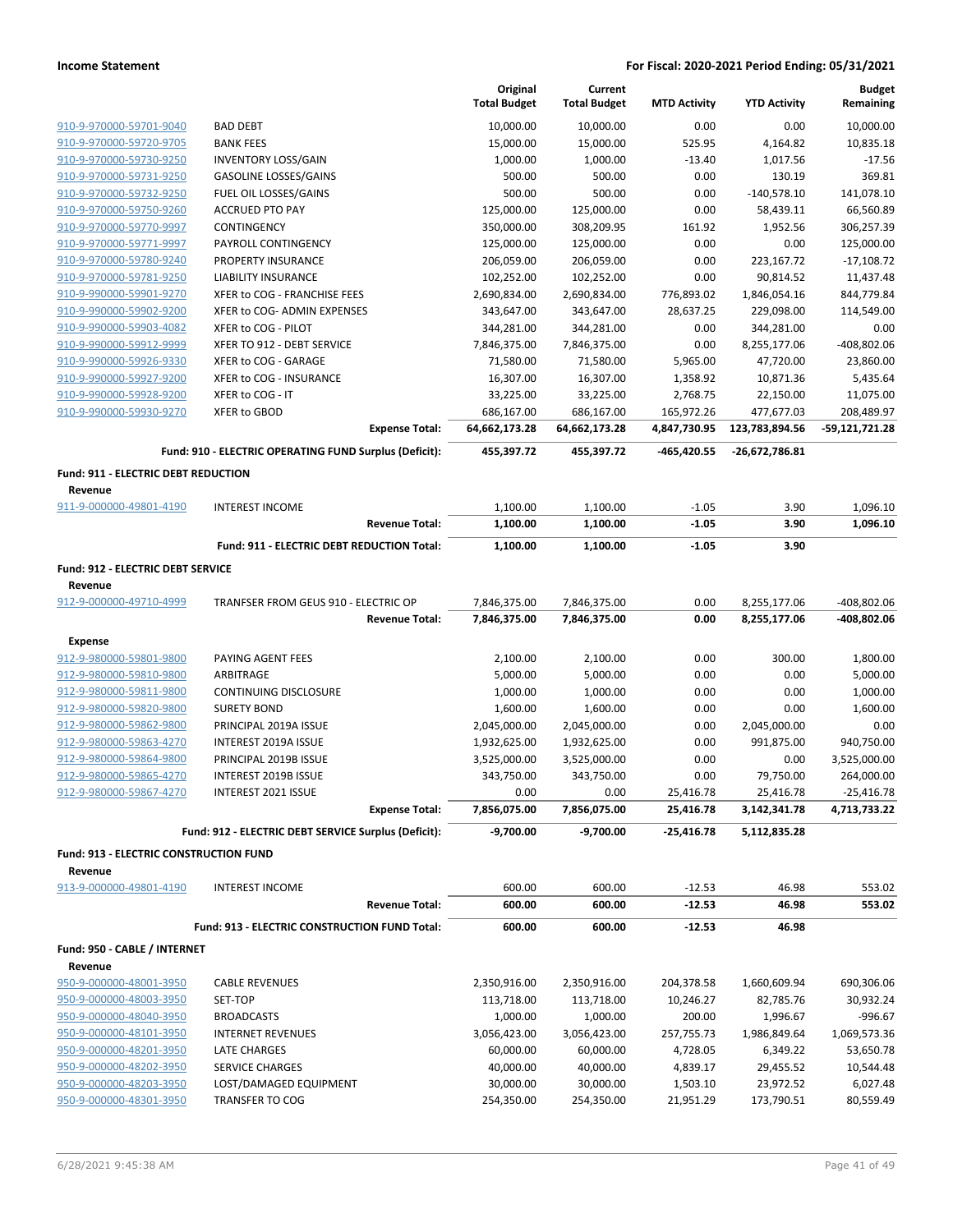**Income Statement** | **For Fiscal: 2020-2021 Period Ending: 05/31/2021**

| | | Original Total Budget | Current Total Budget | MTD Activity | YTD Activity | Budget Remaining |
|---|---|---|---|---|---|---|
| 910-9-970000-59701-9040 | BAD DEBT | 10,000.00 | 10,000.00 | 0.00 | 0.00 | 10,000.00 |
| 910-9-970000-59720-9705 | BANK FEES | 15,000.00 | 15,000.00 | 525.95 | 4,164.82 | 10,835.18 |
| 910-9-970000-59730-9250 | INVENTORY LOSS/GAIN | 1,000.00 | 1,000.00 | -13.40 | 1,017.56 | -17.56 |
| 910-9-970000-59731-9250 | GASOLINE LOSSES/GAINS | 500.00 | 500.00 | 0.00 | 130.19 | 369.81 |
| 910-9-970000-59732-9250 | FUEL OIL LOSSES/GAINS | 500.00 | 500.00 | 0.00 | -140,578.10 | 141,078.10 |
| 910-9-970000-59750-9260 | ACCRUED PTO PAY | 125,000.00 | 125,000.00 | 0.00 | 58,439.11 | 66,560.89 |
| 910-9-970000-59770-9997 | CONTINGENCY | 350,000.00 | 308,209.95 | 161.92 | 1,952.56 | 306,257.39 |
| 910-9-970000-59771-9997 | PAYROLL CONTINGENCY | 125,000.00 | 125,000.00 | 0.00 | 0.00 | 125,000.00 |
| 910-9-970000-59780-9240 | PROPERTY INSURANCE | 206,059.00 | 206,059.00 | 0.00 | 223,167.72 | -17,108.72 |
| 910-9-970000-59781-9250 | LIABILITY INSURANCE | 102,252.00 | 102,252.00 | 0.00 | 90,814.52 | 11,437.48 |
| 910-9-990000-59901-9270 | XFER to COG - FRANCHISE FEES | 2,690,834.00 | 2,690,834.00 | 776,893.02 | 1,846,054.16 | 844,779.84 |
| 910-9-990000-59902-9200 | XFER to COG- ADMIN EXPENSES | 343,647.00 | 343,647.00 | 28,637.25 | 229,098.00 | 114,549.00 |
| 910-9-990000-59903-4082 | XFER to COG - PILOT | 344,281.00 | 344,281.00 | 0.00 | 344,281.00 | 0.00 |
| 910-9-990000-59912-9999 | XFER TO 912 - DEBT SERVICE | 7,846,375.00 | 7,846,375.00 | 0.00 | 8,255,177.06 | -408,802.06 |
| 910-9-990000-59926-9330 | XFER to COG - GARAGE | 71,580.00 | 71,580.00 | 5,965.00 | 47,720.00 | 23,860.00 |
| 910-9-990000-59927-9200 | XFER to COG - INSURANCE | 16,307.00 | 16,307.00 | 1,358.92 | 10,871.36 | 5,435.64 |
| 910-9-990000-59928-9200 | XFER to COG - IT | 33,225.00 | 33,225.00 | 2,768.75 | 22,150.00 | 11,075.00 |
| 910-9-990000-59930-9270 | XFER to GBOD | 686,167.00 | 686,167.00 | 165,972.26 | 477,677.03 | 208,489.97 |
| | **Expense Total:** | **64,662,173.28** | **64,662,173.28** | **4,847,730.95** | **123,783,894.56** | **-59,121,721.28** |
| | **Fund: 910 - ELECTRIC OPERATING FUND Surplus (Deficit):** | **455,397.72** | **455,397.72** | **-465,420.55** | **-26,672,786.81** | |
| **Fund: 911 - ELECTRIC DEBT REDUCTION** | | | | | | |
| **Revenue** | | | | | | |
| 911-9-000000-49801-4190 | INTEREST INCOME | 1,100.00 | 1,100.00 | -1.05 | 3.90 | 1,096.10 |
| | **Revenue Total:** | **1,100.00** | **1,100.00** | **-1.05** | **3.90** | **1,096.10** |
| | **Fund: 911 - ELECTRIC DEBT REDUCTION Total:** | **1,100.00** | **1,100.00** | **-1.05** | **3.90** | |
| **Fund: 912 - ELECTRIC DEBT SERVICE** | | | | | | |
| **Revenue** | | | | | | |
| 912-9-000000-49710-4999 | TRANFSER FROM GEUS 910 - ELECTRIC OP | 7,846,375.00 | 7,846,375.00 | 0.00 | 8,255,177.06 | -408,802.06 |
| | **Revenue Total:** | **7,846,375.00** | **7,846,375.00** | **0.00** | **8,255,177.06** | **-408,802.06** |
| **Expense** | | | | | | |
| 912-9-980000-59801-9800 | PAYING AGENT FEES | 2,100.00 | 2,100.00 | 0.00 | 300.00 | 1,800.00 |
| 912-9-980000-59810-9800 | ARBITRAGE | 5,000.00 | 5,000.00 | 0.00 | 0.00 | 5,000.00 |
| 912-9-980000-59811-9800 | CONTINUING DISCLOSURE | 1,000.00 | 1,000.00 | 0.00 | 0.00 | 1,000.00 |
| 912-9-980000-59820-9800 | SURETY BOND | 1,600.00 | 1,600.00 | 0.00 | 0.00 | 1,600.00 |
| 912-9-980000-59862-9800 | PRINCIPAL 2019A ISSUE | 2,045,000.00 | 2,045,000.00 | 0.00 | 2,045,000.00 | 0.00 |
| 912-9-980000-59863-4270 | INTEREST 2019A ISSUE | 1,932,625.00 | 1,932,625.00 | 0.00 | 991,875.00 | 940,750.00 |
| 912-9-980000-59864-9800 | PRINCIPAL 2019B ISSUE | 3,525,000.00 | 3,525,000.00 | 0.00 | 0.00 | 3,525,000.00 |
| 912-9-980000-59865-4270 | INTEREST 2019B ISSUE | 343,750.00 | 343,750.00 | 0.00 | 79,750.00 | 264,000.00 |
| 912-9-980000-59867-4270 | INTEREST 2021 ISSUE | 0.00 | 0.00 | 25,416.78 | 25,416.78 | -25,416.78 |
| | **Expense Total:** | **7,856,075.00** | **7,856,075.00** | **25,416.78** | **3,142,341.78** | **4,713,733.22** |
| | **Fund: 912 - ELECTRIC DEBT SERVICE Surplus (Deficit):** | **-9,700.00** | **-9,700.00** | **-25,416.78** | **5,112,835.28** | |
| **Fund: 913 - ELECTRIC CONSTRUCTION FUND** | | | | | | |
| **Revenue** | | | | | | |
| 913-9-000000-49801-4190 | INTEREST INCOME | 600.00 | 600.00 | -12.53 | 46.98 | 553.02 |
| | **Revenue Total:** | **600.00** | **600.00** | **-12.53** | **46.98** | **553.02** |
| | **Fund: 913 - ELECTRIC CONSTRUCTION FUND Total:** | **600.00** | **600.00** | **-12.53** | **46.98** | |
| **Fund: 950 - CABLE / INTERNET** | | | | | | |
| **Revenue** | | | | | | |
| 950-9-000000-48001-3950 | CABLE REVENUES | 2,350,916.00 | 2,350,916.00 | 204,378.58 | 1,660,609.94 | 690,306.06 |
| 950-9-000000-48003-3950 | SET-TOP | 113,718.00 | 113,718.00 | 10,246.27 | 82,785.76 | 30,932.24 |
| 950-9-000000-48040-3950 | BROADCASTS | 1,000.00 | 1,000.00 | 200.00 | 1,996.67 | -996.67 |
| 950-9-000000-48101-3950 | INTERNET REVENUES | 3,056,423.00 | 3,056,423.00 | 257,755.73 | 1,986,849.64 | 1,069,573.36 |
| 950-9-000000-48201-3950 | LATE CHARGES | 60,000.00 | 60,000.00 | 4,728.05 | 6,349.22 | 53,650.78 |
| 950-9-000000-48202-3950 | SERVICE CHARGES | 40,000.00 | 40,000.00 | 4,839.17 | 29,455.52 | 10,544.48 |
| 950-9-000000-48203-3950 | LOST/DAMAGED EQUIPMENT | 30,000.00 | 30,000.00 | 1,503.10 | 23,972.52 | 6,027.48 |
| 950-9-000000-48301-3950 | TRANSFER TO COG | 254,350.00 | 254,350.00 | 21,951.29 | 173,790.51 | 80,559.49 |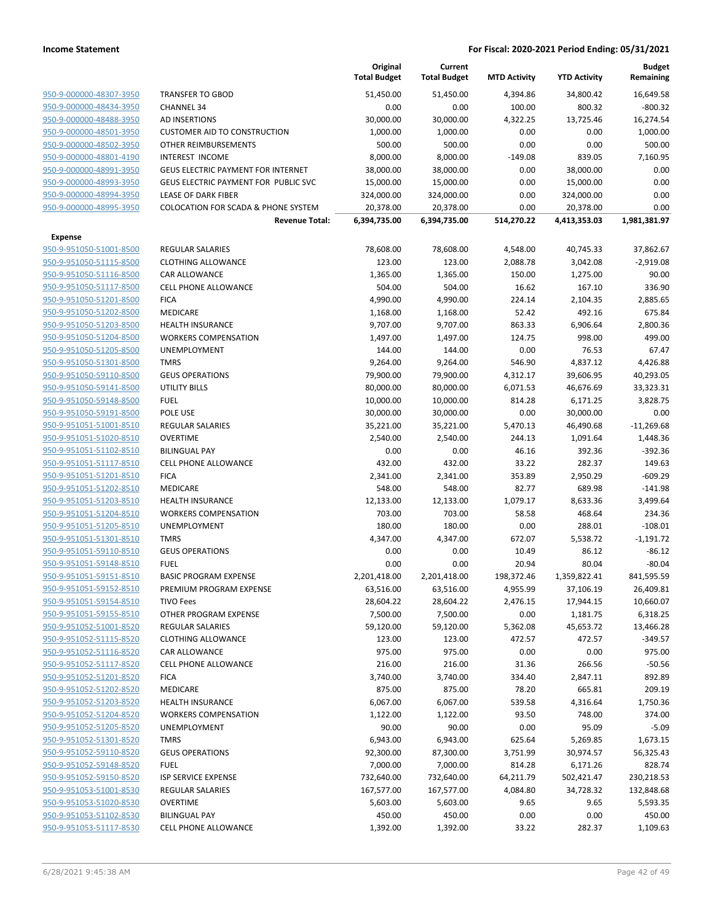**Income Statement** | **For Fiscal: 2020-2021 Period Ending: 05/31/2021**

| | | Original Total Budget | Current Total Budget | MTD Activity | YTD Activity | Budget Remaining |
|---|---|---|---|---|---|---|
| 950-9-000000-48307-3950 | TRANSFER TO GBOD | 51,450.00 | 51,450.00 | 4,394.86 | 34,800.42 | 16,649.58 |
| 950-9-000000-48434-3950 | CHANNEL 34 | 0.00 | 0.00 | 100.00 | 800.32 | -800.32 |
| 950-9-000000-48488-3950 | AD INSERTIONS | 30,000.00 | 30,000.00 | 4,322.25 | 13,725.46 | 16,274.54 |
| 950-9-000000-48501-3950 | CUSTOMER AID TO CONSTRUCTION | 1,000.00 | 1,000.00 | 0.00 | 0.00 | 1,000.00 |
| 950-9-000000-48502-3950 | OTHER REIMBURSEMENTS | 500.00 | 500.00 | 0.00 | 0.00 | 500.00 |
| 950-9-000000-48801-4190 | INTEREST INCOME | 8,000.00 | 8,000.00 | -149.08 | 839.05 | 7,160.95 |
| 950-9-000000-48991-3950 | GEUS ELECTRIC PAYMENT FOR INTERNET | 38,000.00 | 38,000.00 | 0.00 | 38,000.00 | 0.00 |
| 950-9-000000-48993-3950 | GEUS ELECTRIC PAYMENT FOR PUBLIC SVC | 15,000.00 | 15,000.00 | 0.00 | 15,000.00 | 0.00 |
| 950-9-000000-48994-3950 | LEASE OF DARK FIBER | 324,000.00 | 324,000.00 | 0.00 | 324,000.00 | 0.00 |
| 950-9-000000-48995-3950 | COLOCATION FOR SCADA & PHONE SYSTEM | 20,378.00 | 20,378.00 | 0.00 | 20,378.00 | 0.00 |
| | **Revenue Total:** | **6,394,735.00** | **6,394,735.00** | **514,270.22** | **4,413,353.03** | **1,981,381.97** |
| **Expense** | | | | | | |
| 950-9-951050-51001-8500 | REGULAR SALARIES | 78,608.00 | 78,608.00 | 4,548.00 | 40,745.33 | 37,862.67 |
| 950-9-951050-51115-8500 | CLOTHING ALLOWANCE | 123.00 | 123.00 | 2,088.78 | 3,042.08 | -2,919.08 |
| 950-9-951050-51116-8500 | CAR ALLOWANCE | 1,365.00 | 1,365.00 | 150.00 | 1,275.00 | 90.00 |
| 950-9-951050-51117-8500 | CELL PHONE ALLOWANCE | 504.00 | 504.00 | 16.62 | 167.10 | 336.90 |
| 950-9-951050-51201-8500 | FICA | 4,990.00 | 4,990.00 | 224.14 | 2,104.35 | 2,885.65 |
| 950-9-951050-51202-8500 | MEDICARE | 1,168.00 | 1,168.00 | 52.42 | 492.16 | 675.84 |
| 950-9-951050-51203-8500 | HEALTH INSURANCE | 9,707.00 | 9,707.00 | 863.33 | 6,906.64 | 2,800.36 |
| 950-9-951050-51204-8500 | WORKERS COMPENSATION | 1,497.00 | 1,497.00 | 124.75 | 998.00 | 499.00 |
| 950-9-951050-51205-8500 | UNEMPLOYMENT | 144.00 | 144.00 | 0.00 | 76.53 | 67.47 |
| 950-9-951050-51301-8500 | TMRS | 9,264.00 | 9,264.00 | 546.90 | 4,837.12 | 4,426.88 |
| 950-9-951050-59110-8500 | GEUS OPERATIONS | 79,900.00 | 79,900.00 | 4,312.17 | 39,606.95 | 40,293.05 |
| 950-9-951050-59141-8500 | UTILITY BILLS | 80,000.00 | 80,000.00 | 6,071.53 | 46,676.69 | 33,323.31 |
| 950-9-951050-59148-8500 | FUEL | 10,000.00 | 10,000.00 | 814.28 | 6,171.25 | 3,828.75 |
| 950-9-951050-59191-8500 | POLE USE | 30,000.00 | 30,000.00 | 0.00 | 30,000.00 | 0.00 |
| 950-9-951051-51001-8510 | REGULAR SALARIES | 35,221.00 | 35,221.00 | 5,470.13 | 46,490.68 | -11,269.68 |
| 950-9-951051-51020-8510 | OVERTIME | 2,540.00 | 2,540.00 | 244.13 | 1,091.64 | 1,448.36 |
| 950-9-951051-51102-8510 | BILINGUAL PAY | 0.00 | 0.00 | 46.16 | 392.36 | -392.36 |
| 950-9-951051-51117-8510 | CELL PHONE ALLOWANCE | 432.00 | 432.00 | 33.22 | 282.37 | 149.63 |
| 950-9-951051-51201-8510 | FICA | 2,341.00 | 2,341.00 | 353.89 | 2,950.29 | -609.29 |
| 950-9-951051-51202-8510 | MEDICARE | 548.00 | 548.00 | 82.77 | 689.98 | -141.98 |
| 950-9-951051-51203-8510 | HEALTH INSURANCE | 12,133.00 | 12,133.00 | 1,079.17 | 8,633.36 | 3,499.64 |
| 950-9-951051-51204-8510 | WORKERS COMPENSATION | 703.00 | 703.00 | 58.58 | 468.64 | 234.36 |
| 950-9-951051-51205-8510 | UNEMPLOYMENT | 180.00 | 180.00 | 0.00 | 288.01 | -108.01 |
| 950-9-951051-51301-8510 | TMRS | 4,347.00 | 4,347.00 | 672.07 | 5,538.72 | -1,191.72 |
| 950-9-951051-59110-8510 | GEUS OPERATIONS | 0.00 | 0.00 | 10.49 | 86.12 | -86.12 |
| 950-9-951051-59148-8510 | FUEL | 0.00 | 0.00 | 20.94 | 80.04 | -80.04 |
| 950-9-951051-59151-8510 | BASIC PROGRAM EXPENSE | 2,201,418.00 | 2,201,418.00 | 198,372.46 | 1,359,822.41 | 841,595.59 |
| 950-9-951051-59152-8510 | PREMIUM PROGRAM EXPENSE | 63,516.00 | 63,516.00 | 4,955.99 | 37,106.19 | 26,409.81 |
| 950-9-951051-59154-8510 | TIVO Fees | 28,604.22 | 28,604.22 | 2,476.15 | 17,944.15 | 10,660.07 |
| 950-9-951051-59155-8510 | OTHER PROGRAM EXPENSE | 7,500.00 | 7,500.00 | 0.00 | 1,181.75 | 6,318.25 |
| 950-9-951052-51001-8520 | REGULAR SALARIES | 59,120.00 | 59,120.00 | 5,362.08 | 45,653.72 | 13,466.28 |
| 950-9-951052-51115-8520 | CLOTHING ALLOWANCE | 123.00 | 123.00 | 472.57 | 472.57 | -349.57 |
| 950-9-951052-51116-8520 | CAR ALLOWANCE | 975.00 | 975.00 | 0.00 | 0.00 | 975.00 |
| 950-9-951052-51117-8520 | CELL PHONE ALLOWANCE | 216.00 | 216.00 | 31.36 | 266.56 | -50.56 |
| 950-9-951052-51201-8520 | FICA | 3,740.00 | 3,740.00 | 334.40 | 2,847.11 | 892.89 |
| 950-9-951052-51202-8520 | MEDICARE | 875.00 | 875.00 | 78.20 | 665.81 | 209.19 |
| 950-9-951052-51203-8520 | HEALTH INSURANCE | 6,067.00 | 6,067.00 | 539.58 | 4,316.64 | 1,750.36 |
| 950-9-951052-51204-8520 | WORKERS COMPENSATION | 1,122.00 | 1,122.00 | 93.50 | 748.00 | 374.00 |
| 950-9-951052-51205-8520 | UNEMPLOYMENT | 90.00 | 90.00 | 0.00 | 95.09 | -5.09 |
| 950-9-951052-51301-8520 | TMRS | 6,943.00 | 6,943.00 | 625.64 | 5,269.85 | 1,673.15 |
| 950-9-951052-59110-8520 | GEUS OPERATIONS | 92,300.00 | 87,300.00 | 3,751.99 | 30,974.57 | 56,325.43 |
| 950-9-951052-59148-8520 | FUEL | 7,000.00 | 7,000.00 | 814.28 | 6,171.26 | 828.74 |
| 950-9-951052-59150-8520 | ISP SERVICE EXPENSE | 732,640.00 | 732,640.00 | 64,211.79 | 502,421.47 | 230,218.53 |
| 950-9-951053-51001-8530 | REGULAR SALARIES | 167,577.00 | 167,577.00 | 4,084.80 | 34,728.32 | 132,848.68 |
| 950-9-951053-51020-8530 | OVERTIME | 5,603.00 | 5,603.00 | 9.65 | 9.65 | 5,593.35 |
| 950-9-951053-51102-8530 | BILINGUAL PAY | 450.00 | 450.00 | 0.00 | 0.00 | 450.00 |
| 950-9-951053-51117-8530 | CELL PHONE ALLOWANCE | 1,392.00 | 1,392.00 | 33.22 | 282.37 | 1,109.63 |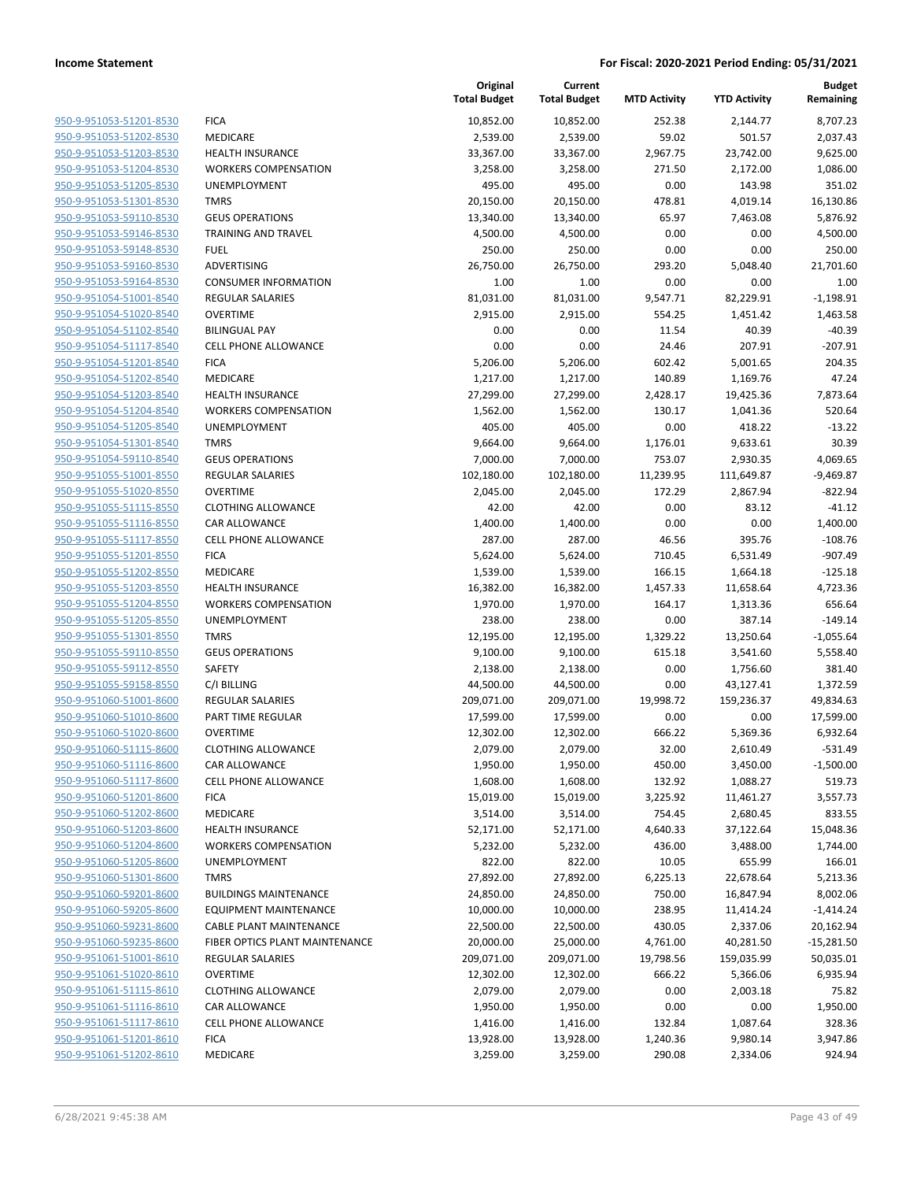| | | Original Total Budget | Current Total Budget | MTD Activity | YTD Activity | Budget Remaining |
|---|---|---|---|---|---|---|
| 950-9-951053-51201-8530 | FICA | 10,852.00 | 10,852.00 | 252.38 | 2,144.77 | 8,707.23 |
| 950-9-951053-51202-8530 | MEDICARE | 2,539.00 | 2,539.00 | 59.02 | 501.57 | 2,037.43 |
| 950-9-951053-51203-8530 | HEALTH INSURANCE | 33,367.00 | 33,367.00 | 2,967.75 | 23,742.00 | 9,625.00 |
| 950-9-951053-51204-8530 | WORKERS COMPENSATION | 3,258.00 | 3,258.00 | 271.50 | 2,172.00 | 1,086.00 |
| 950-9-951053-51205-8530 | UNEMPLOYMENT | 495.00 | 495.00 | 0.00 | 143.98 | 351.02 |
| 950-9-951053-51301-8530 | TMRS | 20,150.00 | 20,150.00 | 478.81 | 4,019.14 | 16,130.86 |
| 950-9-951053-59110-8530 | GEUS OPERATIONS | 13,340.00 | 13,340.00 | 65.97 | 7,463.08 | 5,876.92 |
| 950-9-951053-59146-8530 | TRAINING AND TRAVEL | 4,500.00 | 4,500.00 | 0.00 | 0.00 | 4,500.00 |
| 950-9-951053-59148-8530 | FUEL | 250.00 | 250.00 | 0.00 | 0.00 | 250.00 |
| 950-9-951053-59160-8530 | ADVERTISING | 26,750.00 | 26,750.00 | 293.20 | 5,048.40 | 21,701.60 |
| 950-9-951053-59164-8530 | CONSUMER INFORMATION | 1.00 | 1.00 | 0.00 | 0.00 | 1.00 |
| 950-9-951054-51001-8540 | REGULAR SALARIES | 81,031.00 | 81,031.00 | 9,547.71 | 82,229.91 | -1,198.91 |
| 950-9-951054-51020-8540 | OVERTIME | 2,915.00 | 2,915.00 | 554.25 | 1,451.42 | 1,463.58 |
| 950-9-951054-51102-8540 | BILINGUAL PAY | 0.00 | 0.00 | 11.54 | 40.39 | -40.39 |
| 950-9-951054-51117-8540 | CELL PHONE ALLOWANCE | 0.00 | 0.00 | 24.46 | 207.91 | -207.91 |
| 950-9-951054-51201-8540 | FICA | 5,206.00 | 5,206.00 | 602.42 | 5,001.65 | 204.35 |
| 950-9-951054-51202-8540 | MEDICARE | 1,217.00 | 1,217.00 | 140.89 | 1,169.76 | 47.24 |
| 950-9-951054-51203-8540 | HEALTH INSURANCE | 27,299.00 | 27,299.00 | 2,428.17 | 19,425.36 | 7,873.64 |
| 950-9-951054-51204-8540 | WORKERS COMPENSATION | 1,562.00 | 1,562.00 | 130.17 | 1,041.36 | 520.64 |
| 950-9-951054-51205-8540 | UNEMPLOYMENT | 405.00 | 405.00 | 0.00 | 418.22 | -13.22 |
| 950-9-951054-51301-8540 | TMRS | 9,664.00 | 9,664.00 | 1,176.01 | 9,633.61 | 30.39 |
| 950-9-951054-59110-8540 | GEUS OPERATIONS | 7,000.00 | 7,000.00 | 753.07 | 2,930.35 | 4,069.65 |
| 950-9-951055-51001-8550 | REGULAR SALARIES | 102,180.00 | 102,180.00 | 11,239.95 | 111,649.87 | -9,469.87 |
| 950-9-951055-51020-8550 | OVERTIME | 2,045.00 | 2,045.00 | 172.29 | 2,867.94 | -822.94 |
| 950-9-951055-51115-8550 | CLOTHING ALLOWANCE | 42.00 | 42.00 | 0.00 | 83.12 | -41.12 |
| 950-9-951055-51116-8550 | CAR ALLOWANCE | 1,400.00 | 1,400.00 | 0.00 | 0.00 | 1,400.00 |
| 950-9-951055-51117-8550 | CELL PHONE ALLOWANCE | 287.00 | 287.00 | 46.56 | 395.76 | -108.76 |
| 950-9-951055-51201-8550 | FICA | 5,624.00 | 5,624.00 | 710.45 | 6,531.49 | -907.49 |
| 950-9-951055-51202-8550 | MEDICARE | 1,539.00 | 1,539.00 | 166.15 | 1,664.18 | -125.18 |
| 950-9-951055-51203-8550 | HEALTH INSURANCE | 16,382.00 | 16,382.00 | 1,457.33 | 11,658.64 | 4,723.36 |
| 950-9-951055-51204-8550 | WORKERS COMPENSATION | 1,970.00 | 1,970.00 | 164.17 | 1,313.36 | 656.64 |
| 950-9-951055-51205-8550 | UNEMPLOYMENT | 238.00 | 238.00 | 0.00 | 387.14 | -149.14 |
| 950-9-951055-51301-8550 | TMRS | 12,195.00 | 12,195.00 | 1,329.22 | 13,250.64 | -1,055.64 |
| 950-9-951055-59110-8550 | GEUS OPERATIONS | 9,100.00 | 9,100.00 | 615.18 | 3,541.60 | 5,558.40 |
| 950-9-951055-59112-8550 | SAFETY | 2,138.00 | 2,138.00 | 0.00 | 1,756.60 | 381.40 |
| 950-9-951055-59158-8550 | C/I BILLING | 44,500.00 | 44,500.00 | 0.00 | 43,127.41 | 1,372.59 |
| 950-9-951060-51001-8600 | REGULAR SALARIES | 209,071.00 | 209,071.00 | 19,998.72 | 159,236.37 | 49,834.63 |
| 950-9-951060-51010-8600 | PART TIME REGULAR | 17,599.00 | 17,599.00 | 0.00 | 0.00 | 17,599.00 |
| 950-9-951060-51020-8600 | OVERTIME | 12,302.00 | 12,302.00 | 666.22 | 5,369.36 | 6,932.64 |
| 950-9-951060-51115-8600 | CLOTHING ALLOWANCE | 2,079.00 | 2,079.00 | 32.00 | 2,610.49 | -531.49 |
| 950-9-951060-51116-8600 | CAR ALLOWANCE | 1,950.00 | 1,950.00 | 450.00 | 3,450.00 | -1,500.00 |
| 950-9-951060-51117-8600 | CELL PHONE ALLOWANCE | 1,608.00 | 1,608.00 | 132.92 | 1,088.27 | 519.73 |
| 950-9-951060-51201-8600 | FICA | 15,019.00 | 15,019.00 | 3,225.92 | 11,461.27 | 3,557.73 |
| 950-9-951060-51202-8600 | MEDICARE | 3,514.00 | 3,514.00 | 754.45 | 2,680.45 | 833.55 |
| 950-9-951060-51203-8600 | HEALTH INSURANCE | 52,171.00 | 52,171.00 | 4,640.33 | 37,122.64 | 15,048.36 |
| 950-9-951060-51204-8600 | WORKERS COMPENSATION | 5,232.00 | 5,232.00 | 436.00 | 3,488.00 | 1,744.00 |
| 950-9-951060-51205-8600 | UNEMPLOYMENT | 822.00 | 822.00 | 10.05 | 655.99 | 166.01 |
| 950-9-951060-51301-8600 | TMRS | 27,892.00 | 27,892.00 | 6,225.13 | 22,678.64 | 5,213.36 |
| 950-9-951060-59201-8600 | BUILDINGS MAINTENANCE | 24,850.00 | 24,850.00 | 750.00 | 16,847.94 | 8,002.06 |
| 950-9-951060-59205-8600 | EQUIPMENT MAINTENANCE | 10,000.00 | 10,000.00 | 238.95 | 11,414.24 | -1,414.24 |
| 950-9-951060-59231-8600 | CABLE PLANT MAINTENANCE | 22,500.00 | 22,500.00 | 430.05 | 2,337.06 | 20,162.94 |
| 950-9-951060-59235-8600 | FIBER OPTICS PLANT MAINTENANCE | 20,000.00 | 25,000.00 | 4,761.00 | 40,281.50 | -15,281.50 |
| 950-9-951061-51001-8610 | REGULAR SALARIES | 209,071.00 | 209,071.00 | 19,798.56 | 159,035.99 | 50,035.01 |
| 950-9-951061-51020-8610 | OVERTIME | 12,302.00 | 12,302.00 | 666.22 | 5,366.06 | 6,935.94 |
| 950-9-951061-51115-8610 | CLOTHING ALLOWANCE | 2,079.00 | 2,079.00 | 0.00 | 2,003.18 | 75.82 |
| 950-9-951061-51116-8610 | CAR ALLOWANCE | 1,950.00 | 1,950.00 | 0.00 | 0.00 | 1,950.00 |
| 950-9-951061-51117-8610 | CELL PHONE ALLOWANCE | 1,416.00 | 1,416.00 | 132.84 | 1,087.64 | 328.36 |
| 950-9-951061-51201-8610 | FICA | 13,928.00 | 13,928.00 | 1,240.36 | 9,980.14 | 3,947.86 |
| 950-9-951061-51202-8610 | MEDICARE | 3,259.00 | 3,259.00 | 290.08 | 2,334.06 | 924.94 |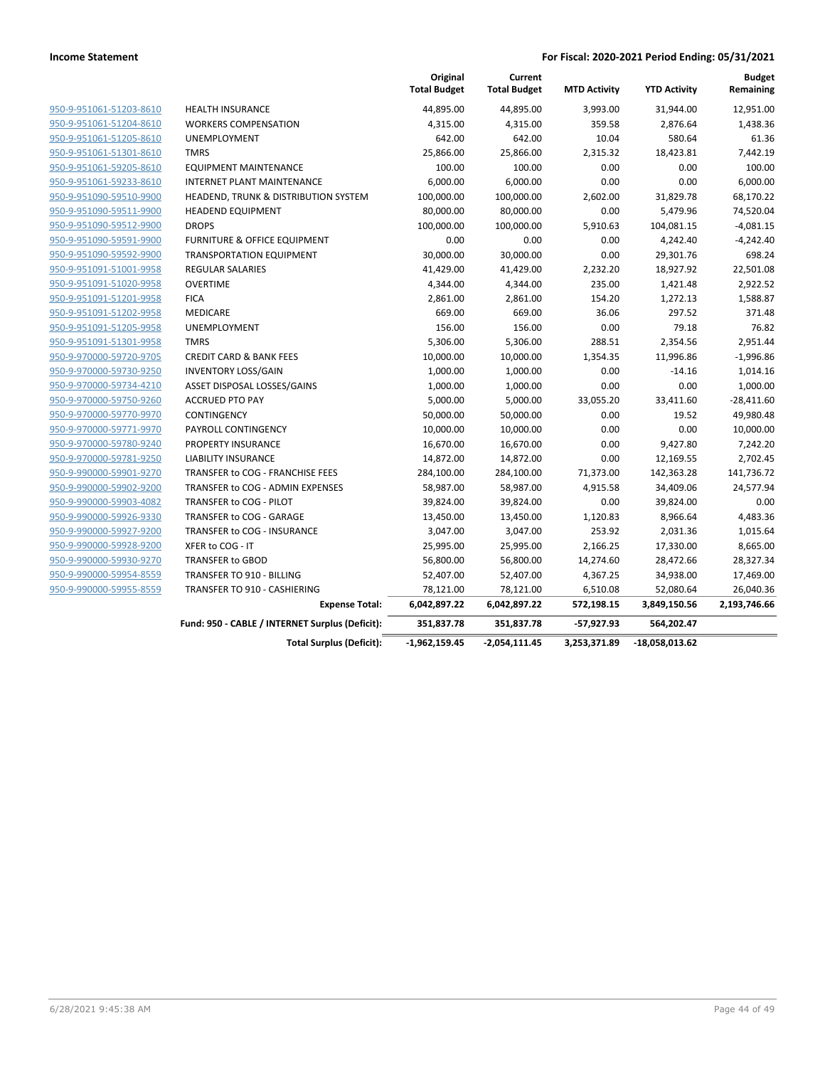| | | Original Total Budget | Current Total Budget | MTD Activity | YTD Activity | Budget Remaining |
|---|---|---|---|---|---|---|
| 950-9-951061-51203-8610 | HEALTH INSURANCE | 44,895.00 | 44,895.00 | 3,993.00 | 31,944.00 | 12,951.00 |
| 950-9-951061-51204-8610 | WORKERS COMPENSATION | 4,315.00 | 4,315.00 | 359.58 | 2,876.64 | 1,438.36 |
| 950-9-951061-51205-8610 | UNEMPLOYMENT | 642.00 | 642.00 | 10.04 | 580.64 | 61.36 |
| 950-9-951061-51301-8610 | TMRS | 25,866.00 | 25,866.00 | 2,315.32 | 18,423.81 | 7,442.19 |
| 950-9-951061-59205-8610 | EQUIPMENT MAINTENANCE | 100.00 | 100.00 | 0.00 | 0.00 | 100.00 |
| 950-9-951061-59233-8610 | INTERNET PLANT MAINTENANCE | 6,000.00 | 6,000.00 | 0.00 | 0.00 | 6,000.00 |
| 950-9-951090-59510-9900 | HEADEND, TRUNK & DISTRIBUTION SYSTEM | 100,000.00 | 100,000.00 | 2,602.00 | 31,829.78 | 68,170.22 |
| 950-9-951090-59511-9900 | HEADEND EQUIPMENT | 80,000.00 | 80,000.00 | 0.00 | 5,479.96 | 74,520.04 |
| 950-9-951090-59512-9900 | DROPS | 100,000.00 | 100,000.00 | 5,910.63 | 104,081.15 | -4,081.15 |
| 950-9-951090-59591-9900 | FURNITURE & OFFICE EQUIPMENT | 0.00 | 0.00 | 0.00 | 4,242.40 | -4,242.40 |
| 950-9-951090-59592-9900 | TRANSPORTATION EQUIPMENT | 30,000.00 | 30,000.00 | 0.00 | 29,301.76 | 698.24 |
| 950-9-951091-51001-9958 | REGULAR SALARIES | 41,429.00 | 41,429.00 | 2,232.20 | 18,927.92 | 22,501.08 |
| 950-9-951091-51020-9958 | OVERTIME | 4,344.00 | 4,344.00 | 235.00 | 1,421.48 | 2,922.52 |
| 950-9-951091-51201-9958 | FICA | 2,861.00 | 2,861.00 | 154.20 | 1,272.13 | 1,588.87 |
| 950-9-951091-51202-9958 | MEDICARE | 669.00 | 669.00 | 36.06 | 297.52 | 371.48 |
| 950-9-951091-51205-9958 | UNEMPLOYMENT | 156.00 | 156.00 | 0.00 | 79.18 | 76.82 |
| 950-9-951091-51301-9958 | TMRS | 5,306.00 | 5,306.00 | 288.51 | 2,354.56 | 2,951.44 |
| 950-9-970000-59720-9705 | CREDIT CARD & BANK FEES | 10,000.00 | 10,000.00 | 1,354.35 | 11,996.86 | -1,996.86 |
| 950-9-970000-59730-9250 | INVENTORY LOSS/GAIN | 1,000.00 | 1,000.00 | 0.00 | -14.16 | 1,014.16 |
| 950-9-970000-59734-4210 | ASSET DISPOSAL LOSSES/GAINS | 1,000.00 | 1,000.00 | 0.00 | 0.00 | 1,000.00 |
| 950-9-970000-59750-9260 | ACCRUED PTO PAY | 5,000.00 | 5,000.00 | 33,055.20 | 33,411.60 | -28,411.60 |
| 950-9-970000-59770-9970 | CONTINGENCY | 50,000.00 | 50,000.00 | 0.00 | 19.52 | 49,980.48 |
| 950-9-970000-59771-9970 | PAYROLL CONTINGENCY | 10,000.00 | 10,000.00 | 0.00 | 0.00 | 10,000.00 |
| 950-9-970000-59780-9240 | PROPERTY INSURANCE | 16,670.00 | 16,670.00 | 0.00 | 9,427.80 | 7,242.20 |
| 950-9-970000-59781-9250 | LIABILITY INSURANCE | 14,872.00 | 14,872.00 | 0.00 | 12,169.55 | 2,702.45 |
| 950-9-990000-59901-9270 | TRANSFER to COG - FRANCHISE FEES | 284,100.00 | 284,100.00 | 71,373.00 | 142,363.28 | 141,736.72 |
| 950-9-990000-59902-9200 | TRANSFER to COG - ADMIN EXPENSES | 58,987.00 | 58,987.00 | 4,915.58 | 34,409.06 | 24,577.94 |
| 950-9-990000-59903-4082 | TRANSFER to COG - PILOT | 39,824.00 | 39,824.00 | 0.00 | 39,824.00 | 0.00 |
| 950-9-990000-59926-9330 | TRANSFER to COG - GARAGE | 13,450.00 | 13,450.00 | 1,120.83 | 8,966.64 | 4,483.36 |
| 950-9-990000-59927-9200 | TRANSFER to COG - INSURANCE | 3,047.00 | 3,047.00 | 253.92 | 2,031.36 | 1,015.64 |
| 950-9-990000-59928-9200 | XFER to COG - IT | 25,995.00 | 25,995.00 | 2,166.25 | 17,330.00 | 8,665.00 |
| 950-9-990000-59930-9270 | TRANSFER to GBOD | 56,800.00 | 56,800.00 | 14,274.60 | 28,472.66 | 28,327.34 |
| 950-9-990000-59954-8559 | TRANSFER TO 910 - BILLING | 52,407.00 | 52,407.00 | 4,367.25 | 34,938.00 | 17,469.00 |
| 950-9-990000-59955-8559 | TRANSFER TO 910 - CASHIERING | 78,121.00 | 78,121.00 | 6,510.08 | 52,080.64 | 26,040.36 |
| | **Expense Total:** | **6,042,897.22** | **6,042,897.22** | **572,198.15** | **3,849,150.56** | **2,193,746.66** |
| | **Fund: 950 - CABLE / INTERNET Surplus (Deficit):** | **351,837.78** | **351,837.78** | **-57,927.93** | **564,202.47** | |
| | **Total Surplus (Deficit):** | **-1,962,159.45** | **-2,054,111.45** | **3,253,371.89** | **-18,058,013.62** | |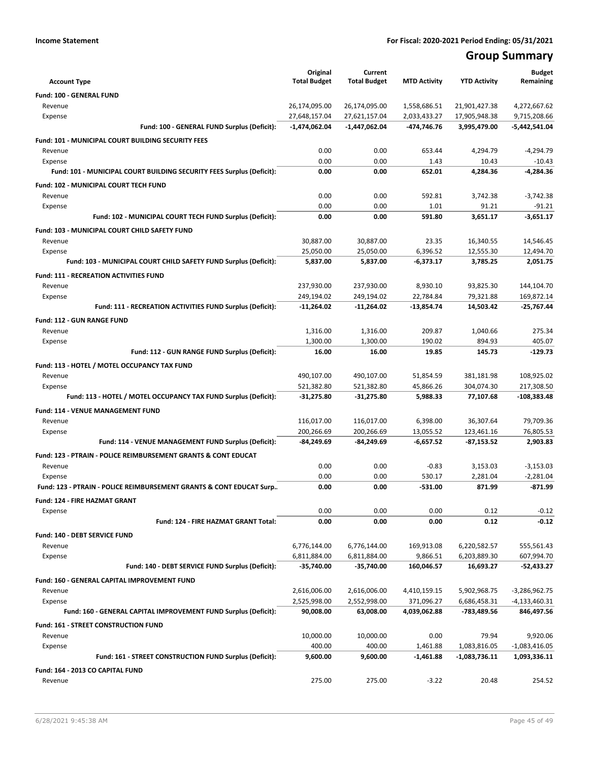**Income Statement** — For Fiscal: 2020-2021 Period Ending: 05/31/2021

# Group Summary

| Account Type | Original Total Budget | Current Total Budget | MTD Activity | YTD Activity | Budget Remaining |
|---|---|---|---|---|---|
| **Fund: 100 - GENERAL FUND** | | | | | |
| Revenue | 26,174,095.00 | 26,174,095.00 | 1,558,686.51 | 21,901,427.38 | 4,272,667.62 |
| Expense | 27,648,157.04 | 27,621,157.04 | 2,033,433.27 | 17,905,948.38 | 9,715,208.66 |
| **Fund: 100 - GENERAL FUND Surplus (Deficit):** | **-1,474,062.04** | **-1,447,062.04** | **-474,746.76** | **3,995,479.00** | **-5,442,541.04** |
| **Fund: 101 - MUNICIPAL COURT BUILDING SECURITY FEES** | | | | | |
| Revenue | 0.00 | 0.00 | 653.44 | 4,294.79 | -4,294.79 |
| Expense | 0.00 | 0.00 | 1.43 | 10.43 | -10.43 |
| **Fund: 101 - MUNICIPAL COURT BUILDING SECURITY FEES Surplus (Deficit):** | **0.00** | **0.00** | **652.01** | **4,284.36** | **-4,284.36** |
| **Fund: 102 - MUNICIPAL COURT TECH FUND** | | | | | |
| Revenue | 0.00 | 0.00 | 592.81 | 3,742.38 | -3,742.38 |
| Expense | 0.00 | 0.00 | 1.01 | 91.21 | -91.21 |
| **Fund: 102 - MUNICIPAL COURT TECH FUND Surplus (Deficit):** | **0.00** | **0.00** | **591.80** | **3,651.17** | **-3,651.17** |
| **Fund: 103 - MUNICIPAL COURT CHILD SAFETY FUND** | | | | | |
| Revenue | 30,887.00 | 30,887.00 | 23.35 | 16,340.55 | 14,546.45 |
| Expense | 25,050.00 | 25,050.00 | 6,396.52 | 12,555.30 | 12,494.70 |
| **Fund: 103 - MUNICIPAL COURT CHILD SAFETY FUND Surplus (Deficit):** | **5,837.00** | **5,837.00** | **-6,373.17** | **3,785.25** | **2,051.75** |
| **Fund: 111 - RECREATION ACTIVITIES FUND** | | | | | |
| Revenue | 237,930.00 | 237,930.00 | 8,930.10 | 93,825.30 | 144,104.70 |
| Expense | 249,194.02 | 249,194.02 | 22,784.84 | 79,321.88 | 169,872.14 |
| **Fund: 111 - RECREATION ACTIVITIES FUND Surplus (Deficit):** | **-11,264.02** | **-11,264.02** | **-13,854.74** | **14,503.42** | **-25,767.44** |
| **Fund: 112 - GUN RANGE FUND** | | | | | |
| Revenue | 1,316.00 | 1,316.00 | 209.87 | 1,040.66 | 275.34 |
| Expense | 1,300.00 | 1,300.00 | 190.02 | 894.93 | 405.07 |
| **Fund: 112 - GUN RANGE FUND Surplus (Deficit):** | **16.00** | **16.00** | **19.85** | **145.73** | **-129.73** |
| **Fund: 113 - HOTEL / MOTEL OCCUPANCY TAX FUND** | | | | | |
| Revenue | 490,107.00 | 490,107.00 | 51,854.59 | 381,181.98 | 108,925.02 |
| Expense | 521,382.80 | 521,382.80 | 45,866.26 | 304,074.30 | 217,308.50 |
| **Fund: 113 - HOTEL / MOTEL OCCUPANCY TAX FUND Surplus (Deficit):** | **-31,275.80** | **-31,275.80** | **5,988.33** | **77,107.68** | **-108,383.48** |
| **Fund: 114 - VENUE MANAGEMENT FUND** | | | | | |
| Revenue | 116,017.00 | 116,017.00 | 6,398.00 | 36,307.64 | 79,709.36 |
| Expense | 200,266.69 | 200,266.69 | 13,055.52 | 123,461.16 | 76,805.53 |
| **Fund: 114 - VENUE MANAGEMENT FUND Surplus (Deficit):** | **-84,249.69** | **-84,249.69** | **-6,657.52** | **-87,153.52** | **2,903.83** |
| **Fund: 123 - PTRAIN - POLICE REIMBURSEMENT GRANTS & CONT EDUCAT** | | | | | |
| Revenue | 0.00 | 0.00 | -0.83 | 3,153.03 | -3,153.03 |
| Expense | 0.00 | 0.00 | 530.17 | 2,281.04 | -2,281.04 |
| **Fund: 123 - PTRAIN - POLICE REIMBURSEMENT GRANTS & CONT EDUCAT Surp..** | **0.00** | **0.00** | **-531.00** | **871.99** | **-871.99** |
| **Fund: 124 - FIRE HAZMAT GRANT** | | | | | |
| Expense | 0.00 | 0.00 | 0.00 | 0.12 | -0.12 |
| **Fund: 124 - FIRE HAZMAT GRANT Total:** | **0.00** | **0.00** | **0.00** | **0.12** | **-0.12** |
| **Fund: 140 - DEBT SERVICE FUND** | | | | | |
| Revenue | 6,776,144.00 | 6,776,144.00 | 169,913.08 | 6,220,582.57 | 555,561.43 |
| Expense | 6,811,884.00 | 6,811,884.00 | 9,866.51 | 6,203,889.30 | 607,994.70 |
| **Fund: 140 - DEBT SERVICE FUND Surplus (Deficit):** | **-35,740.00** | **-35,740.00** | **160,046.57** | **16,693.27** | **-52,433.27** |
| **Fund: 160 - GENERAL CAPITAL IMPROVEMENT FUND** | | | | | |
| Revenue | 2,616,006.00 | 2,616,006.00 | 4,410,159.15 | 5,902,968.75 | -3,286,962.75 |
| Expense | 2,525,998.00 | 2,552,998.00 | 371,096.27 | 6,686,458.31 | -4,133,460.31 |
| **Fund: 160 - GENERAL CAPITAL IMPROVEMENT FUND Surplus (Deficit):** | **90,008.00** | **63,008.00** | **4,039,062.88** | **-783,489.56** | **846,497.56** |
| **Fund: 161 - STREET CONSTRUCTION FUND** | | | | | |
| Revenue | 10,000.00 | 10,000.00 | 0.00 | 79.94 | 9,920.06 |
| Expense | 400.00 | 400.00 | 1,461.88 | 1,083,816.05 | -1,083,416.05 |
| **Fund: 161 - STREET CONSTRUCTION FUND Surplus (Deficit):** | **9,600.00** | **9,600.00** | **-1,461.88** | **-1,083,736.11** | **1,093,336.11** |
| **Fund: 164 - 2013 CO CAPITAL FUND** | | | | | |
| Revenue | 275.00 | 275.00 | -3.22 | 20.48 | 254.52 |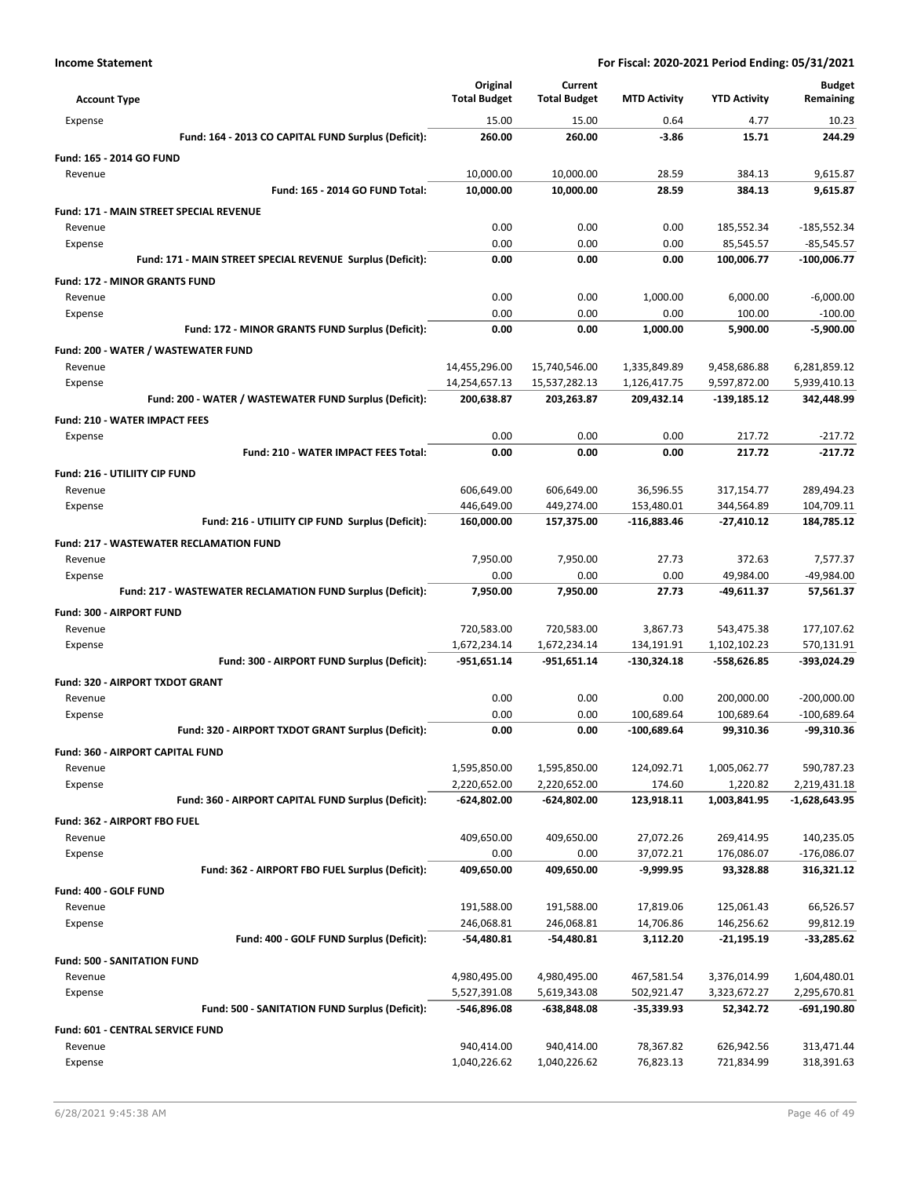**Income Statement** **For Fiscal: 2020-2021 Period Ending: 05/31/2021**

| Account Type | Original Total Budget | Current Total Budget | MTD Activity | YTD Activity | Budget Remaining |
|---|---|---|---|---|---|
| Expense | 15.00 | 15.00 | 0.64 | 4.77 | 10.23 |
| **Fund: 164 - 2013 CO CAPITAL FUND Surplus (Deficit):** | **260.00** | **260.00** | **-3.86** | **15.71** | **244.29** |
| **Fund: 165 - 2014 GO FUND** | | | | | |
| Revenue | 10,000.00 | 10,000.00 | 28.59 | 384.13 | 9,615.87 |
| **Fund: 165 - 2014 GO FUND Total:** | **10,000.00** | **10,000.00** | **28.59** | **384.13** | **9,615.87** |
| **Fund: 171 - MAIN STREET SPECIAL REVENUE** | | | | | |
| Revenue | 0.00 | 0.00 | 0.00 | 185,552.34 | -185,552.34 |
| Expense | 0.00 | 0.00 | 0.00 | 85,545.57 | -85,545.57 |
| **Fund: 171 - MAIN STREET SPECIAL REVENUE Surplus (Deficit):** | **0.00** | **0.00** | **0.00** | **100,006.77** | **-100,006.77** |
| **Fund: 172 - MINOR GRANTS FUND** | | | | | |
| Revenue | 0.00 | 0.00 | 1,000.00 | 6,000.00 | -6,000.00 |
| Expense | 0.00 | 0.00 | 0.00 | 100.00 | -100.00 |
| **Fund: 172 - MINOR GRANTS FUND Surplus (Deficit):** | **0.00** | **0.00** | **1,000.00** | **5,900.00** | **-5,900.00** |
| **Fund: 200 - WATER / WASTEWATER FUND** | | | | | |
| Revenue | 14,455,296.00 | 15,740,546.00 | 1,335,849.89 | 9,458,686.88 | 6,281,859.12 |
| Expense | 14,254,657.13 | 15,537,282.13 | 1,126,417.75 | 9,597,872.00 | 5,939,410.13 |
| **Fund: 200 - WATER / WASTEWATER FUND Surplus (Deficit):** | **200,638.87** | **203,263.87** | **209,432.14** | **-139,185.12** | **342,448.99** |
| **Fund: 210 - WATER IMPACT FEES** | | | | | |
| Expense | 0.00 | 0.00 | 0.00 | 217.72 | -217.72 |
| **Fund: 210 - WATER IMPACT FEES Total:** | **0.00** | **0.00** | **0.00** | **217.72** | **-217.72** |
| **Fund: 216 - UTILIITY CIP FUND** | | | | | |
| Revenue | 606,649.00 | 606,649.00 | 36,596.55 | 317,154.77 | 289,494.23 |
| Expense | 446,649.00 | 449,274.00 | 153,480.01 | 344,564.89 | 104,709.11 |
| **Fund: 216 - UTILIITY CIP FUND Surplus (Deficit):** | **160,000.00** | **157,375.00** | **-116,883.46** | **-27,410.12** | **184,785.12** |
| **Fund: 217 - WASTEWATER RECLAMATION FUND** | | | | | |
| Revenue | 7,950.00 | 7,950.00 | 27.73 | 372.63 | 7,577.37 |
| Expense | 0.00 | 0.00 | 0.00 | 49,984.00 | -49,984.00 |
| **Fund: 217 - WASTEWATER RECLAMATION FUND Surplus (Deficit):** | **7,950.00** | **7,950.00** | **27.73** | **-49,611.37** | **57,561.37** |
| **Fund: 300 - AIRPORT FUND** | | | | | |
| Revenue | 720,583.00 | 720,583.00 | 3,867.73 | 543,475.38 | 177,107.62 |
| Expense | 1,672,234.14 | 1,672,234.14 | 134,191.91 | 1,102,102.23 | 570,131.91 |
| **Fund: 300 - AIRPORT FUND Surplus (Deficit):** | **-951,651.14** | **-951,651.14** | **-130,324.18** | **-558,626.85** | **-393,024.29** |
| **Fund: 320 - AIRPORT TXDOT GRANT** | | | | | |
| Revenue | 0.00 | 0.00 | 0.00 | 200,000.00 | -200,000.00 |
| Expense | 0.00 | 0.00 | 100,689.64 | 100,689.64 | -100,689.64 |
| **Fund: 320 - AIRPORT TXDOT GRANT Surplus (Deficit):** | **0.00** | **0.00** | **-100,689.64** | **99,310.36** | **-99,310.36** |
| **Fund: 360 - AIRPORT CAPITAL FUND** | | | | | |
| Revenue | 1,595,850.00 | 1,595,850.00 | 124,092.71 | 1,005,062.77 | 590,787.23 |
| Expense | 2,220,652.00 | 2,220,652.00 | 174.60 | 1,220.82 | 2,219,431.18 |
| **Fund: 360 - AIRPORT CAPITAL FUND Surplus (Deficit):** | **-624,802.00** | **-624,802.00** | **123,918.11** | **1,003,841.95** | **-1,628,643.95** |
| **Fund: 362 - AIRPORT FBO FUEL** | | | | | |
| Revenue | 409,650.00 | 409,650.00 | 27,072.26 | 269,414.95 | 140,235.05 |
| Expense | 0.00 | 0.00 | 37,072.21 | 176,086.07 | -176,086.07 |
| **Fund: 362 - AIRPORT FBO FUEL Surplus (Deficit):** | **409,650.00** | **409,650.00** | **-9,999.95** | **93,328.88** | **316,321.12** |
| **Fund: 400 - GOLF FUND** | | | | | |
| Revenue | 191,588.00 | 191,588.00 | 17,819.06 | 125,061.43 | 66,526.57 |
| Expense | 246,068.81 | 246,068.81 | 14,706.86 | 146,256.62 | 99,812.19 |
| **Fund: 400 - GOLF FUND Surplus (Deficit):** | **-54,480.81** | **-54,480.81** | **3,112.20** | **-21,195.19** | **-33,285.62** |
| **Fund: 500 - SANITATION FUND** | | | | | |
| Revenue | 4,980,495.00 | 4,980,495.00 | 467,581.54 | 3,376,014.99 | 1,604,480.01 |
| Expense | 5,527,391.08 | 5,619,343.08 | 502,921.47 | 3,323,672.27 | 2,295,670.81 |
| **Fund: 500 - SANITATION FUND Surplus (Deficit):** | **-546,896.08** | **-638,848.08** | **-35,339.93** | **52,342.72** | **-691,190.80** |
| **Fund: 601 - CENTRAL SERVICE FUND** | | | | | |
| Revenue | 940,414.00 | 940,414.00 | 78,367.82 | 626,942.56 | 313,471.44 |
| Expense | 1,040,226.62 | 1,040,226.62 | 76,823.13 | 721,834.99 | 318,391.63 |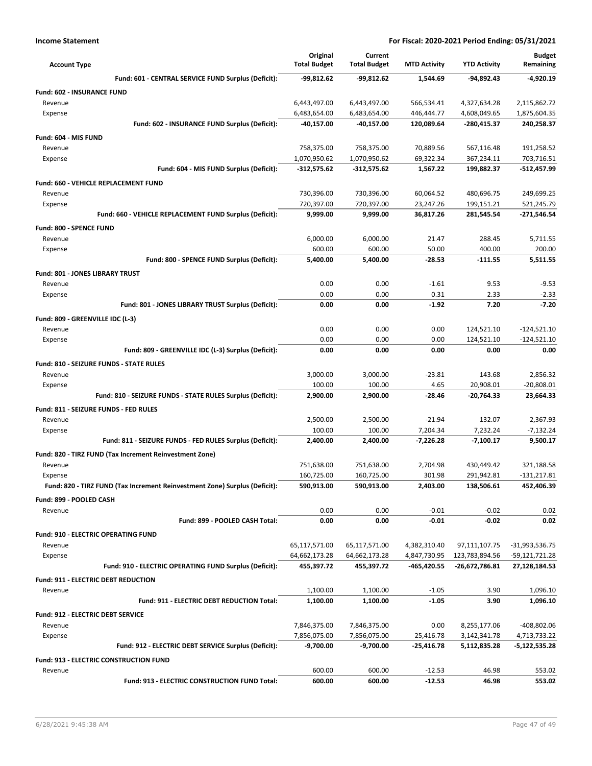**Income Statement** — For Fiscal: 2020-2021 Period Ending: 05/31/2021

| Account Type | Original Total Budget | Current Total Budget | MTD Activity | YTD Activity | Budget Remaining |
|---|---|---|---|---|---|
| **Fund: 601 - CENTRAL SERVICE FUND Surplus (Deficit):** | **-99,812.62** | **-99,812.62** | **1,544.69** | **-94,892.43** | **-4,920.19** |
| **Fund: 602 - INSURANCE FUND** | | | | | |
| Revenue | 6,443,497.00 | 6,443,497.00 | 566,534.41 | 4,327,634.28 | 2,115,862.72 |
| Expense | 6,483,654.00 | 6,483,654.00 | 446,444.77 | 4,608,049.65 | 1,875,604.35 |
| **Fund: 602 - INSURANCE FUND Surplus (Deficit):** | **-40,157.00** | **-40,157.00** | **120,089.64** | **-280,415.37** | **240,258.37** |
| **Fund: 604 - MIS FUND** | | | | | |
| Revenue | 758,375.00 | 758,375.00 | 70,889.56 | 567,116.48 | 191,258.52 |
| Expense | 1,070,950.62 | 1,070,950.62 | 69,322.34 | 367,234.11 | 703,716.51 |
| **Fund: 604 - MIS FUND Surplus (Deficit):** | **-312,575.62** | **-312,575.62** | **1,567.22** | **199,882.37** | **-512,457.99** |
| **Fund: 660 - VEHICLE REPLACEMENT FUND** | | | | | |
| Revenue | 730,396.00 | 730,396.00 | 60,064.52 | 480,696.75 | 249,699.25 |
| Expense | 720,397.00 | 720,397.00 | 23,247.26 | 199,151.21 | 521,245.79 |
| **Fund: 660 - VEHICLE REPLACEMENT FUND Surplus (Deficit):** | **9,999.00** | **9,999.00** | **36,817.26** | **281,545.54** | **-271,546.54** |
| **Fund: 800 - SPENCE FUND** | | | | | |
| Revenue | 6,000.00 | 6,000.00 | 21.47 | 288.45 | 5,711.55 |
| Expense | 600.00 | 600.00 | 50.00 | 400.00 | 200.00 |
| **Fund: 800 - SPENCE FUND Surplus (Deficit):** | **5,400.00** | **5,400.00** | **-28.53** | **-111.55** | **5,511.55** |
| **Fund: 801 - JONES LIBRARY TRUST** | | | | | |
| Revenue | 0.00 | 0.00 | -1.61 | 9.53 | -9.53 |
| Expense | 0.00 | 0.00 | 0.31 | 2.33 | -2.33 |
| **Fund: 801 - JONES LIBRARY TRUST Surplus (Deficit):** | **0.00** | **0.00** | **-1.92** | **7.20** | **-7.20** |
| **Fund: 809 - GREENVILLE IDC (L-3)** | | | | | |
| Revenue | 0.00 | 0.00 | 0.00 | 124,521.10 | -124,521.10 |
| Expense | 0.00 | 0.00 | 0.00 | 124,521.10 | -124,521.10 |
| **Fund: 809 - GREENVILLE IDC (L-3) Surplus (Deficit):** | **0.00** | **0.00** | **0.00** | **0.00** | **0.00** |
| **Fund: 810 - SEIZURE FUNDS - STATE RULES** | | | | | |
| Revenue | 3,000.00 | 3,000.00 | -23.81 | 143.68 | 2,856.32 |
| Expense | 100.00 | 100.00 | 4.65 | 20,908.01 | -20,808.01 |
| **Fund: 810 - SEIZURE FUNDS - STATE RULES Surplus (Deficit):** | **2,900.00** | **2,900.00** | **-28.46** | **-20,764.33** | **23,664.33** |
| **Fund: 811 - SEIZURE FUNDS - FED RULES** | | | | | |
| Revenue | 2,500.00 | 2,500.00 | -21.94 | 132.07 | 2,367.93 |
| Expense | 100.00 | 100.00 | 7,204.34 | 7,232.24 | -7,132.24 |
| **Fund: 811 - SEIZURE FUNDS - FED RULES Surplus (Deficit):** | **2,400.00** | **2,400.00** | **-7,226.28** | **-7,100.17** | **9,500.17** |
| **Fund: 820 - TIRZ FUND (Tax Increment Reinvestment Zone)** | | | | | |
| Revenue | 751,638.00 | 751,638.00 | 2,704.98 | 430,449.42 | 321,188.58 |
| Expense | 160,725.00 | 160,725.00 | 301.98 | 291,942.81 | -131,217.81 |
| **Fund: 820 - TIRZ FUND (Tax Increment Reinvestment Zone) Surplus (Deficit):** | **590,913.00** | **590,913.00** | **2,403.00** | **138,506.61** | **452,406.39** |
| **Fund: 899 - POOLED CASH** | | | | | |
| Revenue | 0.00 | 0.00 | -0.01 | -0.02 | 0.02 |
| **Fund: 899 - POOLED CASH Total:** | **0.00** | **0.00** | **-0.01** | **-0.02** | **0.02** |
| **Fund: 910 - ELECTRIC OPERATING FUND** | | | | | |
| Revenue | 65,117,571.00 | 65,117,571.00 | 4,382,310.40 | 97,111,107.75 | -31,993,536.75 |
| Expense | 64,662,173.28 | 64,662,173.28 | 4,847,730.95 | 123,783,894.56 | -59,121,721.28 |
| **Fund: 910 - ELECTRIC OPERATING FUND Surplus (Deficit):** | **455,397.72** | **455,397.72** | **-465,420.55** | **-26,672,786.81** | **27,128,184.53** |
| **Fund: 911 - ELECTRIC DEBT REDUCTION** | | | | | |
| Revenue | 1,100.00 | 1,100.00 | -1.05 | 3.90 | 1,096.10 |
| **Fund: 911 - ELECTRIC DEBT REDUCTION Total:** | **1,100.00** | **1,100.00** | **-1.05** | **3.90** | **1,096.10** |
| **Fund: 912 - ELECTRIC DEBT SERVICE** | | | | | |
| Revenue | 7,846,375.00 | 7,846,375.00 | 0.00 | 8,255,177.06 | -408,802.06 |
| Expense | 7,856,075.00 | 7,856,075.00 | 25,416.78 | 3,142,341.78 | 4,713,733.22 |
| **Fund: 912 - ELECTRIC DEBT SERVICE Surplus (Deficit):** | **-9,700.00** | **-9,700.00** | **-25,416.78** | **5,112,835.28** | **-5,122,535.28** |
| **Fund: 913 - ELECTRIC CONSTRUCTION FUND** | | | | | |
| Revenue | 600.00 | 600.00 | -12.53 | 46.98 | 553.02 |
| **Fund: 913 - ELECTRIC CONSTRUCTION FUND Total:** | **600.00** | **600.00** | **-12.53** | **46.98** | **553.02** |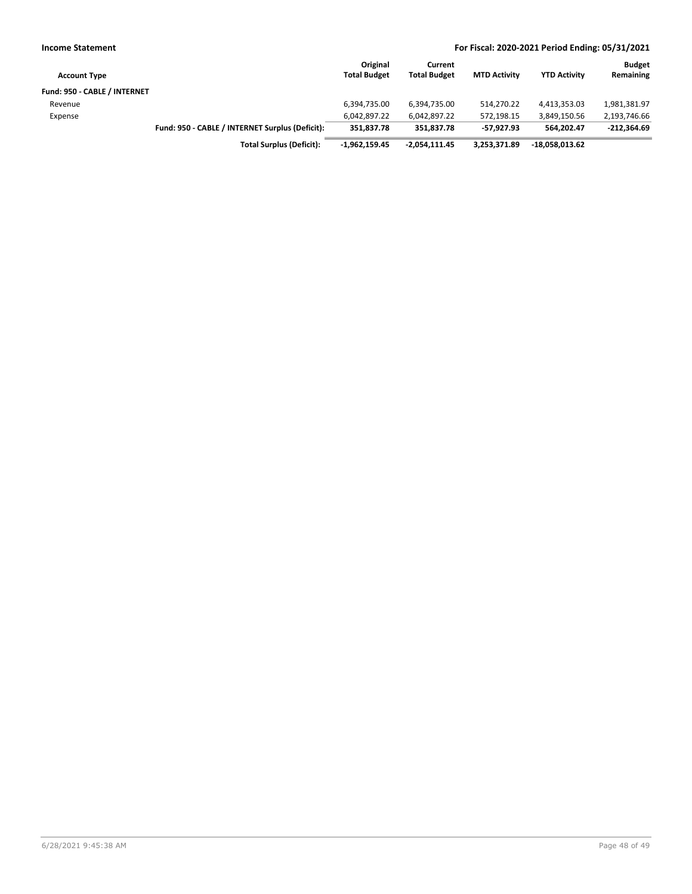**Income Statement** **For Fiscal: 2020-2021 Period Ending: 05/31/2021**

| Account Type | | Original Total Budget | Current Total Budget | MTD Activity | YTD Activity | Budget Remaining |
|---|---|---|---|---|---|---|
| **Fund: 950 - CABLE / INTERNET** | | | | | | |
| Revenue | | 6,394,735.00 | 6,394,735.00 | 514,270.22 | 4,413,353.03 | 1,981,381.97 |
| Expense | | 6,042,897.22 | 6,042,897.22 | 572,198.15 | 3,849,150.56 | 2,193,746.66 |
| | **Fund: 950 - CABLE / INTERNET Surplus (Deficit):** | **351,837.78** | **351,837.78** | **-57,927.93** | **564,202.47** | **-212,364.69** |
| | **Total Surplus (Deficit):** | **-1,962,159.45** | **-2,054,111.45** | **3,253,371.89** | **-18,058,013.62** | |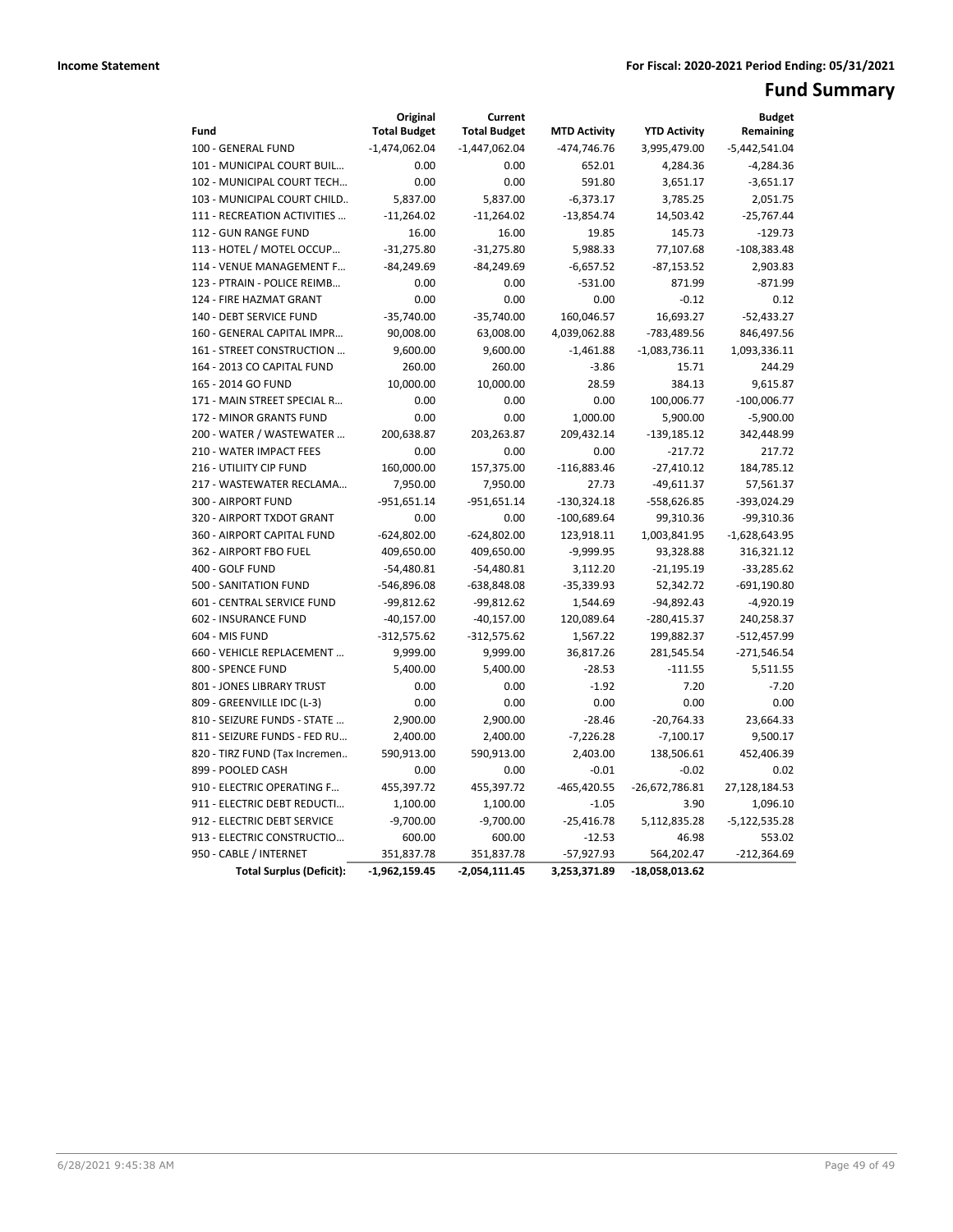**Income Statement** **For Fiscal: 2020-2021 Period Ending: 05/31/2021**

# Fund Summary

| Fund | Original Total Budget | Current Total Budget | MTD Activity | YTD Activity | Budget Remaining |
|---|---|---|---|---|---|
| 100 - GENERAL FUND | -1,474,062.04 | -1,447,062.04 | -474,746.76 | 3,995,479.00 | -5,442,541.04 |
| 101 - MUNICIPAL COURT BUIL… | 0.00 | 0.00 | 652.01 | 4,284.36 | -4,284.36 |
| 102 - MUNICIPAL COURT TECH… | 0.00 | 0.00 | 591.80 | 3,651.17 | -3,651.17 |
| 103 - MUNICIPAL COURT CHILD.. | 5,837.00 | 5,837.00 | -6,373.17 | 3,785.25 | 2,051.75 |
| 111 - RECREATION ACTIVITIES … | -11,264.02 | -11,264.02 | -13,854.74 | 14,503.42 | -25,767.44 |
| 112 - GUN RANGE FUND | 16.00 | 16.00 | 19.85 | 145.73 | -129.73 |
| 113 - HOTEL / MOTEL OCCUP… | -31,275.80 | -31,275.80 | 5,988.33 | 77,107.68 | -108,383.48 |
| 114 - VENUE MANAGEMENT F… | -84,249.69 | -84,249.69 | -6,657.52 | -87,153.52 | 2,903.83 |
| 123 - PTRAIN - POLICE REIMB… | 0.00 | 0.00 | -531.00 | 871.99 | -871.99 |
| 124 - FIRE HAZMAT GRANT | 0.00 | 0.00 | 0.00 | -0.12 | 0.12 |
| 140 - DEBT SERVICE FUND | -35,740.00 | -35,740.00 | 160,046.57 | 16,693.27 | -52,433.27 |
| 160 - GENERAL CAPITAL IMPR… | 90,008.00 | 63,008.00 | 4,039,062.88 | -783,489.56 | 846,497.56 |
| 161 - STREET CONSTRUCTION … | 9,600.00 | 9,600.00 | -1,461.88 | -1,083,736.11 | 1,093,336.11 |
| 164 - 2013 CO CAPITAL FUND | 260.00 | 260.00 | -3.86 | 15.71 | 244.29 |
| 165 - 2014 GO FUND | 10,000.00 | 10,000.00 | 28.59 | 384.13 | 9,615.87 |
| 171 - MAIN STREET SPECIAL R… | 0.00 | 0.00 | 0.00 | 100,006.77 | -100,006.77 |
| 172 - MINOR GRANTS FUND | 0.00 | 0.00 | 1,000.00 | 5,900.00 | -5,900.00 |
| 200 - WATER / WASTEWATER … | 200,638.87 | 203,263.87 | 209,432.14 | -139,185.12 | 342,448.99 |
| 210 - WATER IMPACT FEES | 0.00 | 0.00 | 0.00 | -217.72 | 217.72 |
| 216 - UTILIITY CIP FUND | 160,000.00 | 157,375.00 | -116,883.46 | -27,410.12 | 184,785.12 |
| 217 - WASTEWATER RECLAMA… | 7,950.00 | 7,950.00 | 27.73 | -49,611.37 | 57,561.37 |
| 300 - AIRPORT FUND | -951,651.14 | -951,651.14 | -130,324.18 | -558,626.85 | -393,024.29 |
| 320 - AIRPORT TXDOT GRANT | 0.00 | 0.00 | -100,689.64 | 99,310.36 | -99,310.36 |
| 360 - AIRPORT CAPITAL FUND | -624,802.00 | -624,802.00 | 123,918.11 | 1,003,841.95 | -1,628,643.95 |
| 362 - AIRPORT FBO FUEL | 409,650.00 | 409,650.00 | -9,999.95 | 93,328.88 | 316,321.12 |
| 400 - GOLF FUND | -54,480.81 | -54,480.81 | 3,112.20 | -21,195.19 | -33,285.62 |
| 500 - SANITATION FUND | -546,896.08 | -638,848.08 | -35,339.93 | 52,342.72 | -691,190.80 |
| 601 - CENTRAL SERVICE FUND | -99,812.62 | -99,812.62 | 1,544.69 | -94,892.43 | -4,920.19 |
| 602 - INSURANCE FUND | -40,157.00 | -40,157.00 | 120,089.64 | -280,415.37 | 240,258.37 |
| 604 - MIS FUND | -312,575.62 | -312,575.62 | 1,567.22 | 199,882.37 | -512,457.99 |
| 660 - VEHICLE REPLACEMENT … | 9,999.00 | 9,999.00 | 36,817.26 | 281,545.54 | -271,546.54 |
| 800 - SPENCE FUND | 5,400.00 | 5,400.00 | -28.53 | -111.55 | 5,511.55 |
| 801 - JONES LIBRARY TRUST | 0.00 | 0.00 | -1.92 | 7.20 | -7.20 |
| 809 - GREENVILLE IDC (L-3) | 0.00 | 0.00 | 0.00 | 0.00 | 0.00 |
| 810 - SEIZURE FUNDS - STATE … | 2,900.00 | 2,900.00 | -28.46 | -20,764.33 | 23,664.33 |
| 811 - SEIZURE FUNDS - FED RU… | 2,400.00 | 2,400.00 | -7,226.28 | -7,100.17 | 9,500.17 |
| 820 - TIRZ FUND (Tax Incremen.. | 590,913.00 | 590,913.00 | 2,403.00 | 138,506.61 | 452,406.39 |
| 899 - POOLED CASH | 0.00 | 0.00 | -0.01 | -0.02 | 0.02 |
| 910 - ELECTRIC OPERATING F… | 455,397.72 | 455,397.72 | -465,420.55 | -26,672,786.81 | 27,128,184.53 |
| 911 - ELECTRIC DEBT REDUCTI… | 1,100.00 | 1,100.00 | -1.05 | 3.90 | 1,096.10 |
| 912 - ELECTRIC DEBT SERVICE | -9,700.00 | -9,700.00 | -25,416.78 | 5,112,835.28 | -5,122,535.28 |
| 913 - ELECTRIC CONSTRUCTIO… | 600.00 | 600.00 | -12.53 | 46.98 | 553.02 |
| 950 - CABLE / INTERNET | 351,837.78 | 351,837.78 | -57,927.93 | 564,202.47 | -212,364.69 |
| **Total Surplus (Deficit):** | **-1,962,159.45** | **-2,054,111.45** | **3,253,371.89** | **-18,058,013.62** | |